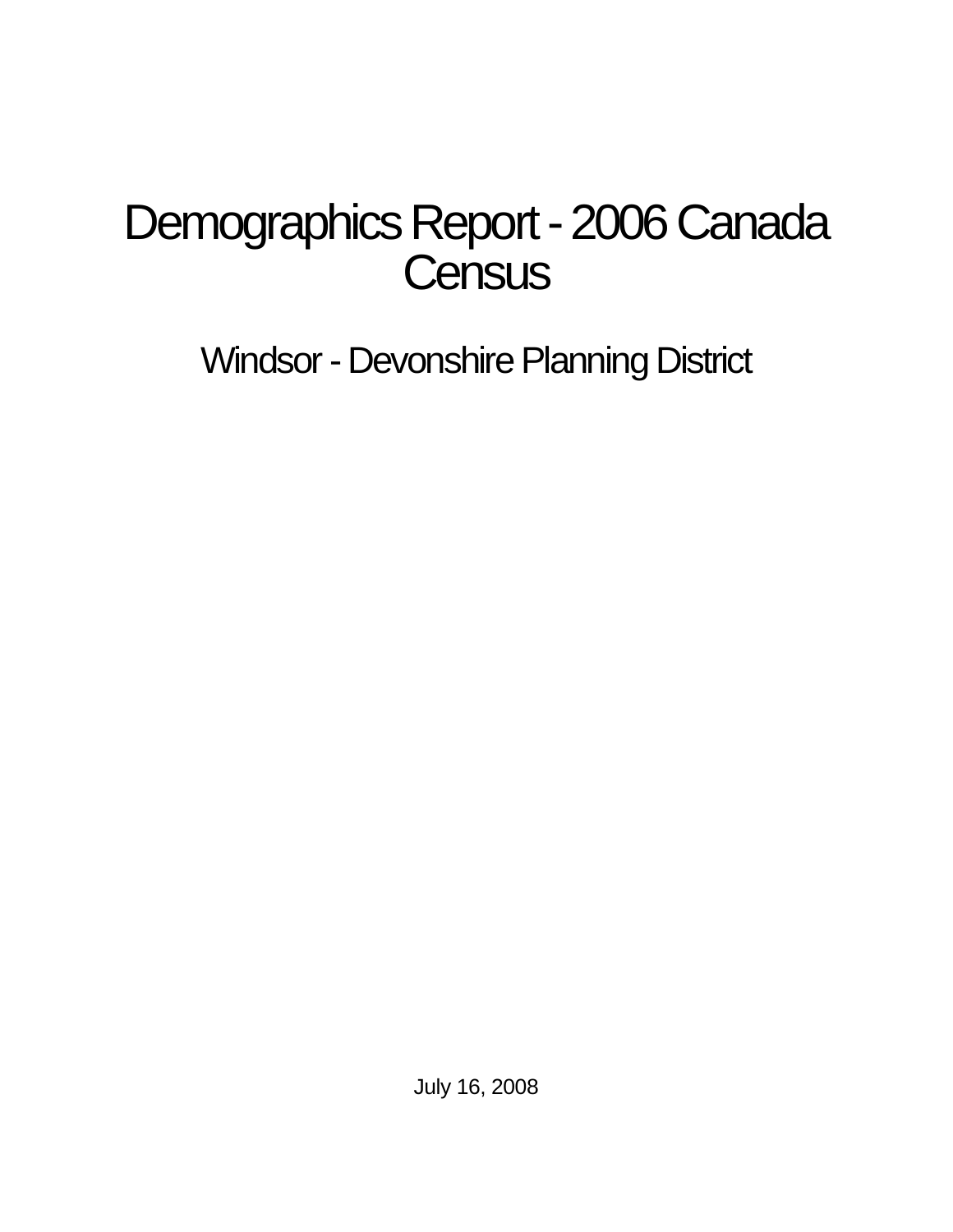# Demographics Report - 2006 Canada Census

## Windsor - Devonshire Planning District

July 16, 2008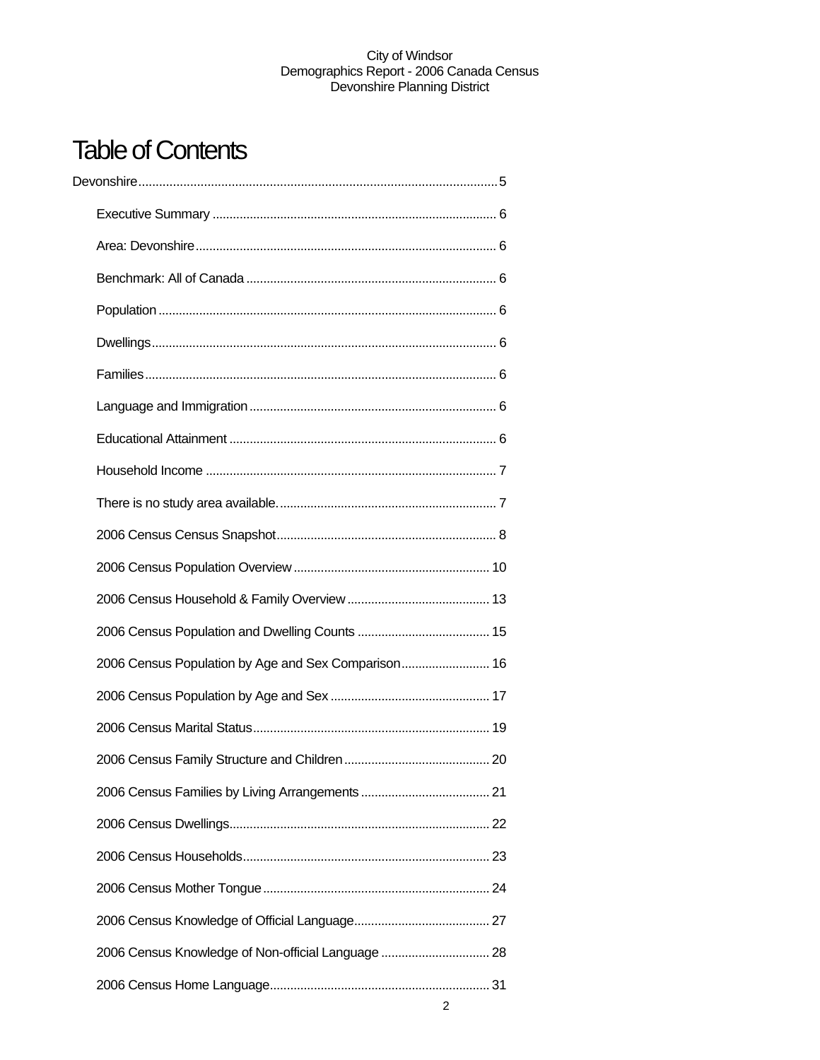# Table of Contents

Devonshire........................................................................................................5

- Executive Summary .................................................................................. 6
- Area: Devonshire........................................................................................ 6
- Benchmark: All of Canada ......................................................................... 6
- Population .................................................................................................. 6
- Dwellings.................................................................................................... 6
- Families...................................................................................................... 6
- Language and Immigration ........................................................................ 6
- Educational Attainment .............................................................................. 6
- Household Income ..................................................................................... 7
- There is no study area available................................................................ 7
- 2006 Census Census Snapshot................................................................ 8
- 2006 Census Population Overview ......................................................... 10
- 2006 Census Household & Family Overview .......................................... 13
- 2006 Census Population and Dwelling Counts ....................................... 15
- 2006 Census Population by Age and Sex Comparison.......................... 16
- 2006 Census Population by Age and Sex ............................................... 17
- 2006 Census Marital Status..................................................................... 19
- 2006 Census Family Structure and Children........................................... 20
- 2006 Census Families by Living Arrangements ...................................... 21
- 2006 Census Dwellings............................................................................ 22
- 2006 Census Households........................................................................ 23
- 2006 Census Mother Tongue .................................................................. 24
- 2006 Census Knowledge of Official Language........................................ 27
- 2006 Census Knowledge of Non-official Language ................................ 28
- 2006 Census Home Language................................................................ 31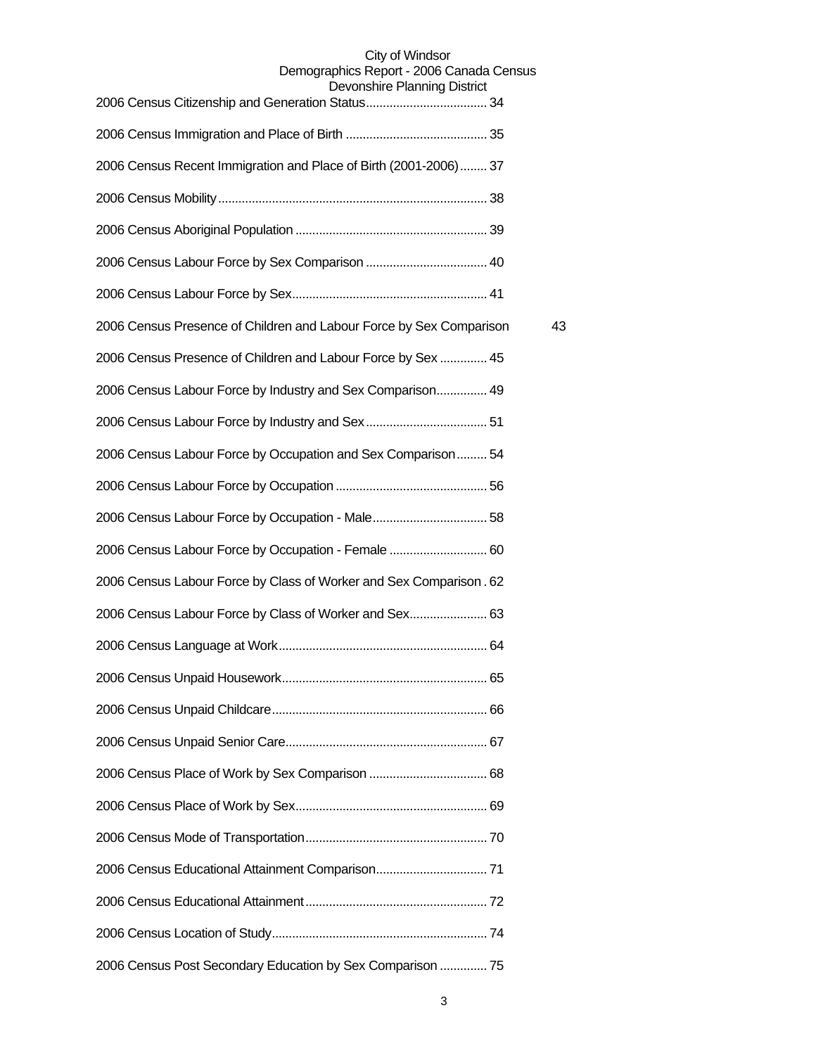2006 Census Citizenship and Generation Status.................................... 34

2006 Census Immigration and Place of Birth .......................................... 35

2006 Census Recent Immigration and Place of Birth (2001-2006)........ 37

2006 Census Mobility.............................................................................. 38

2006 Census Aboriginal Population ........................................................ 39

2006 Census Labour Force by Sex Comparison .................................... 40

2006 Census Labour Force by Sex......................................................... 41

2006 Census Presence of Children and Labour Force by Sex Comparison 43

2006 Census Presence of Children and Labour Force by Sex .............. 45

2006 Census Labour Force by Industry and Sex Comparison............... 49

2006 Census Labour Force by Industry and Sex.................................... 51

2006 Census Labour Force by Occupation and Sex Comparison......... 54

2006 Census Labour Force by Occupation ............................................ 56

2006 Census Labour Force by Occupation - Male.................................. 58

2006 Census Labour Force by Occupation - Female ............................. 60

2006 Census Labour Force by Class of Worker and Sex Comparison . 62

2006 Census Labour Force by Class of Worker and Sex....................... 63

2006 Census Language at Work............................................................. 64

2006 Census Unpaid Housework............................................................ 65

2006 Census Unpaid Childcare............................................................... 66

2006 Census Unpaid Senior Care........................................................... 67

2006 Census Place of Work by Sex Comparison ................................... 68

2006 Census Place of Work by Sex........................................................ 69

2006 Census Mode of Transportation..................................................... 70

2006 Census Educational Attainment Comparison................................. 71

2006 Census Educational Attainment..................................................... 72

2006 Census Location of Study.............................................................. 74

2006 Census Post Secondary Education by Sex Comparison .............. 75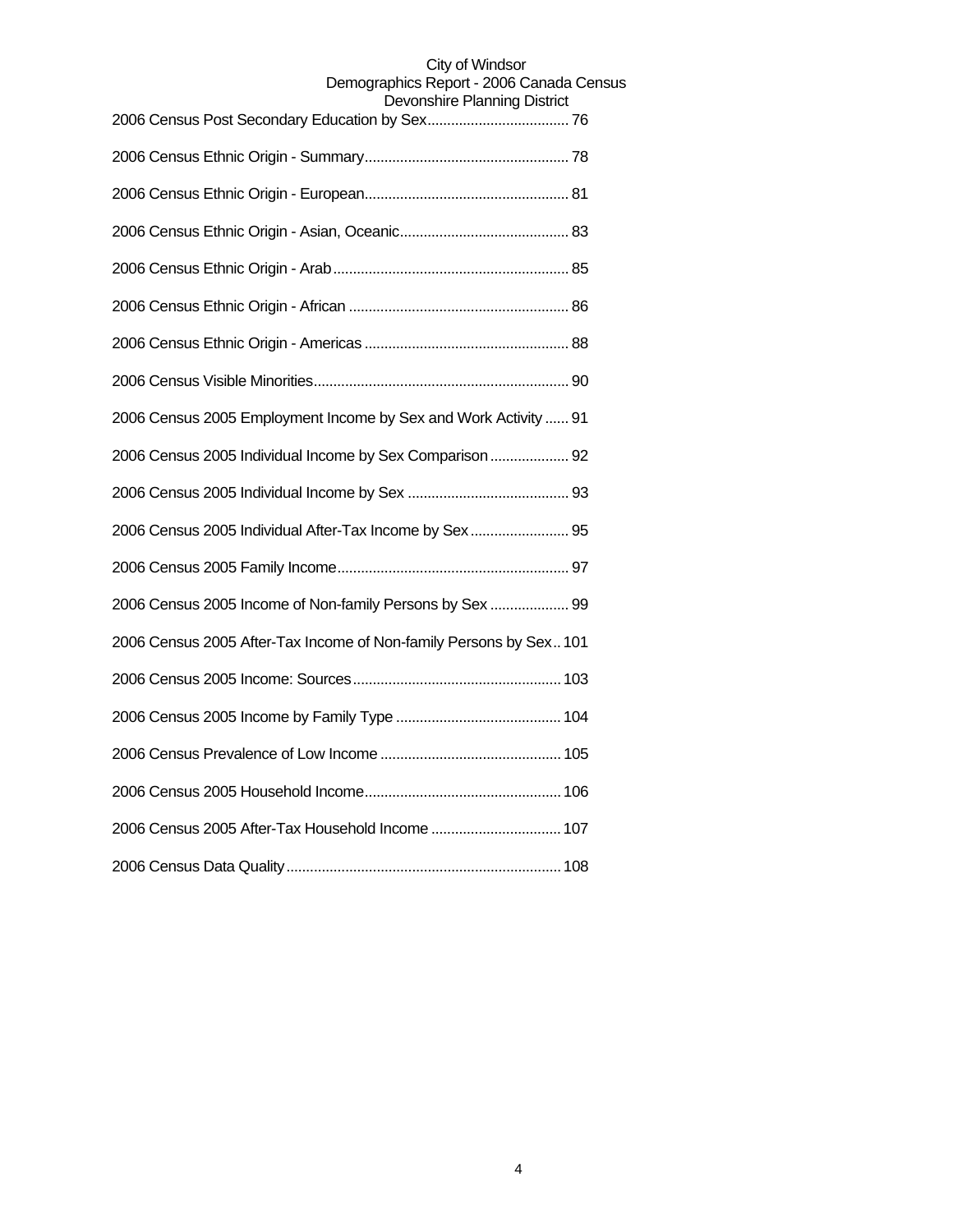2006 Census Post Secondary Education by Sex.................................... 76

2006 Census Ethnic Origin - Summary.................................................... 78

2006 Census Ethnic Origin - European.................................................... 81

2006 Census Ethnic Origin - Asian, Oceanic........................................... 83

2006 Census Ethnic Origin - Arab............................................................ 85

2006 Census Ethnic Origin - African ........................................................ 86

2006 Census Ethnic Origin - Americas .................................................... 88

2006 Census Visible Minorities................................................................. 90

2006 Census 2005 Employment Income by Sex and Work Activity ...... 91

2006 Census 2005 Individual Income by Sex Comparison .................... 92

2006 Census 2005 Individual Income by Sex ......................................... 93

2006 Census 2005 Individual After-Tax Income by Sex ......................... 95

2006 Census 2005 Family Income........................................................... 97

2006 Census 2005 Income of Non-family Persons by Sex .................... 99

2006 Census 2005 After-Tax Income of Non-family Persons by Sex.. 101

2006 Census 2005 Income: Sources..................................................... 103

2006 Census 2005 Income by Family Type .......................................... 104

2006 Census Prevalence of Low Income .............................................. 105

2006 Census 2005 Household Income.................................................. 106

2006 Census 2005 After-Tax Household Income ................................. 107

2006 Census Data Quality...................................................................... 108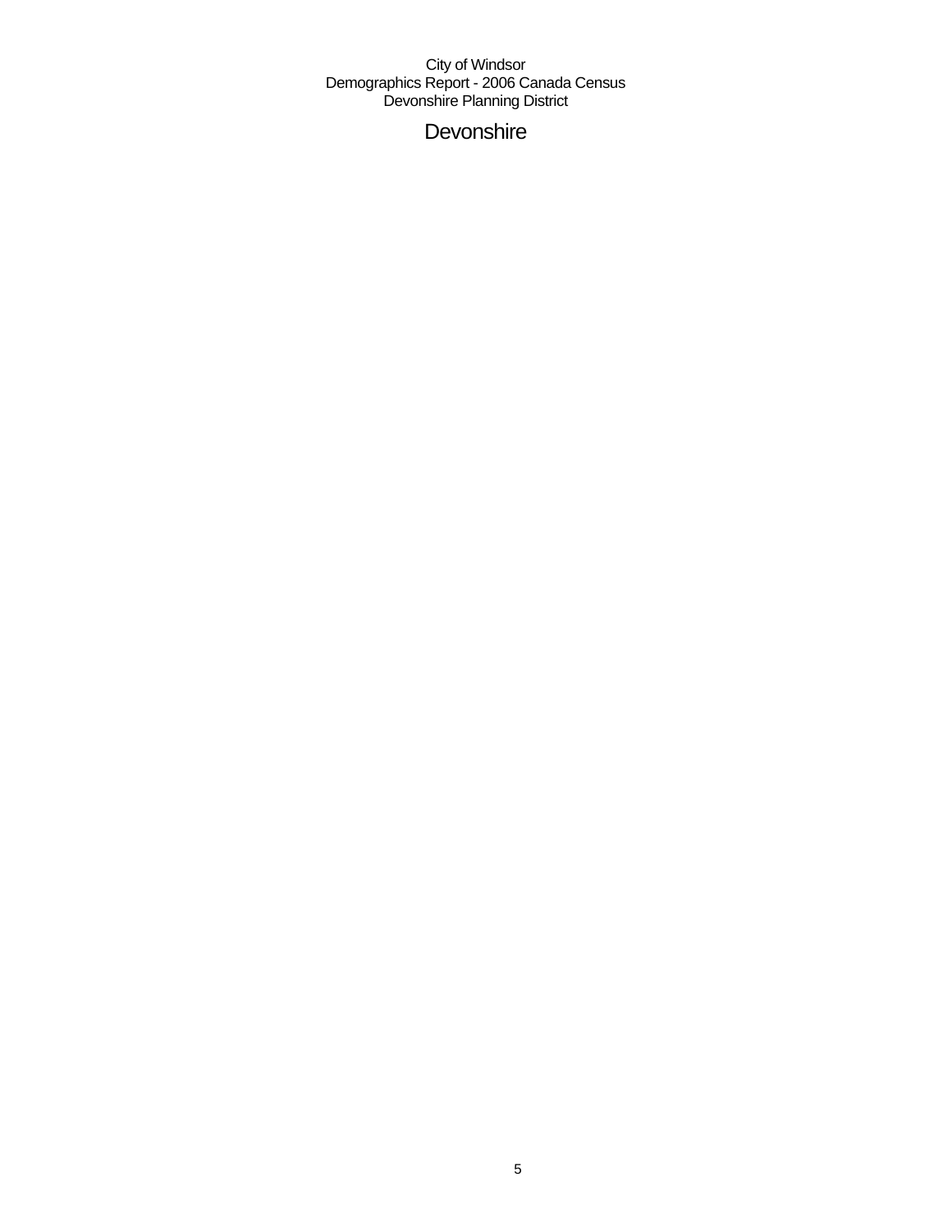City of Windsor
Demographics Report - 2006 Canada Census
Devonshire Planning District

# Devonshire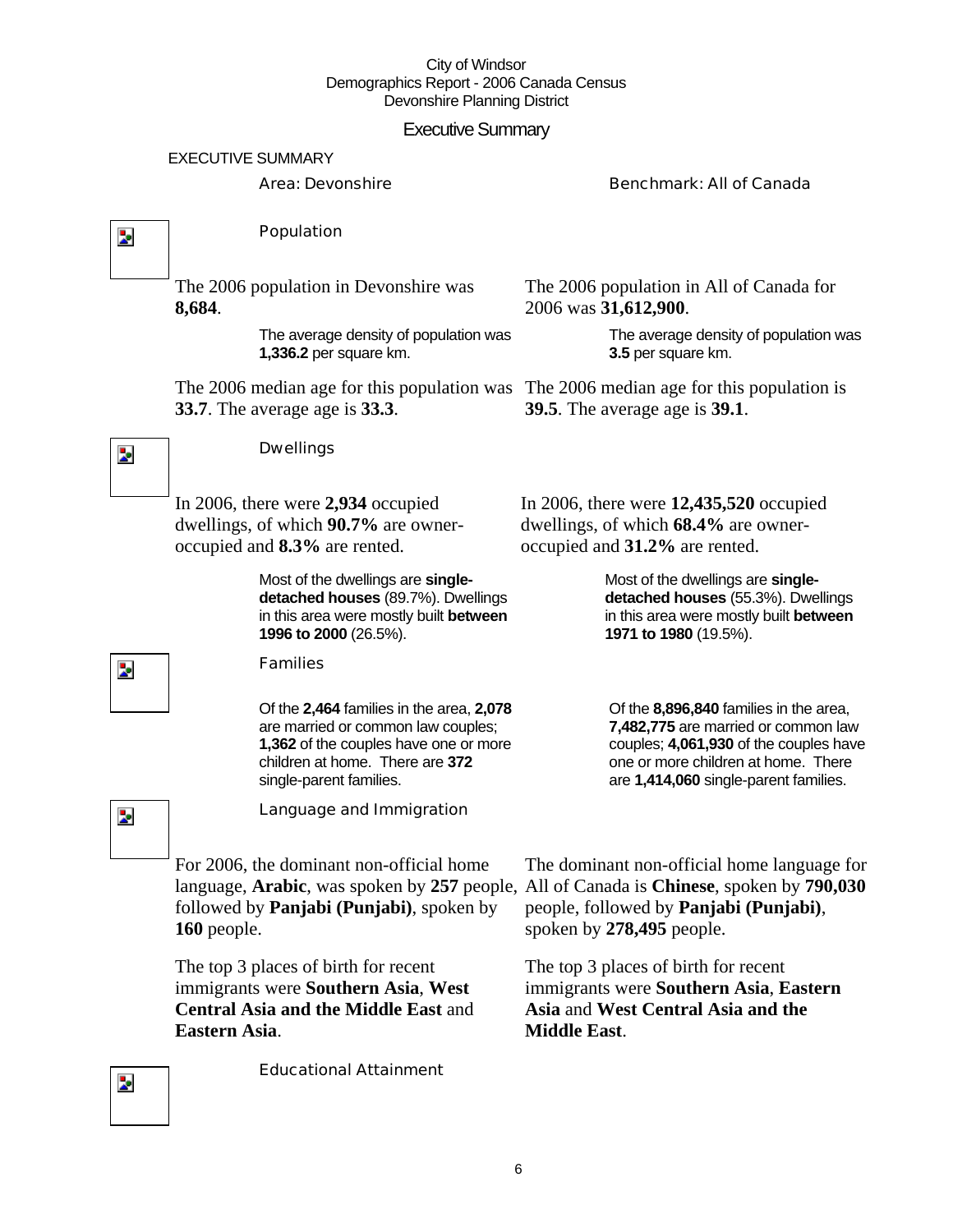City of Windsor
Demographics Report - 2006 Canada Census
Devonshire Planning District

# Executive Summary

## EXECUTIVE SUMMARY

Area: Devonshire

Benchmark: All of Canada

### Population

**Devonshire:**

The 2006 population in Devonshire was **8,684**.

The average density of population was **1,336.2** per square km.

The 2006 median age for this population was **33.7**. The average age is **33.3**.

**All of Canada:**

The 2006 population in All of Canada for 2006 was **31,612,900**.

The average density of population was **3.5** per square km.

The 2006 median age for this population is **39.5**. The average age is **39.1**.

### Dwellings

**Devonshire:**

In 2006, there were **2,934** occupied dwellings, of which **90.7%** are owner-occupied and **8.3%** are rented.

Most of the dwellings are **single-detached houses** (89.7%). Dwellings in this area were mostly built **between 1996 to 2000** (26.5%).

**All of Canada:**

In 2006, there were **12,435,520** occupied dwellings, of which **68.4%** are owner-occupied and **31.2%** are rented.

Most of the dwellings are **single-detached houses** (55.3%). Dwellings in this area were mostly built **between 1971 to 1980** (19.5%).

### Families

**Devonshire:**

Of the **2,464** families in the area, **2,078** are married or common law couples; **1,362** of the couples have one or more children at home. There are **372** single-parent families.

**All of Canada:**

Of the **8,896,840** families in the area, **7,482,775** are married or common law couples; **4,061,930** of the couples have one or more children at home. There are **1,414,060** single-parent families.

### Language and Immigration

**Devonshire:**

For 2006, the dominant non-official home language, **Arabic**, was spoken by **257** people, followed by **Panjabi (Punjabi)**, spoken by **160** people.

The top 3 places of birth for recent immigrants were **Southern Asia**, **West Central Asia and the Middle East** and **Eastern Asia**.

**All of Canada:**

The dominant non-official home language for All of Canada is **Chinese**, spoken by **790,030** people, followed by **Panjabi (Punjabi)**, spoken by **278,495** people.

The top 3 places of birth for recent immigrants were **Southern Asia**, **Eastern Asia** and **West Central Asia and the Middle East**.

### Educational Attainment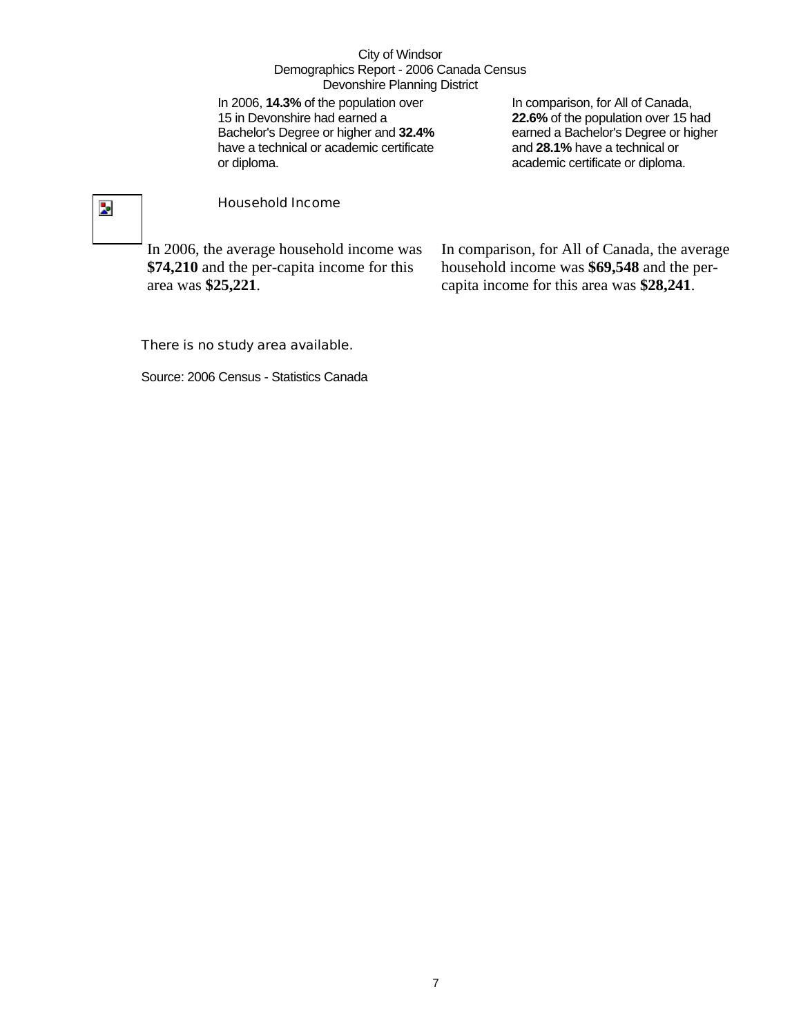In 2006, **14.3%** of the population over 15 in Devonshire had earned a Bachelor's Degree or higher and **32.4%** have a technical or academic certificate or diploma.

In comparison, for All of Canada, **22.6%** of the population over 15 had earned a Bachelor's Degree or higher and **28.1%** have a technical or academic certificate or diploma.

## Household Income

In 2006, the average household income was **$74,210** and the per-capita income for this area was **$25,221**.

In comparison, for All of Canada, the average household income was **$69,548** and the per-capita income for this area was **$28,241**.

There is no study area available.

Source: 2006 Census - Statistics Canada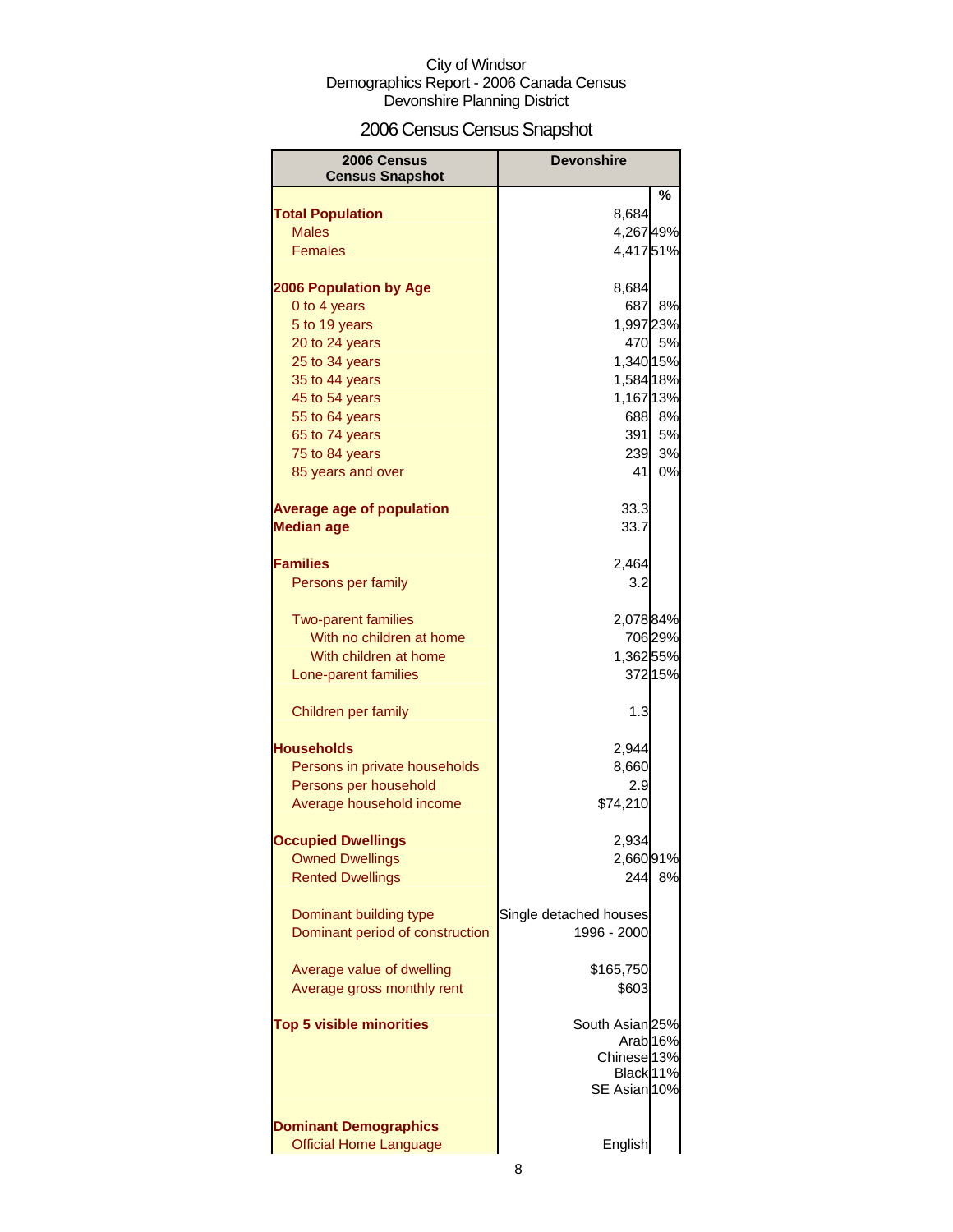City of Windsor
Demographics Report - 2006 Canada Census
Devonshire Planning District

# 2006 Census Census Snapshot

| 2006 Census Census Snapshot | Devonshire | |
|---|---|---|
| | | % |
| **Total Population** | 8,684 | |
| Males | 4,267 | 49% |
| Females | 4,417 | 51% |
| | | |
| **2006 Population by Age** | 8,684 | |
| 0 to 4 years | 687 | 8% |
| 5 to 19 years | 1,997 | 23% |
| 20 to 24 years | 470 | 5% |
| 25 to 34 years | 1,340 | 15% |
| 35 to 44 years | 1,584 | 18% |
| 45 to 54 years | 1,167 | 13% |
| 55 to 64 years | 688 | 8% |
| 65 to 74 years | 391 | 5% |
| 75 to 84 years | 239 | 3% |
| 85 years and over | 41 | 0% |
| | | |
| **Average age of population** | 33.3 | |
| **Median age** | 33.7 | |
| | | |
| **Families** | 2,464 | |
| Persons per family | 3.2 | |
| | | |
| Two-parent families | 2,078 | 84% |
| With no children at home | 706 | 29% |
| With children at home | 1,362 | 55% |
| Lone-parent families | 372 | 15% |
| | | |
| Children per family | 1.3 | |
| | | |
| **Households** | 2,944 | |
| Persons in private households | 8,660 | |
| Persons per household | 2.9 | |
| Average household income | $74,210 | |
| | | |
| **Occupied Dwellings** | 2,934 | |
| Owned Dwellings | 2,660 | 91% |
| Rented Dwellings | 244 | 8% |
| | | |
| Dominant building type | Single detached houses | |
| Dominant period of construction | 1996 - 2000 | |
| | | |
| Average value of dwelling | $165,750 | |
| Average gross monthly rent | $603 | |
| | | |
| **Top 5 visible minorities** | South Asian | 25% |
| | Arab | 16% |
| | Chinese | 13% |
| | Black | 11% |
| | SE Asian | 10% |
| | | |
| **Dominant Demographics** | | |
| Official Home Language | English | |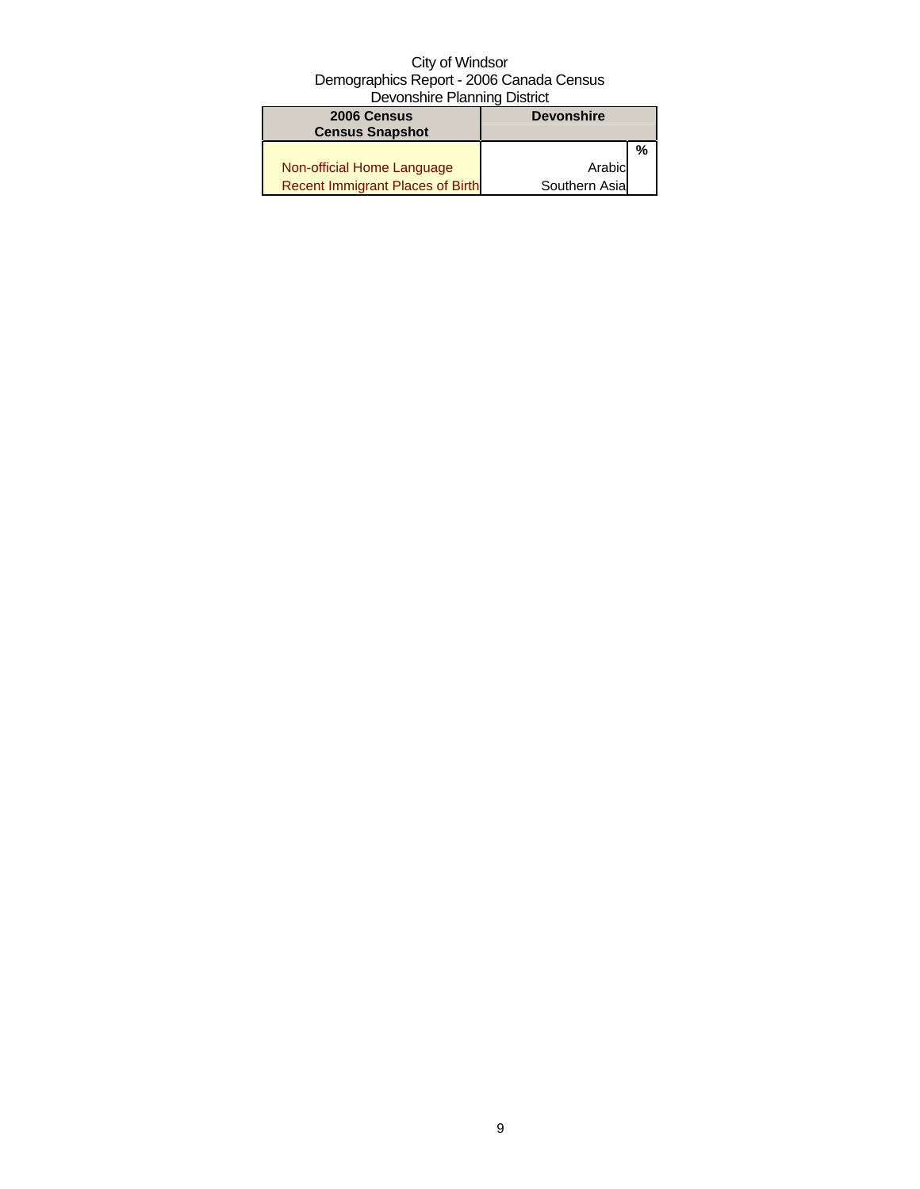City of Windsor
Demographics Report - 2006 Canada Census
Devonshire Planning District

| 2006 Census<br>Census Snapshot | Devonshire | |
|---|---|---|
| | | % |
| Non-official Home Language | Arabic | |
| Recent Immigrant Places of Birth | Southern Asia | |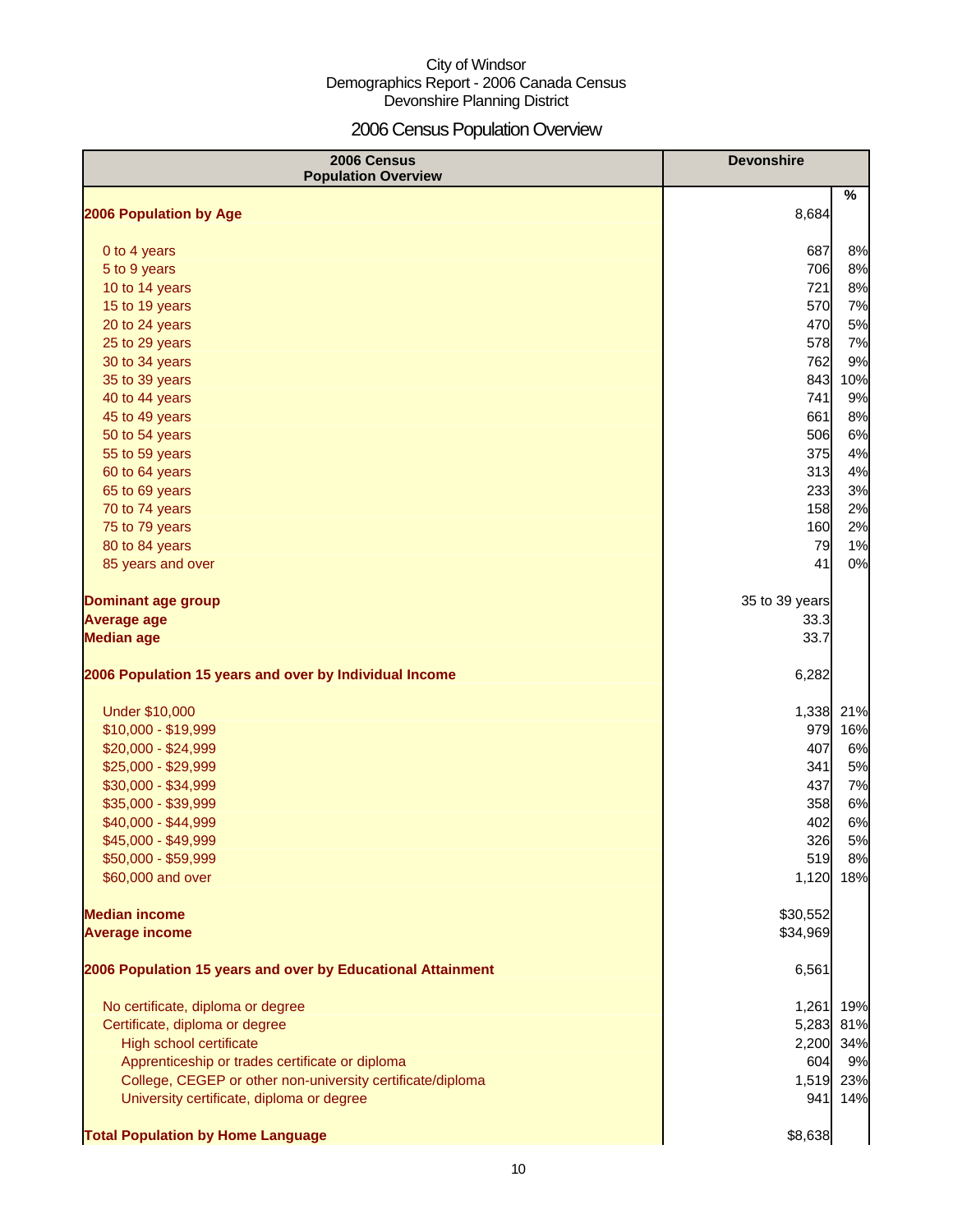City of Windsor
Demographics Report - 2006 Canada Census
Devonshire Planning District

# 2006 Census Population Overview

| 2006 Census Population Overview | Devonshire | |
|---|---|---|
| | | % |
| **2006 Population by Age** | 8,684 | |
| 0 to 4 years | 687 | 8% |
| 5 to 9 years | 706 | 8% |
| 10 to 14 years | 721 | 8% |
| 15 to 19 years | 570 | 7% |
| 20 to 24 years | 470 | 5% |
| 25 to 29 years | 578 | 7% |
| 30 to 34 years | 762 | 9% |
| 35 to 39 years | 843 | 10% |
| 40 to 44 years | 741 | 9% |
| 45 to 49 years | 661 | 8% |
| 50 to 54 years | 506 | 6% |
| 55 to 59 years | 375 | 4% |
| 60 to 64 years | 313 | 4% |
| 65 to 69 years | 233 | 3% |
| 70 to 74 years | 158 | 2% |
| 75 to 79 years | 160 | 2% |
| 80 to 84 years | 79 | 1% |
| 85 years and over | 41 | 0% |
| **Dominant age group** | 35 to 39 years | |
| **Average age** | 33.3 | |
| **Median age** | 33.7 | |
| **2006 Population 15 years and over by Individual Income** | 6,282 | |
| Under $10,000 | 1,338 | 21% |
| $10,000 - $19,999 | 979 | 16% |
| $20,000 - $24,999 | 407 | 6% |
| $25,000 - $29,999 | 341 | 5% |
| $30,000 - $34,999 | 437 | 7% |
| $35,000 - $39,999 | 358 | 6% |
| $40,000 - $44,999 | 402 | 6% |
| $45,000 - $49,999 | 326 | 5% |
| $50,000 - $59,999 | 519 | 8% |
| $60,000 and over | 1,120 | 18% |
| **Median income** | $30,552 | |
| **Average income** | $34,969 | |
| **2006 Population 15 years and over by Educational Attainment** | 6,561 | |
| No certificate, diploma or degree | 1,261 | 19% |
| Certificate, diploma or degree | 5,283 | 81% |
| High school certificate | 2,200 | 34% |
| Apprenticeship or trades certificate or diploma | 604 | 9% |
| College, CEGEP or other non-university certificate/diploma | 1,519 | 23% |
| University certificate, diploma or degree | 941 | 14% |
| **Total Population by Home Language** | $8,638 | |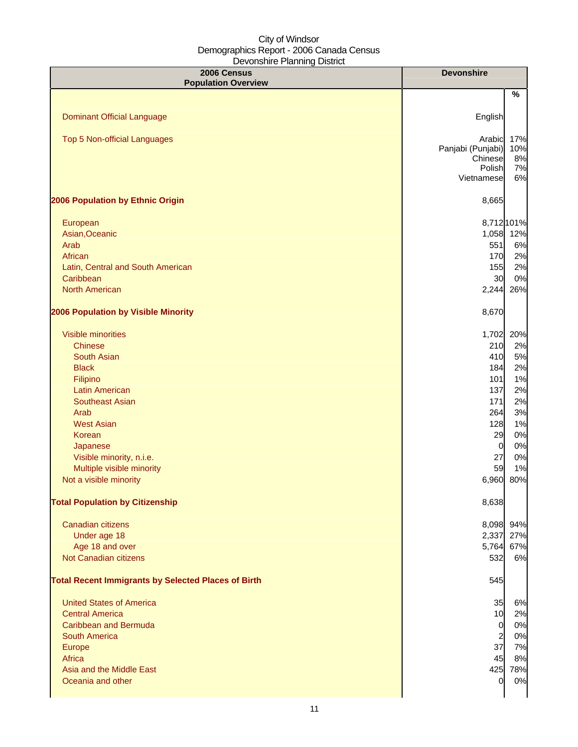City of Windsor
Demographics Report - 2006 Canada Census
Devonshire Planning District

| 2006 Census Population Overview | Devonshire | % |
|---|---|---|
| Dominant Official Language | English | |
| Top 5 Non-official Languages | Arabic | 17% |
| | Panjabi (Punjabi) | 10% |
| | Chinese | 8% |
| | Polish | 7% |
| | Vietnamese | 6% |
| **2006 Population by Ethnic Origin** | 8,665 | |
| European | 8,712 | 101% |
| Asian,Oceanic | 1,058 | 12% |
| Arab | 551 | 6% |
| African | 170 | 2% |
| Latin, Central and South American | 155 | 2% |
| Caribbean | 30 | 0% |
| North American | 2,244 | 26% |
| **2006 Population by Visible Minority** | 8,670 | |
| Visible minorities | 1,702 | 20% |
| Chinese | 210 | 2% |
| South Asian | 410 | 5% |
| Black | 184 | 2% |
| Filipino | 101 | 1% |
| Latin American | 137 | 2% |
| Southeast Asian | 171 | 2% |
| Arab | 264 | 3% |
| West Asian | 128 | 1% |
| Korean | 29 | 0% |
| Japanese | 0 | 0% |
| Visible minority, n.i.e. | 27 | 0% |
| Multiple visible minority | 59 | 1% |
| Not a visible minority | 6,960 | 80% |
| **Total Population by Citizenship** | 8,638 | |
| Canadian citizens | 8,098 | 94% |
| Under age 18 | 2,337 | 27% |
| Age 18 and over | 5,764 | 67% |
| Not Canadian citizens | 532 | 6% |
| **Total Recent Immigrants by Selected Places of Birth** | 545 | |
| United States of America | 35 | 6% |
| Central America | 10 | 2% |
| Caribbean and Bermuda | 0 | 0% |
| South America | 2 | 0% |
| Europe | 37 | 7% |
| Africa | 45 | 8% |
| Asia and the Middle East | 425 | 78% |
| Oceania and other | 0 | 0% |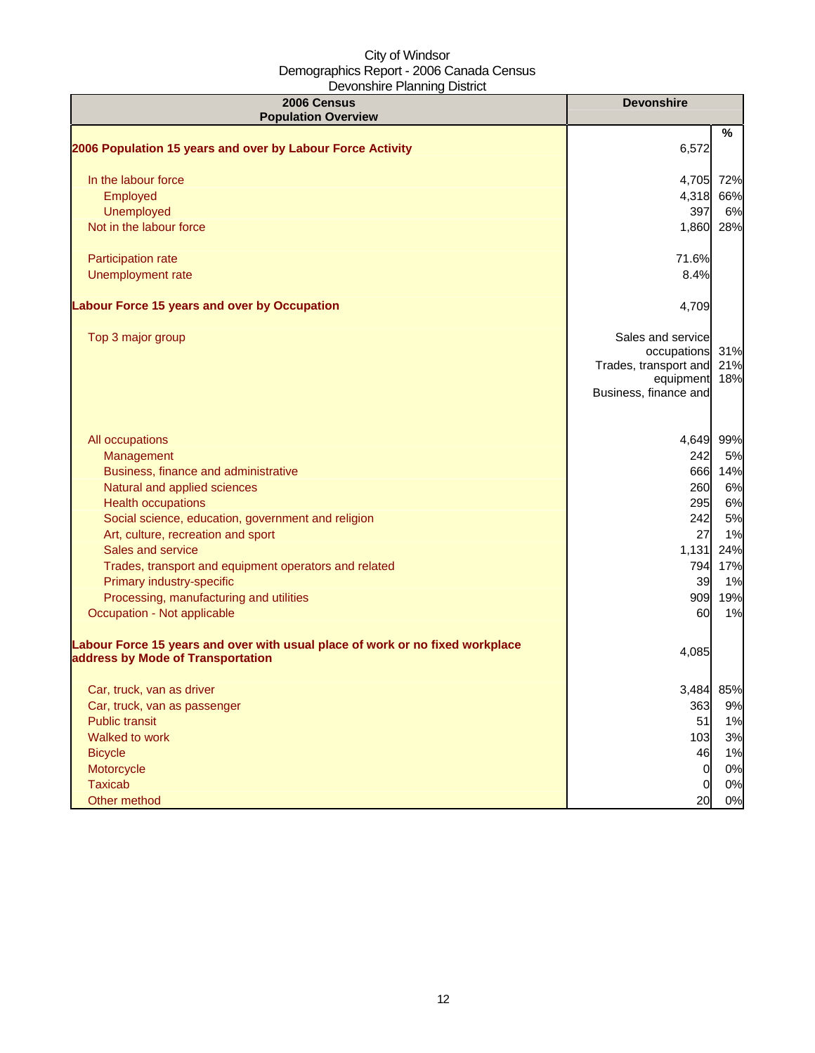City of Windsor
Demographics Report - 2006 Canada Census
Devonshire Planning District

| 2006 Census Population Overview | Devonshire | % |
|---|---|---|
| **2006 Population 15 years and over by Labour Force Activity** | 6,572 | |
| In the labour force | 4,705 | 72% |
| Employed | 4,318 | 66% |
| Unemployed | 397 | 6% |
| Not in the labour force | 1,860 | 28% |
| Participation rate | 71.6% | |
| Unemployment rate | 8.4% | |
| **Labour Force 15 years and over by Occupation** | 4,709 | |
| Top 3 major group | Sales and service occupations | 31% |
| | Trades, transport and equipment | 21% |
| | Business, finance and | 18% |
| All occupations | 4,649 | 99% |
| Management | 242 | 5% |
| Business, finance and administrative | 666 | 14% |
| Natural and applied sciences | 260 | 6% |
| Health occupations | 295 | 6% |
| Social science, education, government and religion | 242 | 5% |
| Art, culture, recreation and sport | 27 | 1% |
| Sales and service | 1,131 | 24% |
| Trades, transport and equipment operators and related | 794 | 17% |
| Primary industry-specific | 39 | 1% |
| Processing, manufacturing and utilities | 909 | 19% |
| Occupation - Not applicable | 60 | 1% |
| **Labour Force 15 years and over with usual place of work or no fixed workplace address by Mode of Transportation** | 4,085 | |
| Car, truck, van as driver | 3,484 | 85% |
| Car, truck, van as passenger | 363 | 9% |
| Public transit | 51 | 1% |
| Walked to work | 103 | 3% |
| Bicycle | 46 | 1% |
| Motorcycle | 0 | 0% |
| Taxicab | 0 | 0% |
| Other method | 20 | 0% |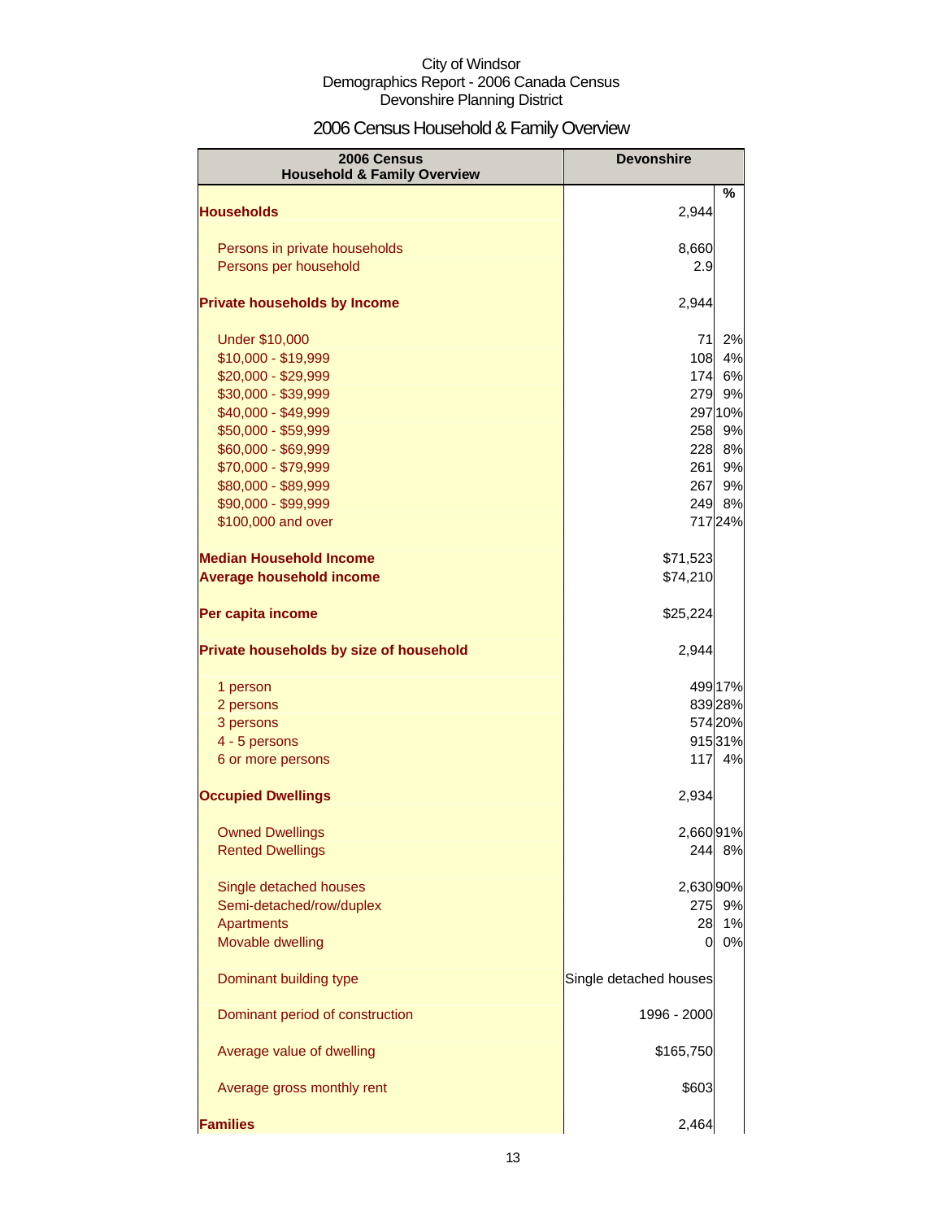City of Windsor
Demographics Report - 2006 Canada Census
Devonshire Planning District

# 2006 Census Household & Family Overview

| 2006 Census Household & Family Overview | Devonshire | |
|---|---|---|
| | | % |
| **Households** | 2,944 | |
| Persons in private households | 8,660 | |
| Persons per household | 2.9 | |
| **Private households by Income** | 2,944 | |
| Under $10,000 | 71 | 2% |
| $10,000 - $19,999 | 108 | 4% |
| $20,000 - $29,999 | 174 | 6% |
| $30,000 - $39,999 | 279 | 9% |
| $40,000 - $49,999 | 297 | 10% |
| $50,000 - $59,999 | 258 | 9% |
| $60,000 - $69,999 | 228 | 8% |
| $70,000 - $79,999 | 261 | 9% |
| $80,000 - $89,999 | 267 | 9% |
| $90,000 - $99,999 | 249 | 8% |
| $100,000 and over | 717 | 24% |
| **Median Household Income** | $71,523 | |
| **Average household income** | $74,210 | |
| **Per capita income** | $25,224 | |
| **Private households by size of household** | 2,944 | |
| 1 person | 499 | 17% |
| 2 persons | 839 | 28% |
| 3 persons | 574 | 20% |
| 4 - 5 persons | 915 | 31% |
| 6 or more persons | 117 | 4% |
| **Occupied Dwellings** | 2,934 | |
| Owned Dwellings | 2,660 | 91% |
| Rented Dwellings | 244 | 8% |
| Single detached houses | 2,630 | 90% |
| Semi-detached/row/duplex | 275 | 9% |
| Apartments | 28 | 1% |
| Movable dwelling | 0 | 0% |
| Dominant building type | Single detached houses | |
| Dominant period of construction | 1996 - 2000 | |
| Average value of dwelling | $165,750 | |
| Average gross monthly rent | $603 | |
| **Families** | 2,464 | |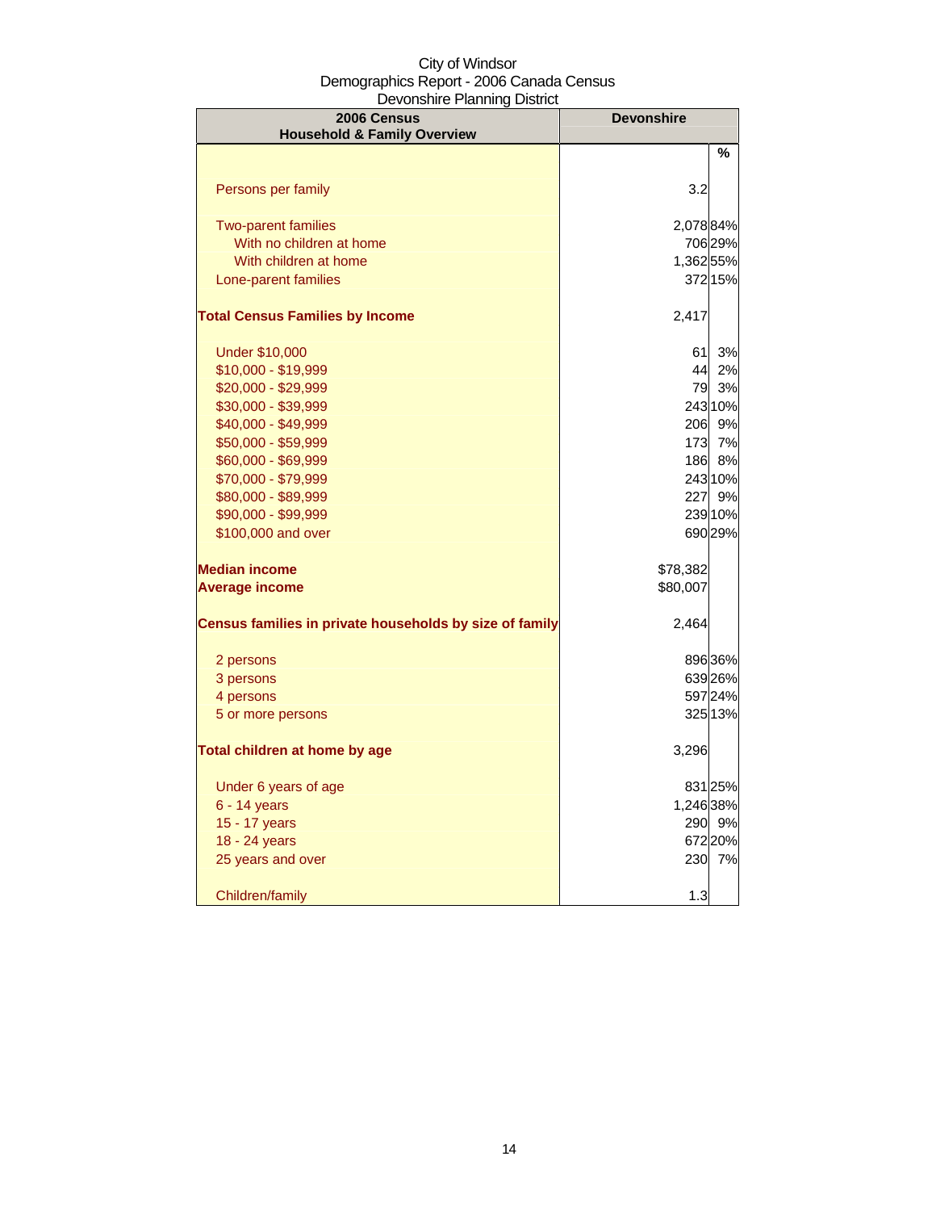City of Windsor
Demographics Report - 2006 Canada Census
Devonshire Planning District

| 2006 Census<br>Household & Family Overview | Devonshire | % |
|---|---|---|
| Persons per family | 3.2 | |
| Two-parent families | 2,078 | 84% |
| With no children at home | 706 | 29% |
| With children at home | 1,362 | 55% |
| Lone-parent families | 372 | 15% |
| **Total Census Families by Income** | 2,417 | |
| Under $10,000 | 61 | 3% |
| $10,000 - $19,999 | 44 | 2% |
| $20,000 - $29,999 | 79 | 3% |
| $30,000 - $39,999 | 243 | 10% |
| $40,000 - $49,999 | 206 | 9% |
| $50,000 - $59,999 | 173 | 7% |
| $60,000 - $69,999 | 186 | 8% |
| $70,000 - $79,999 | 243 | 10% |
| $80,000 - $89,999 | 227 | 9% |
| $90,000 - $99,999 | 239 | 10% |
| $100,000 and over | 690 | 29% |
| **Median income** | $78,382 | |
| **Average income** | $80,007 | |
| **Census families in private households by size of family** | 2,464 | |
| 2 persons | 896 | 36% |
| 3 persons | 639 | 26% |
| 4 persons | 597 | 24% |
| 5 or more persons | 325 | 13% |
| **Total children at home by age** | 3,296 | |
| Under 6 years of age | 831 | 25% |
| 6 - 14 years | 1,246 | 38% |
| 15 - 17 years | 290 | 9% |
| 18 - 24 years | 672 | 20% |
| 25 years and over | 230 | 7% |
| Children/family | 1.3 | |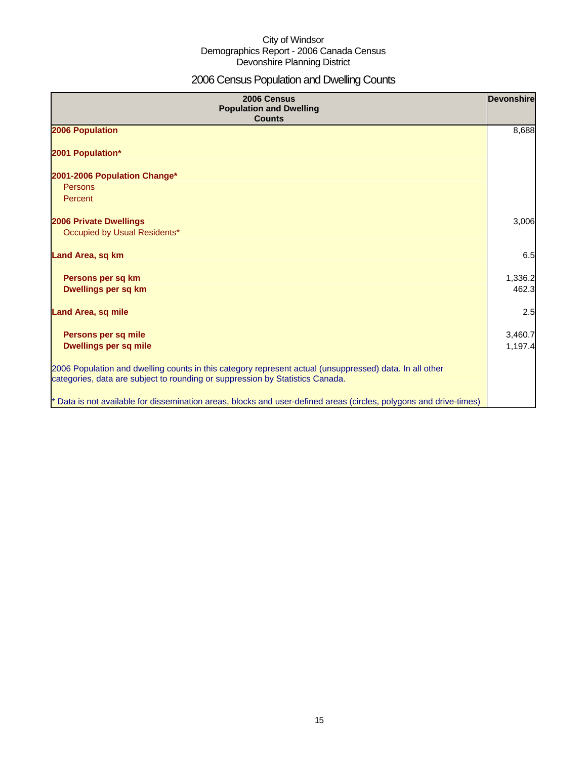City of Windsor
Demographics Report - 2006 Canada Census
Devonshire Planning District

# 2006 Census Population and Dwelling Counts

| 2006 Census Population and Dwelling Counts | Devonshire |
|---|---|
| **2006 Population** | 8,688 |
| **2001 Population*** | |
| **2001-2006 Population Change*** | |
| Persons | |
| Percent | |
| **2006 Private Dwellings** | 3,006 |
| Occupied by Usual Residents* | |
| **Land Area, sq km** | 6.5 |
| **Persons per sq km** | 1,336.2 |
| **Dwellings per sq km** | 462.3 |
| **Land Area, sq mile** | 2.5 |
| **Persons per sq mile** | 3,460.7 |
| **Dwellings per sq mile** | 1,197.4 |

2006 Population and dwelling counts in this category represent actual (unsuppressed) data. In all other categories, data are subject to rounding or suppression by Statistics Canada.

* Data is not available for dissemination areas, blocks and user-defined areas (circles, polygons and drive-times)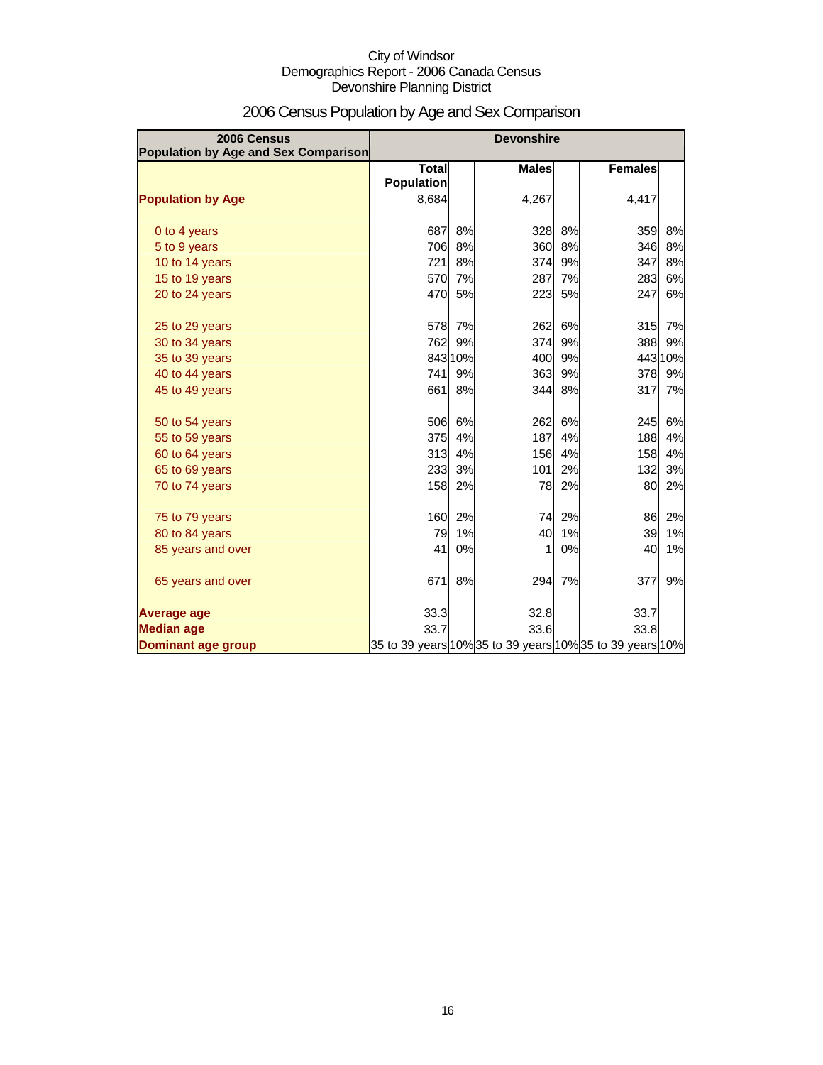City of Windsor
Demographics Report - 2006 Canada Census
Devonshire Planning District

# 2006 Census Population by Age and Sex Comparison

| 2006 Census Population by Age and Sex Comparison | Devonshire | | | | | |
|---|---|---|---|---|---|---|
| | Total Population | | Males | | Females | |
| **Population by Age** | 8,684 | | 4,267 | | 4,417 | |
| 0 to 4 years | 687 | 8% | 328 | 8% | 359 | 8% |
| 5 to 9 years | 706 | 8% | 360 | 8% | 346 | 8% |
| 10 to 14 years | 721 | 8% | 374 | 9% | 347 | 8% |
| 15 to 19 years | 570 | 7% | 287 | 7% | 283 | 6% |
| 20 to 24 years | 470 | 5% | 223 | 5% | 247 | 6% |
| 25 to 29 years | 578 | 7% | 262 | 6% | 315 | 7% |
| 30 to 34 years | 762 | 9% | 374 | 9% | 388 | 9% |
| 35 to 39 years | 843 | 10% | 400 | 9% | 443 | 10% |
| 40 to 44 years | 741 | 9% | 363 | 9% | 378 | 9% |
| 45 to 49 years | 661 | 8% | 344 | 8% | 317 | 7% |
| 50 to 54 years | 506 | 6% | 262 | 6% | 245 | 6% |
| 55 to 59 years | 375 | 4% | 187 | 4% | 188 | 4% |
| 60 to 64 years | 313 | 4% | 156 | 4% | 158 | 4% |
| 65 to 69 years | 233 | 3% | 101 | 2% | 132 | 3% |
| 70 to 74 years | 158 | 2% | 78 | 2% | 80 | 2% |
| 75 to 79 years | 160 | 2% | 74 | 2% | 86 | 2% |
| 80 to 84 years | 79 | 1% | 40 | 1% | 39 | 1% |
| 85 years and over | 41 | 0% | 1 | 0% | 40 | 1% |
| 65 years and over | 671 | 8% | 294 | 7% | 377 | 9% |
| **Average age** | 33.3 | | 32.8 | | 33.7 | |
| **Median age** | 33.7 | | 33.6 | | 33.8 | |
| **Dominant age group** | 35 to 39 years | 10% | 35 to 39 years | 10% | 35 to 39 years | 10% |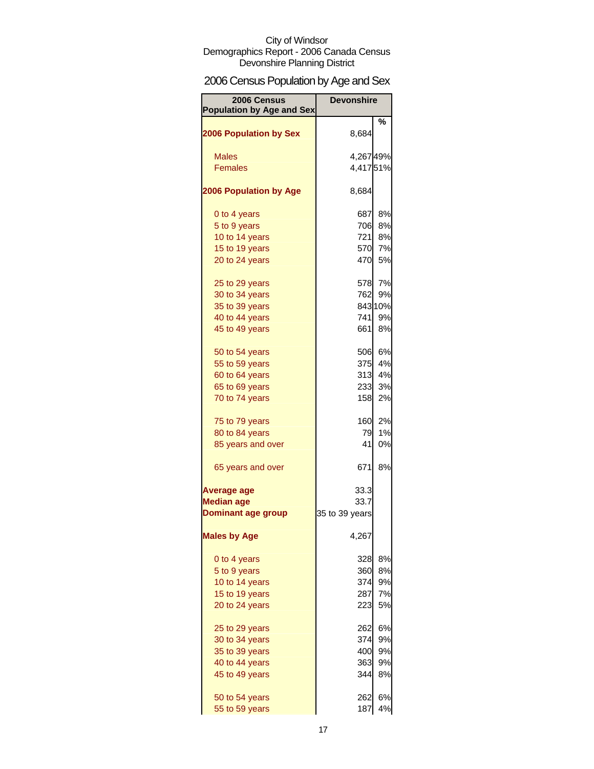City of Windsor
Demographics Report - 2006 Canada Census
Devonshire Planning District

## 2006 Census Population by Age and Sex

| 2006 Census Population by Age and Sex | Devonshire | |
|---|---|---|
| | | % |
| **2006 Population by Sex** | 8,684 | |
| Males | 4,267 | 49% |
| Females | 4,417 | 51% |
| **2006 Population by Age** | 8,684 | |
| 0 to 4 years | 687 | 8% |
| 5 to 9 years | 706 | 8% |
| 10 to 14 years | 721 | 8% |
| 15 to 19 years | 570 | 7% |
| 20 to 24 years | 470 | 5% |
| 25 to 29 years | 578 | 7% |
| 30 to 34 years | 762 | 9% |
| 35 to 39 years | 843 | 10% |
| 40 to 44 years | 741 | 9% |
| 45 to 49 years | 661 | 8% |
| 50 to 54 years | 506 | 6% |
| 55 to 59 years | 375 | 4% |
| 60 to 64 years | 313 | 4% |
| 65 to 69 years | 233 | 3% |
| 70 to 74 years | 158 | 2% |
| 75 to 79 years | 160 | 2% |
| 80 to 84 years | 79 | 1% |
| 85 years and over | 41 | 0% |
| 65 years and over | 671 | 8% |
| **Average age** | 33.3 | |
| **Median age** | 33.7 | |
| **Dominant age group** | 35 to 39 years | |
| **Males by Age** | 4,267 | |
| 0 to 4 years | 328 | 8% |
| 5 to 9 years | 360 | 8% |
| 10 to 14 years | 374 | 9% |
| 15 to 19 years | 287 | 7% |
| 20 to 24 years | 223 | 5% |
| 25 to 29 years | 262 | 6% |
| 30 to 34 years | 374 | 9% |
| 35 to 39 years | 400 | 9% |
| 40 to 44 years | 363 | 9% |
| 45 to 49 years | 344 | 8% |
| 50 to 54 years | 262 | 6% |
| 55 to 59 years | 187 | 4% |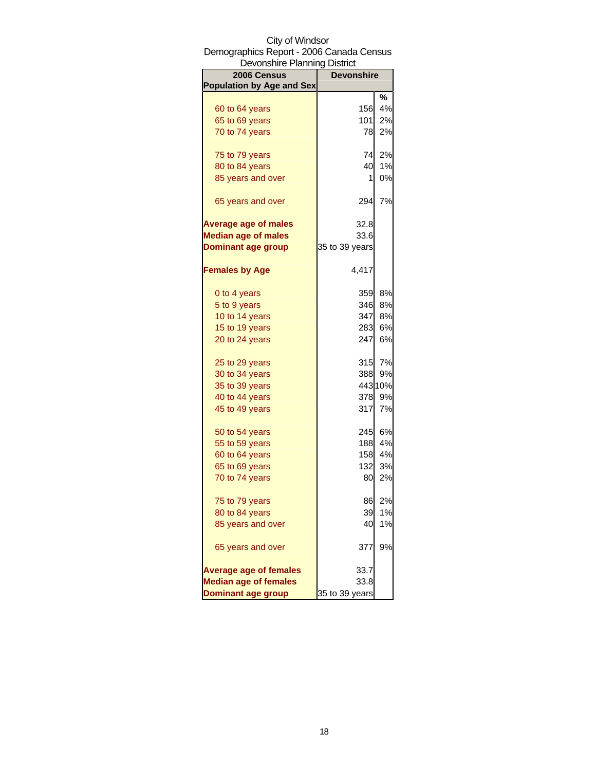City of Windsor
Demographics Report - 2006 Canada Census
Devonshire Planning District

| 2006 Census Population by Age and Sex | Devonshire | |
|---|---|---|
| | | % |
| 60 to 64 years | 156 | 4% |
| 65 to 69 years | 101 | 2% |
| 70 to 74 years | 78 | 2% |
| 75 to 79 years | 74 | 2% |
| 80 to 84 years | 40 | 1% |
| 85 years and over | 1 | 0% |
| 65 years and over | 294 | 7% |
| **Average age of males** | 32.8 | |
| **Median age of males** | 33.6 | |
| **Dominant age group** | 35 to 39 years | |
| **Females by Age** | 4,417 | |
| 0 to 4 years | 359 | 8% |
| 5 to 9 years | 346 | 8% |
| 10 to 14 years | 347 | 8% |
| 15 to 19 years | 283 | 6% |
| 20 to 24 years | 247 | 6% |
| 25 to 29 years | 315 | 7% |
| 30 to 34 years | 388 | 9% |
| 35 to 39 years | 443 | 10% |
| 40 to 44 years | 378 | 9% |
| 45 to 49 years | 317 | 7% |
| 50 to 54 years | 245 | 6% |
| 55 to 59 years | 188 | 4% |
| 60 to 64 years | 158 | 4% |
| 65 to 69 years | 132 | 3% |
| 70 to 74 years | 80 | 2% |
| 75 to 79 years | 86 | 2% |
| 80 to 84 years | 39 | 1% |
| 85 years and over | 40 | 1% |
| 65 years and over | 377 | 9% |
| **Average age of females** | 33.7 | |
| **Median age of females** | 33.8 | |
| **Dominant age group** | 35 to 39 years | |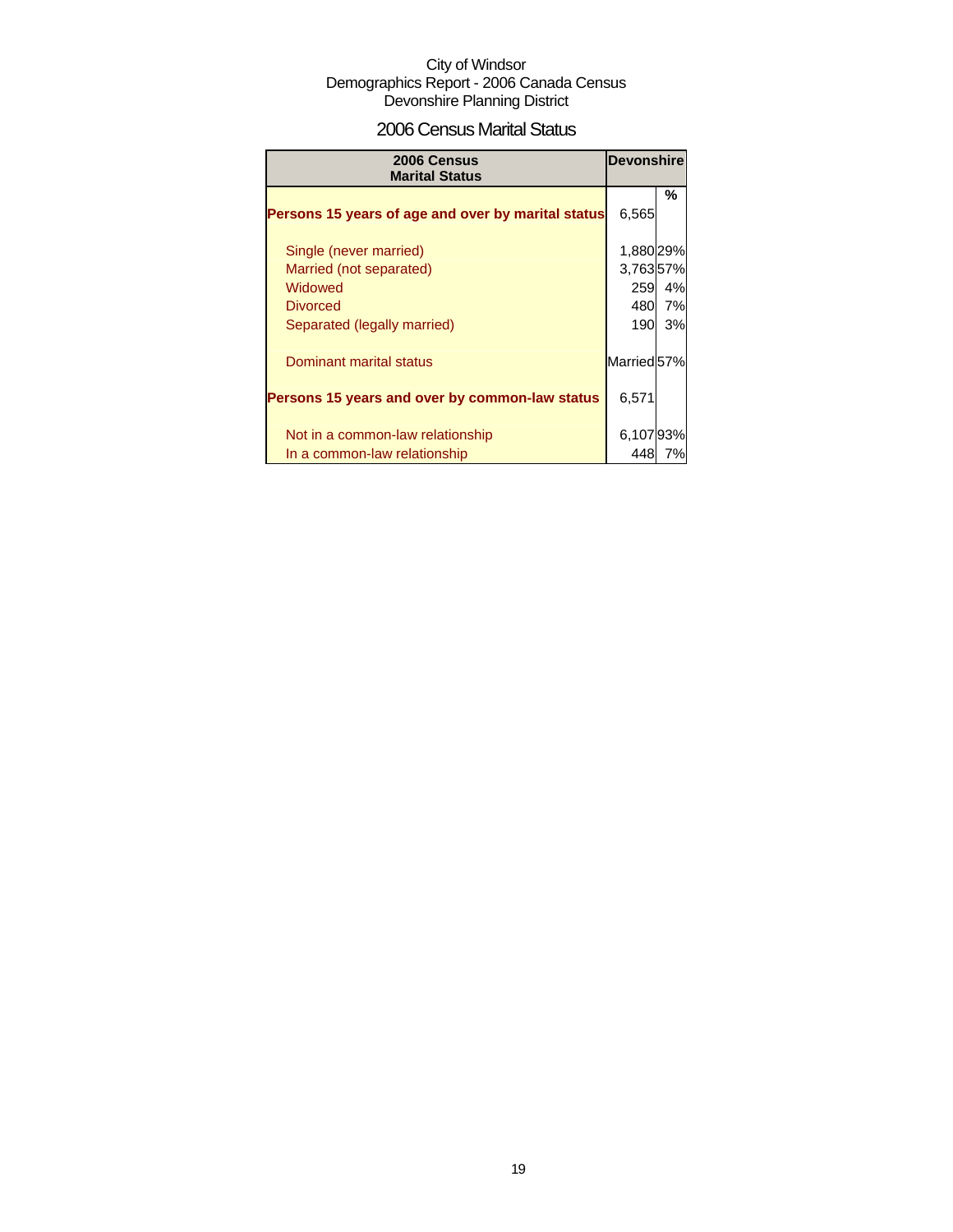City of Windsor
Demographics Report - 2006 Canada Census
Devonshire Planning District

## 2006 Census Marital Status

| 2006 Census Marital Status | Devonshire | |
|---|---|---|
| | | % |
| **Persons 15 years of age and over by marital status** | 6,565 | |
| Single (never married) | 1,880 | 29% |
| Married (not separated) | 3,763 | 57% |
| Widowed | 259 | 4% |
| Divorced | 480 | 7% |
| Separated (legally married) | 190 | 3% |
| Dominant marital status | Married | 57% |
| **Persons 15 years and over by common-law status** | 6,571 | |
| Not in a common-law relationship | 6,107 | 93% |
| In a common-law relationship | 448 | 7% |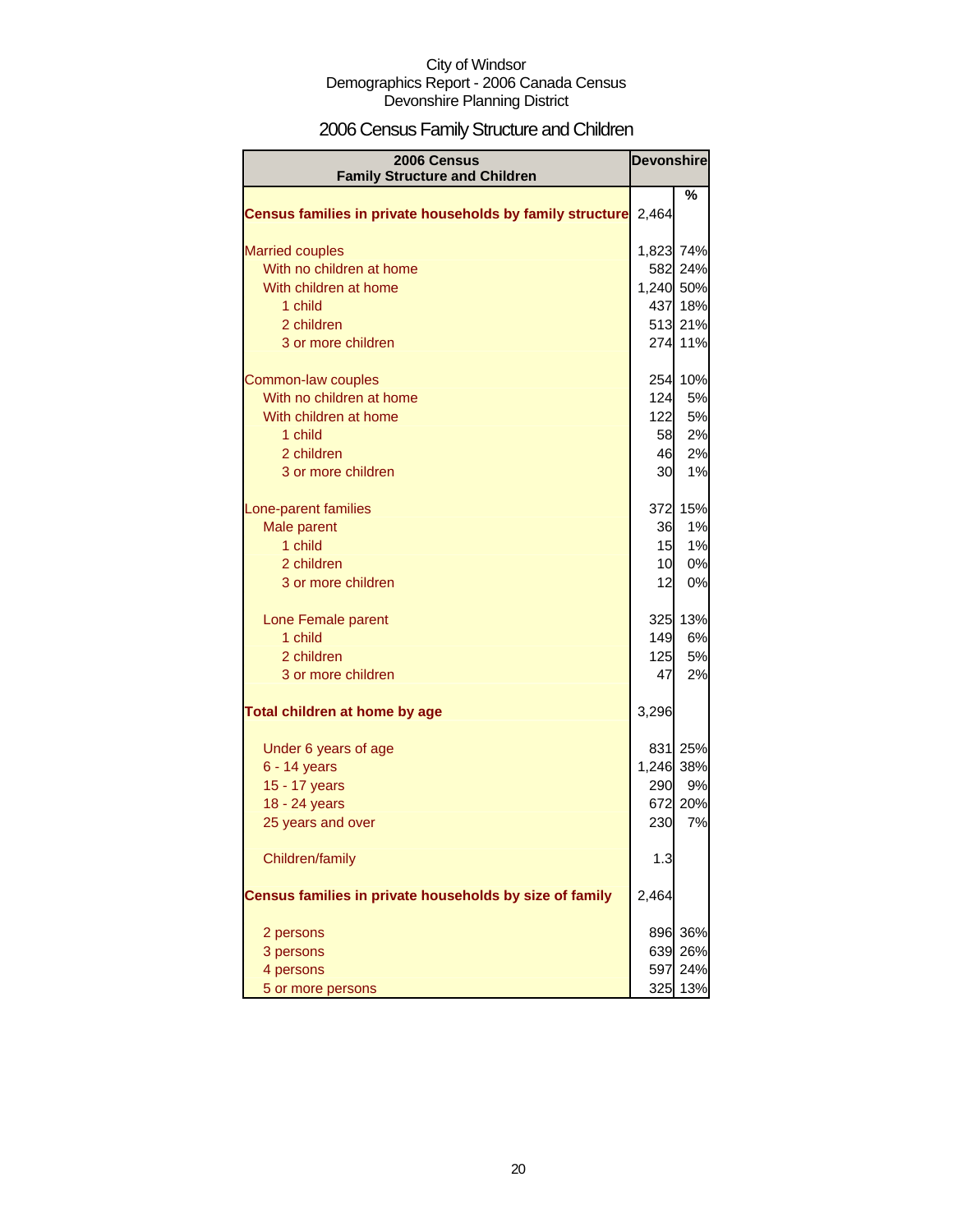City of Windsor
Demographics Report - 2006 Canada Census
Devonshire Planning District

# 2006 Census Family Structure and Children

| 2006 Census Family Structure and Children | Devonshire | % |
|---|---|---|
| **Census families in private households by family structure** | 2,464 | |
| Married couples | 1,823 | 74% |
| With no children at home | 582 | 24% |
| With children at home | 1,240 | 50% |
| 1 child | 437 | 18% |
| 2 children | 513 | 21% |
| 3 or more children | 274 | 11% |
| Common-law couples | 254 | 10% |
| With no children at home | 124 | 5% |
| With children at home | 122 | 5% |
| 1 child | 58 | 2% |
| 2 children | 46 | 2% |
| 3 or more children | 30 | 1% |
| Lone-parent families | 372 | 15% |
| Male parent | 36 | 1% |
| 1 child | 15 | 1% |
| 2 children | 10 | 0% |
| 3 or more children | 12 | 0% |
| Lone Female parent | 325 | 13% |
| 1 child | 149 | 6% |
| 2 children | 125 | 5% |
| 3 or more children | 47 | 2% |
| **Total children at home by age** | 3,296 | |
| Under 6 years of age | 831 | 25% |
| 6 - 14 years | 1,246 | 38% |
| 15 - 17 years | 290 | 9% |
| 18 - 24 years | 672 | 20% |
| 25 years and over | 230 | 7% |
| Children/family | 1.3 | |
| **Census families in private households by size of family** | 2,464 | |
| 2 persons | 896 | 36% |
| 3 persons | 639 | 26% |
| 4 persons | 597 | 24% |
| 5 or more persons | 325 | 13% |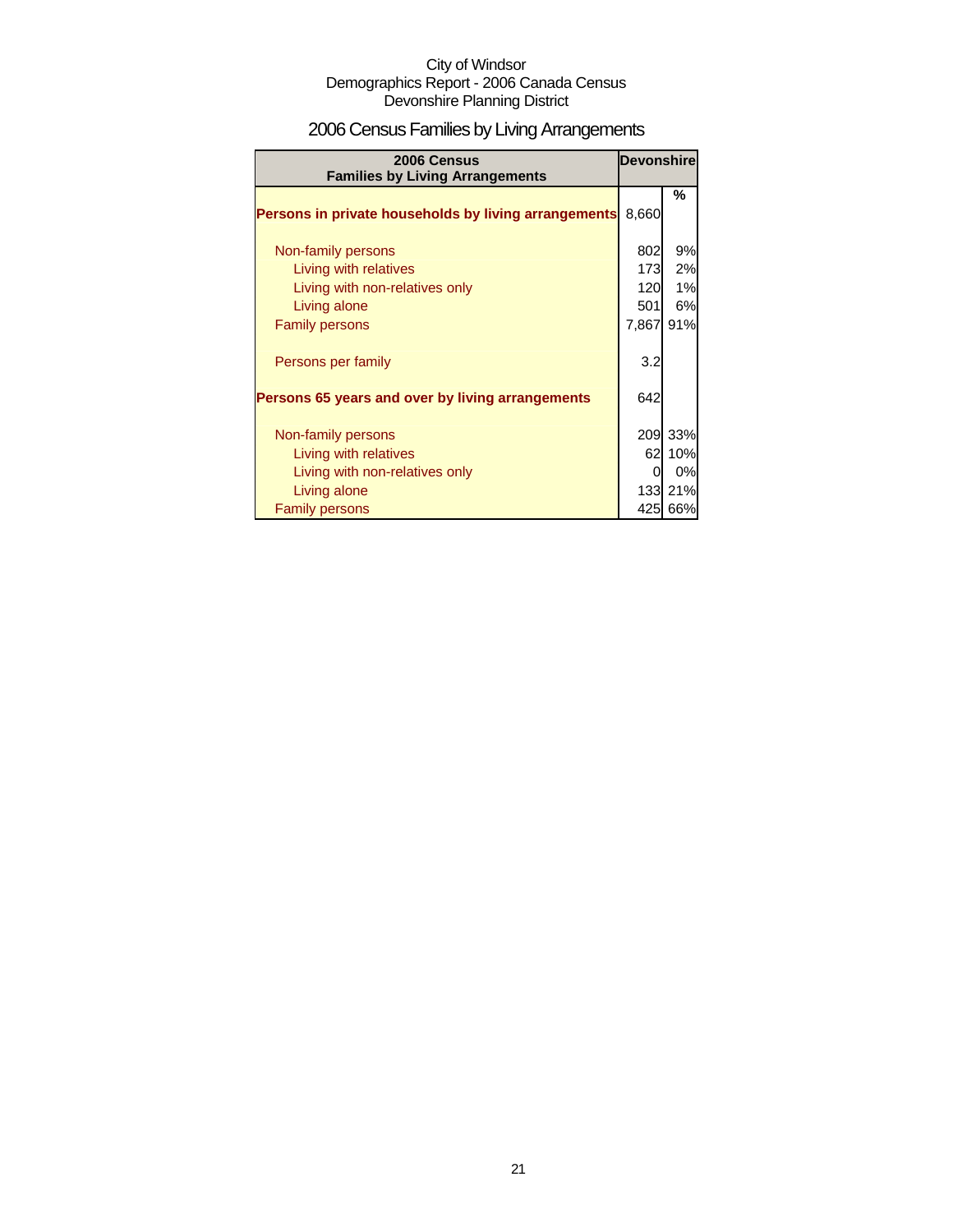City of Windsor
Demographics Report - 2006 Canada Census
Devonshire Planning District

# 2006 Census Families by Living Arrangements

| 2006 Census Families by Living Arrangements | Devonshire | |
|---|---|---|
| | | % |
| **Persons in private households by living arrangements** | 8,660 | |
| Non-family persons | 802 | 9% |
| Living with relatives | 173 | 2% |
| Living with non-relatives only | 120 | 1% |
| Living alone | 501 | 6% |
| Family persons | 7,867 | 91% |
| Persons per family | 3.2 | |
| **Persons 65 years and over by living arrangements** | 642 | |
| Non-family persons | 209 | 33% |
| Living with relatives | 62 | 10% |
| Living with non-relatives only | 0 | 0% |
| Living alone | 133 | 21% |
| Family persons | 425 | 66% |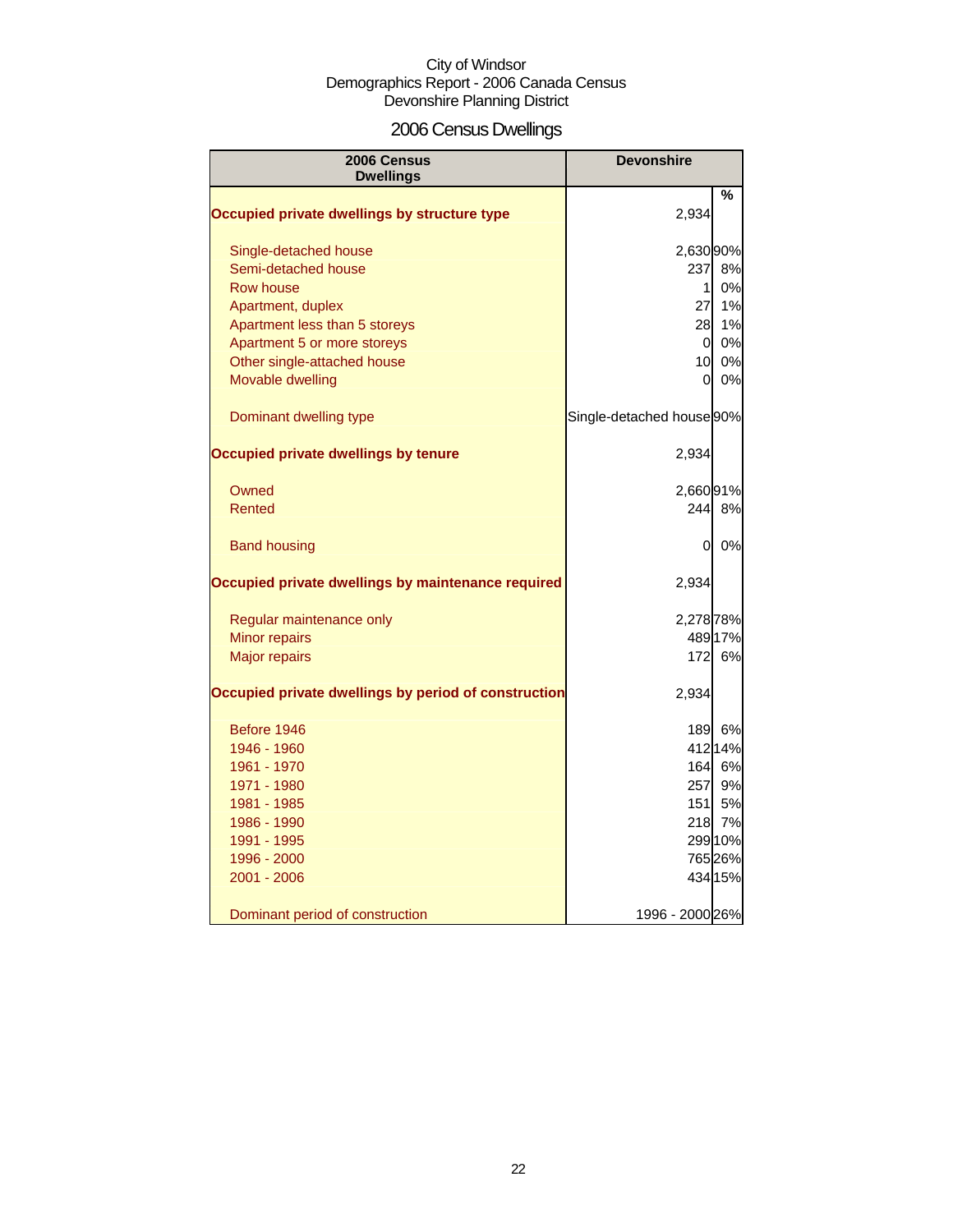City of Windsor
Demographics Report - 2006 Canada Census
Devonshire Planning District

# 2006 Census Dwellings

| 2006 Census Dwellings | Devonshire | % |
|---|---|---|
| **Occupied private dwellings by structure type** | 2,934 | |
| Single-detached house | 2,630 | 90% |
| Semi-detached house | 237 | 8% |
| Row house | 1 | 0% |
| Apartment, duplex | 27 | 1% |
| Apartment less than 5 storeys | 28 | 1% |
| Apartment 5 or more storeys | 0 | 0% |
| Other single-attached house | 10 | 0% |
| Movable dwelling | 0 | 0% |
| Dominant dwelling type | Single-detached house | 90% |
| **Occupied private dwellings by tenure** | 2,934 | |
| Owned | 2,660 | 91% |
| Rented | 244 | 8% |
| Band housing | 0 | 0% |
| **Occupied private dwellings by maintenance required** | 2,934 | |
| Regular maintenance only | 2,278 | 78% |
| Minor repairs | 489 | 17% |
| Major repairs | 172 | 6% |
| **Occupied private dwellings by period of construction** | 2,934 | |
| Before 1946 | 189 | 6% |
| 1946 - 1960 | 412 | 14% |
| 1961 - 1970 | 164 | 6% |
| 1971 - 1980 | 257 | 9% |
| 1981 - 1985 | 151 | 5% |
| 1986 - 1990 | 218 | 7% |
| 1991 - 1995 | 299 | 10% |
| 1996 - 2000 | 765 | 26% |
| 2001 - 2006 | 434 | 15% |
| Dominant period of construction | 1996 - 2000 | 26% |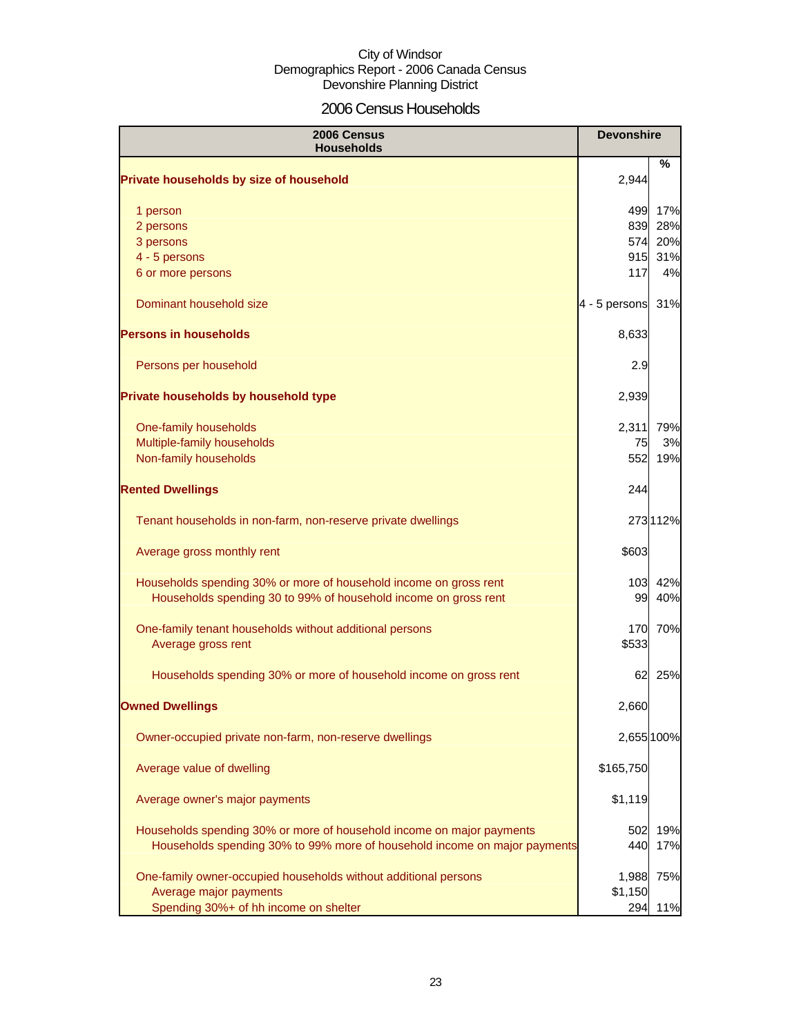City of Windsor
Demographics Report - 2006 Canada Census
Devonshire Planning District

## 2006 Census Households

| 2006 Census Households | Devonshire | % |
|---|---|---|
| **Private households by size of household** | 2,944 | |
| 1 person | 499 | 17% |
| 2 persons | 839 | 28% |
| 3 persons | 574 | 20% |
| 4 - 5 persons | 915 | 31% |
| 6 or more persons | 117 | 4% |
| Dominant household size | 4 - 5 persons | 31% |
| **Persons in households** | 8,633 | |
| Persons per household | 2.9 | |
| **Private households by household type** | 2,939 | |
| One-family households | 2,311 | 79% |
| Multiple-family households | 75 | 3% |
| Non-family households | 552 | 19% |
| **Rented Dwellings** | 244 | |
| Tenant households in non-farm, non-reserve private dwellings | 273 | 112% |
| Average gross monthly rent | $603 | |
| Households spending 30% or more of household income on gross rent | 103 | 42% |
| Households spending 30 to 99% of household income on gross rent | 99 | 40% |
| One-family tenant households without additional persons | 170 | 70% |
| Average gross rent | $533 | |
| Households spending 30% or more of household income on gross rent | 62 | 25% |
| **Owned Dwellings** | 2,660 | |
| Owner-occupied private non-farm, non-reserve dwellings | 2,655 | 100% |
| Average value of dwelling | $165,750 | |
| Average owner's major payments | $1,119 | |
| Households spending 30% or more of household income on major payments | 502 | 19% |
| Households spending 30% to 99% more of household income on major payments | 440 | 17% |
| One-family owner-occupied households without additional persons | 1,988 | 75% |
| Average major payments | $1,150 | |
| Spending 30%+ of hh income on shelter | 294 | 11% |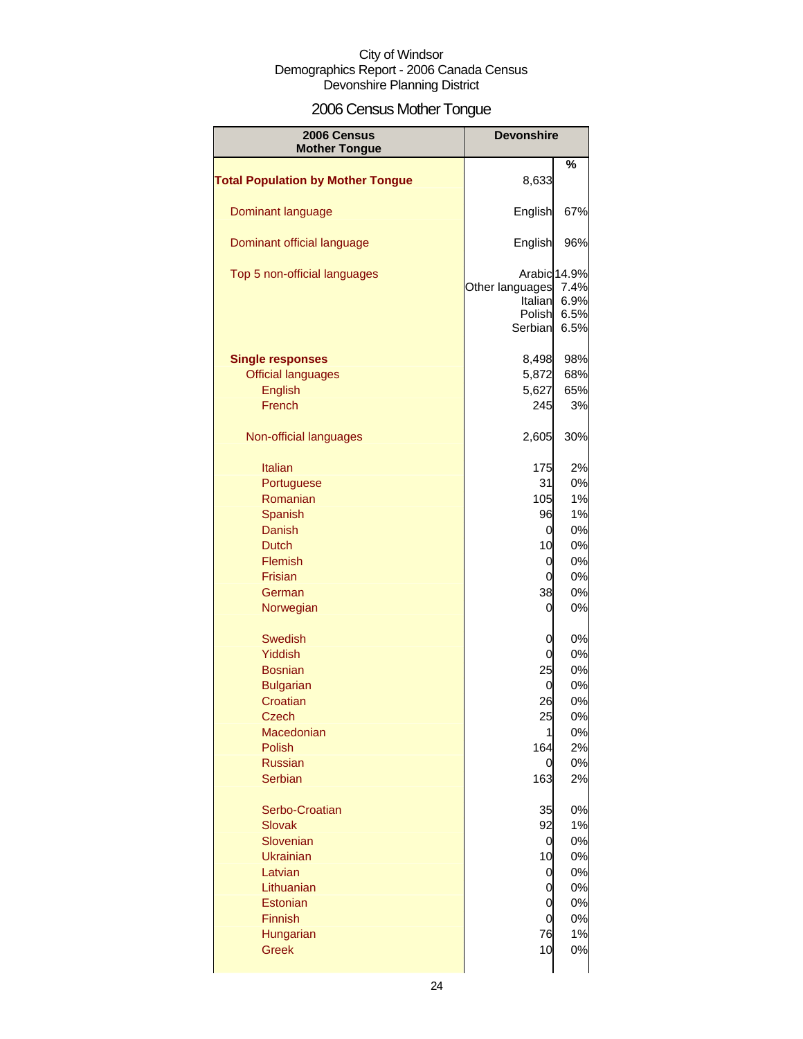City of Windsor
Demographics Report - 2006 Canada Census
Devonshire Planning District

# 2006 Census Mother Tongue

| 2006 Census Mother Tongue | Devonshire | % |
|---|---|---|
| **Total Population by Mother Tongue** | 8,633 | |
| Dominant language | English | 67% |
| Dominant official language | English | 96% |
| Top 5 non-official languages | Arabic | 14.9% |
| | Other languages | 7.4% |
| | Italian | 6.9% |
| | Polish | 6.5% |
| | Serbian | 6.5% |
| **Single responses** | 8,498 | 98% |
| Official languages | 5,872 | 68% |
| English | 5,627 | 65% |
| French | 245 | 3% |
| Non-official languages | 2,605 | 30% |
| Italian | 175 | 2% |
| Portuguese | 31 | 0% |
| Romanian | 105 | 1% |
| Spanish | 96 | 1% |
| Danish | 0 | 0% |
| Dutch | 10 | 0% |
| Flemish | 0 | 0% |
| Frisian | 0 | 0% |
| German | 38 | 0% |
| Norwegian | 0 | 0% |
| Swedish | 0 | 0% |
| Yiddish | 0 | 0% |
| Bosnian | 25 | 0% |
| Bulgarian | 0 | 0% |
| Croatian | 26 | 0% |
| Czech | 25 | 0% |
| Macedonian | 1 | 0% |
| Polish | 164 | 2% |
| Russian | 0 | 0% |
| Serbian | 163 | 2% |
| Serbo-Croatian | 35 | 0% |
| Slovak | 92 | 1% |
| Slovenian | 0 | 0% |
| Ukrainian | 10 | 0% |
| Latvian | 0 | 0% |
| Lithuanian | 0 | 0% |
| Estonian | 0 | 0% |
| Finnish | 0 | 0% |
| Hungarian | 76 | 1% |
| Greek | 10 | 0% |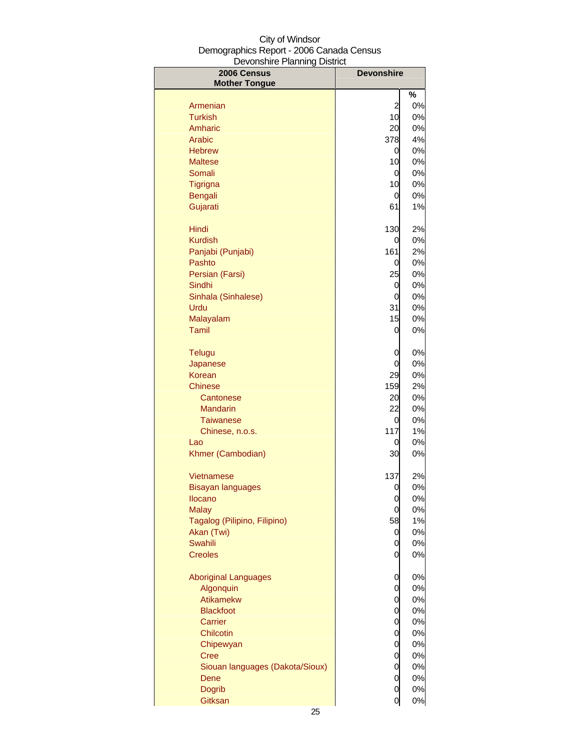City of Windsor
Demographics Report - 2006 Canada Census
Devonshire Planning District

| 2006 Census Mother Tongue | Devonshire | |
|---|---|---|
| | | % |
| Armenian | 2 | 0% |
| Turkish | 10 | 0% |
| Amharic | 20 | 0% |
| Arabic | 378 | 4% |
| Hebrew | 0 | 0% |
| Maltese | 10 | 0% |
| Somali | 0 | 0% |
| Tigrigna | 10 | 0% |
| Bengali | 0 | 0% |
| Gujarati | 61 | 1% |
| Hindi | 130 | 2% |
| Kurdish | 0 | 0% |
| Panjabi (Punjabi) | 161 | 2% |
| Pashto | 0 | 0% |
| Persian (Farsi) | 25 | 0% |
| Sindhi | 0 | 0% |
| Sinhala (Sinhalese) | 0 | 0% |
| Urdu | 31 | 0% |
| Malayalam | 15 | 0% |
| Tamil | 0 | 0% |
| Telugu | 0 | 0% |
| Japanese | 0 | 0% |
| Korean | 29 | 0% |
| Chinese | 159 | 2% |
| Cantonese | 20 | 0% |
| Mandarin | 22 | 0% |
| Taiwanese | 0 | 0% |
| Chinese, n.o.s. | 117 | 1% |
| Lao | 0 | 0% |
| Khmer (Cambodian) | 30 | 0% |
| Vietnamese | 137 | 2% |
| Bisayan languages | 0 | 0% |
| Ilocano | 0 | 0% |
| Malay | 0 | 0% |
| Tagalog (Pilipino, Filipino) | 58 | 1% |
| Akan (Twi) | 0 | 0% |
| Swahili | 0 | 0% |
| Creoles | 0 | 0% |
| Aboriginal Languages | 0 | 0% |
| Algonquin | 0 | 0% |
| Atikamekw | 0 | 0% |
| Blackfoot | 0 | 0% |
| Carrier | 0 | 0% |
| Chilcotin | 0 | 0% |
| Chipewyan | 0 | 0% |
| Cree | 0 | 0% |
| Siouan languages (Dakota/Sioux) | 0 | 0% |
| Dene | 0 | 0% |
| Dogrib | 0 | 0% |
| Gitksan | 0 | 0% |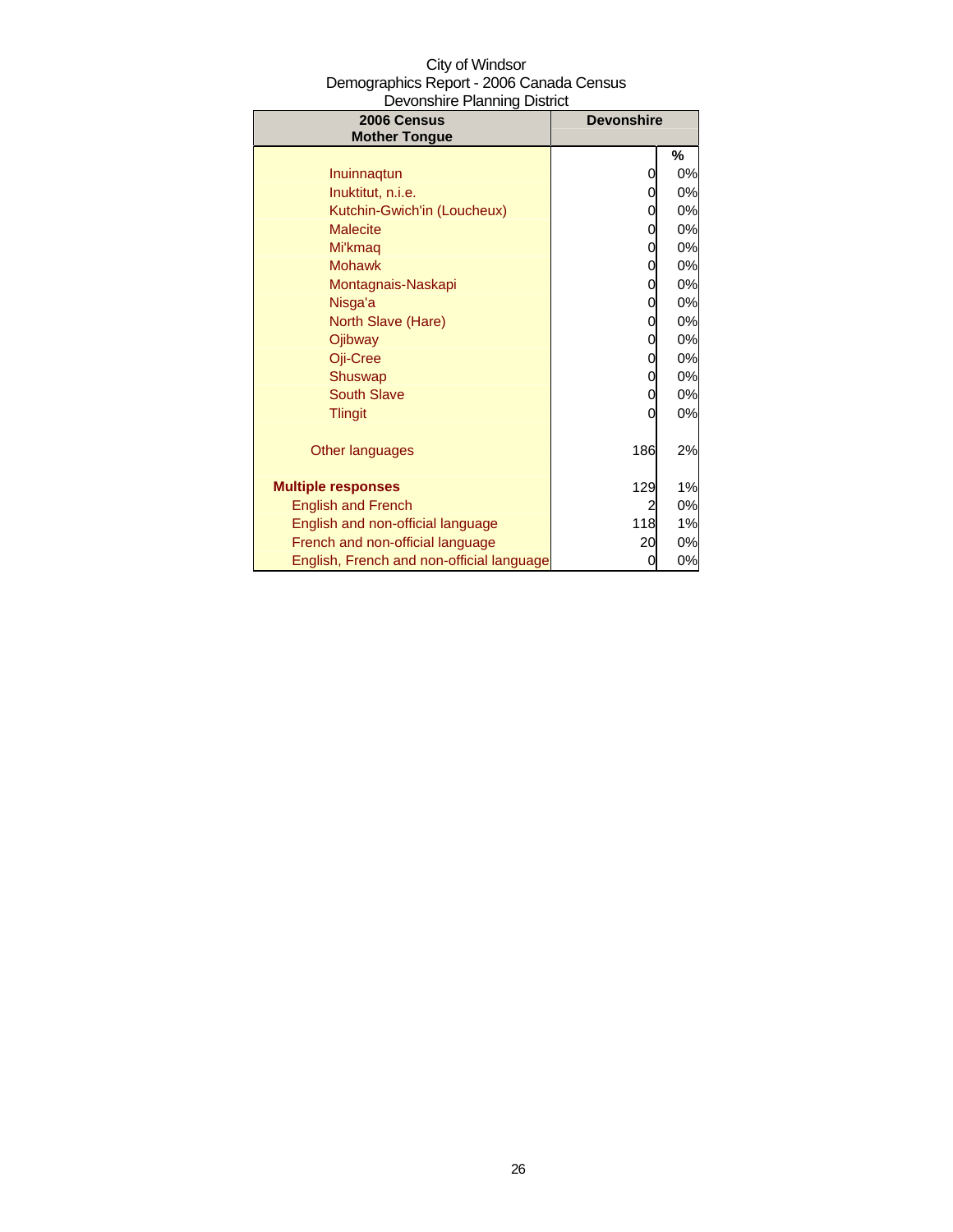City of Windsor
Demographics Report - 2006 Canada Census
Devonshire Planning District

| 2006 Census Mother Tongue | Devonshire | |
|---|---|---|
| | | % |
| Inuinnaqtun | 0 | 0% |
| Inuktitut, n.i.e. | 0 | 0% |
| Kutchin-Gwich'in (Loucheux) | 0 | 0% |
| Malecite | 0 | 0% |
| Mi'kmaq | 0 | 0% |
| Mohawk | 0 | 0% |
| Montagnais-Naskapi | 0 | 0% |
| Nisga'a | 0 | 0% |
| North Slave (Hare) | 0 | 0% |
| Ojibway | 0 | 0% |
| Oji-Cree | 0 | 0% |
| Shuswap | 0 | 0% |
| South Slave | 0 | 0% |
| Tlingit | 0 | 0% |
| Other languages | 186 | 2% |
| **Multiple responses** | 129 | 1% |
| English and French | 2 | 0% |
| English and non-official language | 118 | 1% |
| French and non-official language | 20 | 0% |
| English, French and non-official language | 0 | 0% |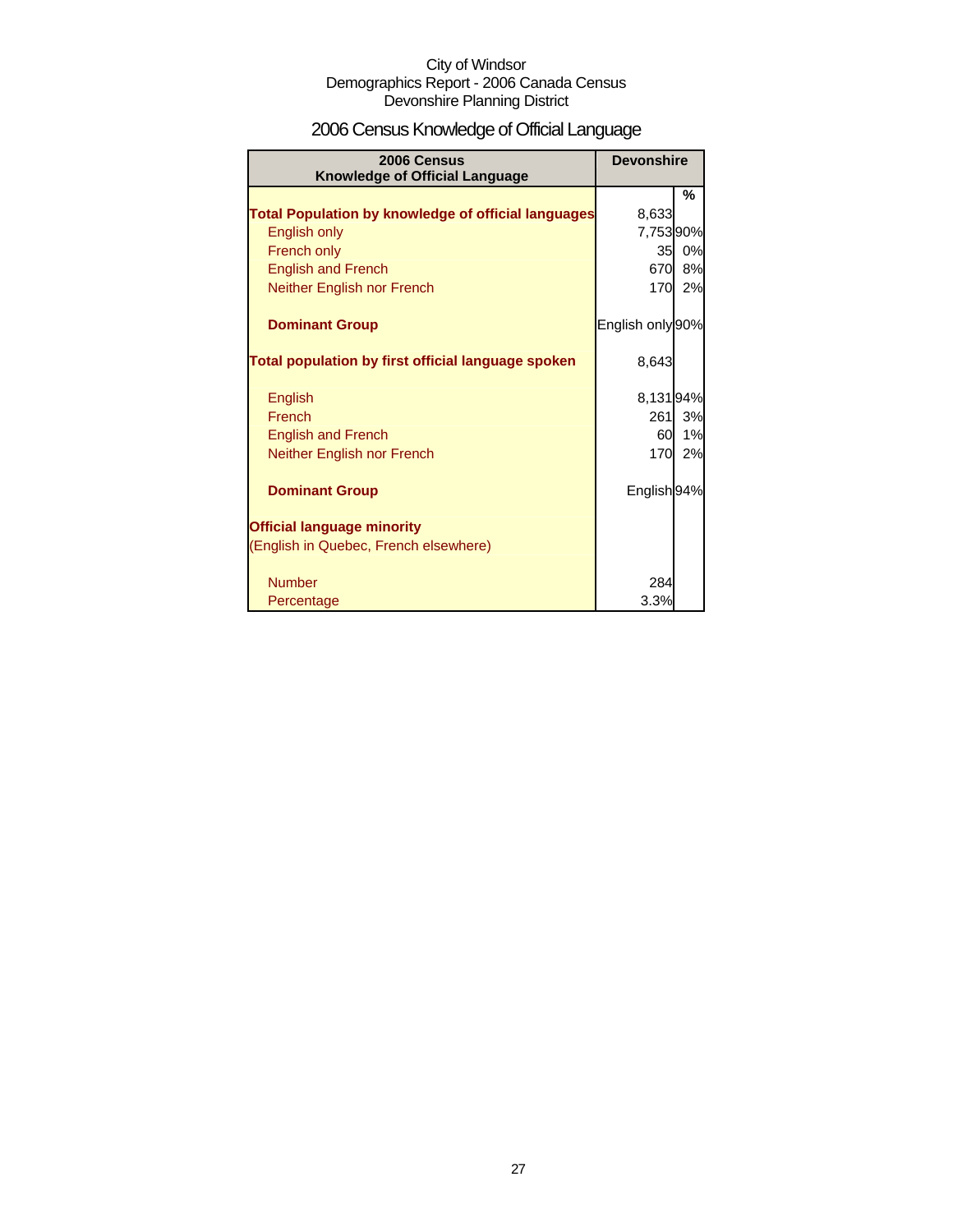City of Windsor
Demographics Report - 2006 Canada Census
Devonshire Planning District

# 2006 Census Knowledge of Official Language

| 2006 Census Knowledge of Official Language | Devonshire | |
|---|---|---|
| | | % |
| **Total Population by knowledge of official languages** | 8,633 | |
| English only | 7,753 | 90% |
| French only | 35 | 0% |
| English and French | 670 | 8% |
| Neither English nor French | 170 | 2% |
| **Dominant Group** | English only | 90% |
| **Total population by first official language spoken** | 8,643 | |
| English | 8,131 | 94% |
| French | 261 | 3% |
| English and French | 60 | 1% |
| Neither English nor French | 170 | 2% |
| **Dominant Group** | English | 94% |
| **Official language minority** (English in Quebec, French elsewhere) | | |
| Number | 284 | |
| Percentage | 3.3% | |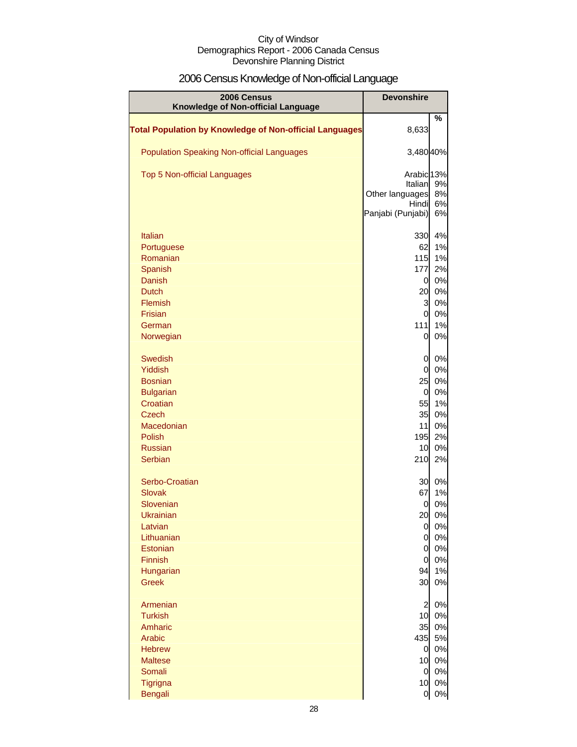City of Windsor
Demographics Report - 2006 Canada Census
Devonshire Planning District

# 2006 Census Knowledge of Non-official Language

| 2006 Census Knowledge of Non-official Language | Devonshire | |
|---|---|---|
| | | % |
| **Total Population by Knowledge of Non-official Languages** | 8,633 | |
| Population Speaking Non-official Languages | 3,480 | 40% |
| Top 5 Non-official Languages | Arabic | 13% |
| | Italian | 9% |
| | Other languages | 8% |
| | Hindi | 6% |
| | Panjabi (Punjabi) | 6% |
| Italian | 330 | 4% |
| Portuguese | 62 | 1% |
| Romanian | 115 | 1% |
| Spanish | 177 | 2% |
| Danish | 0 | 0% |
| Dutch | 20 | 0% |
| Flemish | 3 | 0% |
| Frisian | 0 | 0% |
| German | 111 | 1% |
| Norwegian | 0 | 0% |
| Swedish | 0 | 0% |
| Yiddish | 0 | 0% |
| Bosnian | 25 | 0% |
| Bulgarian | 0 | 0% |
| Croatian | 55 | 1% |
| Czech | 35 | 0% |
| Macedonian | 11 | 0% |
| Polish | 195 | 2% |
| Russian | 10 | 0% |
| Serbian | 210 | 2% |
| Serbo-Croatian | 30 | 0% |
| Slovak | 67 | 1% |
| Slovenian | 0 | 0% |
| Ukrainian | 20 | 0% |
| Latvian | 0 | 0% |
| Lithuanian | 0 | 0% |
| Estonian | 0 | 0% |
| Finnish | 0 | 0% |
| Hungarian | 94 | 1% |
| Greek | 30 | 0% |
| Armenian | 2 | 0% |
| Turkish | 10 | 0% |
| Amharic | 35 | 0% |
| Arabic | 435 | 5% |
| Hebrew | 0 | 0% |
| Maltese | 10 | 0% |
| Somali | 0 | 0% |
| Tigrigna | 10 | 0% |
| Bengali | 0 | 0% |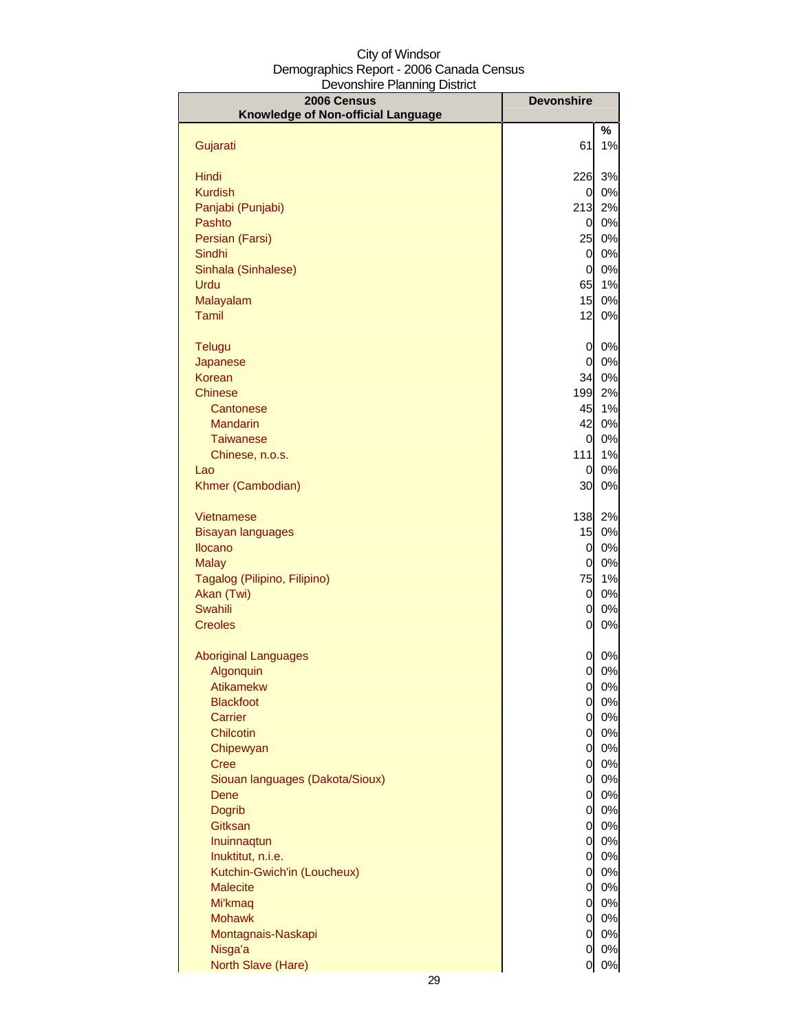City of Windsor
Demographics Report - 2006 Canada Census
Devonshire Planning District

| 2006 Census<br>Knowledge of Non-official Language | Devonshire | |
|---|---|---|
| | | % |
| Gujarati | 61 | 1% |
| Hindi | 226 | 3% |
| Kurdish | 0 | 0% |
| Panjabi (Punjabi) | 213 | 2% |
| Pashto | 0 | 0% |
| Persian (Farsi) | 25 | 0% |
| Sindhi | 0 | 0% |
| Sinhala (Sinhalese) | 0 | 0% |
| Urdu | 65 | 1% |
| Malayalam | 15 | 0% |
| Tamil | 12 | 0% |
| Telugu | 0 | 0% |
| Japanese | 0 | 0% |
| Korean | 34 | 0% |
| Chinese | 199 | 2% |
| Cantonese | 45 | 1% |
| Mandarin | 42 | 0% |
| Taiwanese | 0 | 0% |
| Chinese, n.o.s. | 111 | 1% |
| Lao | 0 | 0% |
| Khmer (Cambodian) | 30 | 0% |
| Vietnamese | 138 | 2% |
| Bisayan languages | 15 | 0% |
| Ilocano | 0 | 0% |
| Malay | 0 | 0% |
| Tagalog (Pilipino, Filipino) | 75 | 1% |
| Akan (Twi) | 0 | 0% |
| Swahili | 0 | 0% |
| Creoles | 0 | 0% |
| Aboriginal Languages | 0 | 0% |
| Algonquin | 0 | 0% |
| Atikamekw | 0 | 0% |
| Blackfoot | 0 | 0% |
| Carrier | 0 | 0% |
| Chilcotin | 0 | 0% |
| Chipewyan | 0 | 0% |
| Cree | 0 | 0% |
| Siouan languages (Dakota/Sioux) | 0 | 0% |
| Dene | 0 | 0% |
| Dogrib | 0 | 0% |
| Gitksan | 0 | 0% |
| Inuinnaqtun | 0 | 0% |
| Inuktitut, n.i.e. | 0 | 0% |
| Kutchin-Gwich'in (Loucheux) | 0 | 0% |
| Malecite | 0 | 0% |
| Mi'kmaq | 0 | 0% |
| Mohawk | 0 | 0% |
| Montagnais-Naskapi | 0 | 0% |
| Nisga'a | 0 | 0% |
| North Slave (Hare) | 0 | 0% |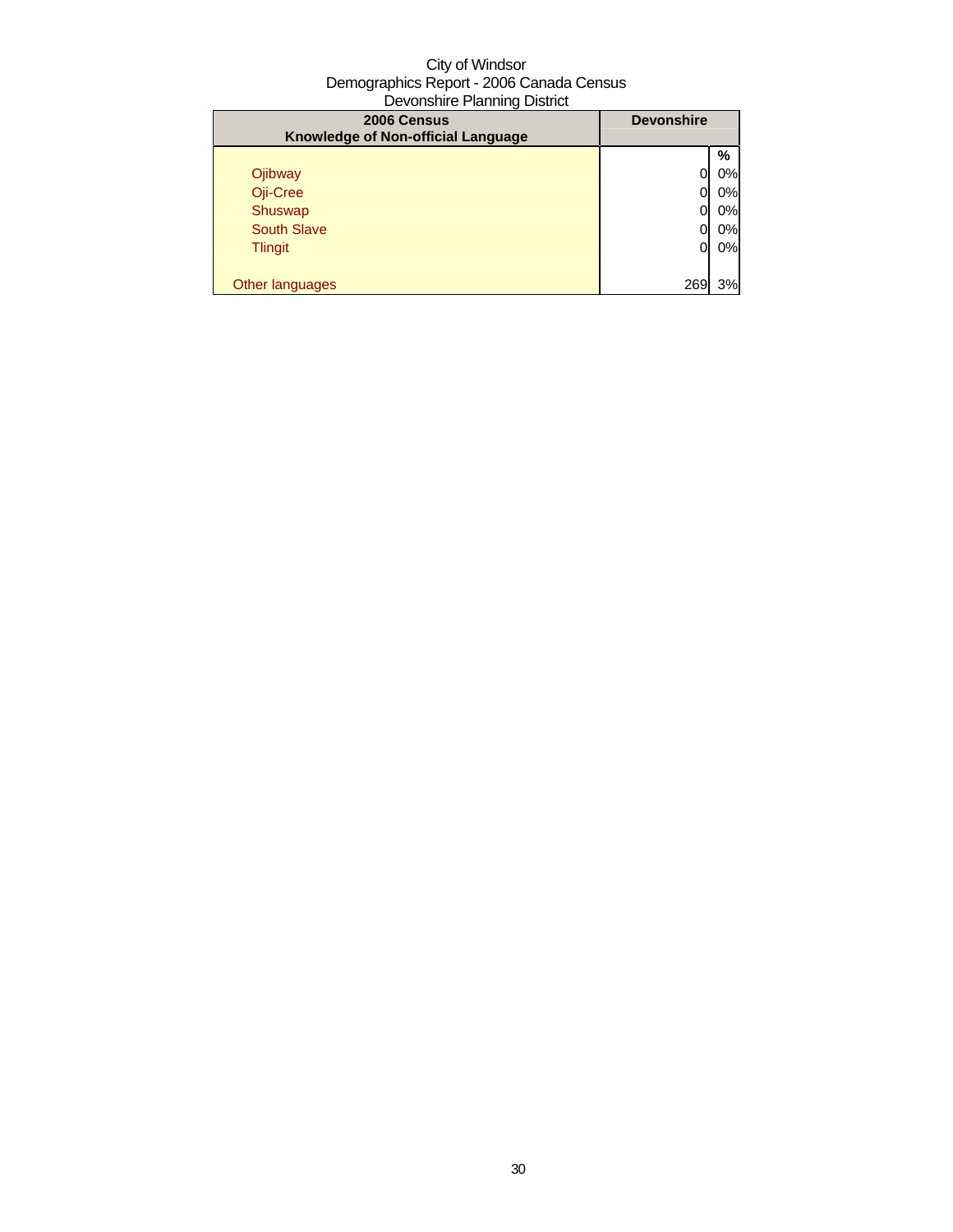City of Windsor
Demographics Report - 2006 Canada Census
Devonshire Planning District

| 2006 Census<br>Knowledge of Non-official Language | Devonshire | |
|---|---|---|
| | | % |
| Ojibway | 0 | 0% |
| Oji-Cree | 0 | 0% |
| Shuswap | 0 | 0% |
| South Slave | 0 | 0% |
| Tlingit | 0 | 0% |
| | | |
| Other languages | 269 | 3% |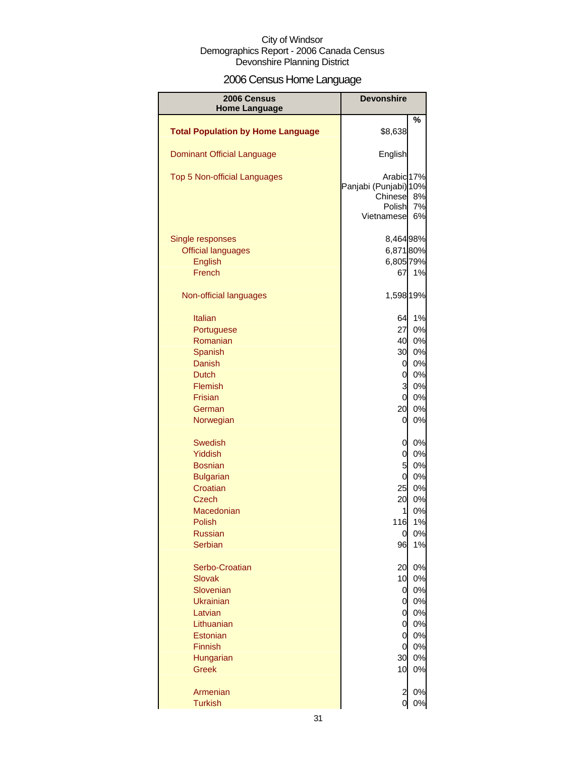City of Windsor
Demographics Report - 2006 Canada Census
Devonshire Planning District

# 2006 Census Home Language

| 2006 Census Home Language | Devonshire | % |
|---|---|---|
| **Total Population by Home Language** | $8,638 | |
| Dominant Official Language | English | |
| Top 5 Non-official Languages | Arabic | 17% |
| | Panjabi (Punjabi) | 10% |
| | Chinese | 8% |
| | Polish | 7% |
| | Vietnamese | 6% |
| Single responses | 8,464 | 98% |
| Official languages | 6,871 | 80% |
| English | 6,805 | 79% |
| French | 67 | 1% |
| Non-official languages | 1,598 | 19% |
| Italian | 64 | 1% |
| Portuguese | 27 | 0% |
| Romanian | 40 | 0% |
| Spanish | 30 | 0% |
| Danish | 0 | 0% |
| Dutch | 0 | 0% |
| Flemish | 3 | 0% |
| Frisian | 0 | 0% |
| German | 20 | 0% |
| Norwegian | 0 | 0% |
| Swedish | 0 | 0% |
| Yiddish | 0 | 0% |
| Bosnian | 5 | 0% |
| Bulgarian | 0 | 0% |
| Croatian | 25 | 0% |
| Czech | 20 | 0% |
| Macedonian | 1 | 0% |
| Polish | 116 | 1% |
| Russian | 0 | 0% |
| Serbian | 96 | 1% |
| Serbo-Croatian | 20 | 0% |
| Slovak | 10 | 0% |
| Slovenian | 0 | 0% |
| Ukrainian | 0 | 0% |
| Latvian | 0 | 0% |
| Lithuanian | 0 | 0% |
| Estonian | 0 | 0% |
| Finnish | 0 | 0% |
| Hungarian | 30 | 0% |
| Greek | 10 | 0% |
| Armenian | 2 | 0% |
| Turkish | 0 | 0% |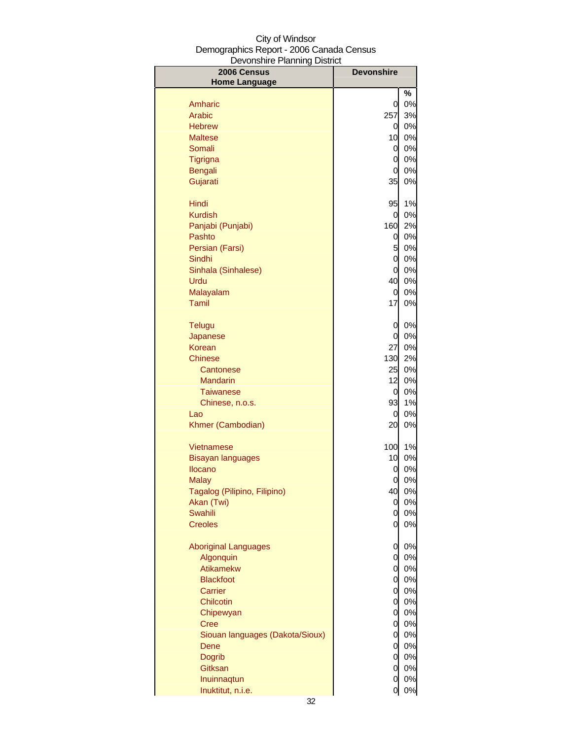City of Windsor
Demographics Report - 2006 Canada Census
Devonshire Planning District

| 2006 Census Home Language | Devonshire | |
|---|---|---|
| | | % |
| Amharic | 0 | 0% |
| Arabic | 257 | 3% |
| Hebrew | 0 | 0% |
| Maltese | 10 | 0% |
| Somali | 0 | 0% |
| Tigrigna | 0 | 0% |
| Bengali | 0 | 0% |
| Gujarati | 35 | 0% |
| | | |
| Hindi | 95 | 1% |
| Kurdish | 0 | 0% |
| Panjabi (Punjabi) | 160 | 2% |
| Pashto | 0 | 0% |
| Persian (Farsi) | 5 | 0% |
| Sindhi | 0 | 0% |
| Sinhala (Sinhalese) | 0 | 0% |
| Urdu | 40 | 0% |
| Malayalam | 0 | 0% |
| Tamil | 17 | 0% |
| | | |
| Telugu | 0 | 0% |
| Japanese | 0 | 0% |
| Korean | 27 | 0% |
| Chinese | 130 | 2% |
| Cantonese | 25 | 0% |
| Mandarin | 12 | 0% |
| Taiwanese | 0 | 0% |
| Chinese, n.o.s. | 93 | 1% |
| Lao | 0 | 0% |
| Khmer (Cambodian) | 20 | 0% |
| | | |
| Vietnamese | 100 | 1% |
| Bisayan languages | 10 | 0% |
| Ilocano | 0 | 0% |
| Malay | 0 | 0% |
| Tagalog (Pilipino, Filipino) | 40 | 0% |
| Akan (Twi) | 0 | 0% |
| Swahili | 0 | 0% |
| Creoles | 0 | 0% |
| | | |
| Aboriginal Languages | 0 | 0% |
| Algonquin | 0 | 0% |
| Atikamekw | 0 | 0% |
| Blackfoot | 0 | 0% |
| Carrier | 0 | 0% |
| Chilcotin | 0 | 0% |
| Chipewyan | 0 | 0% |
| Cree | 0 | 0% |
| Siouan languages (Dakota/Sioux) | 0 | 0% |
| Dene | 0 | 0% |
| Dogrib | 0 | 0% |
| Gitksan | 0 | 0% |
| Inuinnaqtun | 0 | 0% |
| Inuktitut, n.i.e. | 0 | 0% |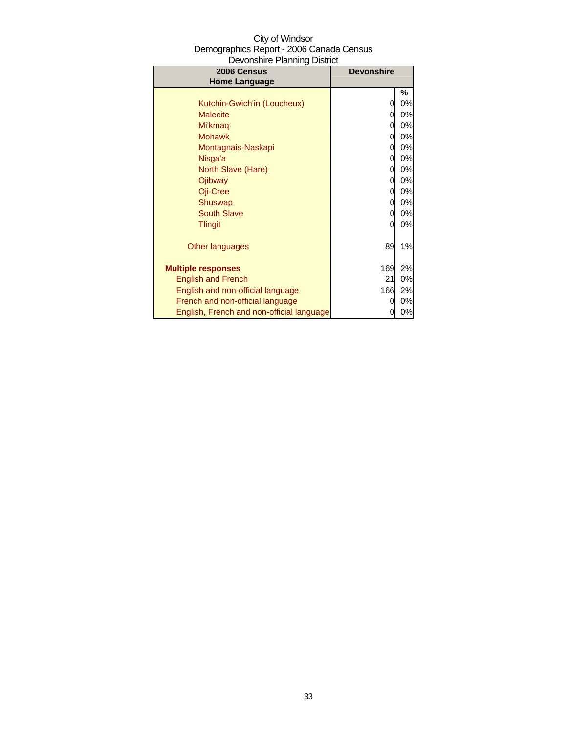City of Windsor
Demographics Report - 2006 Canada Census
Devonshire Planning District

| 2006 Census Home Language | Devonshire | |
|---|---|---|
| | | % |
| Kutchin-Gwich'in (Loucheux) | 0 | 0% |
| Malecite | 0 | 0% |
| Mi'kmaq | 0 | 0% |
| Mohawk | 0 | 0% |
| Montagnais-Naskapi | 0 | 0% |
| Nisga'a | 0 | 0% |
| North Slave (Hare) | 0 | 0% |
| Ojibway | 0 | 0% |
| Oji-Cree | 0 | 0% |
| Shuswap | 0 | 0% |
| South Slave | 0 | 0% |
| Tlingit | 0 | 0% |
| Other languages | 89 | 1% |
| **Multiple responses** | 169 | 2% |
| English and French | 21 | 0% |
| English and non-official language | 166 | 2% |
| French and non-official language | 0 | 0% |
| English, French and non-official language | 0 | 0% |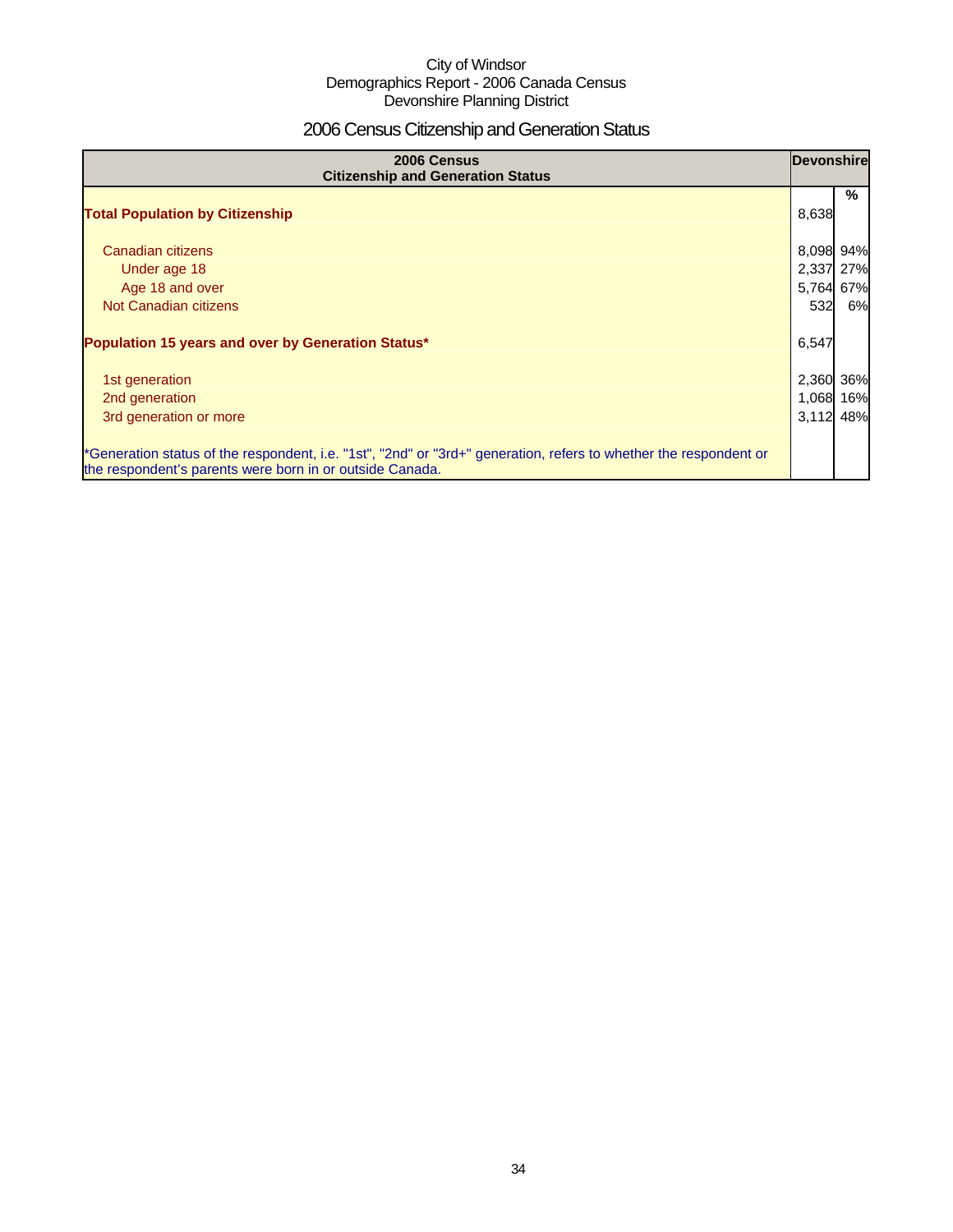City of Windsor
Demographics Report - 2006 Canada Census
Devonshire Planning District

# 2006 Census Citizenship and Generation Status

| 2006 Census<br>Citizenship and Generation Status | Devonshire | |
|---|---|---|
| | | % |
| **Total Population by Citizenship** | 8,638 | |
| Canadian citizens | 8,098 | 94% |
| Under age 18 | 2,337 | 27% |
| Age 18 and over | 5,764 | 67% |
| Not Canadian citizens | 532 | 6% |
| **Population 15 years and over by Generation Status*** | 6,547 | |
| 1st generation | 2,360 | 36% |
| 2nd generation | 1,068 | 16% |
| 3rd generation or more | 3,112 | 48% |
| *Generation status of the respondent, i.e. "1st", "2nd" or "3rd+" generation, refers to whether the respondent or the respondent's parents were born in or outside Canada. | | |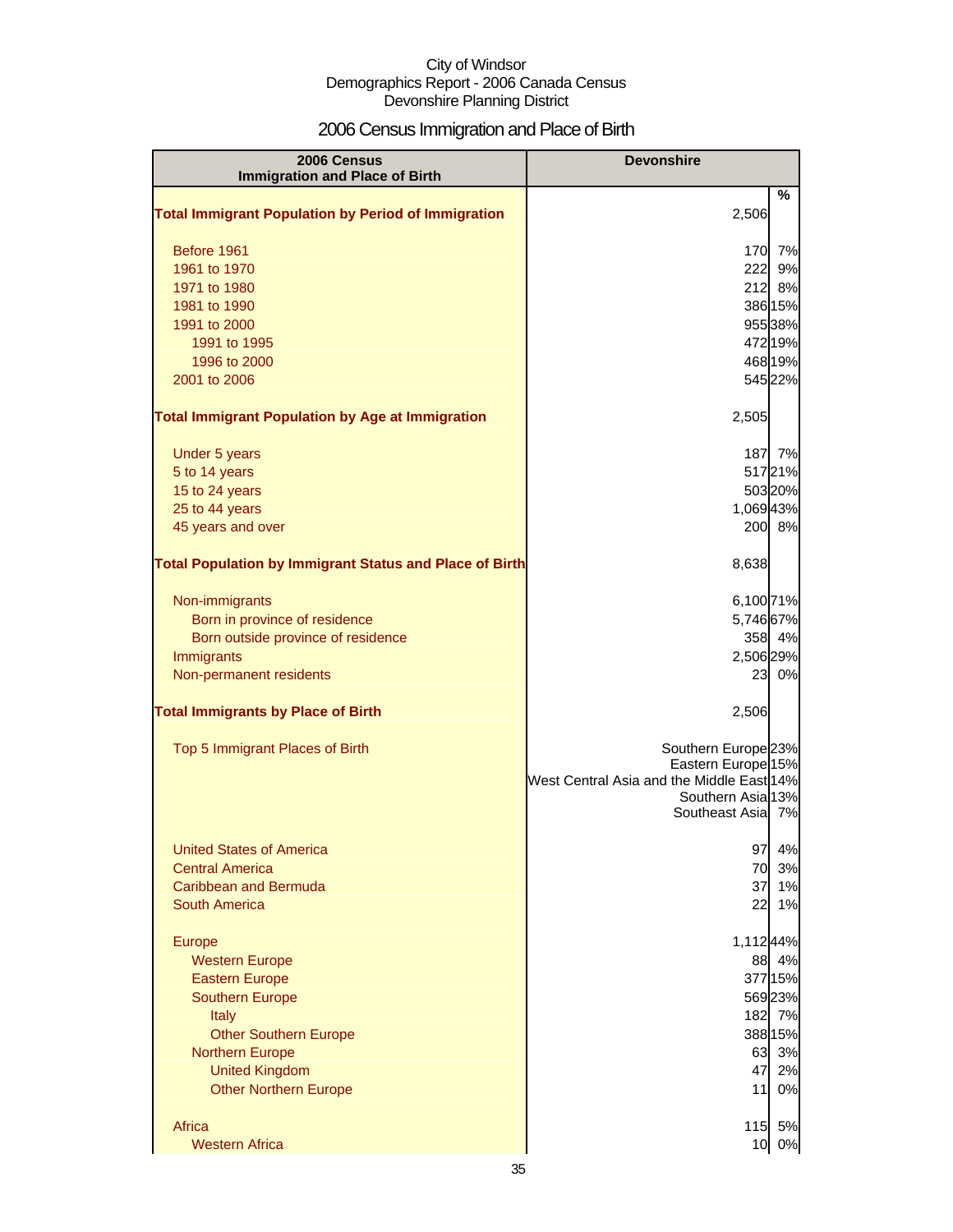City of Windsor
Demographics Report - 2006 Canada Census
Devonshire Planning District

# 2006 Census Immigration and Place of Birth

| 2006 Census Immigration and Place of Birth | Devonshire | |
|---|---|---|
| | | % |
| **Total Immigrant Population by Period of Immigration** | 2,506 | |
| Before 1961 | 170 | 7% |
| 1961 to 1970 | 222 | 9% |
| 1971 to 1980 | 212 | 8% |
| 1981 to 1990 | 386 | 15% |
| 1991 to 2000 | 955 | 38% |
| 1991 to 1995 | 472 | 19% |
| 1996 to 2000 | 468 | 19% |
| 2001 to 2006 | 545 | 22% |
| **Total Immigrant Population by Age at Immigration** | 2,505 | |
| Under 5 years | 187 | 7% |
| 5 to 14 years | 517 | 21% |
| 15 to 24 years | 503 | 20% |
| 25 to 44 years | 1,069 | 43% |
| 45 years and over | 200 | 8% |
| **Total Population by Immigrant Status and Place of Birth** | 8,638 | |
| Non-immigrants | 6,100 | 71% |
| Born in province of residence | 5,746 | 67% |
| Born outside province of residence | 358 | 4% |
| Immigrants | 2,506 | 29% |
| Non-permanent residents | 23 | 0% |
| **Total Immigrants by Place of Birth** | 2,506 | |
| Top 5 Immigrant Places of Birth | Southern Europe | 23% |
| | Eastern Europe | 15% |
| | West Central Asia and the Middle East | 14% |
| | Southern Asia | 13% |
| | Southeast Asia | 7% |
| United States of America | 97 | 4% |
| Central America | 70 | 3% |
| Caribbean and Bermuda | 37 | 1% |
| South America | 22 | 1% |
| Europe | 1,112 | 44% |
| Western Europe | 88 | 4% |
| Eastern Europe | 377 | 15% |
| Southern Europe | 569 | 23% |
| Italy | 182 | 7% |
| Other Southern Europe | 388 | 15% |
| Northern Europe | 63 | 3% |
| United Kingdom | 47 | 2% |
| Other Northern Europe | 11 | 0% |
| Africa | 115 | 5% |
| Western Africa | 10 | 0% |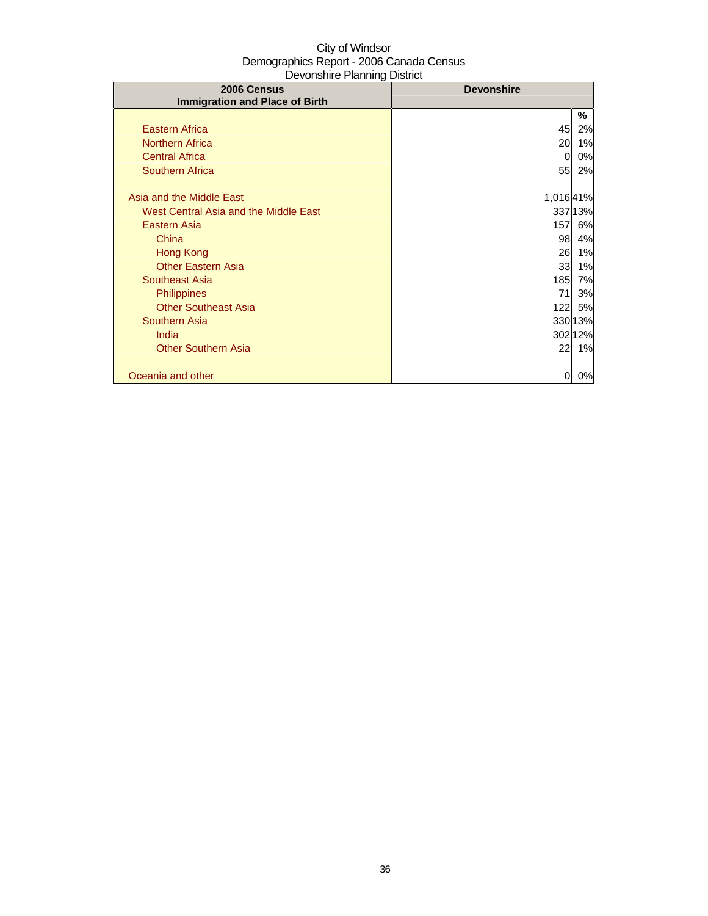City of Windsor
Demographics Report - 2006 Canada Census
Devonshire Planning District

| 2006 Census<br>Immigration and Place of Birth | Devonshire | |
|---|---|---|
| | | % |
| Eastern Africa | 45 | 2% |
| Northern Africa | 20 | 1% |
| Central Africa | 0 | 0% |
| Southern Africa | 55 | 2% |
| | | |
| Asia and the Middle East | 1,016 | 41% |
| West Central Asia and the Middle East | 337 | 13% |
| Eastern Asia | 157 | 6% |
| China | 98 | 4% |
| Hong Kong | 26 | 1% |
| Other Eastern Asia | 33 | 1% |
| Southeast Asia | 185 | 7% |
| Philippines | 71 | 3% |
| Other Southeast Asia | 122 | 5% |
| Southern Asia | 330 | 13% |
| India | 302 | 12% |
| Other Southern Asia | 22 | 1% |
| | | |
| Oceania and other | 0 | 0% |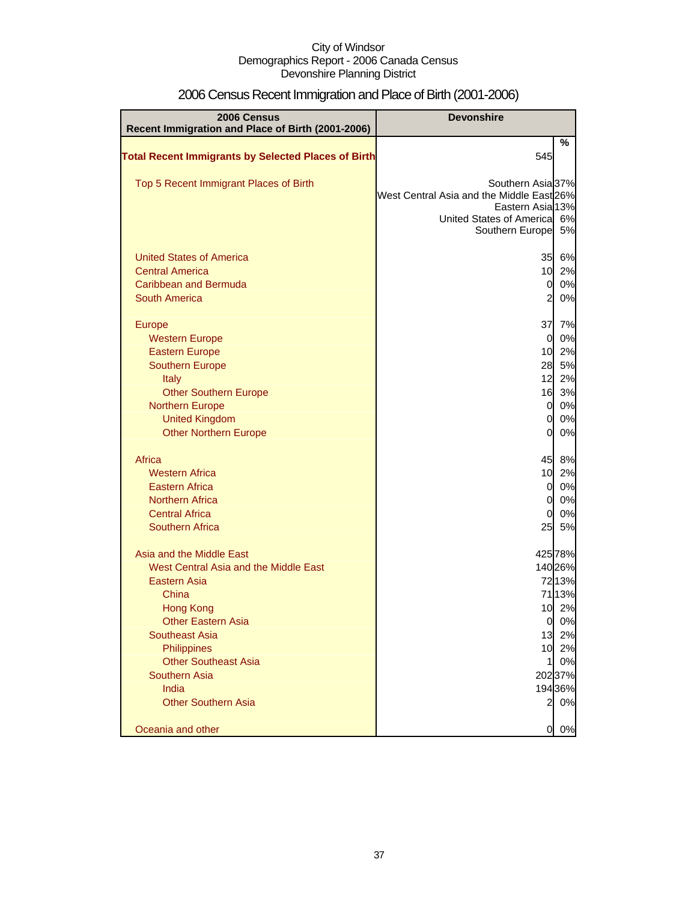City of Windsor
Demographics Report - 2006 Canada Census
Devonshire Planning District

# 2006 Census Recent Immigration and Place of Birth (2001-2006)

| 2006 Census Recent Immigration and Place of Birth (2001-2006) | Devonshire | |
|---|---|---|
| | | % |
| **Total Recent Immigrants by Selected Places of Birth** | 545 | |
| Top 5 Recent Immigrant Places of Birth | Southern Asia | 37% |
| | West Central Asia and the Middle East | 26% |
| | Eastern Asia | 13% |
| | United States of America | 6% |
| | Southern Europe | 5% |
| United States of America | 35 | 6% |
| Central America | 10 | 2% |
| Caribbean and Bermuda | 0 | 0% |
| South America | 2 | 0% |
| Europe | 37 | 7% |
| Western Europe | 0 | 0% |
| Eastern Europe | 10 | 2% |
| Southern Europe | 28 | 5% |
| Italy | 12 | 2% |
| Other Southern Europe | 16 | 3% |
| Northern Europe | 0 | 0% |
| United Kingdom | 0 | 0% |
| Other Northern Europe | 0 | 0% |
| Africa | 45 | 8% |
| Western Africa | 10 | 2% |
| Eastern Africa | 0 | 0% |
| Northern Africa | 0 | 0% |
| Central Africa | 0 | 0% |
| Southern Africa | 25 | 5% |
| Asia and the Middle East | 425 | 78% |
| West Central Asia and the Middle East | 140 | 26% |
| Eastern Asia | 72 | 13% |
| China | 71 | 13% |
| Hong Kong | 10 | 2% |
| Other Eastern Asia | 0 | 0% |
| Southeast Asia | 13 | 2% |
| Philippines | 10 | 2% |
| Other Southeast Asia | 1 | 0% |
| Southern Asia | 202 | 37% |
| India | 194 | 36% |
| Other Southern Asia | 2 | 0% |
| Oceania and other | 0 | 0% |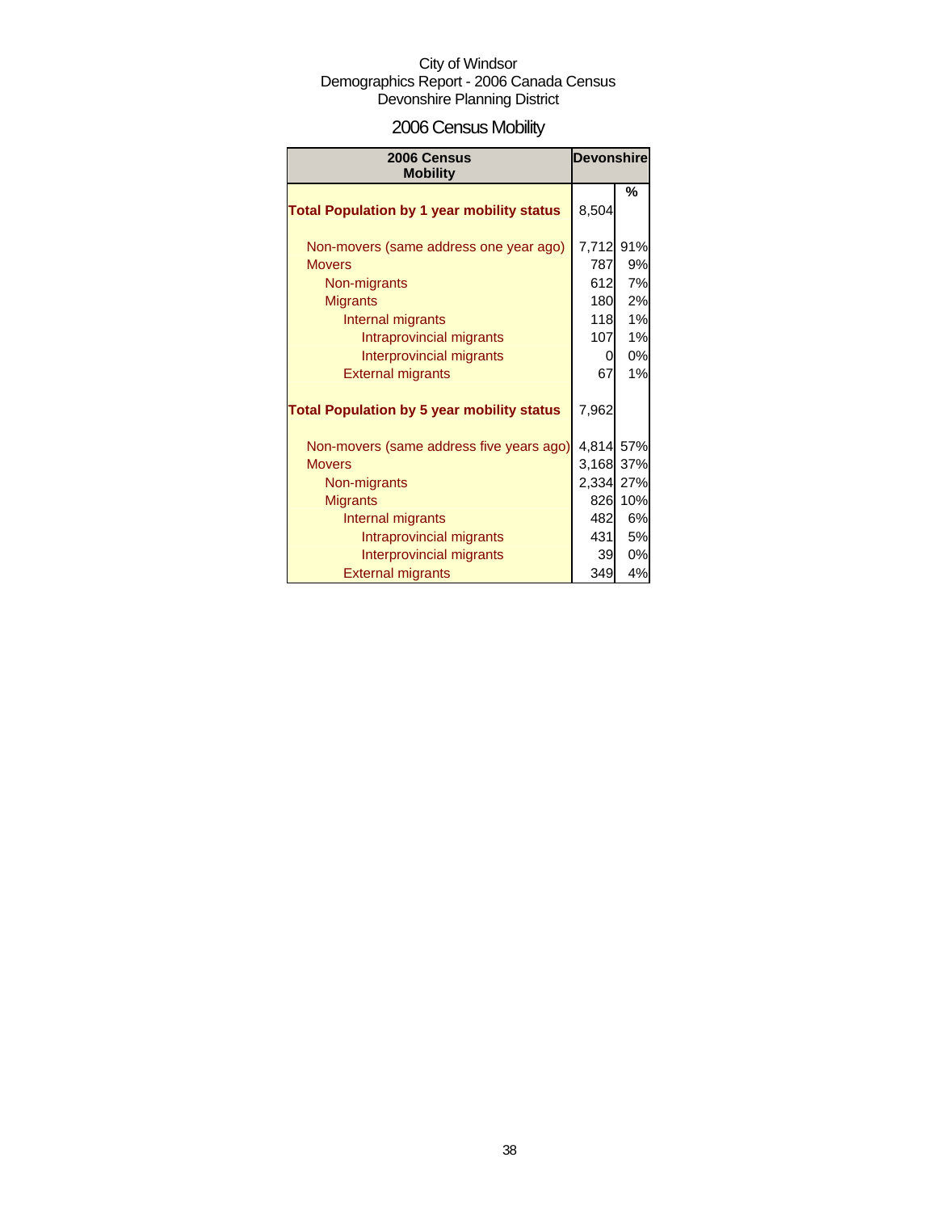City of Windsor
Demographics Report - 2006 Canada Census
Devonshire Planning District

# 2006 Census Mobility

| 2006 Census Mobility | Devonshire | |
|---|---|---|
| | | % |
| **Total Population by 1 year mobility status** | 8,504 | |
| Non-movers (same address one year ago) | 7,712 | 91% |
| Movers | 787 | 9% |
| Non-migrants | 612 | 7% |
| Migrants | 180 | 2% |
| Internal migrants | 118 | 1% |
| Intraprovincial migrants | 107 | 1% |
| Interprovincial migrants | 0 | 0% |
| External migrants | 67 | 1% |
| **Total Population by 5 year mobility status** | 7,962 | |
| Non-movers (same address five years ago) | 4,814 | 57% |
| Movers | 3,168 | 37% |
| Non-migrants | 2,334 | 27% |
| Migrants | 826 | 10% |
| Internal migrants | 482 | 6% |
| Intraprovincial migrants | 431 | 5% |
| Interprovincial migrants | 39 | 0% |
| External migrants | 349 | 4% |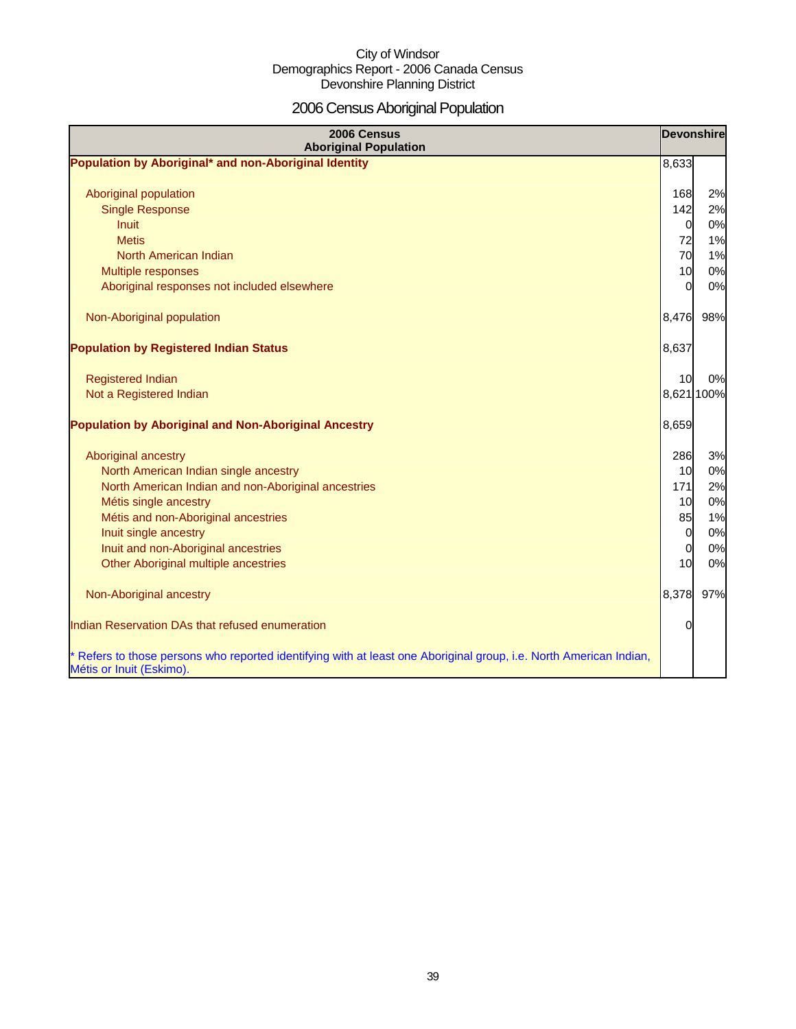City of Windsor
Demographics Report - 2006 Canada Census
Devonshire Planning District

# 2006 Census Aboriginal Population

| 2006 Census Aboriginal Population | Devonshire | |
|---|---|---|
| **Population by Aboriginal* and non-Aboriginal Identity** | 8,633 | |
| Aboriginal population | 168 | 2% |
| Single Response | 142 | 2% |
| Inuit | 0 | 0% |
| Metis | 72 | 1% |
| North American Indian | 70 | 1% |
| Multiple responses | 10 | 0% |
| Aboriginal responses not included elsewhere | 0 | 0% |
| Non-Aboriginal population | 8,476 | 98% |
| **Population by Registered Indian Status** | 8,637 | |
| Registered Indian | 10 | 0% |
| Not a Registered Indian | 8,621 | 100% |
| **Population by Aboriginal and Non-Aboriginal Ancestry** | 8,659 | |
| Aboriginal ancestry | 286 | 3% |
| North American Indian single ancestry | 10 | 0% |
| North American Indian and non-Aboriginal ancestries | 171 | 2% |
| Métis single ancestry | 10 | 0% |
| Métis and non-Aboriginal ancestries | 85 | 1% |
| Inuit single ancestry | 0 | 0% |
| Inuit and non-Aboriginal ancestries | 0 | 0% |
| Other Aboriginal multiple ancestries | 10 | 0% |
| Non-Aboriginal ancestry | 8,378 | 97% |
| Indian Reservation DAs that refused enumeration | 0 | |

* Refers to those persons who reported identifying with at least one Aboriginal group, i.e. North American Indian, Métis or Inuit (Eskimo).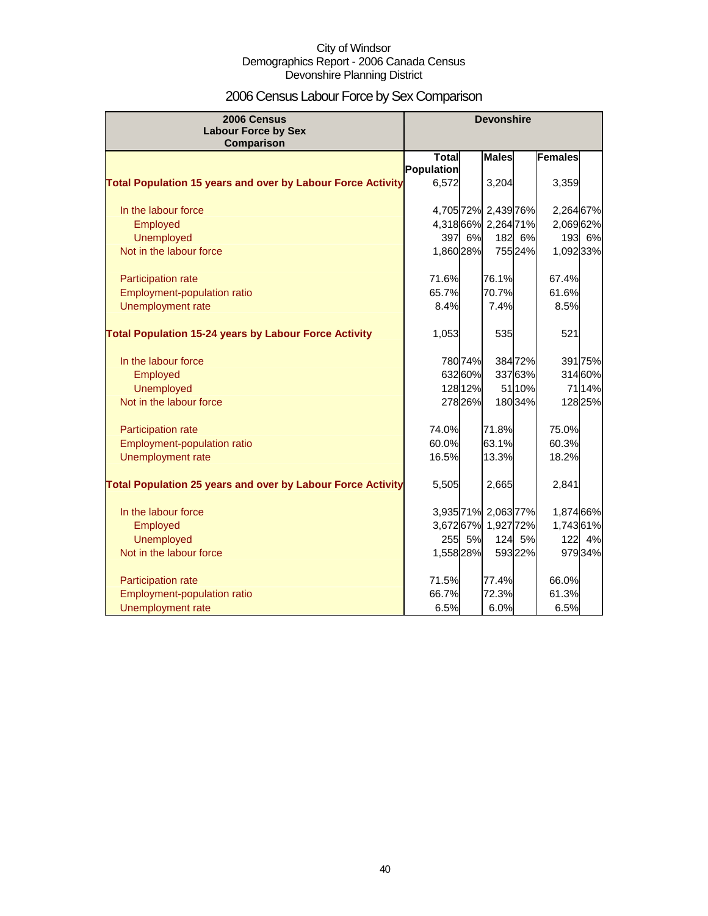City of Windsor
Demographics Report - 2006 Canada Census
Devonshire Planning District

# 2006 Census Labour Force by Sex Comparison

| 2006 Census Labour Force by Sex Comparison | Devonshire | | | | | |
|---|---|---|---|---|---|---|
| | Total Population | | Males | | Females | |
| **Total Population 15 years and over by Labour Force Activity** | 6,572 | | 3,204 | | 3,359 | |
| In the labour force | 4,705 | 72% | 2,439 | 76% | 2,264 | 67% |
| Employed | 4,318 | 66% | 2,264 | 71% | 2,069 | 62% |
| Unemployed | 397 | 6% | 182 | 6% | 193 | 6% |
| Not in the labour force | 1,860 | 28% | 755 | 24% | 1,092 | 33% |
| Participation rate | 71.6% | | 76.1% | | 67.4% | |
| Employment-population ratio | 65.7% | | 70.7% | | 61.6% | |
| Unemployment rate | 8.4% | | 7.4% | | 8.5% | |
| **Total Population 15-24 years by Labour Force Activity** | 1,053 | | 535 | | 521 | |
| In the labour force | 780 | 74% | 384 | 72% | 391 | 75% |
| Employed | 632 | 60% | 337 | 63% | 314 | 60% |
| Unemployed | 128 | 12% | 51 | 10% | 71 | 14% |
| Not in the labour force | 278 | 26% | 180 | 34% | 128 | 25% |
| Participation rate | 74.0% | | 71.8% | | 75.0% | |
| Employment-population ratio | 60.0% | | 63.1% | | 60.3% | |
| Unemployment rate | 16.5% | | 13.3% | | 18.2% | |
| **Total Population 25 years and over by Labour Force Activity** | 5,505 | | 2,665 | | 2,841 | |
| In the labour force | 3,935 | 71% | 2,063 | 77% | 1,874 | 66% |
| Employed | 3,672 | 67% | 1,927 | 72% | 1,743 | 61% |
| Unemployed | 255 | 5% | 124 | 5% | 122 | 4% |
| Not in the labour force | 1,558 | 28% | 593 | 22% | 979 | 34% |
| Participation rate | 71.5% | | 77.4% | | 66.0% | |
| Employment-population ratio | 66.7% | | 72.3% | | 61.3% | |
| Unemployment rate | 6.5% | | 6.0% | | 6.5% | |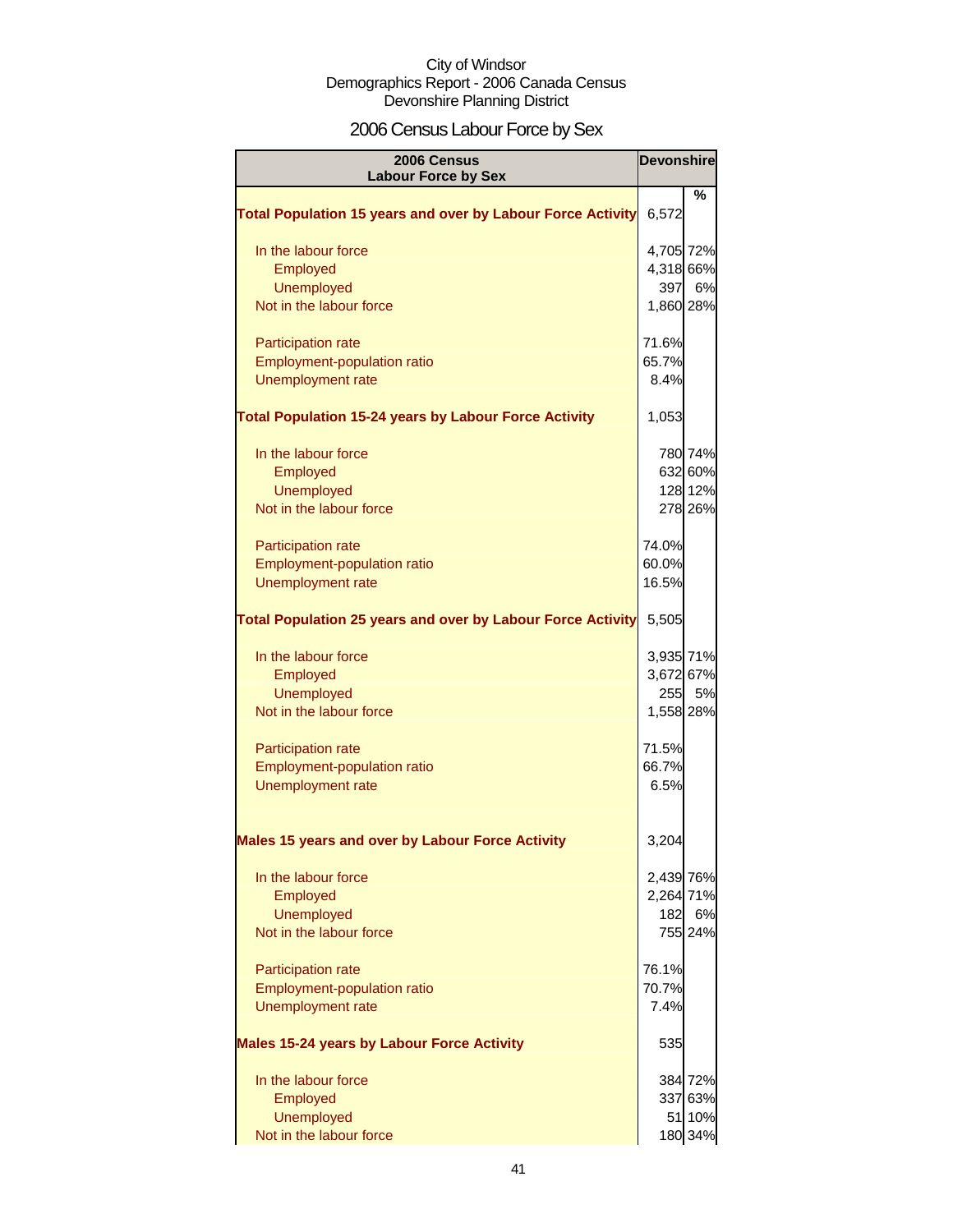City of Windsor
Demographics Report - 2006 Canada Census
Devonshire Planning District

# 2006 Census Labour Force by Sex

| 2006 Census Labour Force by Sex | Devonshire | |
|---|---|---|
| | | % |
| **Total Population 15 years and over by Labour Force Activity** | 6,572 | |
| In the labour force | 4,705 | 72% |
| Employed | 4,318 | 66% |
| Unemployed | 397 | 6% |
| Not in the labour force | 1,860 | 28% |
| Participation rate | 71.6% | |
| Employment-population ratio | 65.7% | |
| Unemployment rate | 8.4% | |
| **Total Population 15-24 years by Labour Force Activity** | 1,053 | |
| In the labour force | 780 | 74% |
| Employed | 632 | 60% |
| Unemployed | 128 | 12% |
| Not in the labour force | 278 | 26% |
| Participation rate | 74.0% | |
| Employment-population ratio | 60.0% | |
| Unemployment rate | 16.5% | |
| **Total Population 25 years and over by Labour Force Activity** | 5,505 | |
| In the labour force | 3,935 | 71% |
| Employed | 3,672 | 67% |
| Unemployed | 255 | 5% |
| Not in the labour force | 1,558 | 28% |
| Participation rate | 71.5% | |
| Employment-population ratio | 66.7% | |
| Unemployment rate | 6.5% | |
| **Males 15 years and over by Labour Force Activity** | 3,204 | |
| In the labour force | 2,439 | 76% |
| Employed | 2,264 | 71% |
| Unemployed | 182 | 6% |
| Not in the labour force | 755 | 24% |
| Participation rate | 76.1% | |
| Employment-population ratio | 70.7% | |
| Unemployment rate | 7.4% | |
| **Males 15-24 years by Labour Force Activity** | 535 | |
| In the labour force | 384 | 72% |
| Employed | 337 | 63% |
| Unemployed | 51 | 10% |
| Not in the labour force | 180 | 34% |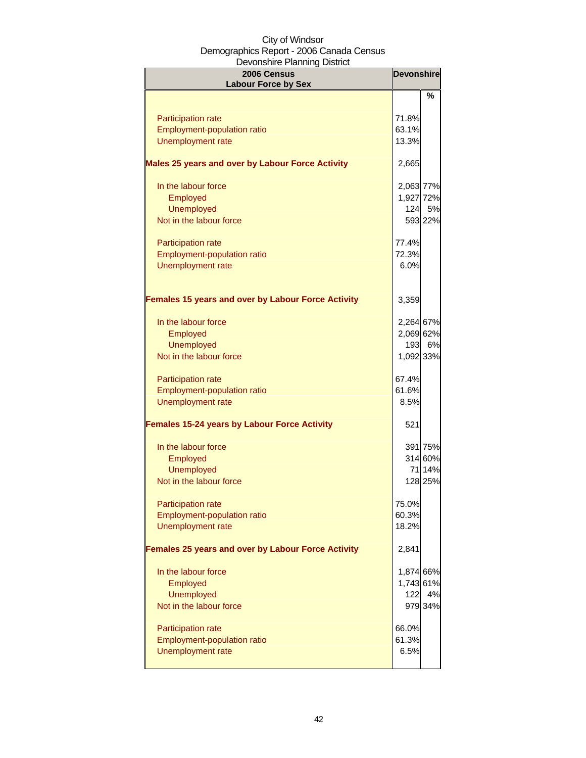City of Windsor
Demographics Report - 2006 Canada Census
Devonshire Planning District

| 2006 Census<br>Labour Force by Sex | Devonshire | |
|---|---|---|
| | | % |
| Participation rate | 71.8% | |
| Employment-population ratio | 63.1% | |
| Unemployment rate | 13.3% | |
| **Males 25 years and over by Labour Force Activity** | 2,665 | |
| In the labour force | 2,063 | 77% |
| Employed | 1,927 | 72% |
| Unemployed | 124 | 5% |
| Not in the labour force | 593 | 22% |
| Participation rate | 77.4% | |
| Employment-population ratio | 72.3% | |
| Unemployment rate | 6.0% | |
| **Females 15 years and over by Labour Force Activity** | 3,359 | |
| In the labour force | 2,264 | 67% |
| Employed | 2,069 | 62% |
| Unemployed | 193 | 6% |
| Not in the labour force | 1,092 | 33% |
| Participation rate | 67.4% | |
| Employment-population ratio | 61.6% | |
| Unemployment rate | 8.5% | |
| **Females 15-24 years by Labour Force Activity** | 521 | |
| In the labour force | 391 | 75% |
| Employed | 314 | 60% |
| Unemployed | 71 | 14% |
| Not in the labour force | 128 | 25% |
| Participation rate | 75.0% | |
| Employment-population ratio | 60.3% | |
| Unemployment rate | 18.2% | |
| **Females 25 years and over by Labour Force Activity** | 2,841 | |
| In the labour force | 1,874 | 66% |
| Employed | 1,743 | 61% |
| Unemployed | 122 | 4% |
| Not in the labour force | 979 | 34% |
| Participation rate | 66.0% | |
| Employment-population ratio | 61.3% | |
| Unemployment rate | 6.5% | |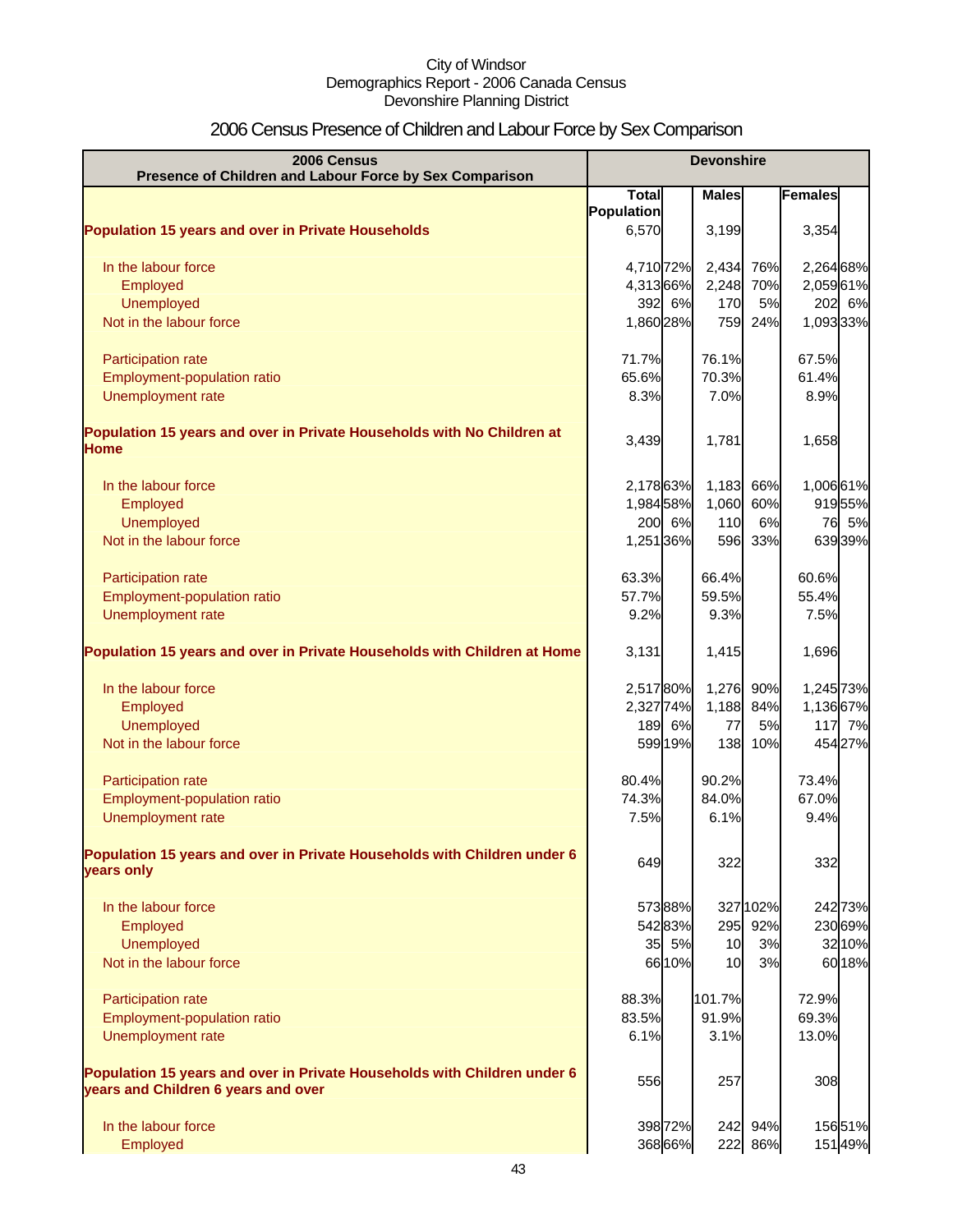City of Windsor
Demographics Report - 2006 Canada Census
Devonshire Planning District

# 2006 Census Presence of Children and Labour Force by Sex Comparison

| 2006 Census<br>Presence of Children and Labour Force by Sex Comparison | Devonshire | | | | | |
|---|---|---|---|---|---|---|
| | Total Population | | Males | | Females | |
| **Population 15 years and over in Private Households** | 6,570 | | 3,199 | | 3,354 | |
| In the labour force | 4,710 | 72% | 2,434 | 76% | 2,264 | 68% |
| Employed | 4,313 | 66% | 2,248 | 70% | 2,059 | 61% |
| Unemployed | 392 | 6% | 170 | 5% | 202 | 6% |
| Not in the labour force | 1,860 | 28% | 759 | 24% | 1,093 | 33% |
| Participation rate | 71.7% | | 76.1% | | 67.5% | |
| Employment-population ratio | 65.6% | | 70.3% | | 61.4% | |
| Unemployment rate | 8.3% | | 7.0% | | 8.9% | |
| **Population 15 years and over in Private Households with No Children at Home** | 3,439 | | 1,781 | | 1,658 | |
| In the labour force | 2,178 | 63% | 1,183 | 66% | 1,006 | 61% |
| Employed | 1,984 | 58% | 1,060 | 60% | 919 | 55% |
| Unemployed | 200 | 6% | 110 | 6% | 76 | 5% |
| Not in the labour force | 1,251 | 36% | 596 | 33% | 639 | 39% |
| Participation rate | 63.3% | | 66.4% | | 60.6% | |
| Employment-population ratio | 57.7% | | 59.5% | | 55.4% | |
| Unemployment rate | 9.2% | | 9.3% | | 7.5% | |
| **Population 15 years and over in Private Households with Children at Home** | 3,131 | | 1,415 | | 1,696 | |
| In the labour force | 2,517 | 80% | 1,276 | 90% | 1,245 | 73% |
| Employed | 2,327 | 74% | 1,188 | 84% | 1,136 | 67% |
| Unemployed | 189 | 6% | 77 | 5% | 117 | 7% |
| Not in the labour force | 599 | 19% | 138 | 10% | 454 | 27% |
| Participation rate | 80.4% | | 90.2% | | 73.4% | |
| Employment-population ratio | 74.3% | | 84.0% | | 67.0% | |
| Unemployment rate | 7.5% | | 6.1% | | 9.4% | |
| **Population 15 years and over in Private Households with Children under 6 years only** | 649 | | 322 | | 332 | |
| In the labour force | 573 | 88% | 327 | 102% | 242 | 73% |
| Employed | 542 | 83% | 295 | 92% | 230 | 69% |
| Unemployed | 35 | 5% | 10 | 3% | 32 | 10% |
| Not in the labour force | 66 | 10% | 10 | 3% | 60 | 18% |
| Participation rate | 88.3% | | 101.7% | | 72.9% | |
| Employment-population ratio | 83.5% | | 91.9% | | 69.3% | |
| Unemployment rate | 6.1% | | 3.1% | | 13.0% | |
| **Population 15 years and over in Private Households with Children under 6 years and Children 6 years and over** | 556 | | 257 | | 308 | |
| In the labour force | 398 | 72% | 242 | 94% | 156 | 51% |
| Employed | 368 | 66% | 222 | 86% | 151 | 49% |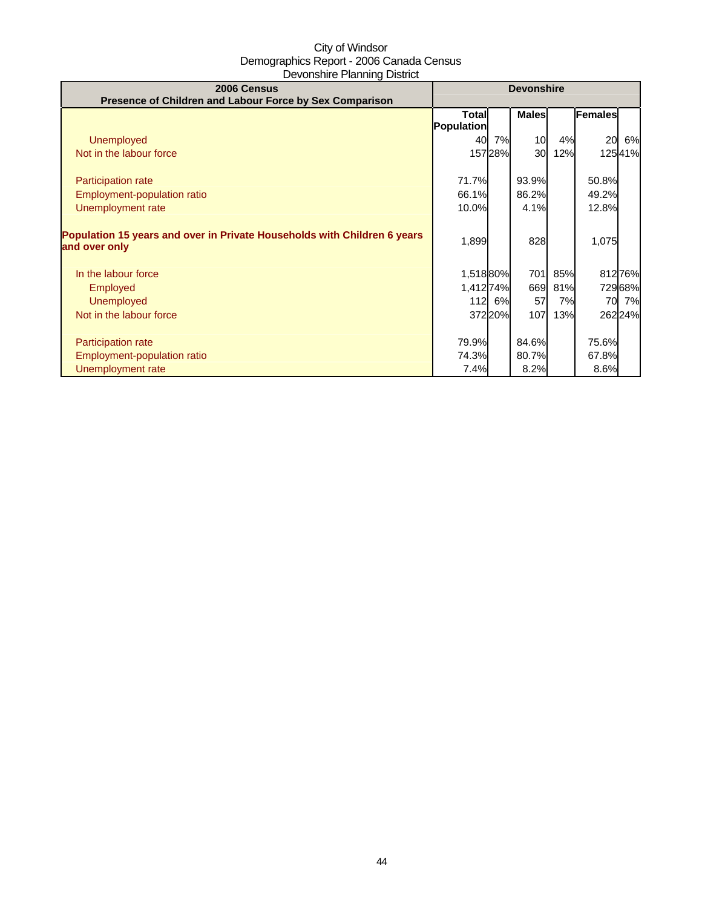City of Windsor
Demographics Report - 2006 Canada Census
Devonshire Planning District

| 2006 Census<br>Presence of Children and Labour Force by Sex Comparison | Devonshire | | | | | |
|---|---|---|---|---|---|---|
| | Total Population | | Males | | Females | |
| Unemployed | 40 | 7% | 10 | 4% | 20 | 6% |
| Not in the labour force | 157 | 28% | 30 | 12% | 125 | 41% |
| Participation rate | 71.7% | | 93.9% | | 50.8% | |
| Employment-population ratio | 66.1% | | 86.2% | | 49.2% | |
| Unemployment rate | 10.0% | | 4.1% | | 12.8% | |
| **Population 15 years and over in Private Households with Children 6 years and over only** | 1,899 | | 828 | | 1,075 | |
| In the labour force | 1,518 | 80% | 701 | 85% | 812 | 76% |
| Employed | 1,412 | 74% | 669 | 81% | 729 | 68% |
| Unemployed | 112 | 6% | 57 | 7% | 70 | 7% |
| Not in the labour force | 372 | 20% | 107 | 13% | 262 | 24% |
| Participation rate | 79.9% | | 84.6% | | 75.6% | |
| Employment-population ratio | 74.3% | | 80.7% | | 67.8% | |
| Unemployment rate | 7.4% | | 8.2% | | 8.6% | |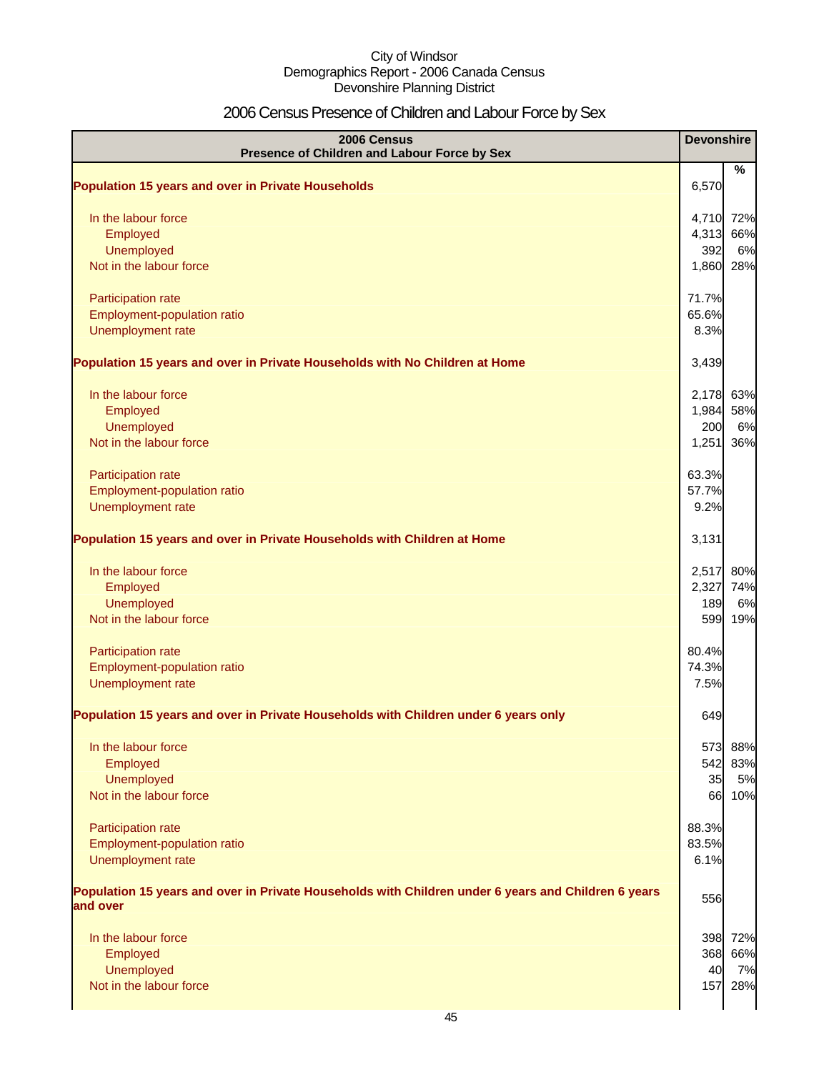City of Windsor
Demographics Report - 2006 Canada Census
Devonshire Planning District

# 2006 Census Presence of Children and Labour Force by Sex

| 2006 Census<br>Presence of Children and Labour Force by Sex | Devonshire | |
|---|---|---|
| | | % |
| **Population 15 years and over in Private Households** | 6,570 | |
| In the labour force | 4,710 | 72% |
| Employed | 4,313 | 66% |
| Unemployed | 392 | 6% |
| Not in the labour force | 1,860 | 28% |
| Participation rate | 71.7% | |
| Employment-population ratio | 65.6% | |
| Unemployment rate | 8.3% | |
| **Population 15 years and over in Private Households with No Children at Home** | 3,439 | |
| In the labour force | 2,178 | 63% |
| Employed | 1,984 | 58% |
| Unemployed | 200 | 6% |
| Not in the labour force | 1,251 | 36% |
| Participation rate | 63.3% | |
| Employment-population ratio | 57.7% | |
| Unemployment rate | 9.2% | |
| **Population 15 years and over in Private Households with Children at Home** | 3,131 | |
| In the labour force | 2,517 | 80% |
| Employed | 2,327 | 74% |
| Unemployed | 189 | 6% |
| Not in the labour force | 599 | 19% |
| Participation rate | 80.4% | |
| Employment-population ratio | 74.3% | |
| Unemployment rate | 7.5% | |
| **Population 15 years and over in Private Households with Children under 6 years only** | 649 | |
| In the labour force | 573 | 88% |
| Employed | 542 | 83% |
| Unemployed | 35 | 5% |
| Not in the labour force | 66 | 10% |
| Participation rate | 88.3% | |
| Employment-population ratio | 83.5% | |
| Unemployment rate | 6.1% | |
| **Population 15 years and over in Private Households with Children under 6 years and Children 6 years and over** | 556 | |
| In the labour force | 398 | 72% |
| Employed | 368 | 66% |
| Unemployed | 40 | 7% |
| Not in the labour force | 157 | 28% |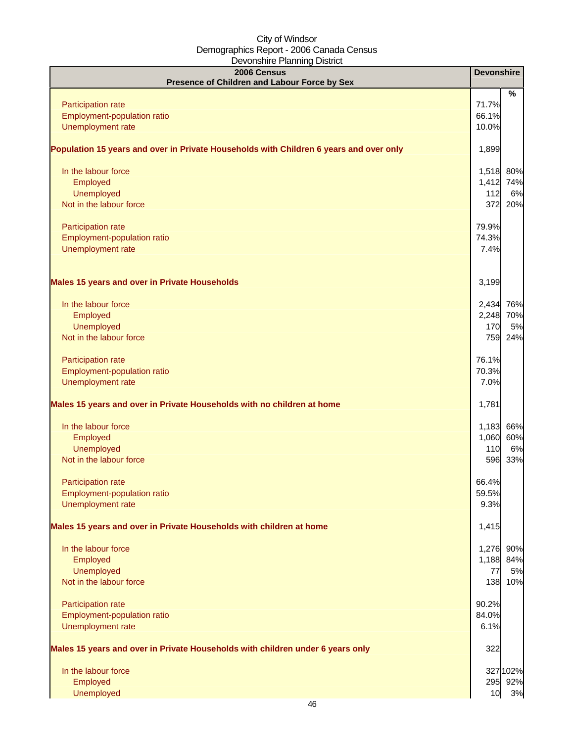City of Windsor
Demographics Report - 2006 Canada Census
Devonshire Planning District

| 2006 Census<br>Presence of Children and Labour Force by Sex | Devonshire | % |
|---|---|---|
| Participation rate | 71.7% | |
| Employment-population ratio | 66.1% | |
| Unemployment rate | 10.0% | |
| **Population 15 years and over in Private Households with Children 6 years and over only** | 1,899 | |
| In the labour force | 1,518 | 80% |
| Employed | 1,412 | 74% |
| Unemployed | 112 | 6% |
| Not in the labour force | 372 | 20% |
| Participation rate | 79.9% | |
| Employment-population ratio | 74.3% | |
| Unemployment rate | 7.4% | |
| **Males 15 years and over in Private Households** | 3,199 | |
| In the labour force | 2,434 | 76% |
| Employed | 2,248 | 70% |
| Unemployed | 170 | 5% |
| Not in the labour force | 759 | 24% |
| Participation rate | 76.1% | |
| Employment-population ratio | 70.3% | |
| Unemployment rate | 7.0% | |
| **Males 15 years and over in Private Households with no children at home** | 1,781 | |
| In the labour force | 1,183 | 66% |
| Employed | 1,060 | 60% |
| Unemployed | 110 | 6% |
| Not in the labour force | 596 | 33% |
| Participation rate | 66.4% | |
| Employment-population ratio | 59.5% | |
| Unemployment rate | 9.3% | |
| **Males 15 years and over in Private Households with children at home** | 1,415 | |
| In the labour force | 1,276 | 90% |
| Employed | 1,188 | 84% |
| Unemployed | 77 | 5% |
| Not in the labour force | 138 | 10% |
| Participation rate | 90.2% | |
| Employment-population ratio | 84.0% | |
| Unemployment rate | 6.1% | |
| **Males 15 years and over in Private Households with children under 6 years only** | 322 | |
| In the labour force | 327 | 102% |
| Employed | 295 | 92% |
| Unemployed | 10 | 3% |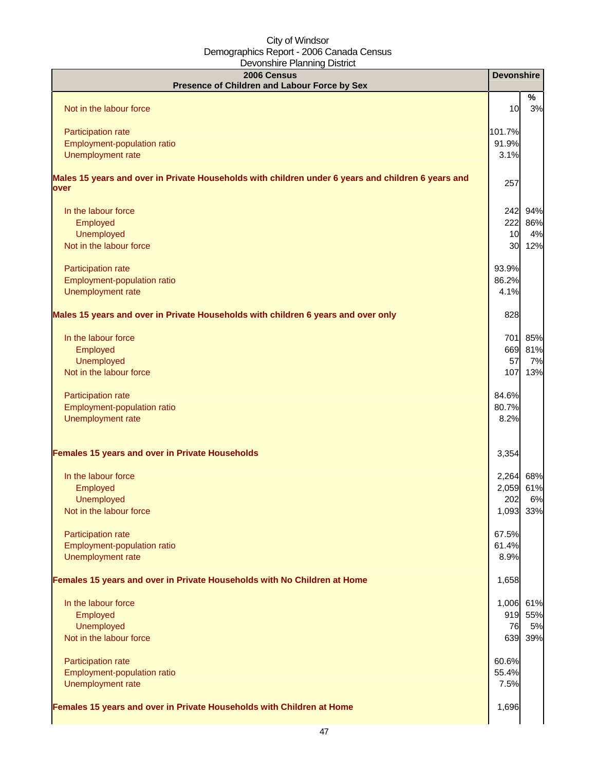| 2006 Census<br>Presence of Children and Labour Force by Sex | Devonshire | |
|---|---|---|
| | | % |
| Not in the labour force | 10 | 3% |
| | | |
| Participation rate | 101.7% | |
| Employment-population ratio | 91.9% | |
| Unemployment rate | 3.1% | |
| | | |
| **Males 15 years and over in Private Households with children under 6 years and children 6 years and over** | 257 | |
| | | |
| In the labour force | 242 | 94% |
| Employed | 222 | 86% |
| Unemployed | 10 | 4% |
| Not in the labour force | 30 | 12% |
| | | |
| Participation rate | 93.9% | |
| Employment-population ratio | 86.2% | |
| Unemployment rate | 4.1% | |
| | | |
| **Males 15 years and over in Private Households with children 6 years and over only** | 828 | |
| | | |
| In the labour force | 701 | 85% |
| Employed | 669 | 81% |
| Unemployed | 57 | 7% |
| Not in the labour force | 107 | 13% |
| | | |
| Participation rate | 84.6% | |
| Employment-population ratio | 80.7% | |
| Unemployment rate | 8.2% | |
| | | |
| **Females 15 years and over in Private Households** | 3,354 | |
| | | |
| In the labour force | 2,264 | 68% |
| Employed | 2,059 | 61% |
| Unemployed | 202 | 6% |
| Not in the labour force | 1,093 | 33% |
| | | |
| Participation rate | 67.5% | |
| Employment-population ratio | 61.4% | |
| Unemployment rate | 8.9% | |
| | | |
| **Females 15 years and over in Private Households with No Children at Home** | 1,658 | |
| | | |
| In the labour force | 1,006 | 61% |
| Employed | 919 | 55% |
| Unemployed | 76 | 5% |
| Not in the labour force | 639 | 39% |
| | | |
| Participation rate | 60.6% | |
| Employment-population ratio | 55.4% | |
| Unemployment rate | 7.5% | |
| | | |
| **Females 15 years and over in Private Households with Children at Home** | 1,696 | |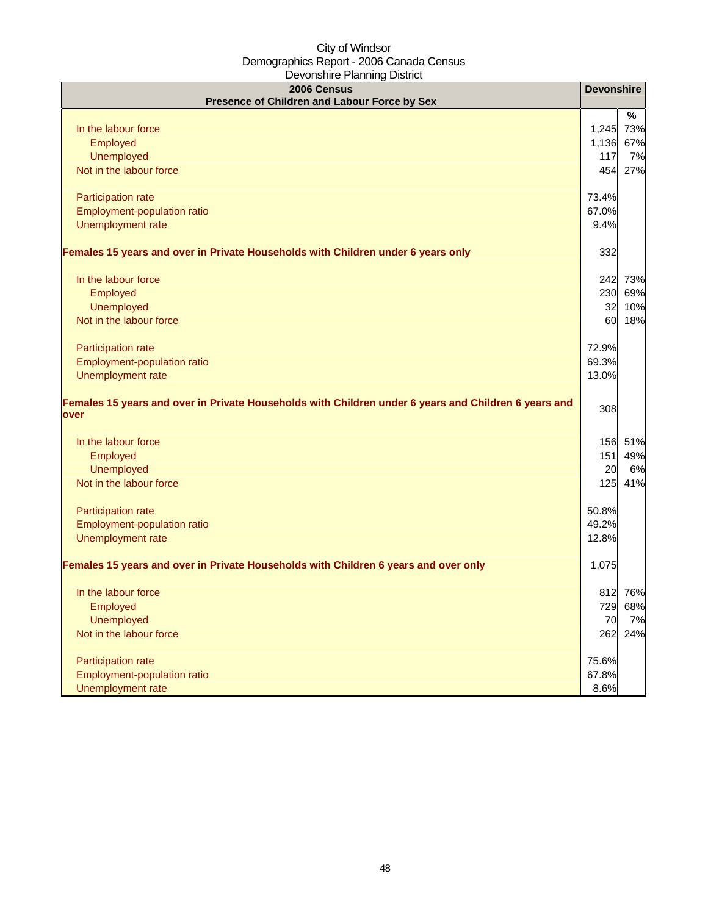City of Windsor
Demographics Report - 2006 Canada Census
Devonshire Planning District

| 2006 Census<br>Presence of Children and Labour Force by Sex | Devonshire | |
|---|---|---|
| | | % |
| In the labour force | 1,245 | 73% |
| Employed | 1,136 | 67% |
| Unemployed | 117 | 7% |
| Not in the labour force | 454 | 27% |
| | | |
| Participation rate | 73.4% | |
| Employment-population ratio | 67.0% | |
| Unemployment rate | 9.4% | |
| | | |
| **Females 15 years and over in Private Households with Children under 6 years only** | 332 | |
| | | |
| In the labour force | 242 | 73% |
| Employed | 230 | 69% |
| Unemployed | 32 | 10% |
| Not in the labour force | 60 | 18% |
| | | |
| Participation rate | 72.9% | |
| Employment-population ratio | 69.3% | |
| Unemployment rate | 13.0% | |
| | | |
| **Females 15 years and over in Private Households with Children under 6 years and Children 6 years and over** | 308 | |
| | | |
| In the labour force | 156 | 51% |
| Employed | 151 | 49% |
| Unemployed | 20 | 6% |
| Not in the labour force | 125 | 41% |
| | | |
| Participation rate | 50.8% | |
| Employment-population ratio | 49.2% | |
| Unemployment rate | 12.8% | |
| | | |
| **Females 15 years and over in Private Households with Children 6 years and over only** | 1,075 | |
| | | |
| In the labour force | 812 | 76% |
| Employed | 729 | 68% |
| Unemployed | 70 | 7% |
| Not in the labour force | 262 | 24% |
| | | |
| Participation rate | 75.6% | |
| Employment-population ratio | 67.8% | |
| Unemployment rate | 8.6% | |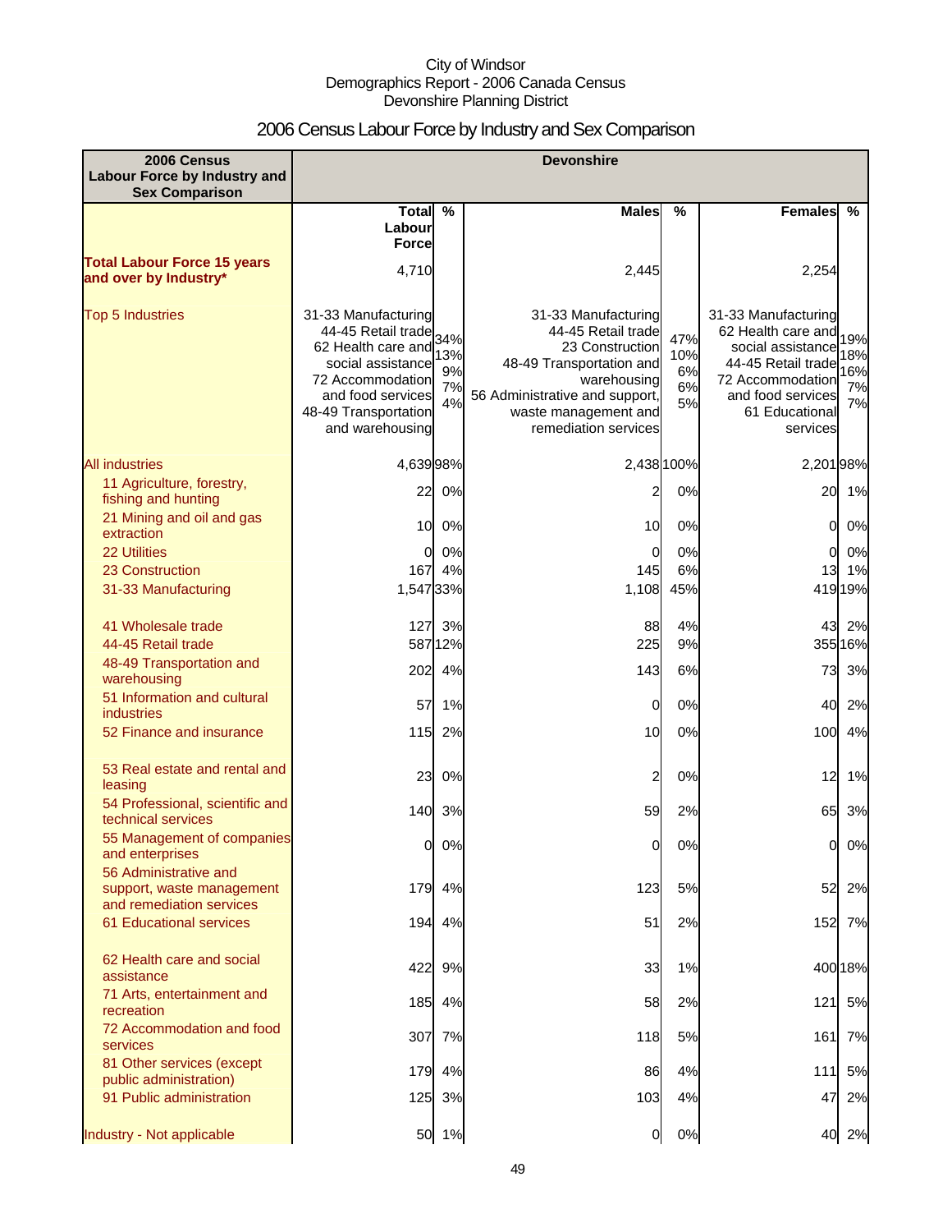City of Windsor
Demographics Report - 2006 Canada Census
Devonshire Planning District

# 2006 Census Labour Force by Industry and Sex Comparison

| 2006 Census Labour Force by Industry and Sex Comparison | Devonshire | | | | | |
|---|---|---|---|---|---|---|
| | Total Labour Force | % | Males | % | Females | % |
| **Total Labour Force 15 years and over by Industry*** | 4,710 | | 2,445 | | 2,254 | |
| Top 5 Industries | 31-33 Manufacturing<br>44-45 Retail trade<br>62 Health care and social assistance<br>72 Accommodation and food services<br>48-49 Transportation and warehousing | 34%<br>13%<br>9%<br>7%<br>4% | 31-33 Manufacturing<br>44-45 Retail trade<br>23 Construction<br>48-49 Transportation and warehousing<br>56 Administrative and support, waste management and remediation services | 47%<br>10%<br>6%<br>6%<br>5% | 31-33 Manufacturing<br>62 Health care and social assistance<br>44-45 Retail trade<br>72 Accommodation and food services<br>61 Educational services | 19%<br>18%<br>16%<br>7%<br>7% |
| All industries | 4,639 | 98% | 2,438 | 100% | 2,201 | 98% |
| 11 Agriculture, forestry, fishing and hunting | 22 | 0% | 2 | 0% | 20 | 1% |
| 21 Mining and oil and gas extraction | 10 | 0% | 10 | 0% | 0 | 0% |
| 22 Utilities | 0 | 0% | 0 | 0% | 0 | 0% |
| 23 Construction | 167 | 4% | 145 | 6% | 13 | 1% |
| 31-33 Manufacturing | 1,547 | 33% | 1,108 | 45% | 419 | 19% |
| 41 Wholesale trade | 127 | 3% | 88 | 4% | 43 | 2% |
| 44-45 Retail trade | 587 | 12% | 225 | 9% | 355 | 16% |
| 48-49 Transportation and warehousing | 202 | 4% | 143 | 6% | 73 | 3% |
| 51 Information and cultural industries | 57 | 1% | 0 | 0% | 40 | 2% |
| 52 Finance and insurance | 115 | 2% | 10 | 0% | 100 | 4% |
| 53 Real estate and rental and leasing | 23 | 0% | 2 | 0% | 12 | 1% |
| 54 Professional, scientific and technical services | 140 | 3% | 59 | 2% | 65 | 3% |
| 55 Management of companies and enterprises | 0 | 0% | 0 | 0% | 0 | 0% |
| 56 Administrative and support, waste management and remediation services | 179 | 4% | 123 | 5% | 52 | 2% |
| 61 Educational services | 194 | 4% | 51 | 2% | 152 | 7% |
| 62 Health care and social assistance | 422 | 9% | 33 | 1% | 400 | 18% |
| 71 Arts, entertainment and recreation | 185 | 4% | 58 | 2% | 121 | 5% |
| 72 Accommodation and food services | 307 | 7% | 118 | 5% | 161 | 7% |
| 81 Other services (except public administration) | 179 | 4% | 86 | 4% | 111 | 5% |
| 91 Public administration | 125 | 3% | 103 | 4% | 47 | 2% |
| Industry - Not applicable | 50 | 1% | 0 | 0% | 40 | 2% |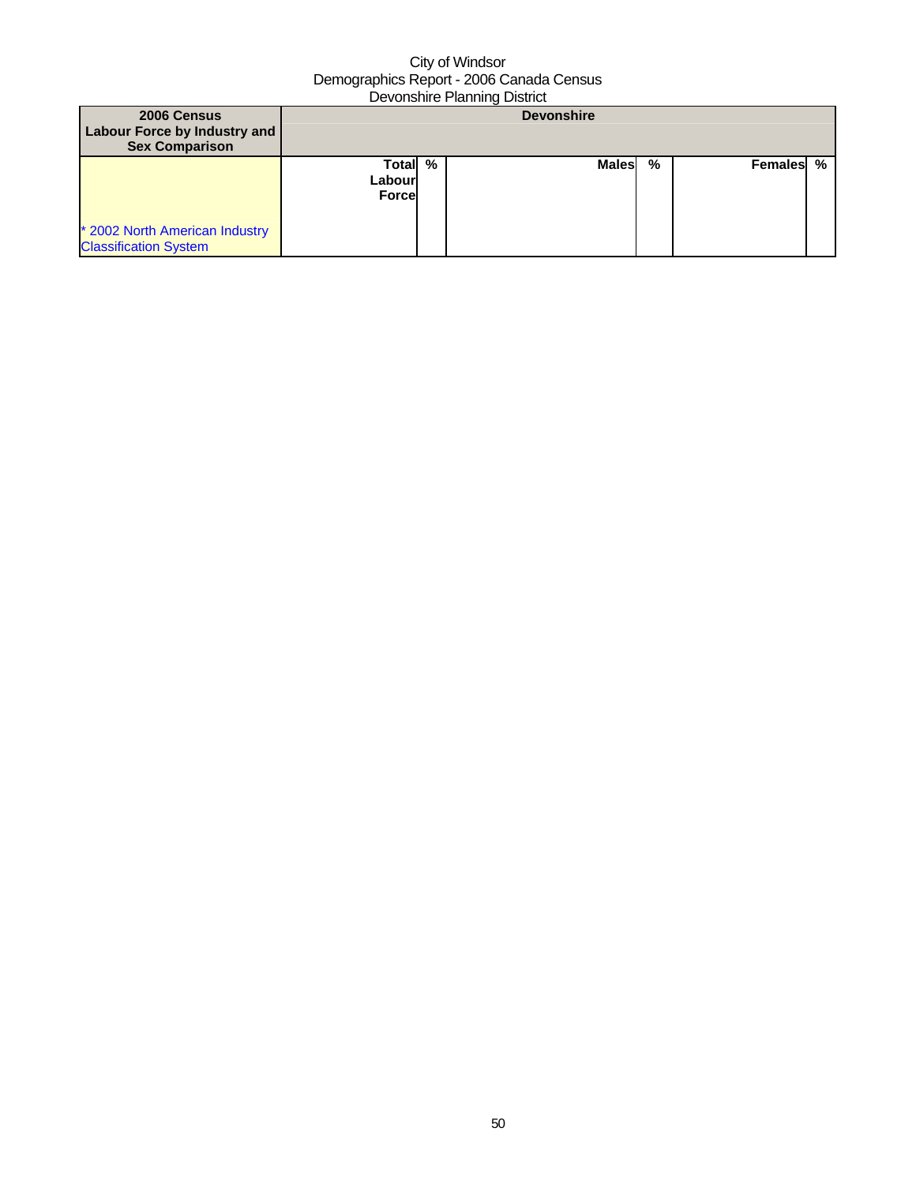| 2006 Census Labour Force by Industry and Sex Comparison | Devonshire | | | | | |
|---|---|---|---|---|---|---|
| * 2002 North American Industry Classification System | Total Labour Force | % | Males | % | Females | % |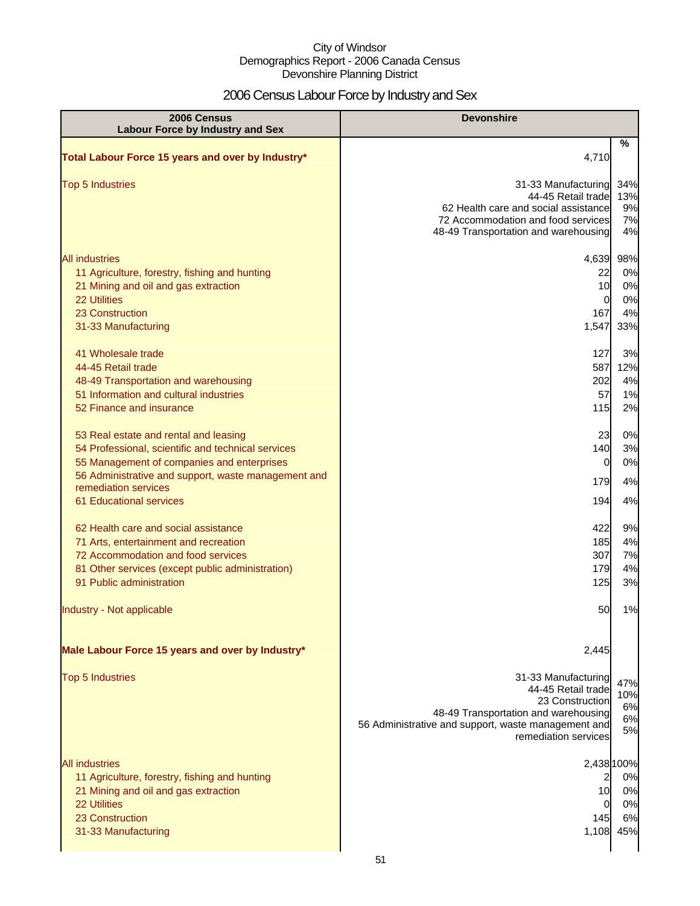City of Windsor
Demographics Report - 2006 Canada Census
Devonshire Planning District

# 2006 Census Labour Force by Industry and Sex

| 2006 Census Labour Force by Industry and Sex | Devonshire | % |
|---|---|---|
| **Total Labour Force 15 years and over by Industry*** | 4,710 | |
| Top 5 Industries | 31-33 Manufacturing | 34% |
| | 44-45 Retail trade | 13% |
| | 62 Health care and social assistance | 9% |
| | 72 Accommodation and food services | 7% |
| | 48-49 Transportation and warehousing | 4% |
| All industries | 4,639 | 98% |
| 11 Agriculture, forestry, fishing and hunting | 22 | 0% |
| 21 Mining and oil and gas extraction | 10 | 0% |
| 22 Utilities | 0 | 0% |
| 23 Construction | 167 | 4% |
| 31-33 Manufacturing | 1,547 | 33% |
| 41 Wholesale trade | 127 | 3% |
| 44-45 Retail trade | 587 | 12% |
| 48-49 Transportation and warehousing | 202 | 4% |
| 51 Information and cultural industries | 57 | 1% |
| 52 Finance and insurance | 115 | 2% |
| 53 Real estate and rental and leasing | 23 | 0% |
| 54 Professional, scientific and technical services | 140 | 3% |
| 55 Management of companies and enterprises | 0 | 0% |
| 56 Administrative and support, waste management and remediation services | 179 | 4% |
| 61 Educational services | 194 | 4% |
| 62 Health care and social assistance | 422 | 9% |
| 71 Arts, entertainment and recreation | 185 | 4% |
| 72 Accommodation and food services | 307 | 7% |
| 81 Other services (except public administration) | 179 | 4% |
| 91 Public administration | 125 | 3% |
| Industry - Not applicable | 50 | 1% |
| **Male Labour Force 15 years and over by Industry*** | 2,445 | |
| Top 5 Industries | 31-33 Manufacturing | 47% |
| | 44-45 Retail trade | 10% |
| | 23 Construction | 6% |
| | 48-49 Transportation and warehousing | 6% |
| | 56 Administrative and support, waste management and remediation services | 5% |
| All industries | 2,438 | 100% |
| 11 Agriculture, forestry, fishing and hunting | 2 | 0% |
| 21 Mining and oil and gas extraction | 10 | 0% |
| 22 Utilities | 0 | 0% |
| 23 Construction | 145 | 6% |
| 31-33 Manufacturing | 1,108 | 45% |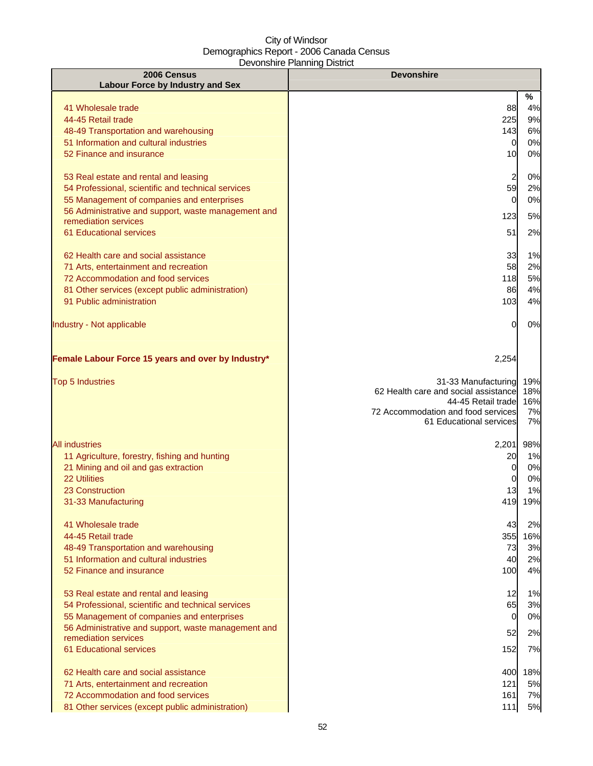| 2006 Census Labour Force by Industry and Sex | Devonshire | |
|---|---|---|
| | | % |
| 41 Wholesale trade | 88 | 4% |
| 44-45 Retail trade | 225 | 9% |
| 48-49 Transportation and warehousing | 143 | 6% |
| 51 Information and cultural industries | 0 | 0% |
| 52 Finance and insurance | 10 | 0% |
| 53 Real estate and rental and leasing | 2 | 0% |
| 54 Professional, scientific and technical services | 59 | 2% |
| 55 Management of companies and enterprises | 0 | 0% |
| 56 Administrative and support, waste management and remediation services | 123 | 5% |
| 61 Educational services | 51 | 2% |
| 62 Health care and social assistance | 33 | 1% |
| 71 Arts, entertainment and recreation | 58 | 2% |
| 72 Accommodation and food services | 118 | 5% |
| 81 Other services (except public administration) | 86 | 4% |
| 91 Public administration | 103 | 4% |
| Industry - Not applicable | 0 | 0% |
| **Female Labour Force 15 years and over by Industry*** | 2,254 | |
| Top 5 Industries | 31-33 Manufacturing | 19% |
| | 62 Health care and social assistance | 18% |
| | 44-45 Retail trade | 16% |
| | 72 Accommodation and food services | 7% |
| | 61 Educational services | 7% |
| All industries | 2,201 | 98% |
| 11 Agriculture, forestry, fishing and hunting | 20 | 1% |
| 21 Mining and oil and gas extraction | 0 | 0% |
| 22 Utilities | 0 | 0% |
| 23 Construction | 13 | 1% |
| 31-33 Manufacturing | 419 | 19% |
| 41 Wholesale trade | 43 | 2% |
| 44-45 Retail trade | 355 | 16% |
| 48-49 Transportation and warehousing | 73 | 3% |
| 51 Information and cultural industries | 40 | 2% |
| 52 Finance and insurance | 100 | 4% |
| 53 Real estate and rental and leasing | 12 | 1% |
| 54 Professional, scientific and technical services | 65 | 3% |
| 55 Management of companies and enterprises | 0 | 0% |
| 56 Administrative and support, waste management and remediation services | 52 | 2% |
| 61 Educational services | 152 | 7% |
| 62 Health care and social assistance | 400 | 18% |
| 71 Arts, entertainment and recreation | 121 | 5% |
| 72 Accommodation and food services | 161 | 7% |
| 81 Other services (except public administration) | 111 | 5% |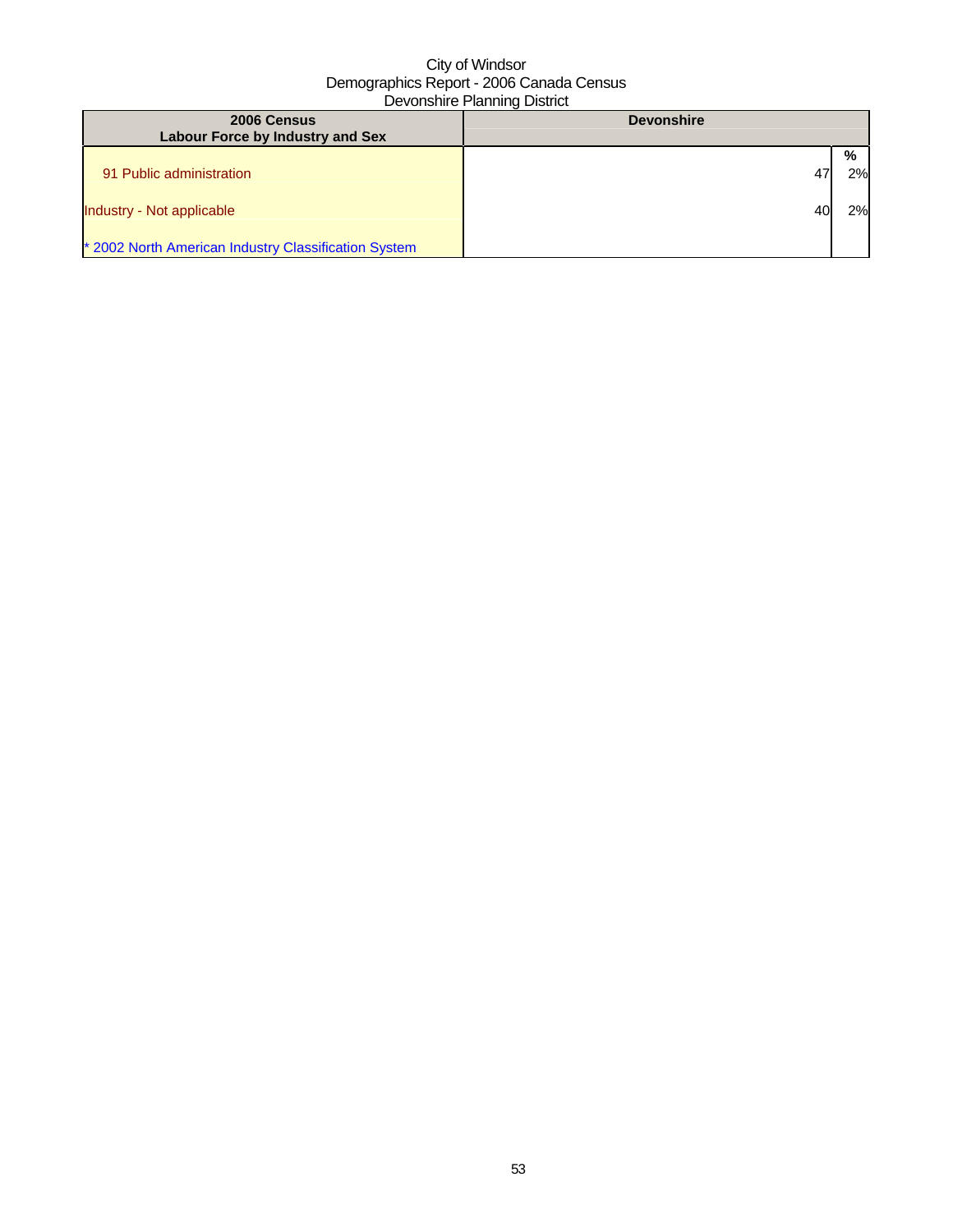City of Windsor
Demographics Report - 2006 Canada Census
Devonshire Planning District

| 2006 Census<br>Labour Force by Industry and Sex | Devonshire | |
|---|---|---|
| | | % |
| 91 Public administration | 47 | 2% |
| Industry - Not applicable | 40 | 2% |
| * 2002 North American Industry Classification System | | |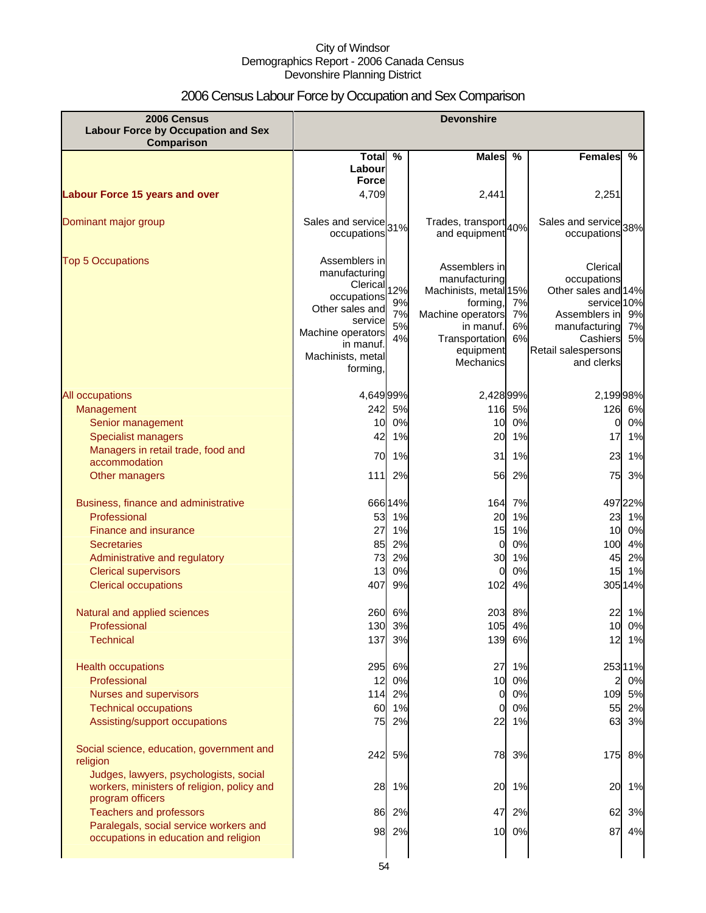City of Windsor
Demographics Report - 2006 Canada Census
Devonshire Planning District

# 2006 Census Labour Force by Occupation and Sex Comparison

| 2006 Census Labour Force by Occupation and Sex Comparison | Devonshire | | | | | |
|---|---|---|---|---|---|---|
| | Total Labour Force | % | Males | % | Females | % |
| **Labour Force 15 years and over** | 4,709 | | 2,441 | | 2,251 | |
| Dominant major group | Sales and service occupations | 31% | Trades, transport and equipment | 40% | Sales and service occupations | 38% |
| Top 5 Occupations | Assemblers in manufacturing<br>Clerical occupations<br>Other sales and service<br>Machine operators in manuf.<br>Machinists, metal forming, | 12%<br>9%<br>7%<br>5%<br>4% | Assemblers in manufacturing<br>Machinists, metal forming,<br>Machine operators in manuf.<br>Transportation equipment<br>Mechanics | 15%<br>7%<br>7%<br>6%<br>6% | Clerical occupations<br>Other sales and service<br>Assemblers in manufacturing<br>Cashiers<br>Retail salespersons and clerks | 14%<br>10%<br>9%<br>7%<br>5% |
| All occupations | 4,649 | 99% | 2,428 | 99% | 2,199 | 98% |
| Management | 242 | 5% | 116 | 5% | 126 | 6% |
| Senior management | 10 | 0% | 10 | 0% | 0 | 0% |
| Specialist managers | 42 | 1% | 20 | 1% | 17 | 1% |
| Managers in retail trade, food and accommodation | 70 | 1% | 31 | 1% | 23 | 1% |
| Other managers | 111 | 2% | 56 | 2% | 75 | 3% |
| Business, finance and administrative | 666 | 14% | 164 | 7% | 497 | 22% |
| Professional | 53 | 1% | 20 | 1% | 23 | 1% |
| Finance and insurance | 27 | 1% | 15 | 1% | 10 | 0% |
| Secretaries | 85 | 2% | 0 | 0% | 100 | 4% |
| Administrative and regulatory | 73 | 2% | 30 | 1% | 45 | 2% |
| Clerical supervisors | 13 | 0% | 0 | 0% | 15 | 1% |
| Clerical occupations | 407 | 9% | 102 | 4% | 305 | 14% |
| Natural and applied sciences | 260 | 6% | 203 | 8% | 22 | 1% |
| Professional | 130 | 3% | 105 | 4% | 10 | 0% |
| Technical | 137 | 3% | 139 | 6% | 12 | 1% |
| Health occupations | 295 | 6% | 27 | 1% | 253 | 11% |
| Professional | 12 | 0% | 10 | 0% | 2 | 0% |
| Nurses and supervisors | 114 | 2% | 0 | 0% | 109 | 5% |
| Technical occupations | 60 | 1% | 0 | 0% | 55 | 2% |
| Assisting/support occupations | 75 | 2% | 22 | 1% | 63 | 3% |
| Social science, education, government and religion | 242 | 5% | 78 | 3% | 175 | 8% |
| Judges, lawyers, psychologists, social workers, ministers of religion, policy and program officers | 28 | 1% | 20 | 1% | 20 | 1% |
| Teachers and professors | 86 | 2% | 47 | 2% | 62 | 3% |
| Paralegals, social service workers and occupations in education and religion | 98 | 2% | 10 | 0% | 87 | 4% |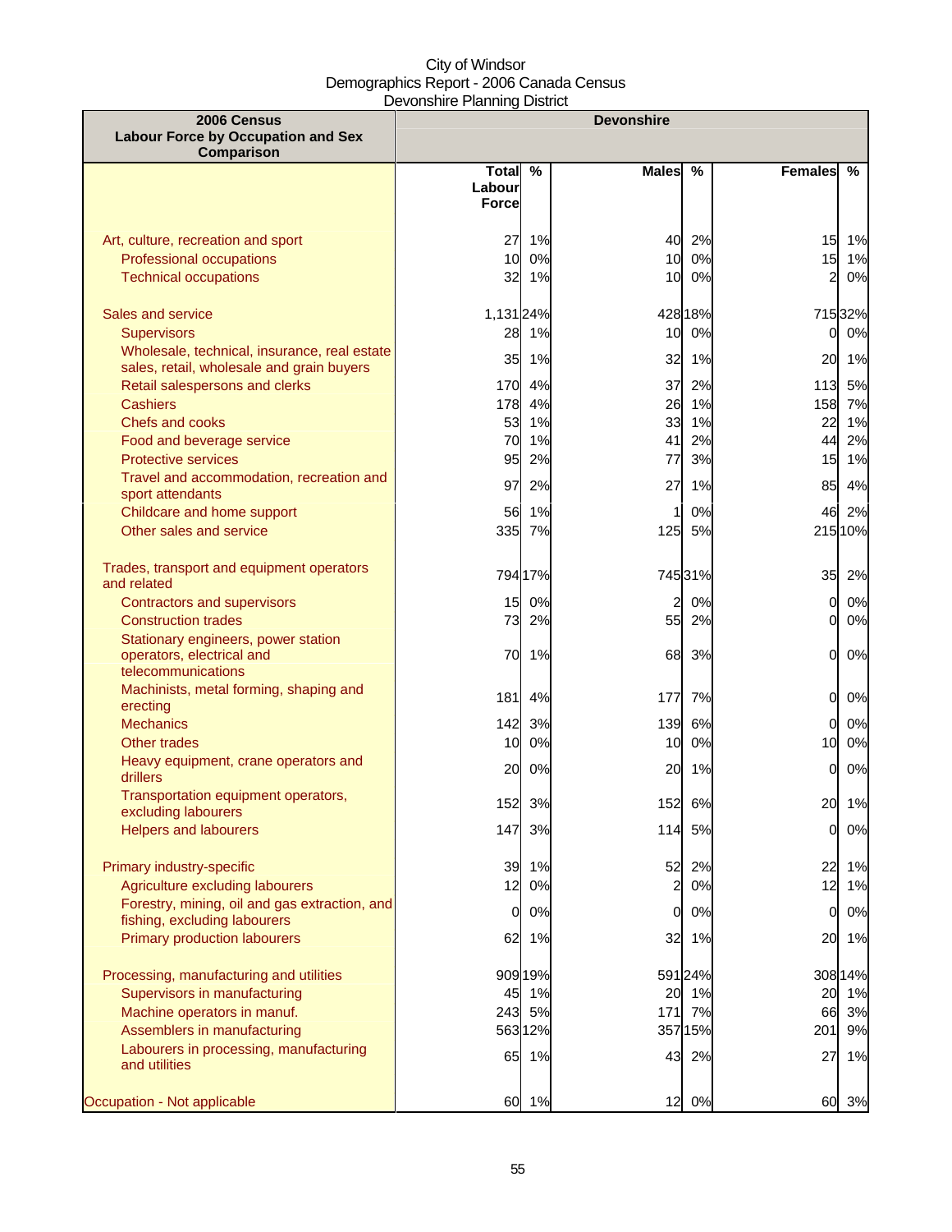City of Windsor
Demographics Report - 2006 Canada Census
Devonshire Planning District

| 2006 Census<br>Labour Force by Occupation and Sex Comparison | Devonshire | | | | | |
|---|---|---|---|---|---|---|
| | Total Labour Force | % | Males | % | Females | % |
| Art, culture, recreation and sport | 27 | 1% | 40 | 2% | 15 | 1% |
| Professional occupations | 10 | 0% | 10 | 0% | 15 | 1% |
| Technical occupations | 32 | 1% | 10 | 0% | 2 | 0% |
| Sales and service | 1,131 | 24% | 428 | 18% | 715 | 32% |
| Supervisors | 28 | 1% | 10 | 0% | 0 | 0% |
| Wholesale, technical, insurance, real estate sales, retail, wholesale and grain buyers | 35 | 1% | 32 | 1% | 20 | 1% |
| Retail salespersons and clerks | 170 | 4% | 37 | 2% | 113 | 5% |
| Cashiers | 178 | 4% | 26 | 1% | 158 | 7% |
| Chefs and cooks | 53 | 1% | 33 | 1% | 22 | 1% |
| Food and beverage service | 70 | 1% | 41 | 2% | 44 | 2% |
| Protective services | 95 | 2% | 77 | 3% | 15 | 1% |
| Travel and accommodation, recreation and sport attendants | 97 | 2% | 27 | 1% | 85 | 4% |
| Childcare and home support | 56 | 1% | 1 | 0% | 46 | 2% |
| Other sales and service | 335 | 7% | 125 | 5% | 215 | 10% |
| Trades, transport and equipment operators and related | 794 | 17% | 745 | 31% | 35 | 2% |
| Contractors and supervisors | 15 | 0% | 2 | 0% | 0 | 0% |
| Construction trades | 73 | 2% | 55 | 2% | 0 | 0% |
| Stationary engineers, power station operators, electrical and telecommunications | 70 | 1% | 68 | 3% | 0 | 0% |
| Machinists, metal forming, shaping and erecting | 181 | 4% | 177 | 7% | 0 | 0% |
| Mechanics | 142 | 3% | 139 | 6% | 0 | 0% |
| Other trades | 10 | 0% | 10 | 0% | 10 | 0% |
| Heavy equipment, crane operators and drillers | 20 | 0% | 20 | 1% | 0 | 0% |
| Transportation equipment operators, excluding labourers | 152 | 3% | 152 | 6% | 20 | 1% |
| Helpers and labourers | 147 | 3% | 114 | 5% | 0 | 0% |
| Primary industry-specific | 39 | 1% | 52 | 2% | 22 | 1% |
| Agriculture excluding labourers | 12 | 0% | 2 | 0% | 12 | 1% |
| Forestry, mining, oil and gas extraction, and fishing, excluding labourers | 0 | 0% | 0 | 0% | 0 | 0% |
| Primary production labourers | 62 | 1% | 32 | 1% | 20 | 1% |
| Processing, manufacturing and utilities | 909 | 19% | 591 | 24% | 308 | 14% |
| Supervisors in manufacturing | 45 | 1% | 20 | 1% | 20 | 1% |
| Machine operators in manuf. | 243 | 5% | 171 | 7% | 66 | 3% |
| Assemblers in manufacturing | 563 | 12% | 357 | 15% | 201 | 9% |
| Labourers in processing, manufacturing and utilities | 65 | 1% | 43 | 2% | 27 | 1% |
| Occupation - Not applicable | 60 | 1% | 12 | 0% | 60 | 3% |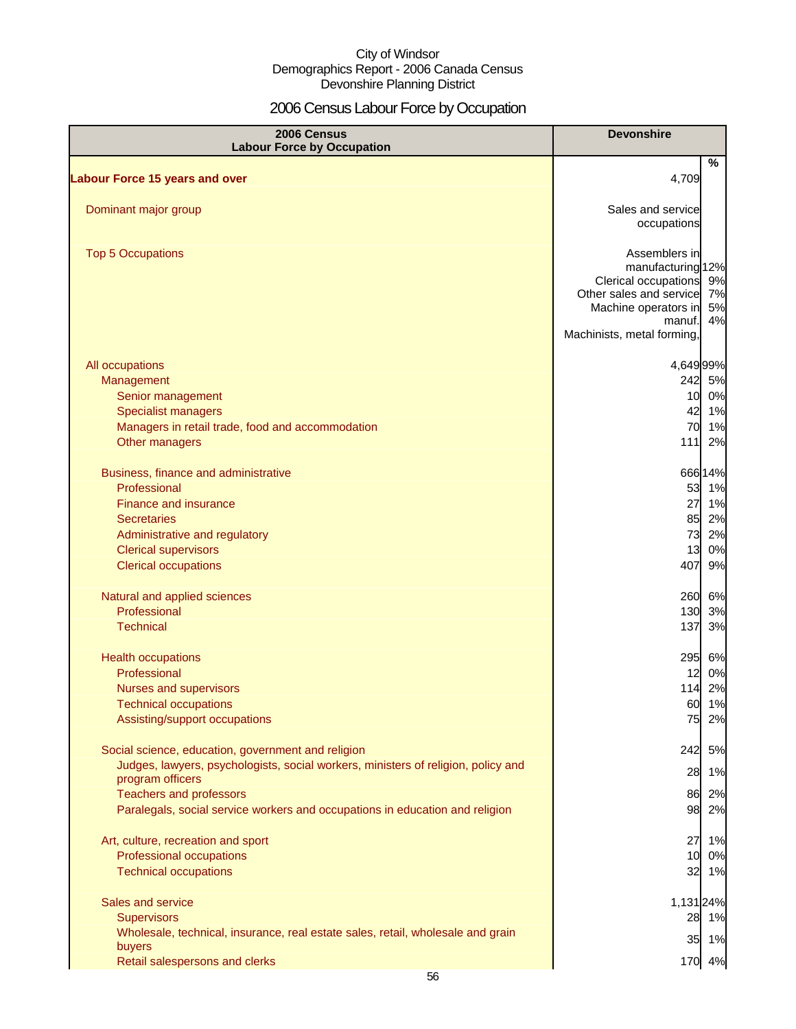City of Windsor
Demographics Report - 2006 Canada Census
Devonshire Planning District

# 2006 Census Labour Force by Occupation

| 2006 Census Labour Force by Occupation | Devonshire | % |
|---|---|---|
| **Labour Force 15 years and over** | 4,709 | |
| Dominant major group | Sales and service occupations | |
| Top 5 Occupations | Assemblers in manufacturing | 12% |
| | Clerical occupations | 9% |
| | Other sales and service | 7% |
| | Machine operators in manuf. | 5% |
| | Machinists, metal forming, | 4% |
| All occupations | 4,649 | 99% |
| Management | 242 | 5% |
| Senior management | 10 | 0% |
| Specialist managers | 42 | 1% |
| Managers in retail trade, food and accommodation | 70 | 1% |
| Other managers | 111 | 2% |
| Business, finance and administrative | 666 | 14% |
| Professional | 53 | 1% |
| Finance and insurance | 27 | 1% |
| Secretaries | 85 | 2% |
| Administrative and regulatory | 73 | 2% |
| Clerical supervisors | 13 | 0% |
| Clerical occupations | 407 | 9% |
| Natural and applied sciences | 260 | 6% |
| Professional | 130 | 3% |
| Technical | 137 | 3% |
| Health occupations | 295 | 6% |
| Professional | 12 | 0% |
| Nurses and supervisors | 114 | 2% |
| Technical occupations | 60 | 1% |
| Assisting/support occupations | 75 | 2% |
| Social science, education, government and religion | 242 | 5% |
| Judges, lawyers, psychologists, social workers, ministers of religion, policy and program officers | 28 | 1% |
| Teachers and professors | 86 | 2% |
| Paralegals, social service workers and occupations in education and religion | 98 | 2% |
| Art, culture, recreation and sport | 27 | 1% |
| Professional occupations | 10 | 0% |
| Technical occupations | 32 | 1% |
| Sales and service | 1,131 | 24% |
| Supervisors | 28 | 1% |
| Wholesale, technical, insurance, real estate sales, retail, wholesale and grain buyers | 35 | 1% |
| Retail salespersons and clerks | 170 | 4% |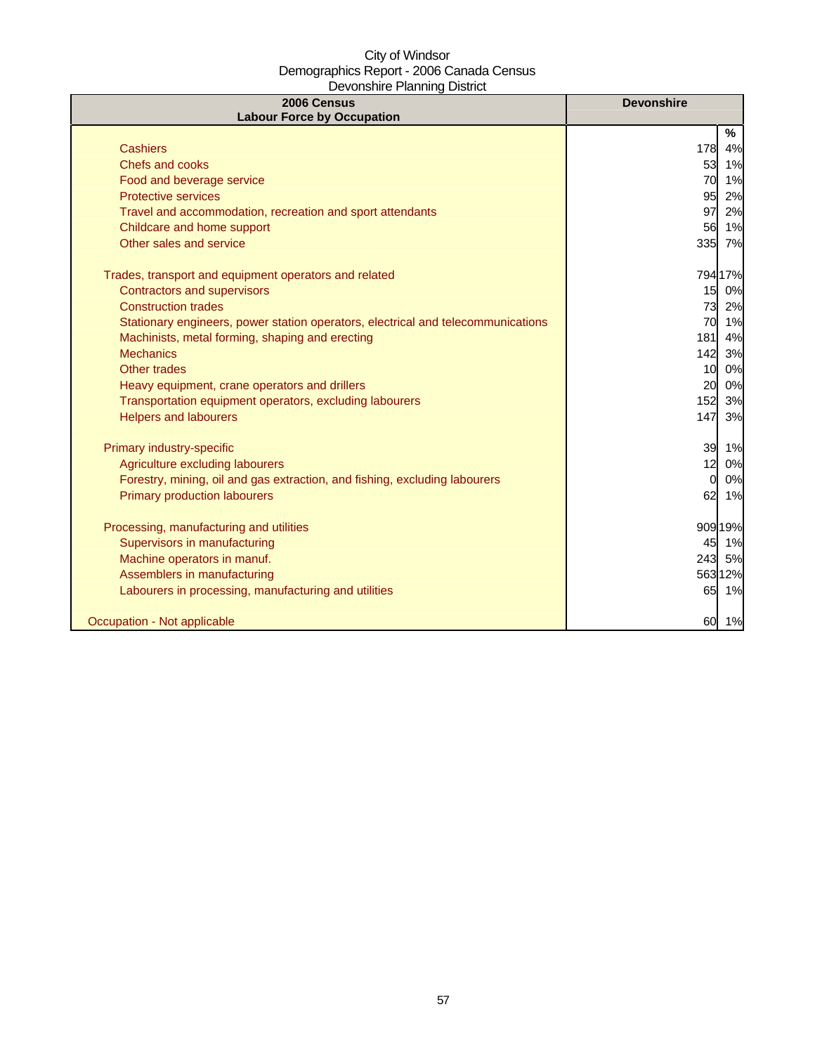City of Windsor
Demographics Report - 2006 Canada Census
Devonshire Planning District

| 2006 Census<br>Labour Force by Occupation | Devonshire | |
|---|---|---|
| | | % |
| Cashiers | 178 | 4% |
| Chefs and cooks | 53 | 1% |
| Food and beverage service | 70 | 1% |
| Protective services | 95 | 2% |
| Travel and accommodation, recreation and sport attendants | 97 | 2% |
| Childcare and home support | 56 | 1% |
| Other sales and service | 335 | 7% |
| | | |
| Trades, transport and equipment operators and related | 794 | 17% |
| Contractors and supervisors | 15 | 0% |
| Construction trades | 73 | 2% |
| Stationary engineers, power station operators, electrical and telecommunications | 70 | 1% |
| Machinists, metal forming, shaping and erecting | 181 | 4% |
| Mechanics | 142 | 3% |
| Other trades | 10 | 0% |
| Heavy equipment, crane operators and drillers | 20 | 0% |
| Transportation equipment operators, excluding labourers | 152 | 3% |
| Helpers and labourers | 147 | 3% |
| | | |
| Primary industry-specific | 39 | 1% |
| Agriculture excluding labourers | 12 | 0% |
| Forestry, mining, oil and gas extraction, and fishing, excluding labourers | 0 | 0% |
| Primary production labourers | 62 | 1% |
| | | |
| Processing, manufacturing and utilities | 909 | 19% |
| Supervisors in manufacturing | 45 | 1% |
| Machine operators in manuf. | 243 | 5% |
| Assemblers in manufacturing | 563 | 12% |
| Labourers in processing, manufacturing and utilities | 65 | 1% |
| | | |
| Occupation - Not applicable | 60 | 1% |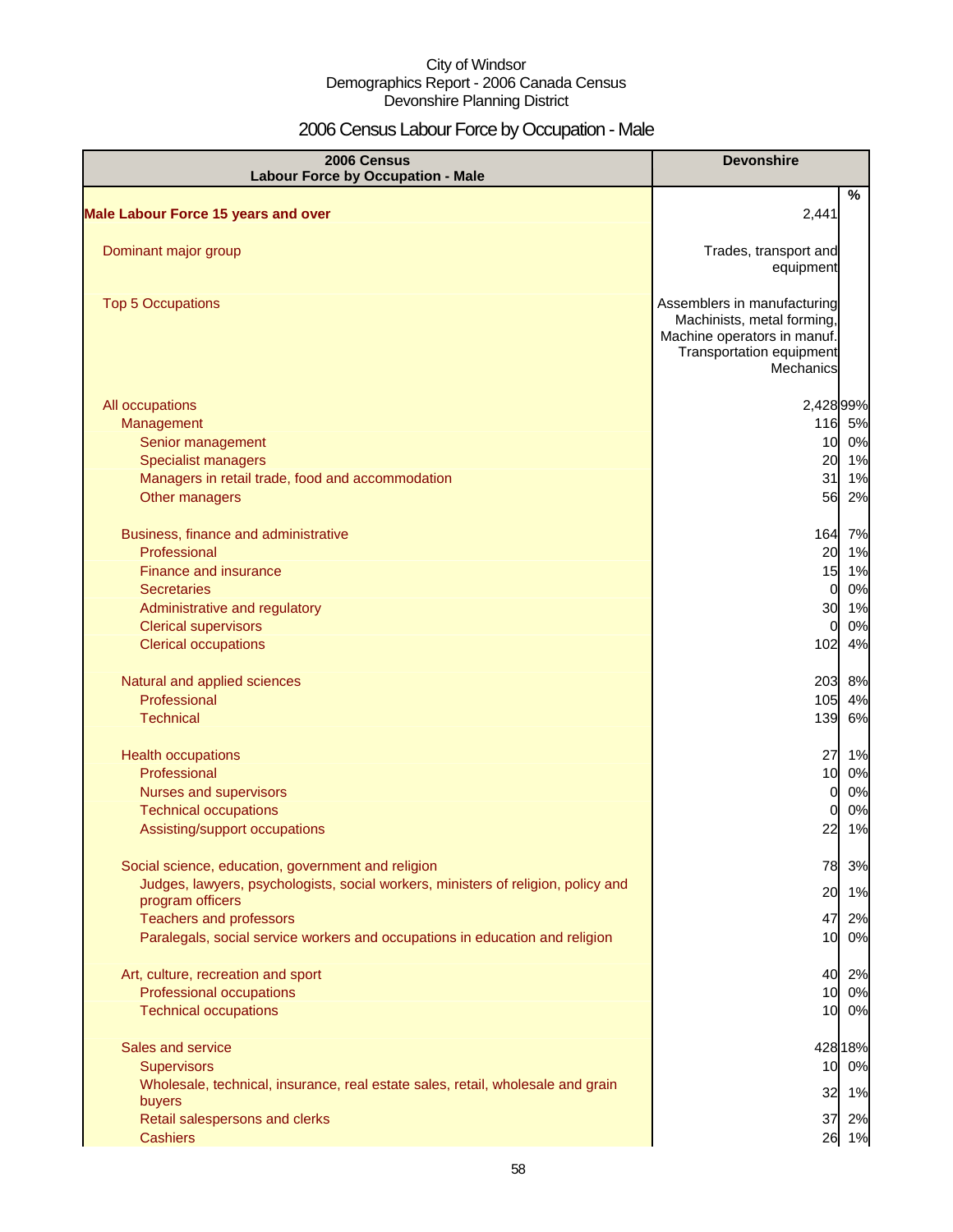City of Windsor
Demographics Report - 2006 Canada Census
Devonshire Planning District

# 2006 Census Labour Force by Occupation - Male

| 2006 Census Labour Force by Occupation - Male | Devonshire | % |
|---|---|---|
| **Male Labour Force 15 years and over** | 2,441 | |
| Dominant major group | Trades, transport and equipment | |
| Top 5 Occupations | Assemblers in manufacturing<br>Machinists, metal forming,<br>Machine operators in manuf.<br>Transportation equipment<br>Mechanics | |
| All occupations | 2,428 | 99% |
| Management | 116 | 5% |
| Senior management | 10 | 0% |
| Specialist managers | 20 | 1% |
| Managers in retail trade, food and accommodation | 31 | 1% |
| Other managers | 56 | 2% |
| Business, finance and administrative | 164 | 7% |
| Professional | 20 | 1% |
| Finance and insurance | 15 | 1% |
| Secretaries | 0 | 0% |
| Administrative and regulatory | 30 | 1% |
| Clerical supervisors | 0 | 0% |
| Clerical occupations | 102 | 4% |
| Natural and applied sciences | 203 | 8% |
| Professional | 105 | 4% |
| Technical | 139 | 6% |
| Health occupations | 27 | 1% |
| Professional | 10 | 0% |
| Nurses and supervisors | 0 | 0% |
| Technical occupations | 0 | 0% |
| Assisting/support occupations | 22 | 1% |
| Social science, education, government and religion | 78 | 3% |
| Judges, lawyers, psychologists, social workers, ministers of religion, policy and program officers | 20 | 1% |
| Teachers and professors | 47 | 2% |
| Paralegals, social service workers and occupations in education and religion | 10 | 0% |
| Art, culture, recreation and sport | 40 | 2% |
| Professional occupations | 10 | 0% |
| Technical occupations | 10 | 0% |
| Sales and service | 428 | 18% |
| Supervisors | 10 | 0% |
| Wholesale, technical, insurance, real estate sales, retail, wholesale and grain buyers | 32 | 1% |
| Retail salespersons and clerks | 37 | 2% |
| Cashiers | 26 | 1% |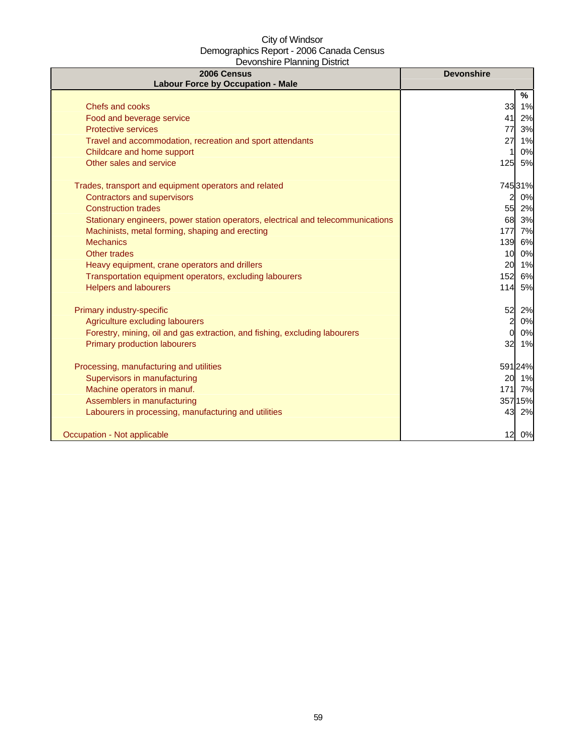City of Windsor
Demographics Report - 2006 Canada Census
Devonshire Planning District

| 2006 Census<br>Labour Force by Occupation - Male | Devonshire | |
|---|---|---|
| | | % |
| Chefs and cooks | 33 | 1% |
| Food and beverage service | 41 | 2% |
| Protective services | 77 | 3% |
| Travel and accommodation, recreation and sport attendants | 27 | 1% |
| Childcare and home support | 1 | 0% |
| Other sales and service | 125 | 5% |
| | | |
| Trades, transport and equipment operators and related | 745 | 31% |
| Contractors and supervisors | 2 | 0% |
| Construction trades | 55 | 2% |
| Stationary engineers, power station operators, electrical and telecommunications | 68 | 3% |
| Machinists, metal forming, shaping and erecting | 177 | 7% |
| Mechanics | 139 | 6% |
| Other trades | 10 | 0% |
| Heavy equipment, crane operators and drillers | 20 | 1% |
| Transportation equipment operators, excluding labourers | 152 | 6% |
| Helpers and labourers | 114 | 5% |
| | | |
| Primary industry-specific | 52 | 2% |
| Agriculture excluding labourers | 2 | 0% |
| Forestry, mining, oil and gas extraction, and fishing, excluding labourers | 0 | 0% |
| Primary production labourers | 32 | 1% |
| | | |
| Processing, manufacturing and utilities | 591 | 24% |
| Supervisors in manufacturing | 20 | 1% |
| Machine operators in manuf. | 171 | 7% |
| Assemblers in manufacturing | 357 | 15% |
| Labourers in processing, manufacturing and utilities | 43 | 2% |
| | | |
| Occupation - Not applicable | 12 | 0% |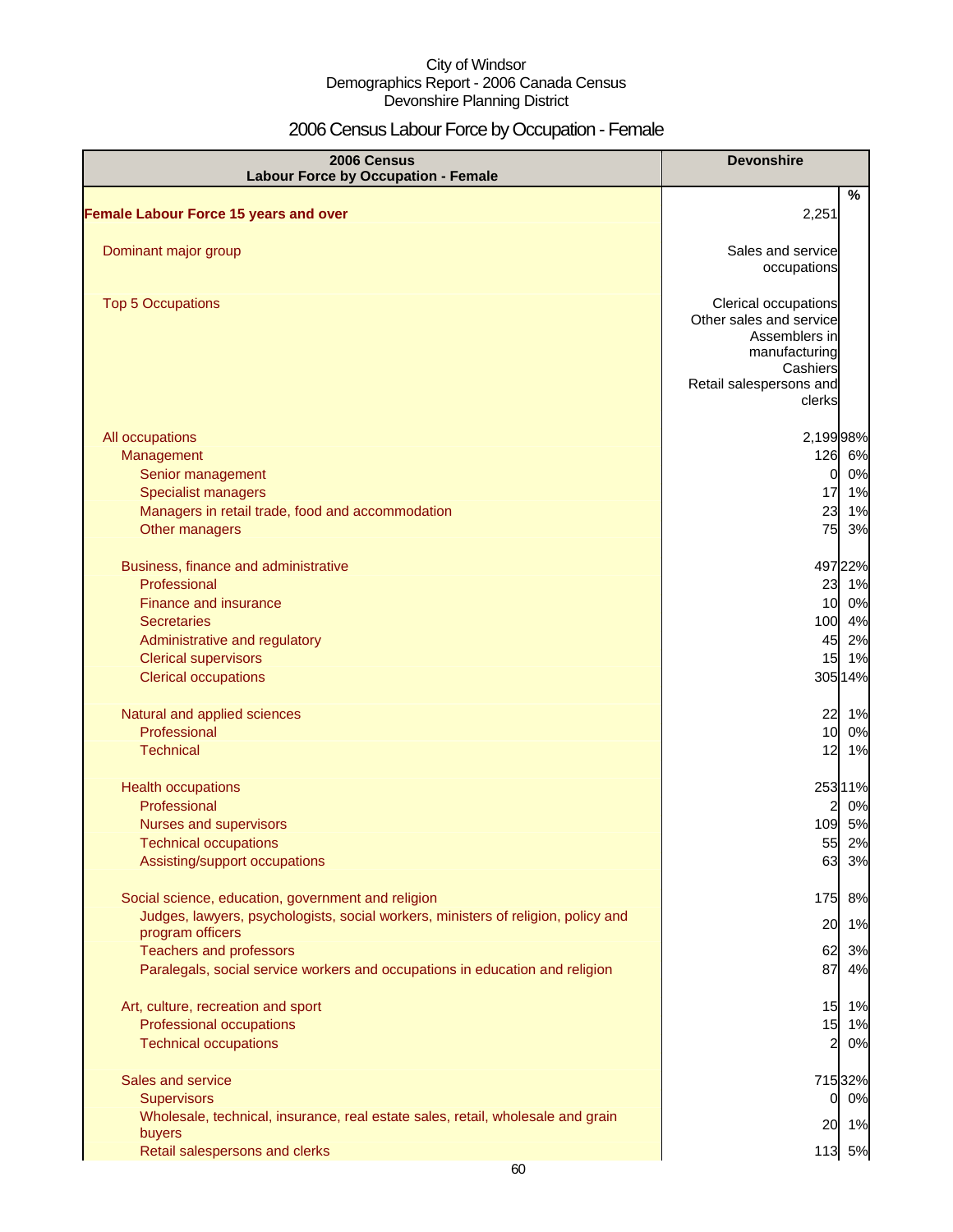City of Windsor
Demographics Report - 2006 Canada Census
Devonshire Planning District

# 2006 Census Labour Force by Occupation - Female

| 2006 Census<br>Labour Force by Occupation - Female | Devonshire | |
|---|---|---|
| | | % |
| **Female Labour Force 15 years and over** | 2,251 | |
| Dominant major group | Sales and service occupations | |
| Top 5 Occupations | Clerical occupations<br>Other sales and service<br>Assemblers in manufacturing<br>Cashiers<br>Retail salespersons and clerks | |
| All occupations | 2,199 | 98% |
| Management | 126 | 6% |
| Senior management | 0 | 0% |
| Specialist managers | 17 | 1% |
| Managers in retail trade, food and accommodation | 23 | 1% |
| Other managers | 75 | 3% |
| Business, finance and administrative | 497 | 22% |
| Professional | 23 | 1% |
| Finance and insurance | 10 | 0% |
| Secretaries | 100 | 4% |
| Administrative and regulatory | 45 | 2% |
| Clerical supervisors | 15 | 1% |
| Clerical occupations | 305 | 14% |
| Natural and applied sciences | 22 | 1% |
| Professional | 10 | 0% |
| Technical | 12 | 1% |
| Health occupations | 253 | 11% |
| Professional | 2 | 0% |
| Nurses and supervisors | 109 | 5% |
| Technical occupations | 55 | 2% |
| Assisting/support occupations | 63 | 3% |
| Social science, education, government and religion | 175 | 8% |
| Judges, lawyers, psychologists, social workers, ministers of religion, policy and program officers | 20 | 1% |
| Teachers and professors | 62 | 3% |
| Paralegals, social service workers and occupations in education and religion | 87 | 4% |
| Art, culture, recreation and sport | 15 | 1% |
| Professional occupations | 15 | 1% |
| Technical occupations | 2 | 0% |
| Sales and service | 715 | 32% |
| Supervisors | 0 | 0% |
| Wholesale, technical, insurance, real estate sales, retail, wholesale and grain buyers | 20 | 1% |
| Retail salespersons and clerks | 113 | 5% |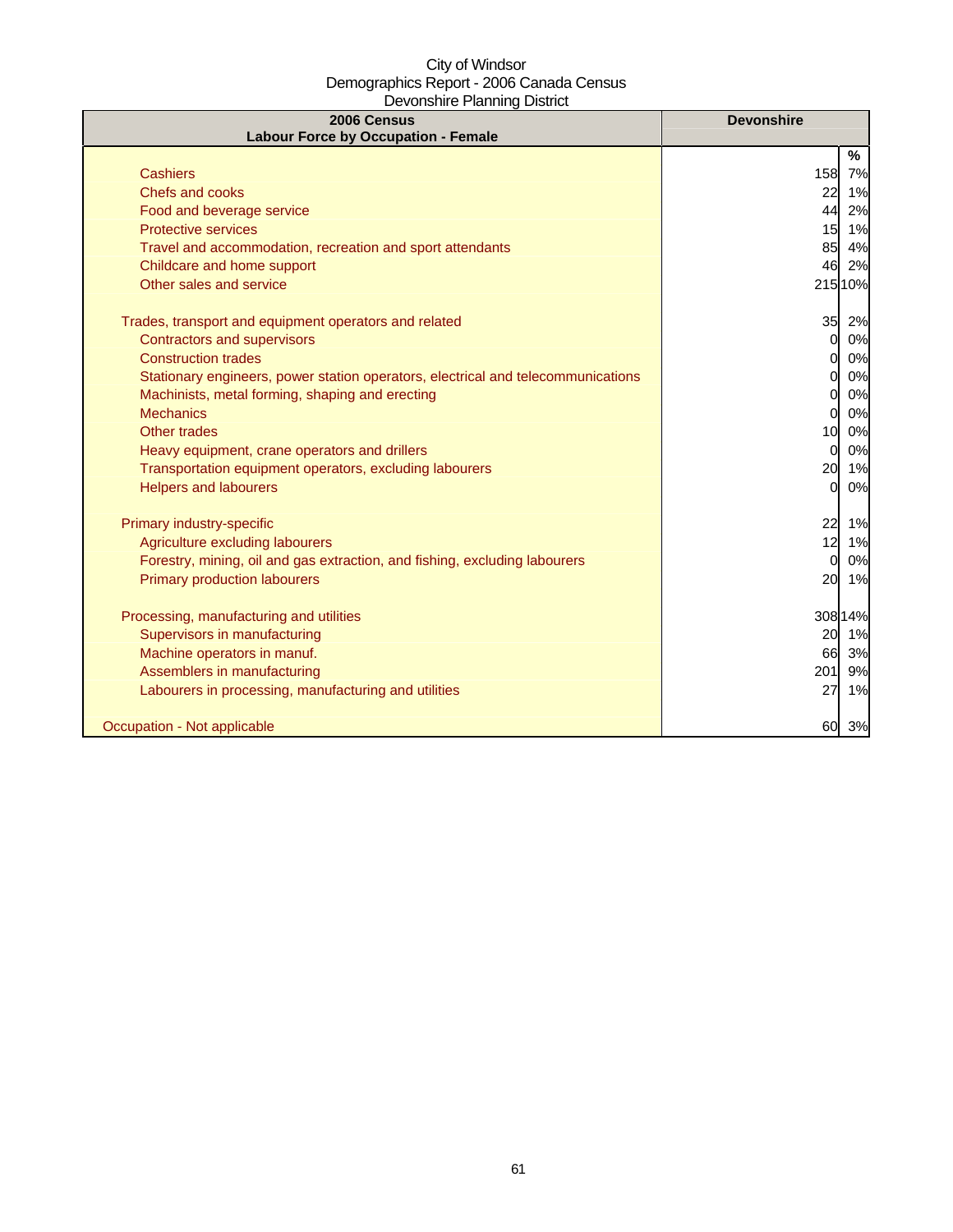City of Windsor
Demographics Report - 2006 Canada Census
Devonshire Planning District

| 2006 Census<br>Labour Force by Occupation - Female | Devonshire | |
|---|---|---|
| | | % |
| Cashiers | 158 | 7% |
| Chefs and cooks | 22 | 1% |
| Food and beverage service | 44 | 2% |
| Protective services | 15 | 1% |
| Travel and accommodation, recreation and sport attendants | 85 | 4% |
| Childcare and home support | 46 | 2% |
| Other sales and service | 215 | 10% |
| | | |
| Trades, transport and equipment operators and related | 35 | 2% |
| Contractors and supervisors | 0 | 0% |
| Construction trades | 0 | 0% |
| Stationary engineers, power station operators, electrical and telecommunications | 0 | 0% |
| Machinists, metal forming, shaping and erecting | 0 | 0% |
| Mechanics | 0 | 0% |
| Other trades | 10 | 0% |
| Heavy equipment, crane operators and drillers | 0 | 0% |
| Transportation equipment operators, excluding labourers | 20 | 1% |
| Helpers and labourers | 0 | 0% |
| | | |
| Primary industry-specific | 22 | 1% |
| Agriculture excluding labourers | 12 | 1% |
| Forestry, mining, oil and gas extraction, and fishing, excluding labourers | 0 | 0% |
| Primary production labourers | 20 | 1% |
| | | |
| Processing, manufacturing and utilities | 308 | 14% |
| Supervisors in manufacturing | 20 | 1% |
| Machine operators in manuf. | 66 | 3% |
| Assemblers in manufacturing | 201 | 9% |
| Labourers in processing, manufacturing and utilities | 27 | 1% |
| | | |
| Occupation - Not applicable | 60 | 3% |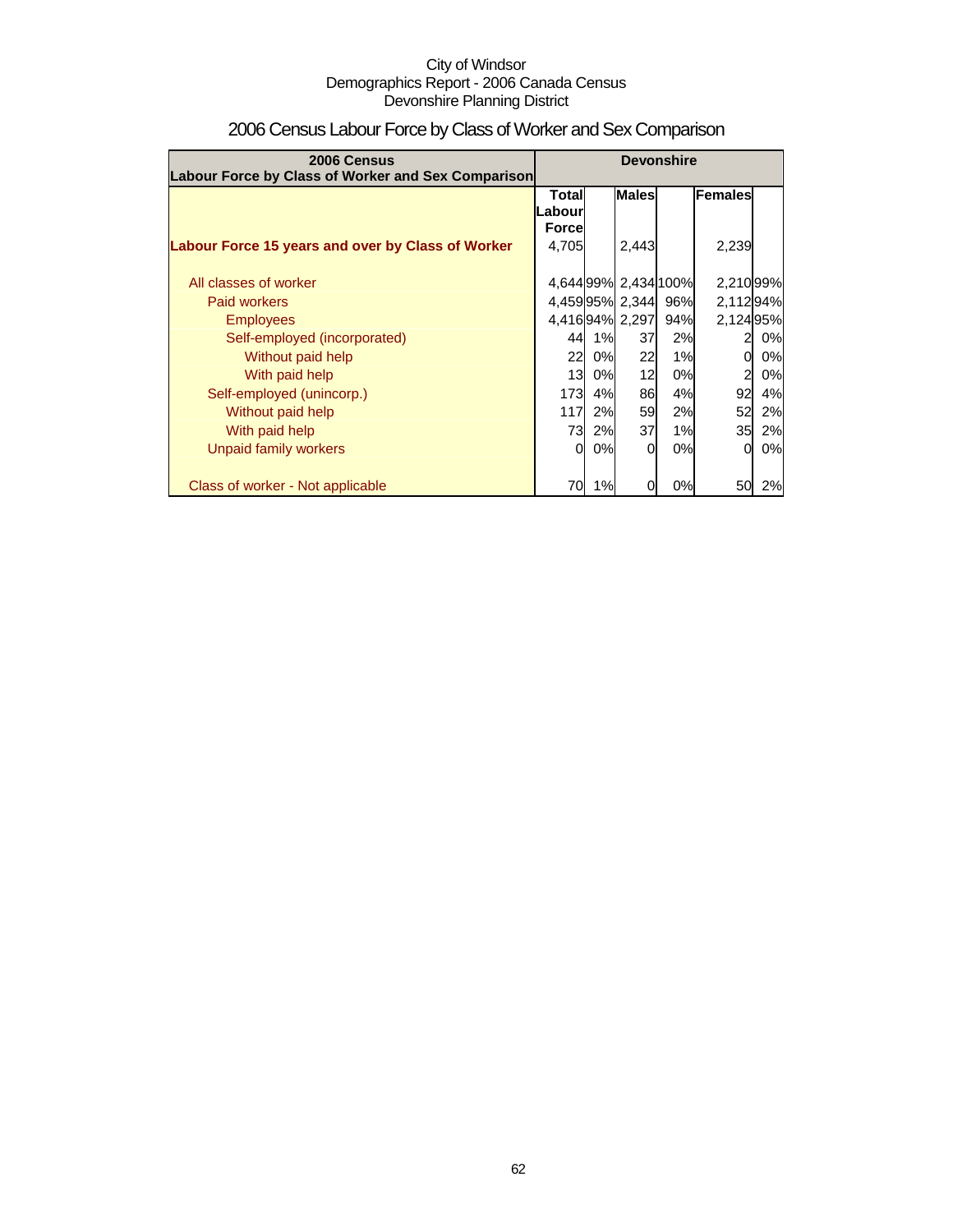City of Windsor
Demographics Report - 2006 Canada Census
Devonshire Planning District

# 2006 Census Labour Force by Class of Worker and Sex Comparison

| 2006 Census Labour Force by Class of Worker and Sex Comparison | Devonshire | | | | | |
|---|---|---|---|---|---|---|
| | Total Labour Force | | Males | | Females | |
| **Labour Force 15 years and over by Class of Worker** | 4,705 | | 2,443 | | 2,239 | |
| All classes of worker | 4,644 | 99% | 2,434 | 100% | 2,210 | 99% |
| Paid workers | 4,459 | 95% | 2,344 | 96% | 2,112 | 94% |
| Employees | 4,416 | 94% | 2,297 | 94% | 2,124 | 95% |
| Self-employed (incorporated) | 44 | 1% | 37 | 2% | 2 | 0% |
| Without paid help | 22 | 0% | 22 | 1% | 0 | 0% |
| With paid help | 13 | 0% | 12 | 0% | 2 | 0% |
| Self-employed (unincorp.) | 173 | 4% | 86 | 4% | 92 | 4% |
| Without paid help | 117 | 2% | 59 | 2% | 52 | 2% |
| With paid help | 73 | 2% | 37 | 1% | 35 | 2% |
| Unpaid family workers | 0 | 0% | 0 | 0% | 0 | 0% |
| Class of worker - Not applicable | 70 | 1% | 0 | 0% | 50 | 2% |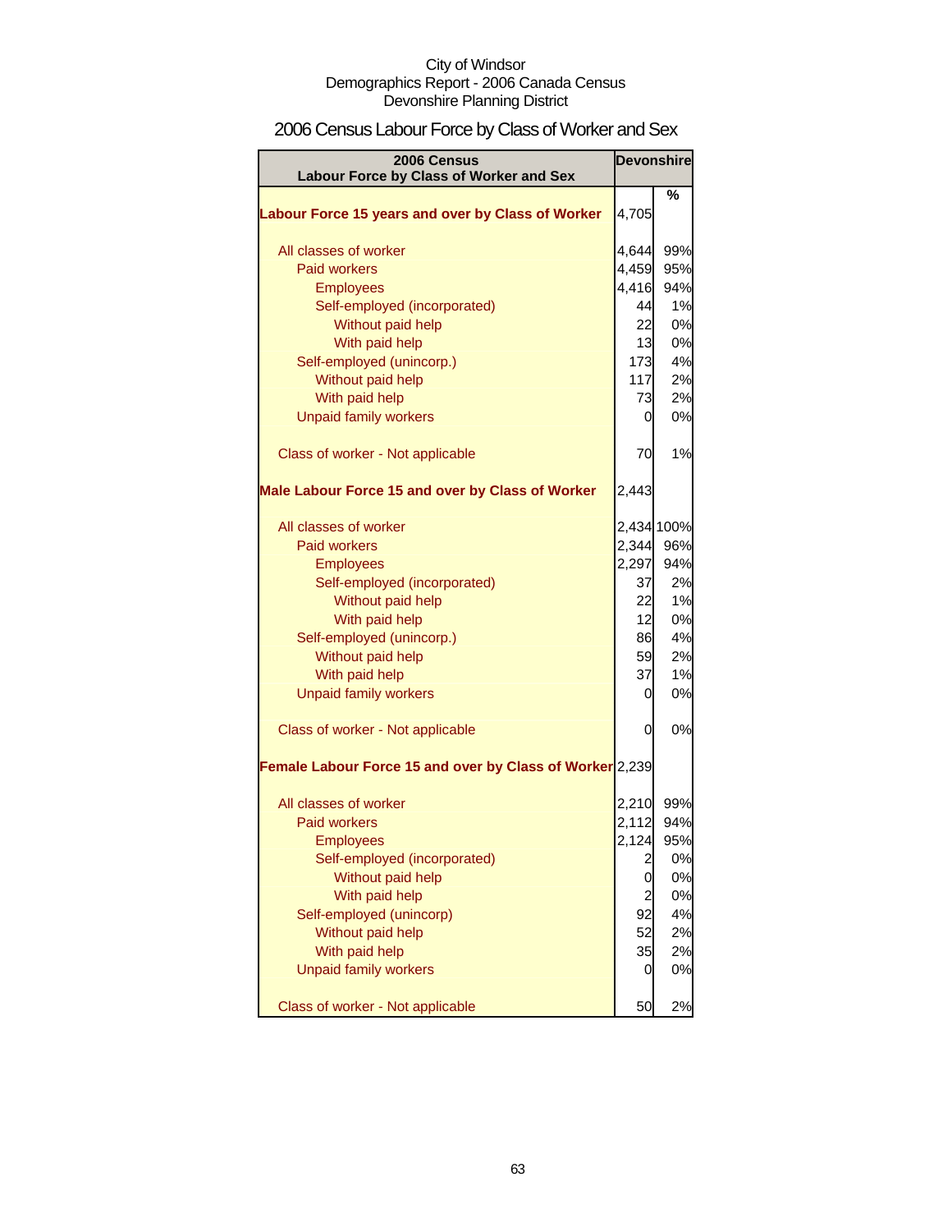City of Windsor
Demographics Report - 2006 Canada Census
Devonshire Planning District

## 2006 Census Labour Force by Class of Worker and Sex

| 2006 Census Labour Force by Class of Worker and Sex | Devonshire | |
|---|---|---|
| | | % |
| **Labour Force 15 years and over by Class of Worker** | 4,705 | |
| All classes of worker | 4,644 | 99% |
| Paid workers | 4,459 | 95% |
| Employees | 4,416 | 94% |
| Self-employed (incorporated) | 44 | 1% |
| Without paid help | 22 | 0% |
| With paid help | 13 | 0% |
| Self-employed (unincorp.) | 173 | 4% |
| Without paid help | 117 | 2% |
| With paid help | 73 | 2% |
| Unpaid family workers | 0 | 0% |
| Class of worker - Not applicable | 70 | 1% |
| **Male Labour Force 15 and over by Class of Worker** | 2,443 | |
| All classes of worker | 2,434 | 100% |
| Paid workers | 2,344 | 96% |
| Employees | 2,297 | 94% |
| Self-employed (incorporated) | 37 | 2% |
| Without paid help | 22 | 1% |
| With paid help | 12 | 0% |
| Self-employed (unincorp.) | 86 | 4% |
| Without paid help | 59 | 2% |
| With paid help | 37 | 1% |
| Unpaid family workers | 0 | 0% |
| Class of worker - Not applicable | 0 | 0% |
| **Female Labour Force 15 and over by Class of Worker** | 2,239 | |
| All classes of worker | 2,210 | 99% |
| Paid workers | 2,112 | 94% |
| Employees | 2,124 | 95% |
| Self-employed (incorporated) | 2 | 0% |
| Without paid help | 0 | 0% |
| With paid help | 2 | 0% |
| Self-employed (unincorp) | 92 | 4% |
| Without paid help | 52 | 2% |
| With paid help | 35 | 2% |
| Unpaid family workers | 0 | 0% |
| Class of worker - Not applicable | 50 | 2% |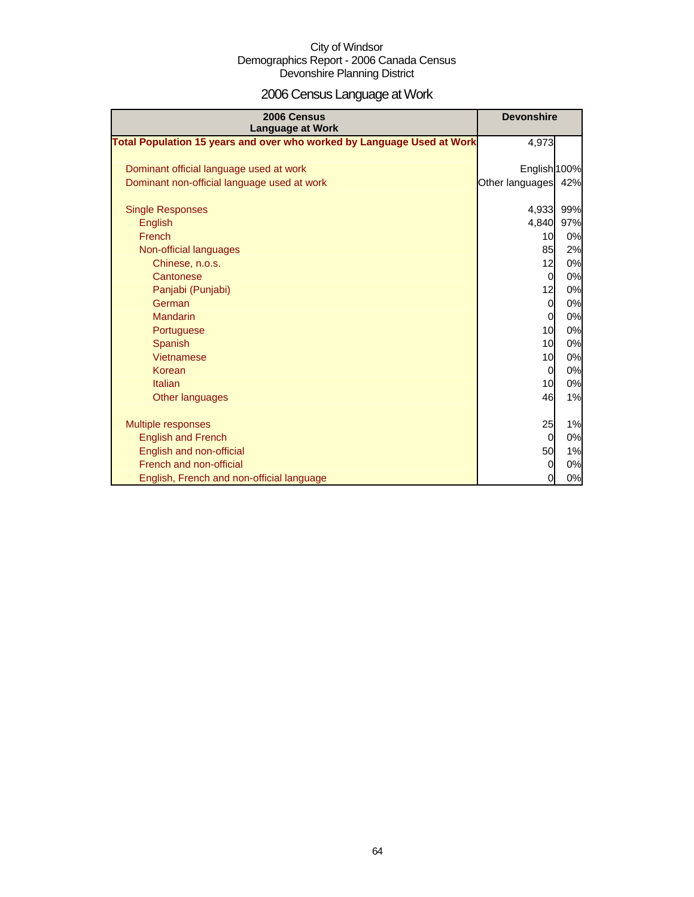City of Windsor
Demographics Report - 2006 Canada Census
Devonshire Planning District

# 2006 Census Language at Work

| 2006 Census Language at Work | Devonshire | |
|---|---|---|
| **Total Population 15 years and over who worked by Language Used at Work** | 4,973 | |
| | | |
| Dominant official language used at work | English | 100% |
| Dominant non-official language used at work | Other languages | 42% |
| | | |
| Single Responses | 4,933 | 99% |
| English | 4,840 | 97% |
| French | 10 | 0% |
| Non-official languages | 85 | 2% |
| Chinese, n.o.s. | 12 | 0% |
| Cantonese | 0 | 0% |
| Panjabi (Punjabi) | 12 | 0% |
| German | 0 | 0% |
| Mandarin | 0 | 0% |
| Portuguese | 10 | 0% |
| Spanish | 10 | 0% |
| Vietnamese | 10 | 0% |
| Korean | 0 | 0% |
| Italian | 10 | 0% |
| Other languages | 46 | 1% |
| | | |
| Multiple responses | 25 | 1% |
| English and French | 0 | 0% |
| English and non-official | 50 | 1% |
| French and non-official | 0 | 0% |
| English, French and non-official language | 0 | 0% |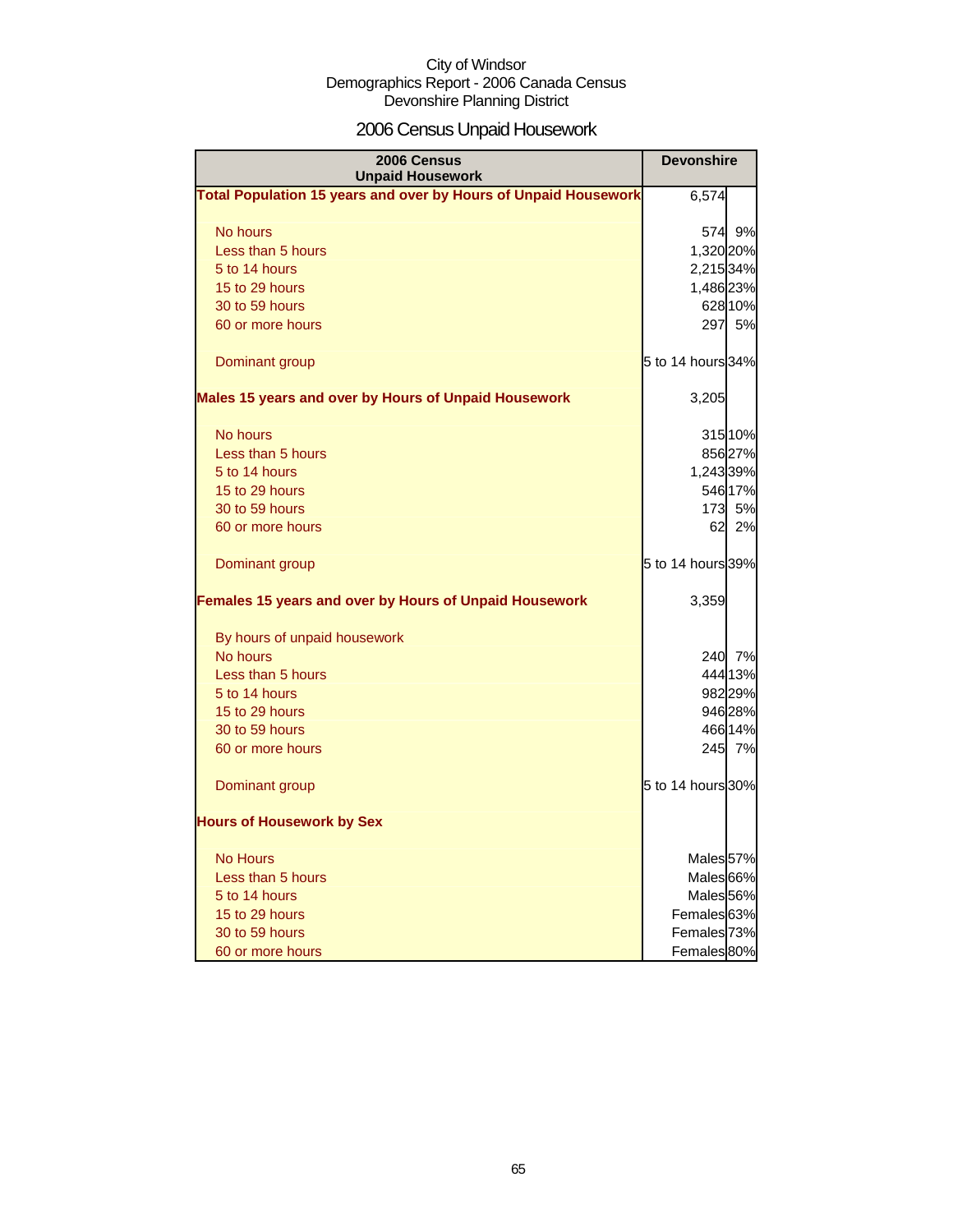City of Windsor
Demographics Report - 2006 Canada Census
Devonshire Planning District

# 2006 Census Unpaid Housework

| 2006 Census Unpaid Housework | Devonshire | |
|---|---|---|
| **Total Population 15 years and over by Hours of Unpaid Housework** | 6,574 | |
| No hours | 574 | 9% |
| Less than 5 hours | 1,320 | 20% |
| 5 to 14 hours | 2,215 | 34% |
| 15 to 29 hours | 1,486 | 23% |
| 30 to 59 hours | 628 | 10% |
| 60 or more hours | 297 | 5% |
| Dominant group | 5 to 14 hours | 34% |
| **Males 15 years and over by Hours of Unpaid Housework** | 3,205 | |
| No hours | 315 | 10% |
| Less than 5 hours | 856 | 27% |
| 5 to 14 hours | 1,243 | 39% |
| 15 to 29 hours | 546 | 17% |
| 30 to 59 hours | 173 | 5% |
| 60 or more hours | 62 | 2% |
| Dominant group | 5 to 14 hours | 39% |
| **Females 15 years and over by Hours of Unpaid Housework** | 3,359 | |
| By hours of unpaid housework | | |
| No hours | 240 | 7% |
| Less than 5 hours | 444 | 13% |
| 5 to 14 hours | 982 | 29% |
| 15 to 29 hours | 946 | 28% |
| 30 to 59 hours | 466 | 14% |
| 60 or more hours | 245 | 7% |
| Dominant group | 5 to 14 hours | 30% |
| **Hours of Housework by Sex** | | |
| No Hours | Males | 57% |
| Less than 5 hours | Males | 66% |
| 5 to 14 hours | Males | 56% |
| 15 to 29 hours | Females | 63% |
| 30 to 59 hours | Females | 73% |
| 60 or more hours | Females | 80% |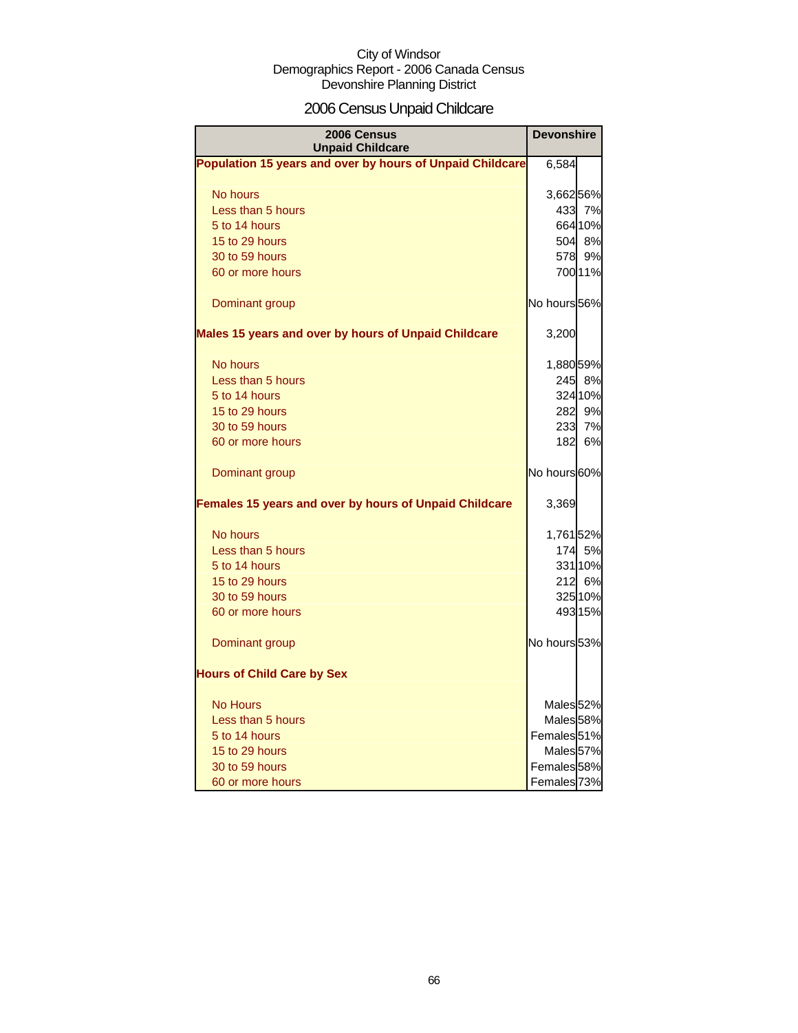City of Windsor
Demographics Report - 2006 Canada Census
Devonshire Planning District

# 2006 Census Unpaid Childcare

| 2006 Census Unpaid Childcare | Devonshire | |
|---|---|---|
| **Population 15 years and over by hours of Unpaid Childcare** | 6,584 | |
| No hours | 3,662 | 56% |
| Less than 5 hours | 433 | 7% |
| 5 to 14 hours | 664 | 10% |
| 15 to 29 hours | 504 | 8% |
| 30 to 59 hours | 578 | 9% |
| 60 or more hours | 700 | 11% |
| Dominant group | No hours | 56% |
| **Males 15 years and over by hours of Unpaid Childcare** | 3,200 | |
| No hours | 1,880 | 59% |
| Less than 5 hours | 245 | 8% |
| 5 to 14 hours | 324 | 10% |
| 15 to 29 hours | 282 | 9% |
| 30 to 59 hours | 233 | 7% |
| 60 or more hours | 182 | 6% |
| Dominant group | No hours | 60% |
| **Females 15 years and over by hours of Unpaid Childcare** | 3,369 | |
| No hours | 1,761 | 52% |
| Less than 5 hours | 174 | 5% |
| 5 to 14 hours | 331 | 10% |
| 15 to 29 hours | 212 | 6% |
| 30 to 59 hours | 325 | 10% |
| 60 or more hours | 493 | 15% |
| Dominant group | No hours | 53% |
| **Hours of Child Care by Sex** | | |
| No Hours | Males | 52% |
| Less than 5 hours | Males | 58% |
| 5 to 14 hours | Females | 51% |
| 15 to 29 hours | Males | 57% |
| 30 to 59 hours | Females | 58% |
| 60 or more hours | Females | 73% |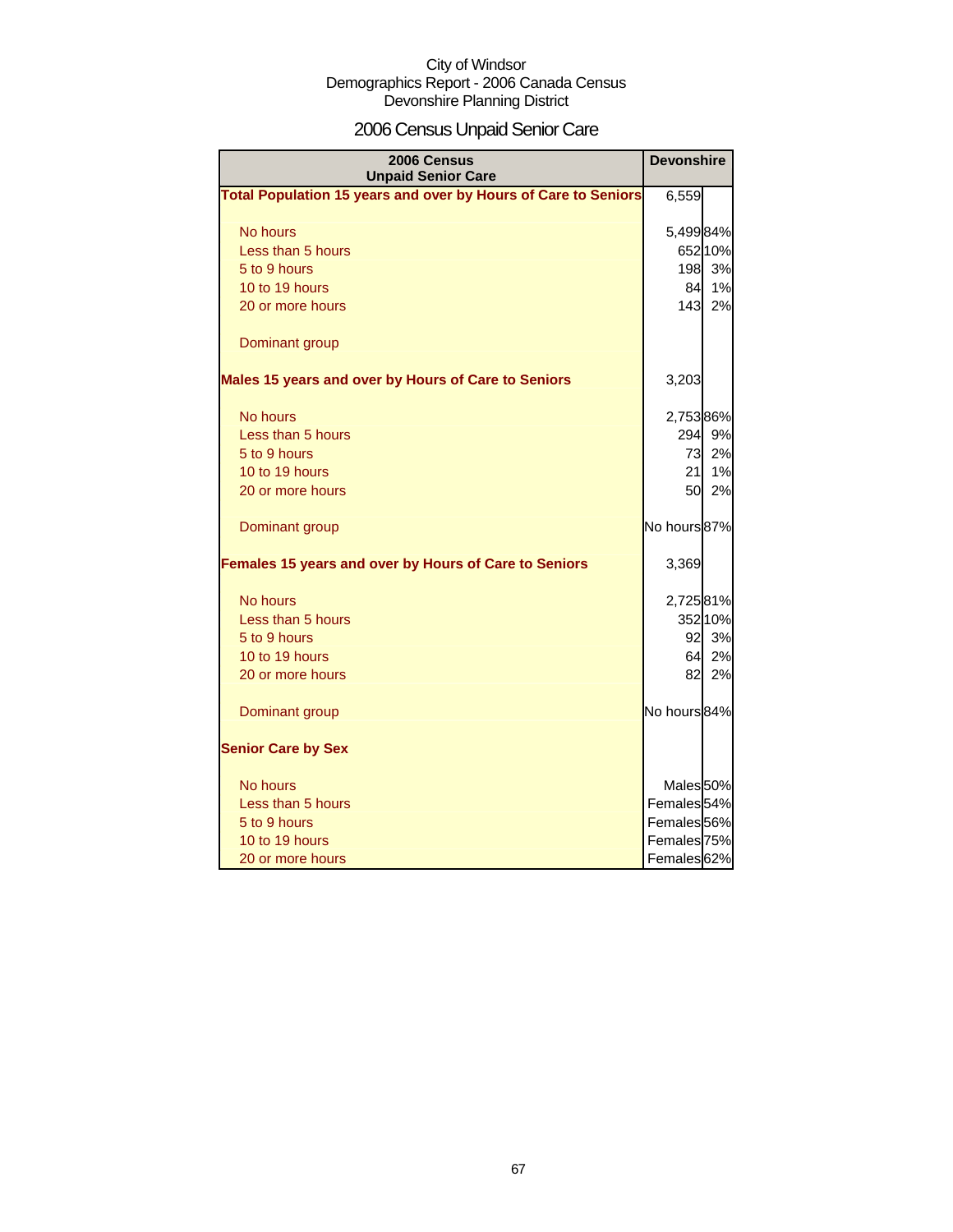City of Windsor
Demographics Report - 2006 Canada Census
Devonshire Planning District

# 2006 Census Unpaid Senior Care

| 2006 Census Unpaid Senior Care | Devonshire | |
|---|---|---|
| **Total Population 15 years and over by Hours of Care to Seniors** | 6,559 | |
| No hours | 5,499 | 84% |
| Less than 5 hours | 652 | 10% |
| 5 to 9 hours | 198 | 3% |
| 10 to 19 hours | 84 | 1% |
| 20 or more hours | 143 | 2% |
| Dominant group | | |
| **Males 15 years and over by Hours of Care to Seniors** | 3,203 | |
| No hours | 2,753 | 86% |
| Less than 5 hours | 294 | 9% |
| 5 to 9 hours | 73 | 2% |
| 10 to 19 hours | 21 | 1% |
| 20 or more hours | 50 | 2% |
| Dominant group | No hours | 87% |
| **Females 15 years and over by Hours of Care to Seniors** | 3,369 | |
| No hours | 2,725 | 81% |
| Less than 5 hours | 352 | 10% |
| 5 to 9 hours | 92 | 3% |
| 10 to 19 hours | 64 | 2% |
| 20 or more hours | 82 | 2% |
| Dominant group | No hours | 84% |
| **Senior Care by Sex** | | |
| No hours | Males | 50% |
| Less than 5 hours | Females | 54% |
| 5 to 9 hours | Females | 56% |
| 10 to 19 hours | Females | 75% |
| 20 or more hours | Females | 62% |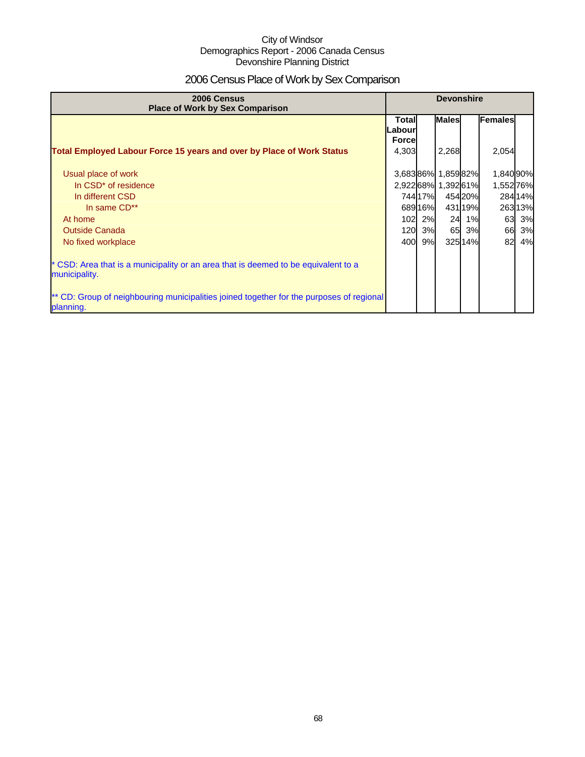City of Windsor
Demographics Report - 2006 Canada Census
Devonshire Planning District

# 2006 Census Place of Work by Sex Comparison

| 2006 Census<br>Place of Work by Sex Comparison | Devonshire | | | | | |
|---|---|---|---|---|---|---|
| | Total Labour Force | | Males | | Females | |
| **Total Employed Labour Force 15 years and over by Place of Work Status** | 4,303 | | 2,268 | | 2,054 | |
| Usual place of work | 3,683 | 86% | 1,859 | 82% | 1,840 | 90% |
| In CSD* of residence | 2,922 | 68% | 1,392 | 61% | 1,552 | 76% |
| In different CSD | 744 | 17% | 454 | 20% | 284 | 14% |
| In same CD** | 689 | 16% | 431 | 19% | 263 | 13% |
| At home | 102 | 2% | 24 | 1% | 63 | 3% |
| Outside Canada | 120 | 3% | 65 | 3% | 66 | 3% |
| No fixed workplace | 400 | 9% | 325 | 14% | 82 | 4% |

* CSD: Area that is a municipality or an area that is deemed to be equivalent to a municipality.

** CD: Group of neighbouring municipalities joined together for the purposes of regional planning.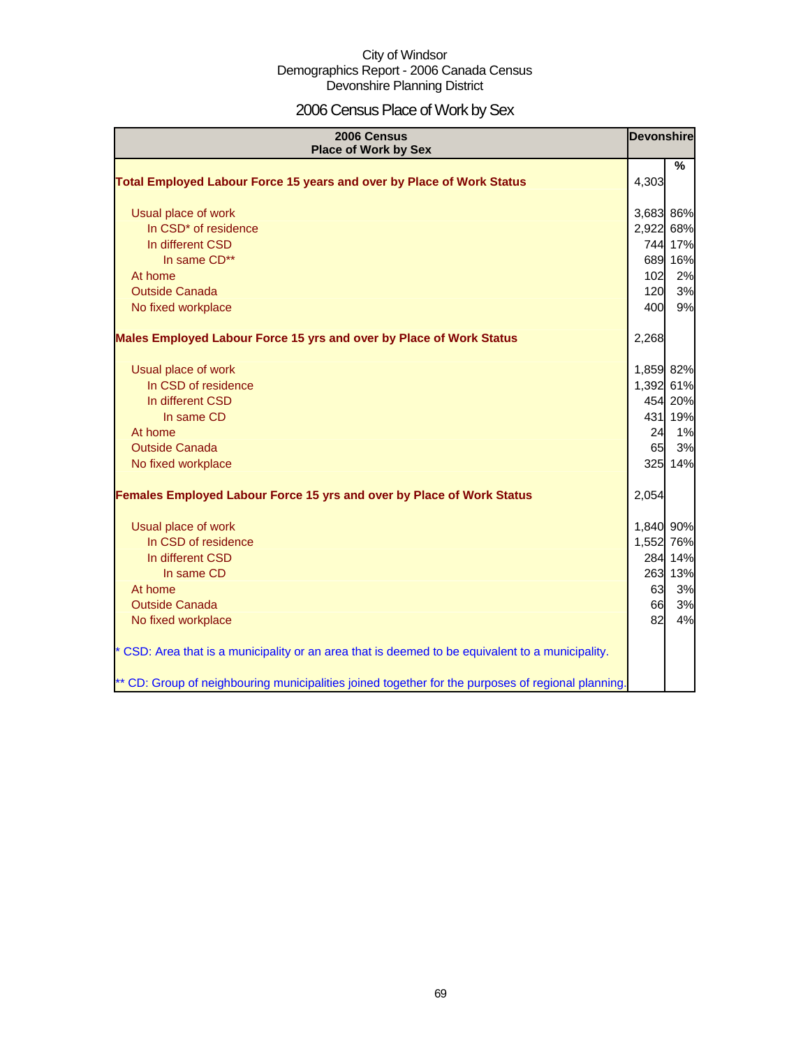City of Windsor
Demographics Report - 2006 Canada Census
Devonshire Planning District

# 2006 Census Place of Work by Sex

| 2006 Census Place of Work by Sex | Devonshire | |
|---|---|---|
| | | % |
| **Total Employed Labour Force 15 years and over by Place of Work Status** | 4,303 | |
| Usual place of work | 3,683 | 86% |
| In CSD* of residence | 2,922 | 68% |
| In different CSD | 744 | 17% |
| In same CD** | 689 | 16% |
| At home | 102 | 2% |
| Outside Canada | 120 | 3% |
| No fixed workplace | 400 | 9% |
| **Males Employed Labour Force 15 yrs and over by Place of Work Status** | 2,268 | |
| Usual place of work | 1,859 | 82% |
| In CSD of residence | 1,392 | 61% |
| In different CSD | 454 | 20% |
| In same CD | 431 | 19% |
| At home | 24 | 1% |
| Outside Canada | 65 | 3% |
| No fixed workplace | 325 | 14% |
| **Females Employed Labour Force 15 yrs and over by Place of Work Status** | 2,054 | |
| Usual place of work | 1,840 | 90% |
| In CSD of residence | 1,552 | 76% |
| In different CSD | 284 | 14% |
| In same CD | 263 | 13% |
| At home | 63 | 3% |
| Outside Canada | 66 | 3% |
| No fixed workplace | 82 | 4% |

* CSD: Area that is a municipality or an area that is deemed to be equivalent to a municipality.

** CD: Group of neighbouring municipalities joined together for the purposes of regional planning.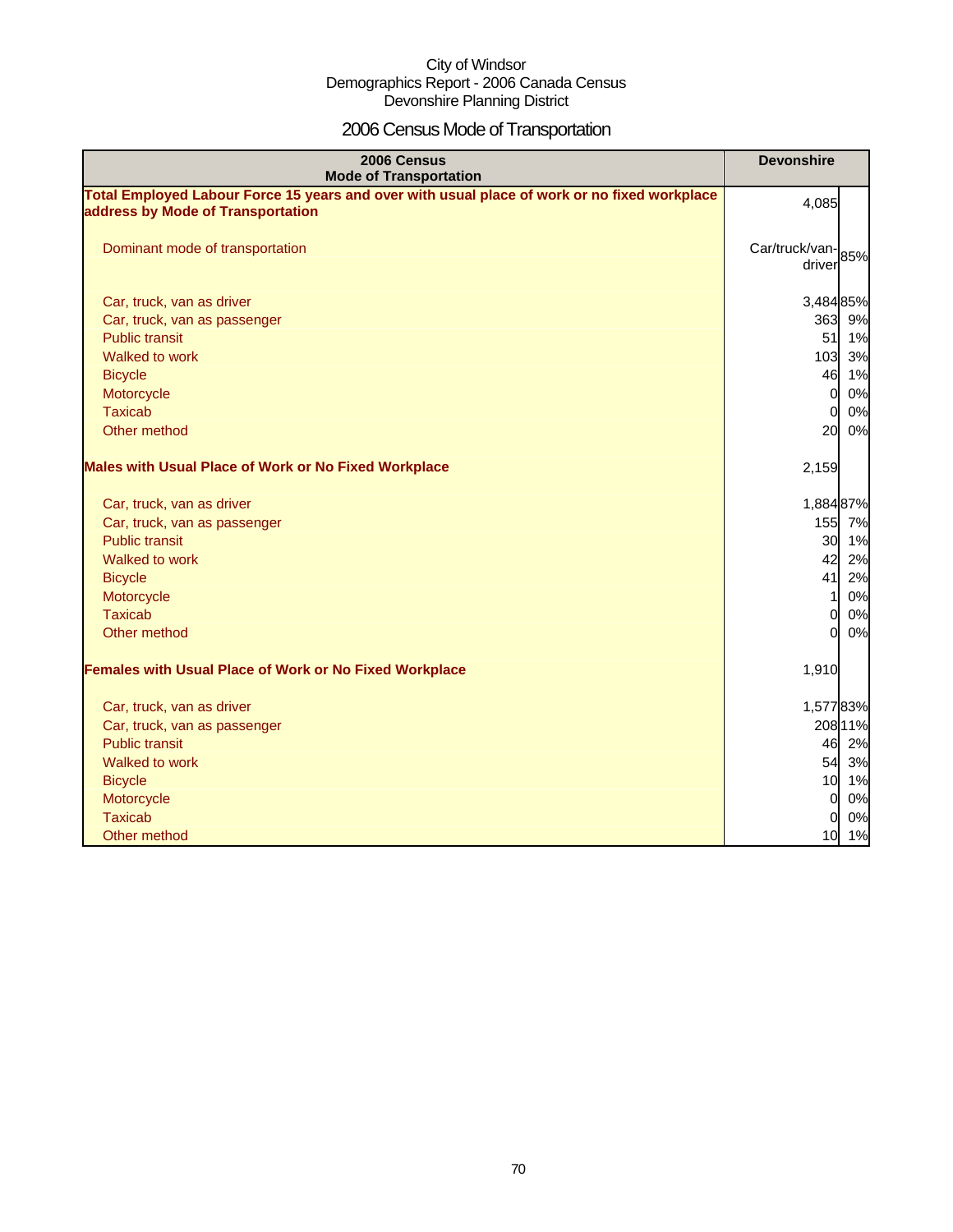City of Windsor
Demographics Report - 2006 Canada Census
Devonshire Planning District

# 2006 Census Mode of Transportation

| 2006 Census Mode of Transportation | Devonshire | |
|---|---|---|
| **Total Employed Labour Force 15 years and over with usual place of work or no fixed workplace address by Mode of Transportation** | 4,085 | |
| Dominant mode of transportation | Car/truck/van-driver | 85% |
| Car, truck, van as driver | 3,484 | 85% |
| Car, truck, van as passenger | 363 | 9% |
| Public transit | 51 | 1% |
| Walked to work | 103 | 3% |
| Bicycle | 46 | 1% |
| Motorcycle | 0 | 0% |
| Taxicab | 0 | 0% |
| Other method | 20 | 0% |
| **Males with Usual Place of Work or No Fixed Workplace** | 2,159 | |
| Car, truck, van as driver | 1,884 | 87% |
| Car, truck, van as passenger | 155 | 7% |
| Public transit | 30 | 1% |
| Walked to work | 42 | 2% |
| Bicycle | 41 | 2% |
| Motorcycle | 1 | 0% |
| Taxicab | 0 | 0% |
| Other method | 0 | 0% |
| **Females with Usual Place of Work or No Fixed Workplace** | 1,910 | |
| Car, truck, van as driver | 1,577 | 83% |
| Car, truck, van as passenger | 208 | 11% |
| Public transit | 46 | 2% |
| Walked to work | 54 | 3% |
| Bicycle | 10 | 1% |
| Motorcycle | 0 | 0% |
| Taxicab | 0 | 0% |
| Other method | 10 | 1% |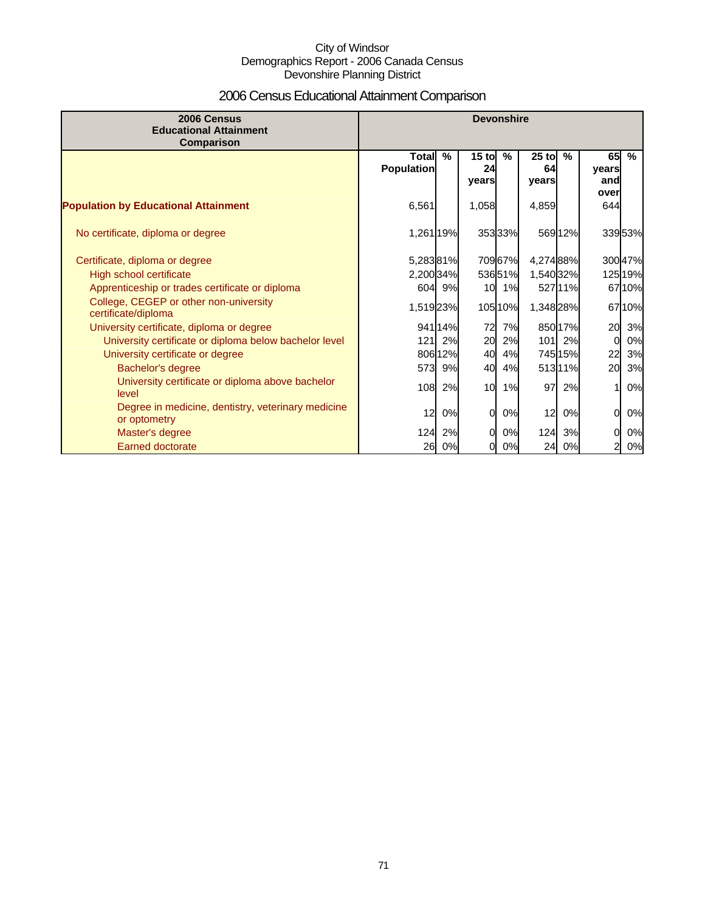City of Windsor
Demographics Report - 2006 Canada Census
Devonshire Planning District

# 2006 Census Educational Attainment Comparison

| 2006 Census Educational Attainment Comparison | Devonshire | | | | | | | |
|---|---|---|---|---|---|---|---|---|
| | Total Population | % | 15 to 24 years | % | 25 to 64 years | % | 65 years and over | % |
| **Population by Educational Attainment** | 6,561 | | 1,058 | | 4,859 | | 644 | |
| No certificate, diploma or degree | 1,261 | 19% | 353 | 33% | 569 | 12% | 339 | 53% |
| Certificate, diploma or degree | 5,283 | 81% | 709 | 67% | 4,274 | 88% | 300 | 47% |
| High school certificate | 2,200 | 34% | 536 | 51% | 1,540 | 32% | 125 | 19% |
| Apprenticeship or trades certificate or diploma | 604 | 9% | 10 | 1% | 527 | 11% | 67 | 10% |
| College, CEGEP or other non-university certificate/diploma | 1,519 | 23% | 105 | 10% | 1,348 | 28% | 67 | 10% |
| University certificate, diploma or degree | 941 | 14% | 72 | 7% | 850 | 17% | 20 | 3% |
| University certificate or diploma below bachelor level | 121 | 2% | 20 | 2% | 101 | 2% | 0 | 0% |
| University certificate or degree | 806 | 12% | 40 | 4% | 745 | 15% | 22 | 3% |
| Bachelor's degree | 573 | 9% | 40 | 4% | 513 | 11% | 20 | 3% |
| University certificate or diploma above bachelor level | 108 | 2% | 10 | 1% | 97 | 2% | 1 | 0% |
| Degree in medicine, dentistry, veterinary medicine or optometry | 12 | 0% | 0 | 0% | 12 | 0% | 0 | 0% |
| Master's degree | 124 | 2% | 0 | 0% | 124 | 3% | 0 | 0% |
| Earned doctorate | 26 | 0% | 0 | 0% | 24 | 0% | 2 | 0% |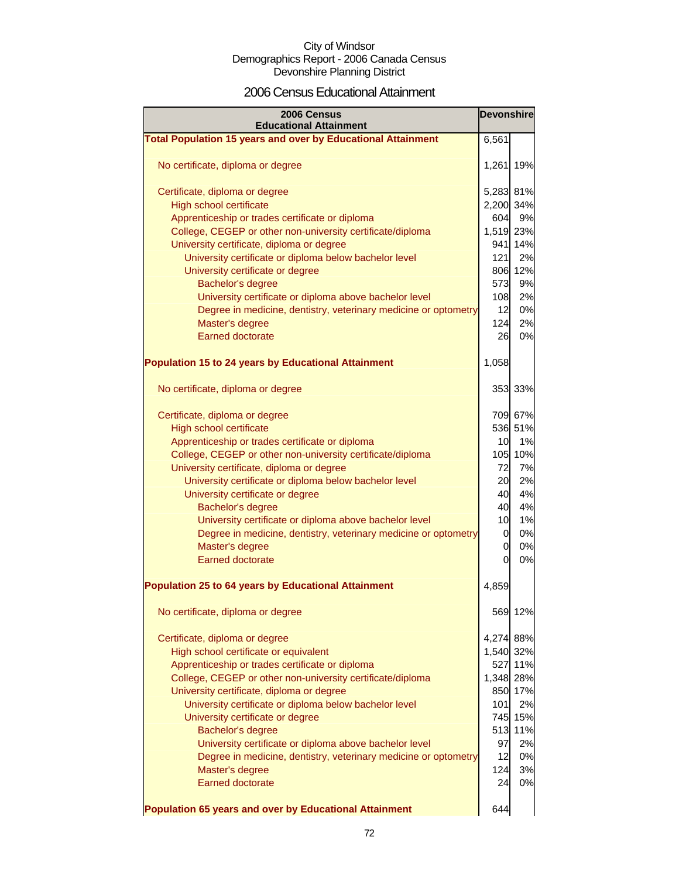City of Windsor
Demographics Report - 2006 Canada Census
Devonshire Planning District

# 2006 Census Educational Attainment

| 2006 Census Educational Attainment | Devonshire | |
|---|---|---|
| **Total Population 15 years and over by Educational Attainment** | 6,561 | |
| No certificate, diploma or degree | 1,261 | 19% |
| Certificate, diploma or degree | 5,283 | 81% |
| High school certificate | 2,200 | 34% |
| Apprenticeship or trades certificate or diploma | 604 | 9% |
| College, CEGEP or other non-university certificate/diploma | 1,519 | 23% |
| University certificate, diploma or degree | 941 | 14% |
| University certificate or diploma below bachelor level | 121 | 2% |
| University certificate or degree | 806 | 12% |
| Bachelor's degree | 573 | 9% |
| University certificate or diploma above bachelor level | 108 | 2% |
| Degree in medicine, dentistry, veterinary medicine or optometry | 12 | 0% |
| Master's degree | 124 | 2% |
| Earned doctorate | 26 | 0% |
| **Population 15 to 24 years by Educational Attainment** | 1,058 | |
| No certificate, diploma or degree | 353 | 33% |
| Certificate, diploma or degree | 709 | 67% |
| High school certificate | 536 | 51% |
| Apprenticeship or trades certificate or diploma | 10 | 1% |
| College, CEGEP or other non-university certificate/diploma | 105 | 10% |
| University certificate, diploma or degree | 72 | 7% |
| University certificate or diploma below bachelor level | 20 | 2% |
| University certificate or degree | 40 | 4% |
| Bachelor's degree | 40 | 4% |
| University certificate or diploma above bachelor level | 10 | 1% |
| Degree in medicine, dentistry, veterinary medicine or optometry | 0 | 0% |
| Master's degree | 0 | 0% |
| Earned doctorate | 0 | 0% |
| **Population 25 to 64 years by Educational Attainment** | 4,859 | |
| No certificate, diploma or degree | 569 | 12% |
| Certificate, diploma or degree | 4,274 | 88% |
| High school certificate or equivalent | 1,540 | 32% |
| Apprenticeship or trades certificate or diploma | 527 | 11% |
| College, CEGEP or other non-university certificate/diploma | 1,348 | 28% |
| University certificate, diploma or degree | 850 | 17% |
| University certificate or diploma below bachelor level | 101 | 2% |
| University certificate or degree | 745 | 15% |
| Bachelor's degree | 513 | 11% |
| University certificate or diploma above bachelor level | 97 | 2% |
| Degree in medicine, dentistry, veterinary medicine or optometry | 12 | 0% |
| Master's degree | 124 | 3% |
| Earned doctorate | 24 | 0% |
| **Population 65 years and over by Educational Attainment** | 644 | |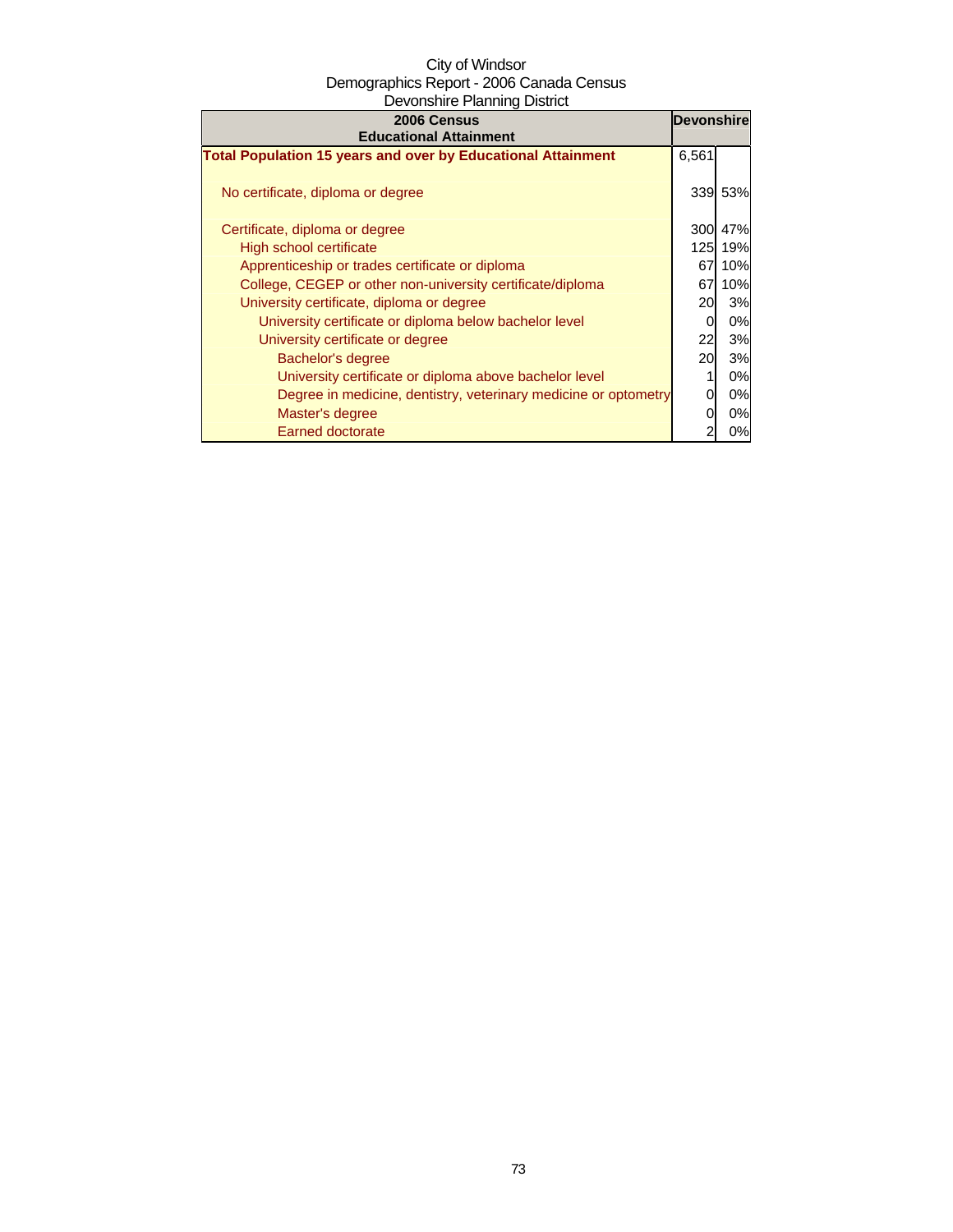City of Windsor
Demographics Report - 2006 Canada Census
Devonshire Planning District

| 2006 Census Educational Attainment | Devonshire | |
|---|---|---|
| **Total Population 15 years and over by Educational Attainment** | 6,561 | |
| No certificate, diploma or degree | 339 | 53% |
| Certificate, diploma or degree | 300 | 47% |
| High school certificate | 125 | 19% |
| Apprenticeship or trades certificate or diploma | 67 | 10% |
| College, CEGEP or other non-university certificate/diploma | 67 | 10% |
| University certificate, diploma or degree | 20 | 3% |
| University certificate or diploma below bachelor level | 0 | 0% |
| University certificate or degree | 22 | 3% |
| Bachelor's degree | 20 | 3% |
| University certificate or diploma above bachelor level | 1 | 0% |
| Degree in medicine, dentistry, veterinary medicine or optometry | 0 | 0% |
| Master's degree | 0 | 0% |
| Earned doctorate | 2 | 0% |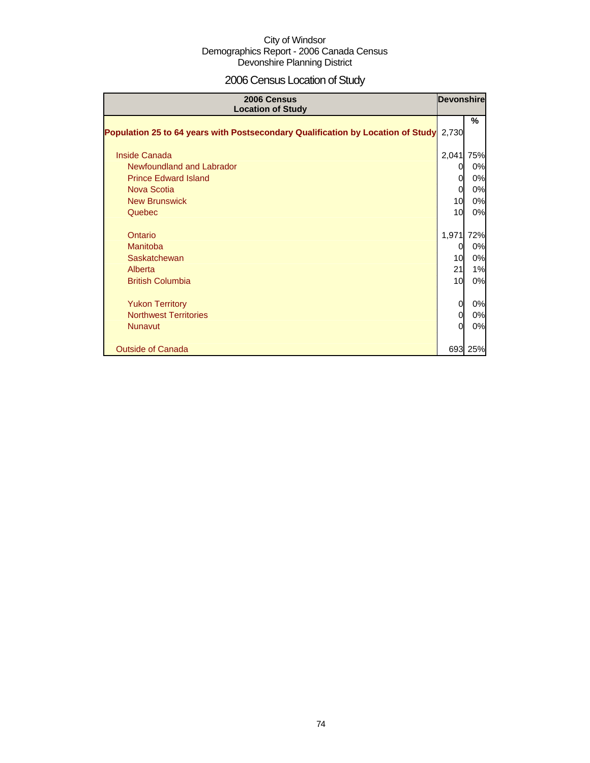City of Windsor
Demographics Report - 2006 Canada Census
Devonshire Planning District

# 2006 Census Location of Study

| 2006 Census Location of Study | Devonshire | |
|---|---|---|
| | | % |
| **Population 25 to 64 years with Postsecondary Qualification by Location of Study** | 2,730 | |
| Inside Canada | 2,041 | 75% |
| Newfoundland and Labrador | 0 | 0% |
| Prince Edward Island | 0 | 0% |
| Nova Scotia | 0 | 0% |
| New Brunswick | 10 | 0% |
| Quebec | 10 | 0% |
| Ontario | 1,971 | 72% |
| Manitoba | 0 | 0% |
| Saskatchewan | 10 | 0% |
| Alberta | 21 | 1% |
| British Columbia | 10 | 0% |
| Yukon Territory | 0 | 0% |
| Northwest Territories | 0 | 0% |
| Nunavut | 0 | 0% |
| Outside of Canada | 693 | 25% |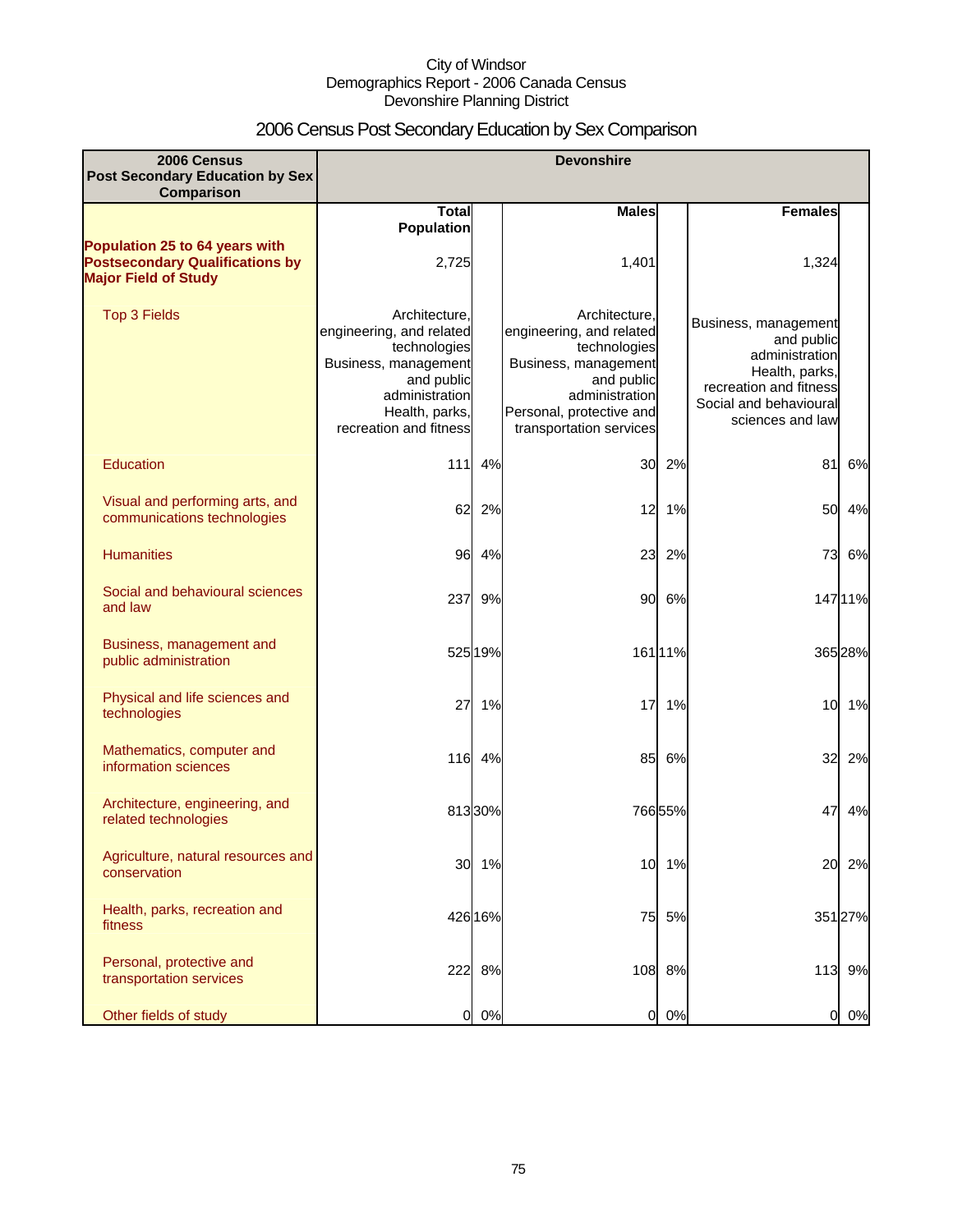City of Windsor
Demographics Report - 2006 Canada Census
Devonshire Planning District

# 2006 Census Post Secondary Education by Sex Comparison

| 2006 Census Post Secondary Education by Sex Comparison | Devonshire | | | | | |
|---|---|---|---|---|---|---|
| | Total Population | | Males | | Females | |
| **Population 25 to 64 years with Postsecondary Qualifications by Major Field of Study** | 2,725 | | 1,401 | | 1,324 | |
| Top 3 Fields | Architecture, engineering, and related technologies<br>Business, management and public administration<br>Health, parks, recreation and fitness | | Architecture, engineering, and related technologies<br>Business, management and public administration<br>Personal, protective and transportation services | | Business, management and public administration<br>Health, parks, recreation and fitness<br>Social and behavioural sciences and law | |
| Education | 111 | 4% | 30 | 2% | 81 | 6% |
| Visual and performing arts, and communications technologies | 62 | 2% | 12 | 1% | 50 | 4% |
| Humanities | 96 | 4% | 23 | 2% | 73 | 6% |
| Social and behavioural sciences and law | 237 | 9% | 90 | 6% | 147 | 11% |
| Business, management and public administration | 525 | 19% | 161 | 11% | 365 | 28% |
| Physical and life sciences and technologies | 27 | 1% | 17 | 1% | 10 | 1% |
| Mathematics, computer and information sciences | 116 | 4% | 85 | 6% | 32 | 2% |
| Architecture, engineering, and related technologies | 813 | 30% | 766 | 55% | 47 | 4% |
| Agriculture, natural resources and conservation | 30 | 1% | 10 | 1% | 20 | 2% |
| Health, parks, recreation and fitness | 426 | 16% | 75 | 5% | 351 | 27% |
| Personal, protective and transportation services | 222 | 8% | 108 | 8% | 113 | 9% |
| Other fields of study | 0 | 0% | 0 | 0% | 0 | 0% |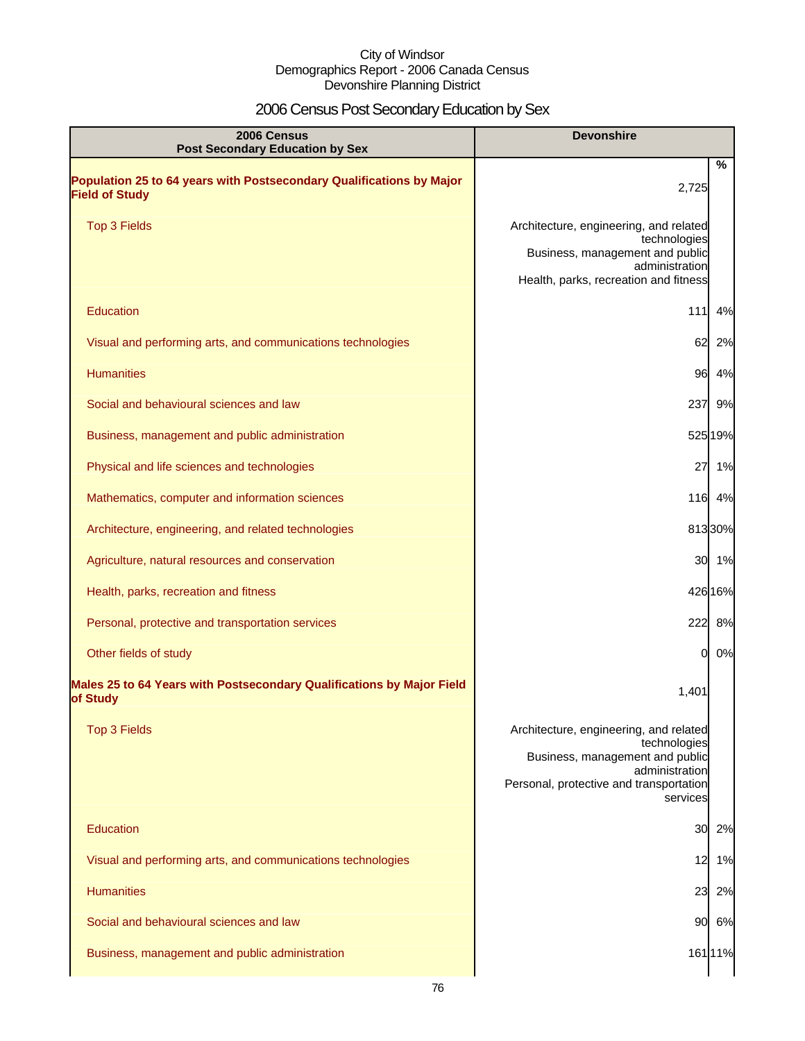City of Windsor
Demographics Report - 2006 Canada Census
Devonshire Planning District

# 2006 Census Post Secondary Education by Sex

| 2006 Census Post Secondary Education by Sex | Devonshire | % |
|---|---|---|
| **Population 25 to 64 years with Postsecondary Qualifications by Major Field of Study** | 2,725 | |
| Top 3 Fields | Architecture, engineering, and related technologies<br>Business, management and public administration<br>Health, parks, recreation and fitness | |
| Education | 111 | 4% |
| Visual and performing arts, and communications technologies | 62 | 2% |
| Humanities | 96 | 4% |
| Social and behavioural sciences and law | 237 | 9% |
| Business, management and public administration | 525 | 19% |
| Physical and life sciences and technologies | 27 | 1% |
| Mathematics, computer and information sciences | 116 | 4% |
| Architecture, engineering, and related technologies | 813 | 30% |
| Agriculture, natural resources and conservation | 30 | 1% |
| Health, parks, recreation and fitness | 426 | 16% |
| Personal, protective and transportation services | 222 | 8% |
| Other fields of study | 0 | 0% |
| **Males 25 to 64 Years with Postsecondary Qualifications by Major Field of Study** | 1,401 | |
| Top 3 Fields | Architecture, engineering, and related technologies<br>Business, management and public administration<br>Personal, protective and transportation services | |
| Education | 30 | 2% |
| Visual and performing arts, and communications technologies | 12 | 1% |
| Humanities | 23 | 2% |
| Social and behavioural sciences and law | 90 | 6% |
| Business, management and public administration | 161 | 11% |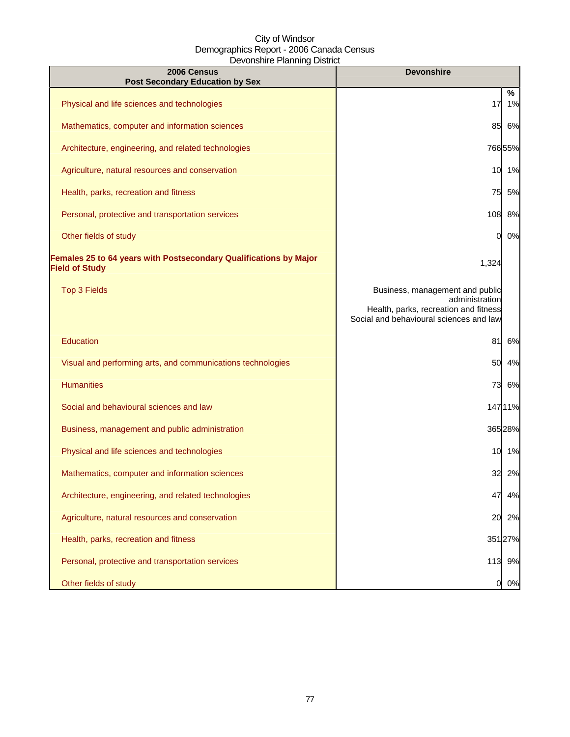City of Windsor
Demographics Report - 2006 Canada Census
Devonshire Planning District

| 2006 Census<br>Post Secondary Education by Sex | Devonshire | |
|---|---|---|
| | | % |
| Physical and life sciences and technologies | 17 | 1% |
| Mathematics, computer and information sciences | 85 | 6% |
| Architecture, engineering, and related technologies | 766 | 55% |
| Agriculture, natural resources and conservation | 10 | 1% |
| Health, parks, recreation and fitness | 75 | 5% |
| Personal, protective and transportation services | 108 | 8% |
| Other fields of study | 0 | 0% |
| **Females 25 to 64 years with Postsecondary Qualifications by Major Field of Study** | 1,324 | |
| Top 3 Fields | Business, management and public administration<br>Health, parks, recreation and fitness<br>Social and behavioural sciences and law | |
| Education | 81 | 6% |
| Visual and performing arts, and communications technologies | 50 | 4% |
| Humanities | 73 | 6% |
| Social and behavioural sciences and law | 147 | 11% |
| Business, management and public administration | 365 | 28% |
| Physical and life sciences and technologies | 10 | 1% |
| Mathematics, computer and information sciences | 32 | 2% |
| Architecture, engineering, and related technologies | 47 | 4% |
| Agriculture, natural resources and conservation | 20 | 2% |
| Health, parks, recreation and fitness | 351 | 27% |
| Personal, protective and transportation services | 113 | 9% |
| Other fields of study | 0 | 0% |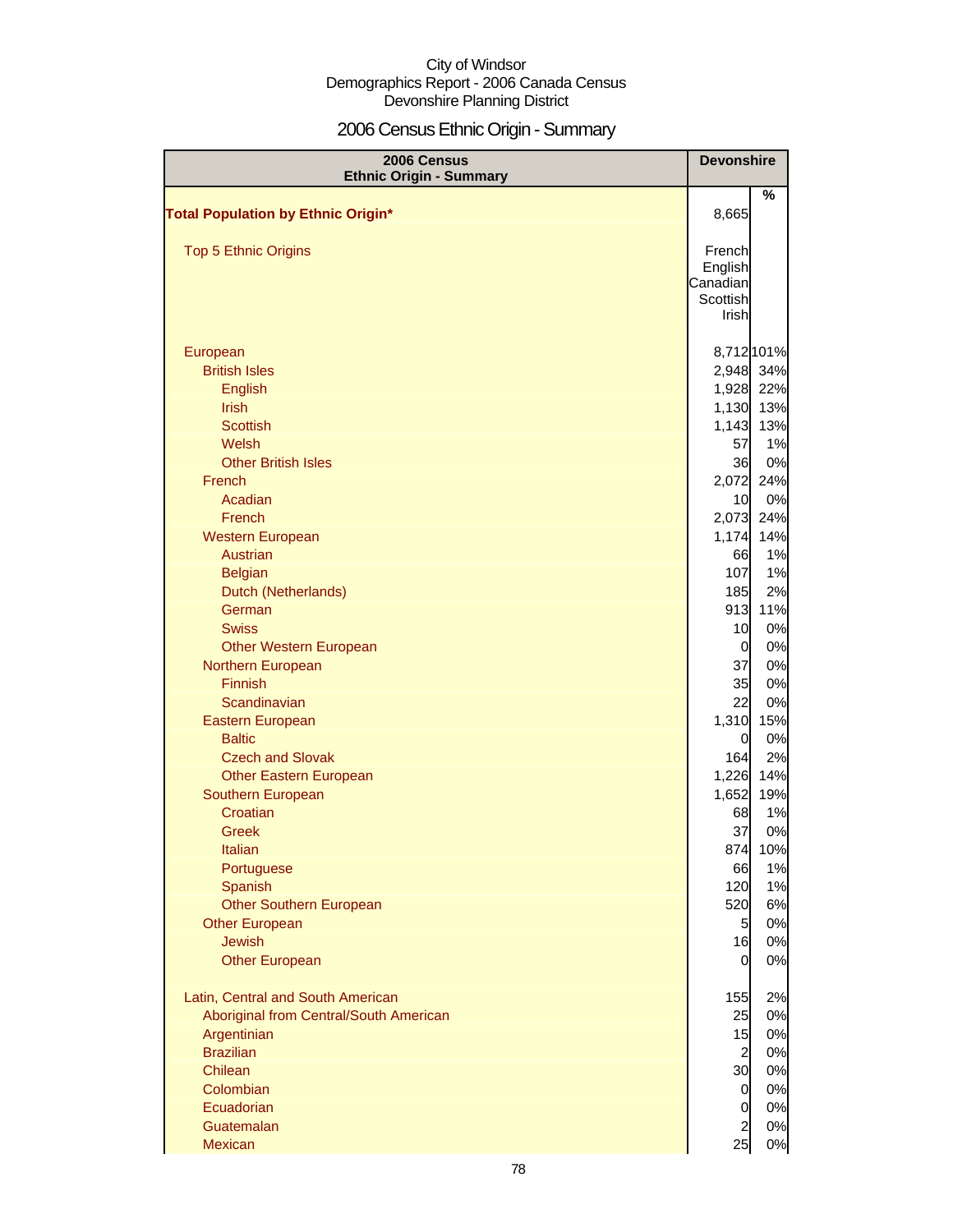City of Windsor
Demographics Report - 2006 Canada Census
Devonshire Planning District

# 2006 Census Ethnic Origin - Summary

| 2006 Census Ethnic Origin - Summary | Devonshire | |
|---|---|---|
| | | % |
| **Total Population by Ethnic Origin*** | 8,665 | |
| Top 5 Ethnic Origins | French<br>English<br>Canadian<br>Scottish<br>Irish | |
| European | 8,712 | 101% |
| British Isles | 2,948 | 34% |
| English | 1,928 | 22% |
| Irish | 1,130 | 13% |
| Scottish | 1,143 | 13% |
| Welsh | 57 | 1% |
| Other British Isles | 36 | 0% |
| French | 2,072 | 24% |
| Acadian | 10 | 0% |
| French | 2,073 | 24% |
| Western European | 1,174 | 14% |
| Austrian | 66 | 1% |
| Belgian | 107 | 1% |
| Dutch (Netherlands) | 185 | 2% |
| German | 913 | 11% |
| Swiss | 10 | 0% |
| Other Western European | 0 | 0% |
| Northern European | 37 | 0% |
| Finnish | 35 | 0% |
| Scandinavian | 22 | 0% |
| Eastern European | 1,310 | 15% |
| Baltic | 0 | 0% |
| Czech and Slovak | 164 | 2% |
| Other Eastern European | 1,226 | 14% |
| Southern European | 1,652 | 19% |
| Croatian | 68 | 1% |
| Greek | 37 | 0% |
| Italian | 874 | 10% |
| Portuguese | 66 | 1% |
| Spanish | 120 | 1% |
| Other Southern European | 520 | 6% |
| Other European | 5 | 0% |
| Jewish | 16 | 0% |
| Other European | 0 | 0% |
| Latin, Central and South American | 155 | 2% |
| Aboriginal from Central/South American | 25 | 0% |
| Argentinian | 15 | 0% |
| Brazilian | 2 | 0% |
| Chilean | 30 | 0% |
| Colombian | 0 | 0% |
| Ecuadorian | 0 | 0% |
| Guatemalan | 2 | 0% |
| Mexican | 25 | 0% |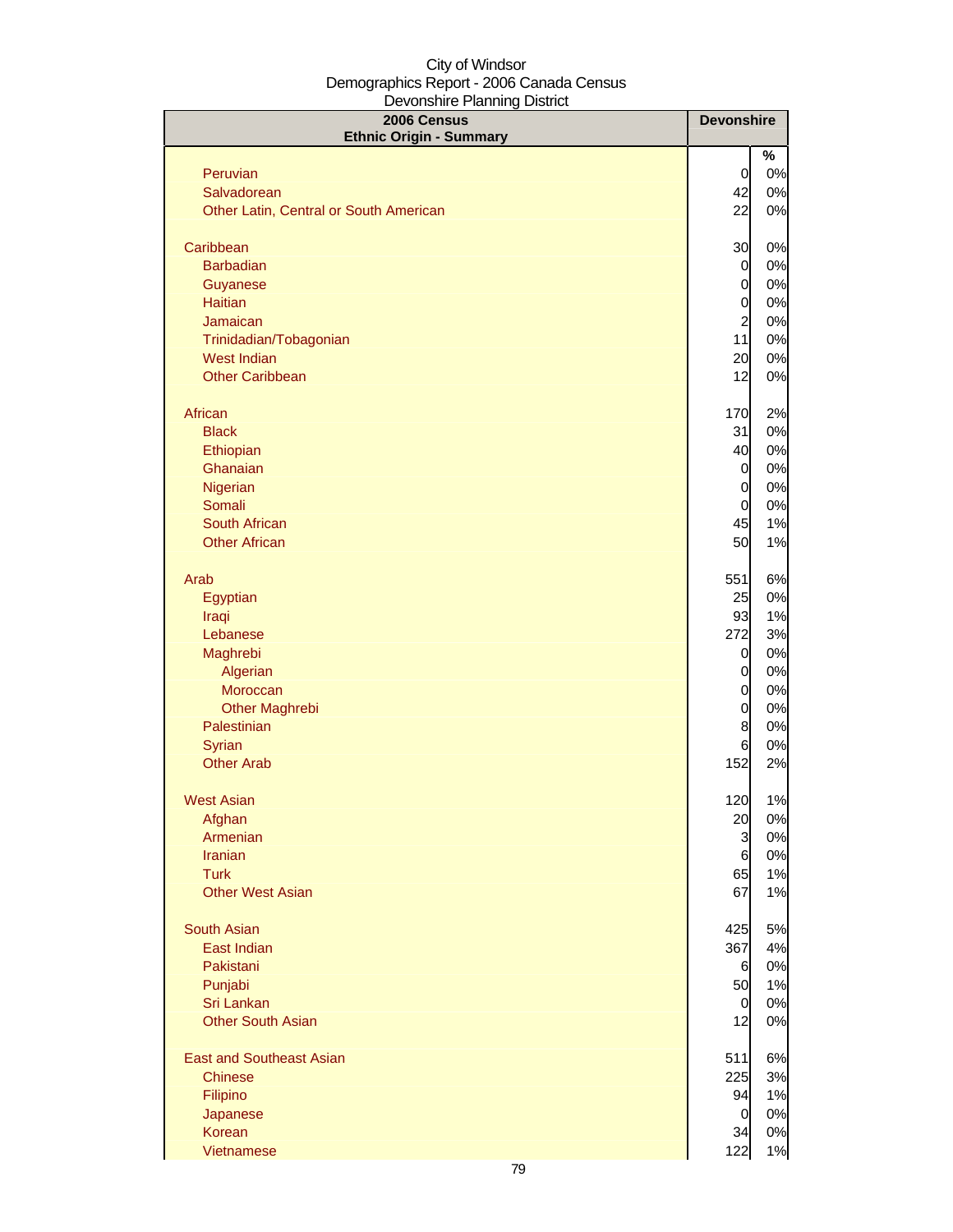City of Windsor
Demographics Report - 2006 Canada Census
Devonshire Planning District

| 2006 Census Ethnic Origin - Summary | Devonshire | |
|---|---|---|
| | | % |
| Peruvian | 0 | 0% |
| Salvadorean | 42 | 0% |
| Other Latin, Central or South American | 22 | 0% |
| | | |
| Caribbean | 30 | 0% |
| Barbadian | 0 | 0% |
| Guyanese | 0 | 0% |
| Haitian | 0 | 0% |
| Jamaican | 2 | 0% |
| Trinidadian/Tobagonian | 11 | 0% |
| West Indian | 20 | 0% |
| Other Caribbean | 12 | 0% |
| | | |
| African | 170 | 2% |
| Black | 31 | 0% |
| Ethiopian | 40 | 0% |
| Ghanaian | 0 | 0% |
| Nigerian | 0 | 0% |
| Somali | 0 | 0% |
| South African | 45 | 1% |
| Other African | 50 | 1% |
| | | |
| Arab | 551 | 6% |
| Egyptian | 25 | 0% |
| Iraqi | 93 | 1% |
| Lebanese | 272 | 3% |
| Maghrebi | 0 | 0% |
| Algerian | 0 | 0% |
| Moroccan | 0 | 0% |
| Other Maghrebi | 0 | 0% |
| Palestinian | 8 | 0% |
| Syrian | 6 | 0% |
| Other Arab | 152 | 2% |
| | | |
| West Asian | 120 | 1% |
| Afghan | 20 | 0% |
| Armenian | 3 | 0% |
| Iranian | 6 | 0% |
| Turk | 65 | 1% |
| Other West Asian | 67 | 1% |
| | | |
| South Asian | 425 | 5% |
| East Indian | 367 | 4% |
| Pakistani | 6 | 0% |
| Punjabi | 50 | 1% |
| Sri Lankan | 0 | 0% |
| Other South Asian | 12 | 0% |
| | | |
| East and Southeast Asian | 511 | 6% |
| Chinese | 225 | 3% |
| Filipino | 94 | 1% |
| Japanese | 0 | 0% |
| Korean | 34 | 0% |
| Vietnamese | 122 | 1% |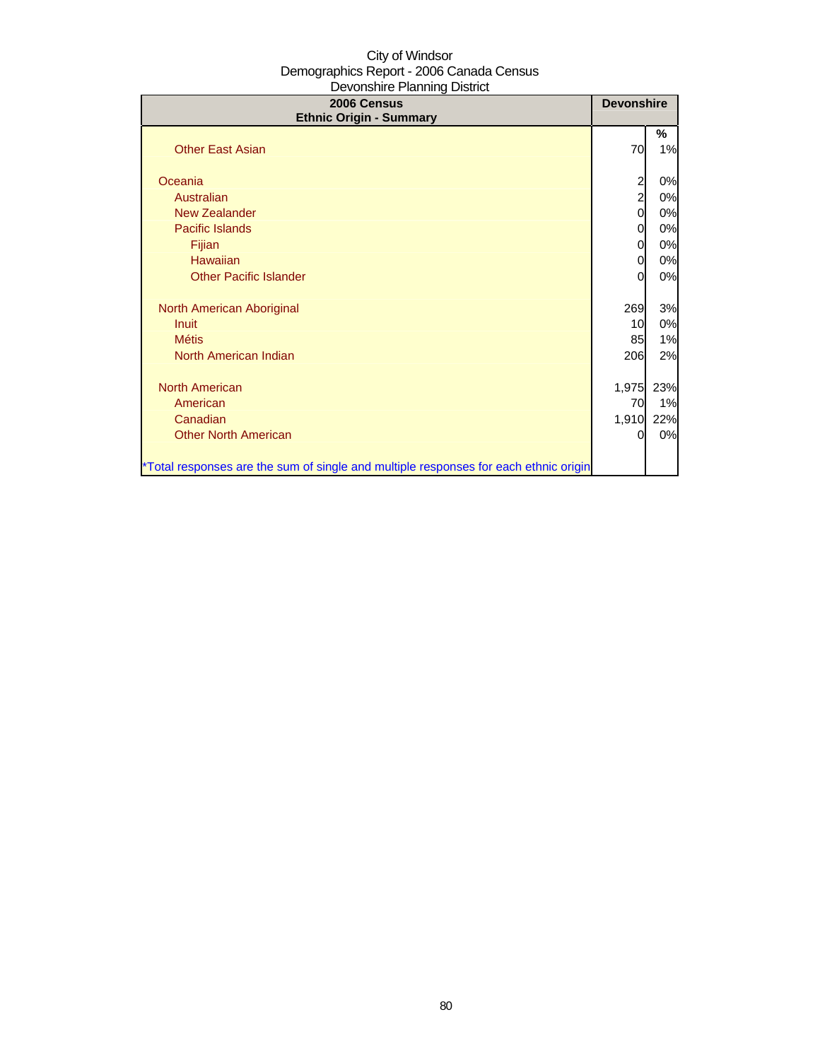City of Windsor
Demographics Report - 2006 Canada Census
Devonshire Planning District

| 2006 Census<br>Ethnic Origin - Summary | Devonshire | |
|---|---|---|
| | | % |
| Other East Asian | 70 | 1% |
| | | |
| Oceania | 2 | 0% |
| Australian | 2 | 0% |
| New Zealander | 0 | 0% |
| Pacific Islands | 0 | 0% |
| Fijian | 0 | 0% |
| Hawaiian | 0 | 0% |
| Other Pacific Islander | 0 | 0% |
| | | |
| North American Aboriginal | 269 | 3% |
| Inuit | 10 | 0% |
| Métis | 85 | 1% |
| North American Indian | 206 | 2% |
| | | |
| North American | 1,975 | 23% |
| American | 70 | 1% |
| Canadian | 1,910 | 22% |
| Other North American | 0 | 0% |
| | | |
| *Total responses are the sum of single and multiple responses for each ethnic origin | | |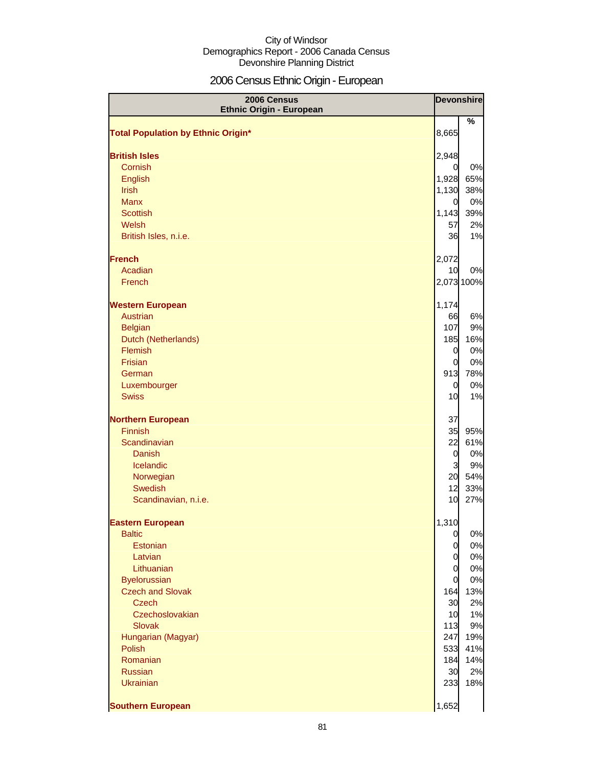City of Windsor
Demographics Report - 2006 Canada Census
Devonshire Planning District

# 2006 Census Ethnic Origin - European

| 2006 Census Ethnic Origin - European | Devonshire | |
|---|---|---|
| | | % |
| **Total Population by Ethnic Origin*** | 8,665 | |
| **British Isles** | 2,948 | |
| Cornish | 0 | 0% |
| English | 1,928 | 65% |
| Irish | 1,130 | 38% |
| Manx | 0 | 0% |
| Scottish | 1,143 | 39% |
| Welsh | 57 | 2% |
| British Isles, n.i.e. | 36 | 1% |
| **French** | 2,072 | |
| Acadian | 10 | 0% |
| French | 2,073 | 100% |
| **Western European** | 1,174 | |
| Austrian | 66 | 6% |
| Belgian | 107 | 9% |
| Dutch (Netherlands) | 185 | 16% |
| Flemish | 0 | 0% |
| Frisian | 0 | 0% |
| German | 913 | 78% |
| Luxembourger | 0 | 0% |
| Swiss | 10 | 1% |
| **Northern European** | 37 | |
| Finnish | 35 | 95% |
| Scandinavian | 22 | 61% |
| Danish | 0 | 0% |
| Icelandic | 3 | 9% |
| Norwegian | 20 | 54% |
| Swedish | 12 | 33% |
| Scandinavian, n.i.e. | 10 | 27% |
| **Eastern European** | 1,310 | |
| Baltic | 0 | 0% |
| Estonian | 0 | 0% |
| Latvian | 0 | 0% |
| Lithuanian | 0 | 0% |
| Byelorussian | 0 | 0% |
| Czech and Slovak | 164 | 13% |
| Czech | 30 | 2% |
| Czechoslovakian | 10 | 1% |
| Slovak | 113 | 9% |
| Hungarian (Magyar) | 247 | 19% |
| Polish | 533 | 41% |
| Romanian | 184 | 14% |
| Russian | 30 | 2% |
| Ukrainian | 233 | 18% |
| **Southern European** | 1,652 | |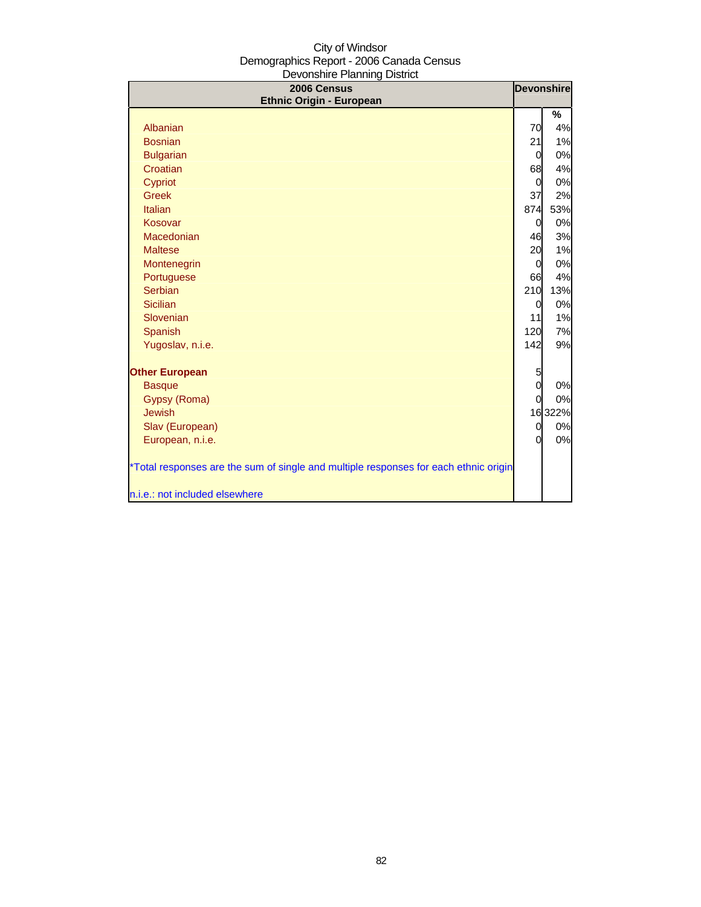City of Windsor
Demographics Report - 2006 Canada Census
Devonshire Planning District

| 2006 Census<br>Ethnic Origin - European | Devonshire | |
|---|---|---|
| | | % |
| Albanian | 70 | 4% |
| Bosnian | 21 | 1% |
| Bulgarian | 0 | 0% |
| Croatian | 68 | 4% |
| Cypriot | 0 | 0% |
| Greek | 37 | 2% |
| Italian | 874 | 53% |
| Kosovar | 0 | 0% |
| Macedonian | 46 | 3% |
| Maltese | 20 | 1% |
| Montenegrin | 0 | 0% |
| Portuguese | 66 | 4% |
| Serbian | 210 | 13% |
| Sicilian | 0 | 0% |
| Slovenian | 11 | 1% |
| Spanish | 120 | 7% |
| Yugoslav, n.i.e. | 142 | 9% |
| **Other European** | 5 | |
| Basque | 0 | 0% |
| Gypsy (Roma) | 0 | 0% |
| Jewish | 16 | 322% |
| Slav (European) | 0 | 0% |
| European, n.i.e. | 0 | 0% |

*Total responses are the sum of single and multiple responses for each ethnic origin

n.i.e.: not included elsewhere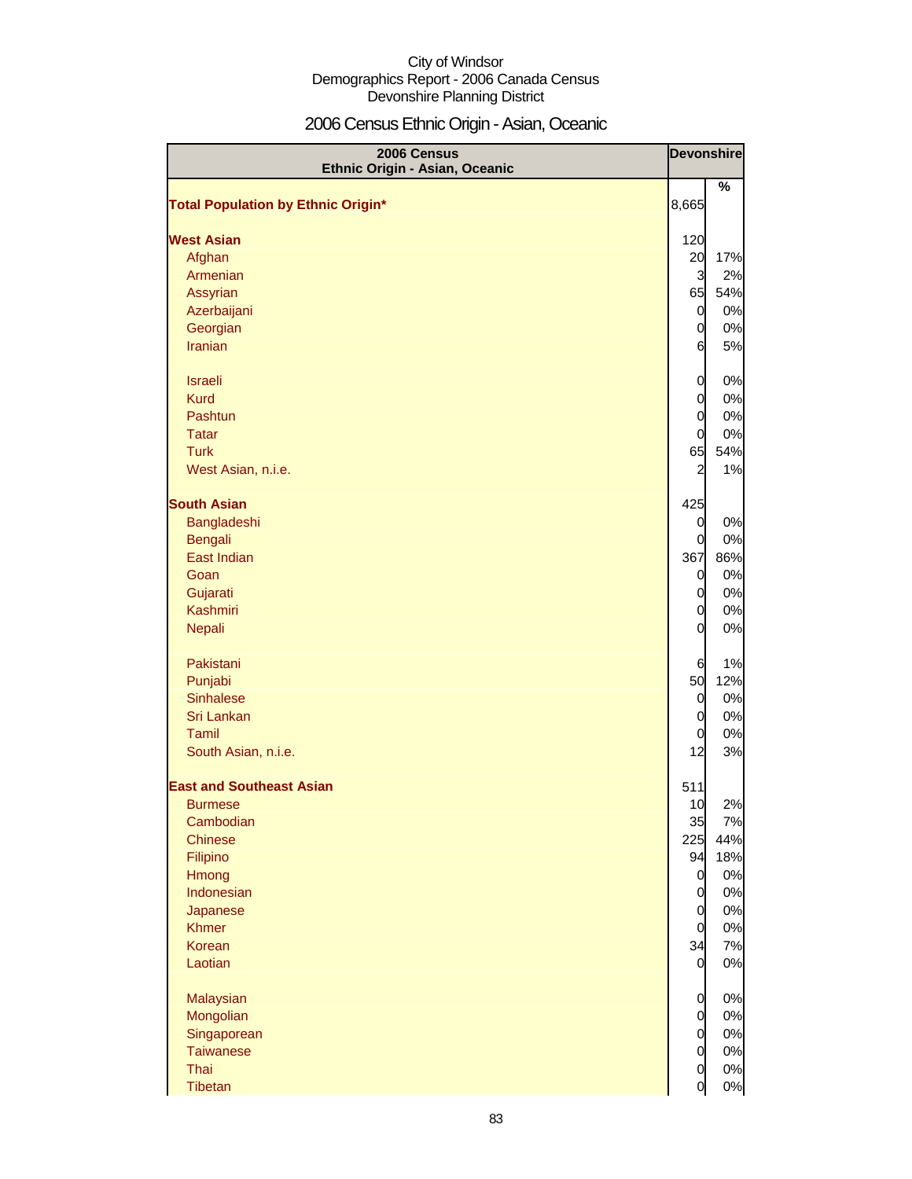City of Windsor
Demographics Report - 2006 Canada Census
Devonshire Planning District

# 2006 Census Ethnic Origin - Asian, Oceanic

| 2006 Census Ethnic Origin - Asian, Oceanic | Devonshire | |
|---|---|---|
| | | % |
| **Total Population by Ethnic Origin*** | 8,665 | |
| | | |
| **West Asian** | 120 | |
| Afghan | 20 | 17% |
| Armenian | 3 | 2% |
| Assyrian | 65 | 54% |
| Azerbaijani | 0 | 0% |
| Georgian | 0 | 0% |
| Iranian | 6 | 5% |
| | | |
| Israeli | 0 | 0% |
| Kurd | 0 | 0% |
| Pashtun | 0 | 0% |
| Tatar | 0 | 0% |
| Turk | 65 | 54% |
| West Asian, n.i.e. | 2 | 1% |
| | | |
| **South Asian** | 425 | |
| Bangladeshi | 0 | 0% |
| Bengali | 0 | 0% |
| East Indian | 367 | 86% |
| Goan | 0 | 0% |
| Gujarati | 0 | 0% |
| Kashmiri | 0 | 0% |
| Nepali | 0 | 0% |
| | | |
| Pakistani | 6 | 1% |
| Punjabi | 50 | 12% |
| Sinhalese | 0 | 0% |
| Sri Lankan | 0 | 0% |
| Tamil | 0 | 0% |
| South Asian, n.i.e. | 12 | 3% |
| | | |
| **East and Southeast Asian** | 511 | |
| Burmese | 10 | 2% |
| Cambodian | 35 | 7% |
| Chinese | 225 | 44% |
| Filipino | 94 | 18% |
| Hmong | 0 | 0% |
| Indonesian | 0 | 0% |
| Japanese | 0 | 0% |
| Khmer | 0 | 0% |
| Korean | 34 | 7% |
| Laotian | 0 | 0% |
| | | |
| Malaysian | 0 | 0% |
| Mongolian | 0 | 0% |
| Singaporean | 0 | 0% |
| Taiwanese | 0 | 0% |
| Thai | 0 | 0% |
| Tibetan | 0 | 0% |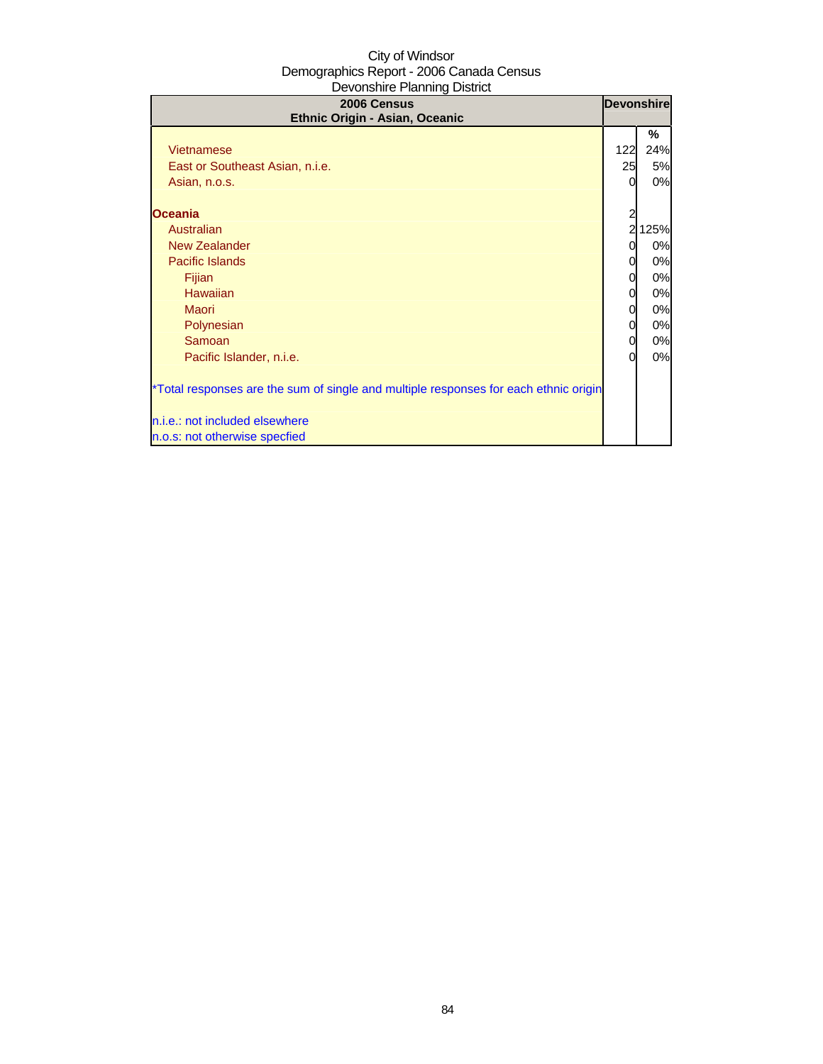City of Windsor
Demographics Report - 2006 Canada Census
Devonshire Planning District

| 2006 Census<br>Ethnic Origin - Asian, Oceanic | Devonshire | |
|---|---|---|
| | | % |
| Vietnamese | 122 | 24% |
| East or Southeast Asian, n.i.e. | 25 | 5% |
| Asian, n.o.s. | 0 | 0% |
| | | |
| **Oceania** | 2 | |
| Australian | 2 | 125% |
| New Zealander | 0 | 0% |
| Pacific Islands | 0 | 0% |
| Fijian | 0 | 0% |
| Hawaiian | 0 | 0% |
| Maori | 0 | 0% |
| Polynesian | 0 | 0% |
| Samoan | 0 | 0% |
| Pacific Islander, n.i.e. | 0 | 0% |
| | | |
| *Total responses are the sum of single and multiple responses for each ethnic origin | | |
| | | |
| n.i.e.: not included elsewhere | | |
| n.o.s: not otherwise specfied | | |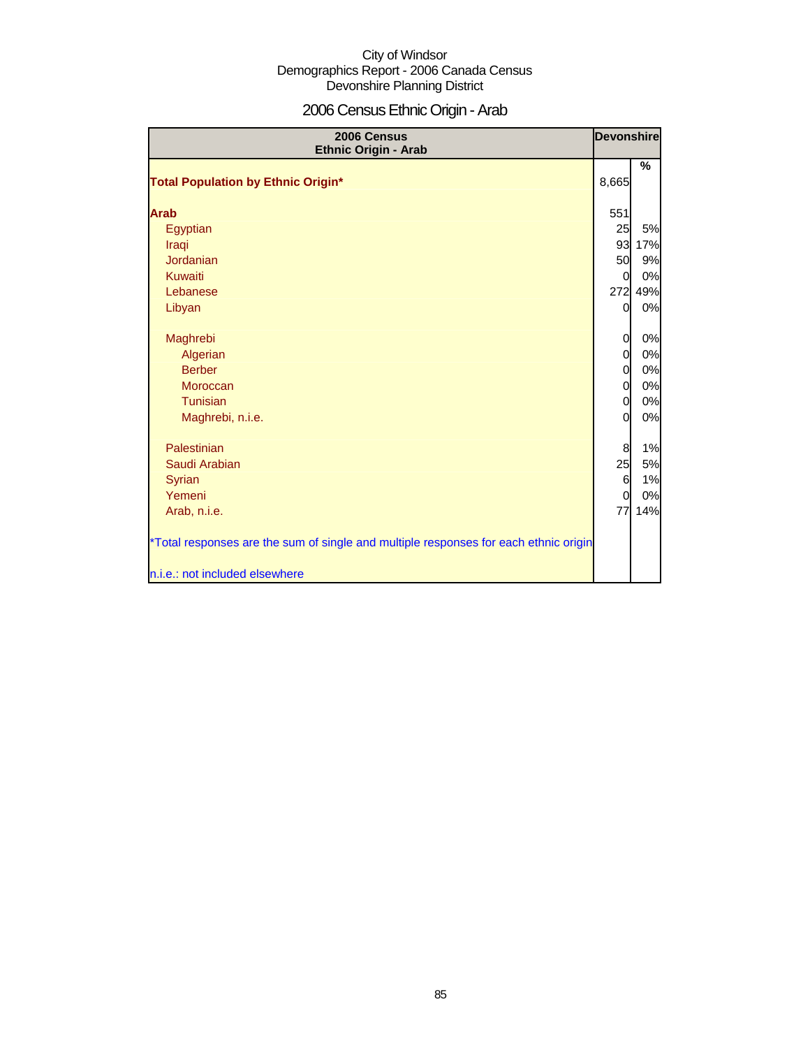City of Windsor
Demographics Report - 2006 Canada Census
Devonshire Planning District

# 2006 Census Ethnic Origin - Arab

| 2006 Census Ethnic Origin - Arab | Devonshire | |
|---|---|---|
| | | % |
| **Total Population by Ethnic Origin*** | 8,665 | |
| **Arab** | 551 | |
| Egyptian | 25 | 5% |
| Iraqi | 93 | 17% |
| Jordanian | 50 | 9% |
| Kuwaiti | 0 | 0% |
| Lebanese | 272 | 49% |
| Libyan | 0 | 0% |
| Maghrebi | 0 | 0% |
| Algerian | 0 | 0% |
| Berber | 0 | 0% |
| Moroccan | 0 | 0% |
| Tunisian | 0 | 0% |
| Maghrebi, n.i.e. | 0 | 0% |
| Palestinian | 8 | 1% |
| Saudi Arabian | 25 | 5% |
| Syrian | 6 | 1% |
| Yemeni | 0 | 0% |
| Arab, n.i.e. | 77 | 14% |

*Total responses are the sum of single and multiple responses for each ethnic origin

n.i.e.: not included elsewhere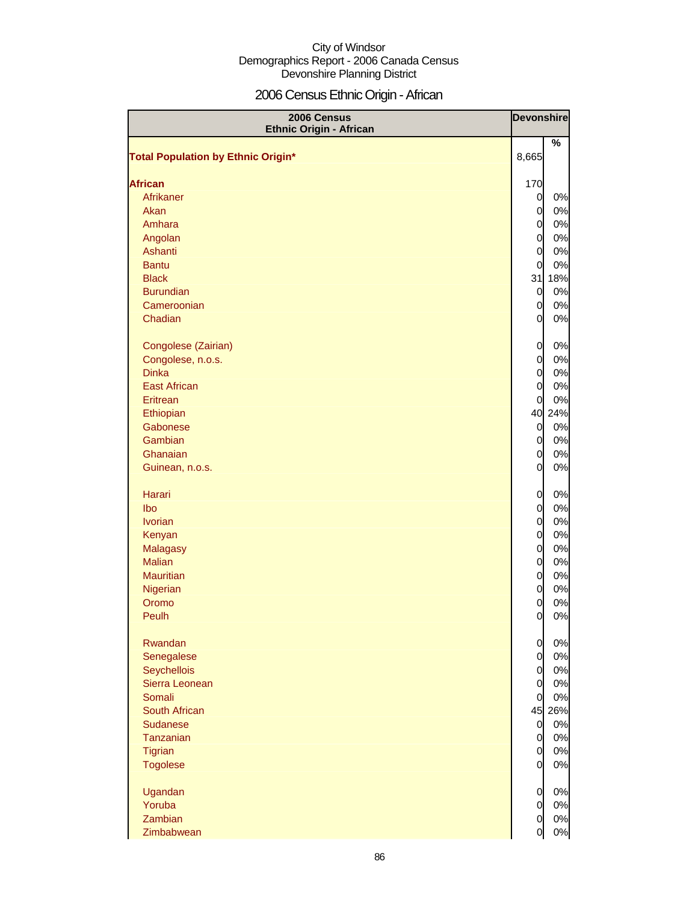City of Windsor
Demographics Report - 2006 Canada Census
Devonshire Planning District

# 2006 Census Ethnic Origin - African

| 2006 Census Ethnic Origin - African | Devonshire | |
|---|---|---|
| | | % |
| **Total Population by Ethnic Origin*** | 8,665 | |
| **African** | 170 | |
| Afrikaner | 0 | 0% |
| Akan | 0 | 0% |
| Amhara | 0 | 0% |
| Angolan | 0 | 0% |
| Ashanti | 0 | 0% |
| Bantu | 0 | 0% |
| Black | 31 | 18% |
| Burundian | 0 | 0% |
| Cameroonian | 0 | 0% |
| Chadian | 0 | 0% |
| Congolese (Zairian) | 0 | 0% |
| Congolese, n.o.s. | 0 | 0% |
| Dinka | 0 | 0% |
| East African | 0 | 0% |
| Eritrean | 0 | 0% |
| Ethiopian | 40 | 24% |
| Gabonese | 0 | 0% |
| Gambian | 0 | 0% |
| Ghanaian | 0 | 0% |
| Guinean, n.o.s. | 0 | 0% |
| Harari | 0 | 0% |
| Ibo | 0 | 0% |
| Ivorian | 0 | 0% |
| Kenyan | 0 | 0% |
| Malagasy | 0 | 0% |
| Malian | 0 | 0% |
| Mauritian | 0 | 0% |
| Nigerian | 0 | 0% |
| Oromo | 0 | 0% |
| Peulh | 0 | 0% |
| Rwandan | 0 | 0% |
| Senegalese | 0 | 0% |
| Seychellois | 0 | 0% |
| Sierra Leonean | 0 | 0% |
| Somali | 0 | 0% |
| South African | 45 | 26% |
| Sudanese | 0 | 0% |
| Tanzanian | 0 | 0% |
| Tigrian | 0 | 0% |
| Togolese | 0 | 0% |
| Ugandan | 0 | 0% |
| Yoruba | 0 | 0% |
| Zambian | 0 | 0% |
| Zimbabwean | 0 | 0% |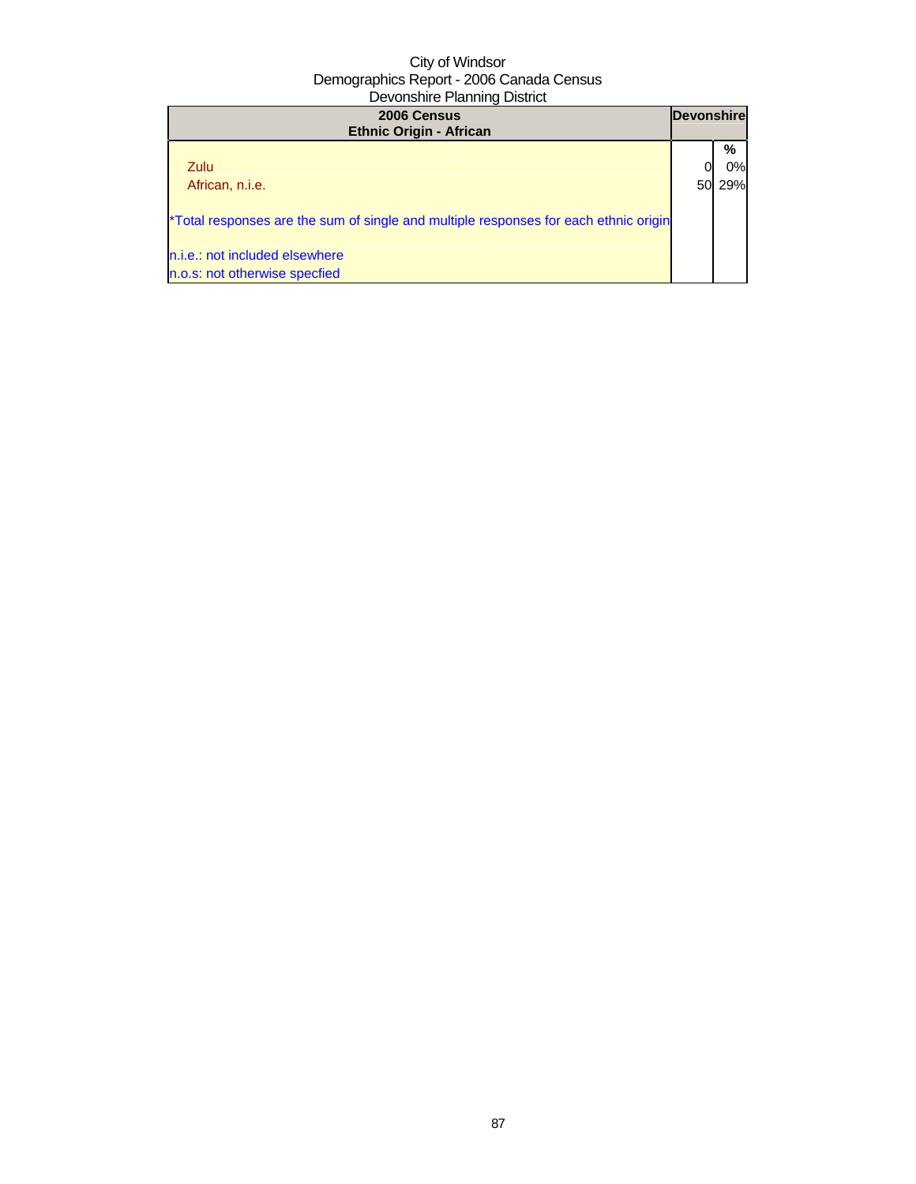City of Windsor
Demographics Report - 2006 Canada Census
Devonshire Planning District

| 2006 Census<br>Ethnic Origin - African | Devonshire | |
|---|---|---|
| | | % |
| Zulu | 0 | 0% |
| African, n.i.e. | 50 | 29% |

*Total responses are the sum of single and multiple responses for each ethnic origin

n.i.e.: not included elsewhere
n.o.s: not otherwise specfied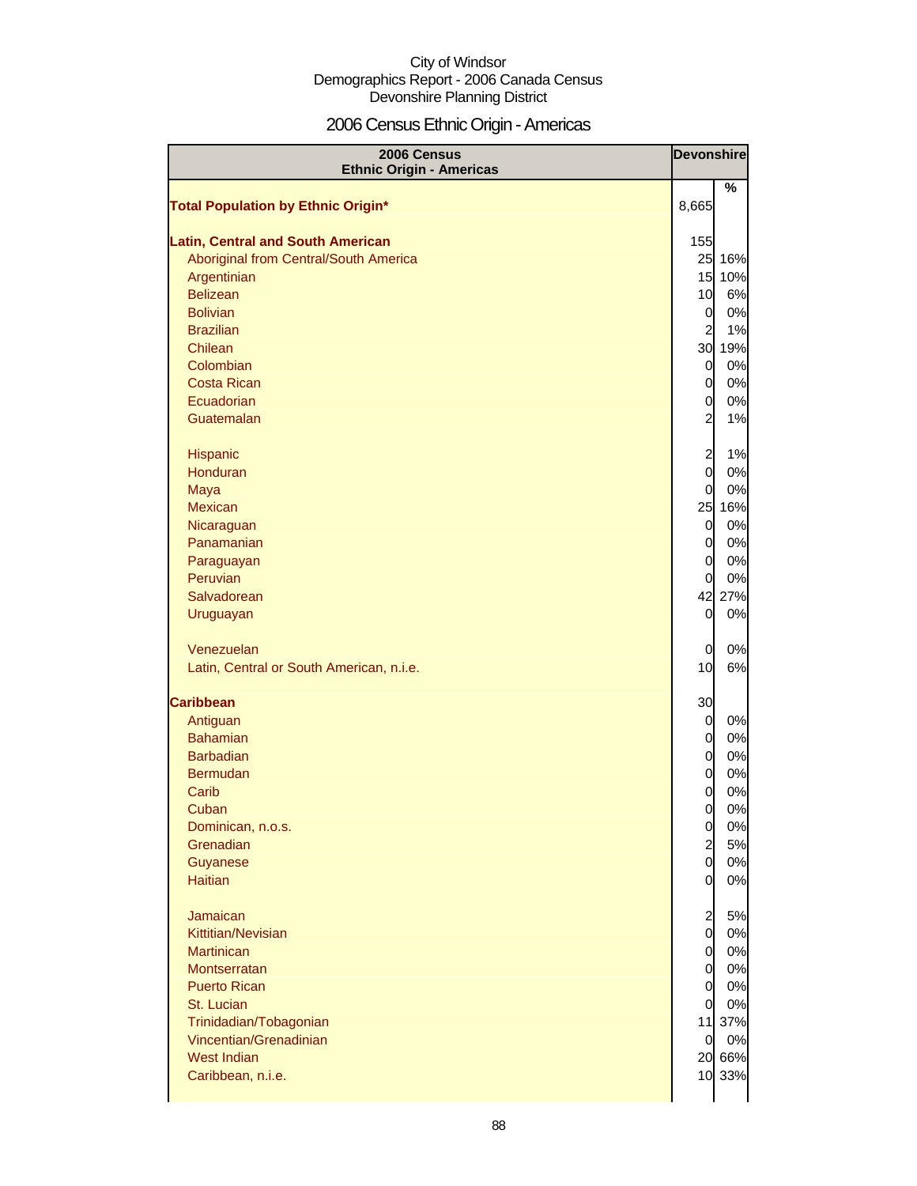City of Windsor
Demographics Report - 2006 Canada Census
Devonshire Planning District

# 2006 Census Ethnic Origin - Americas

| 2006 Census Ethnic Origin - Americas | Devonshire | |
|---|---|---|
| | | % |
| **Total Population by Ethnic Origin*** | 8,665 | |
| **Latin, Central and South American** | 155 | |
| Aboriginal from Central/South America | 25 | 16% |
| Argentinian | 15 | 10% |
| Belizean | 10 | 6% |
| Bolivian | 0 | 0% |
| Brazilian | 2 | 1% |
| Chilean | 30 | 19% |
| Colombian | 0 | 0% |
| Costa Rican | 0 | 0% |
| Ecuadorian | 0 | 0% |
| Guatemalan | 2 | 1% |
| Hispanic | 2 | 1% |
| Honduran | 0 | 0% |
| Maya | 0 | 0% |
| Mexican | 25 | 16% |
| Nicaraguan | 0 | 0% |
| Panamanian | 0 | 0% |
| Paraguayan | 0 | 0% |
| Peruvian | 0 | 0% |
| Salvadorean | 42 | 27% |
| Uruguayan | 0 | 0% |
| Venezuelan | 0 | 0% |
| Latin, Central or South American, n.i.e. | 10 | 6% |
| **Caribbean** | 30 | |
| Antiguan | 0 | 0% |
| Bahamian | 0 | 0% |
| Barbadian | 0 | 0% |
| Bermudan | 0 | 0% |
| Carib | 0 | 0% |
| Cuban | 0 | 0% |
| Dominican, n.o.s. | 0 | 0% |
| Grenadian | 2 | 5% |
| Guyanese | 0 | 0% |
| Haitian | 0 | 0% |
| Jamaican | 2 | 5% |
| Kittitian/Nevisian | 0 | 0% |
| Martinican | 0 | 0% |
| Montserratan | 0 | 0% |
| Puerto Rican | 0 | 0% |
| St. Lucian | 0 | 0% |
| Trinidadian/Tobagonian | 11 | 37% |
| Vincentian/Grenadinian | 0 | 0% |
| West Indian | 20 | 66% |
| Caribbean, n.i.e. | 10 | 33% |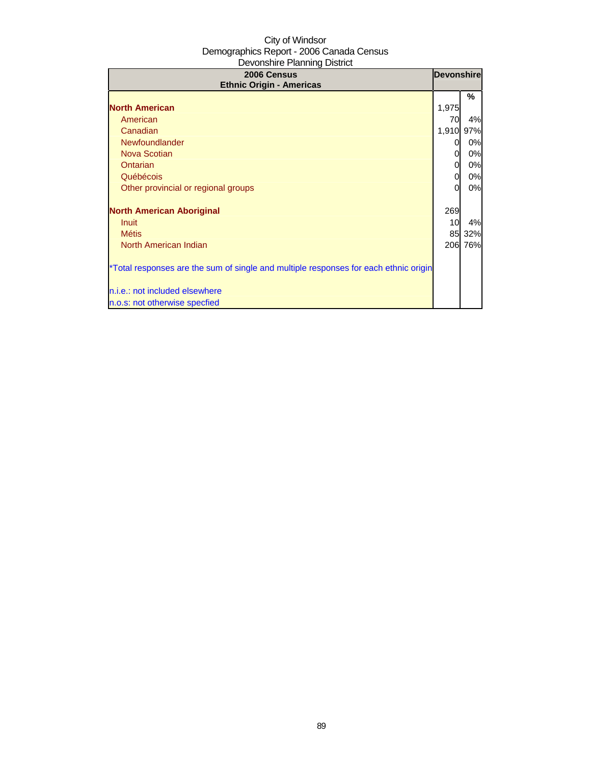City of Windsor
Demographics Report - 2006 Canada Census
Devonshire Planning District

| 2006 Census<br>Ethnic Origin - Americas | Devonshire | |
|---|---|---|
| | | % |
| **North American** | 1,975 | |
| American | 70 | 4% |
| Canadian | 1,910 | 97% |
| Newfoundlander | 0 | 0% |
| Nova Scotian | 0 | 0% |
| Ontarian | 0 | 0% |
| Québécois | 0 | 0% |
| Other provincial or regional groups | 0 | 0% |
| | | |
| **North American Aboriginal** | 269 | |
| Inuit | 10 | 4% |
| Métis | 85 | 32% |
| North American Indian | 206 | 76% |
| | | |
| *Total responses are the sum of single and multiple responses for each ethnic origin | | |
| | | |
| n.i.e.: not included elsewhere | | |
| n.o.s: not otherwise specfied | | |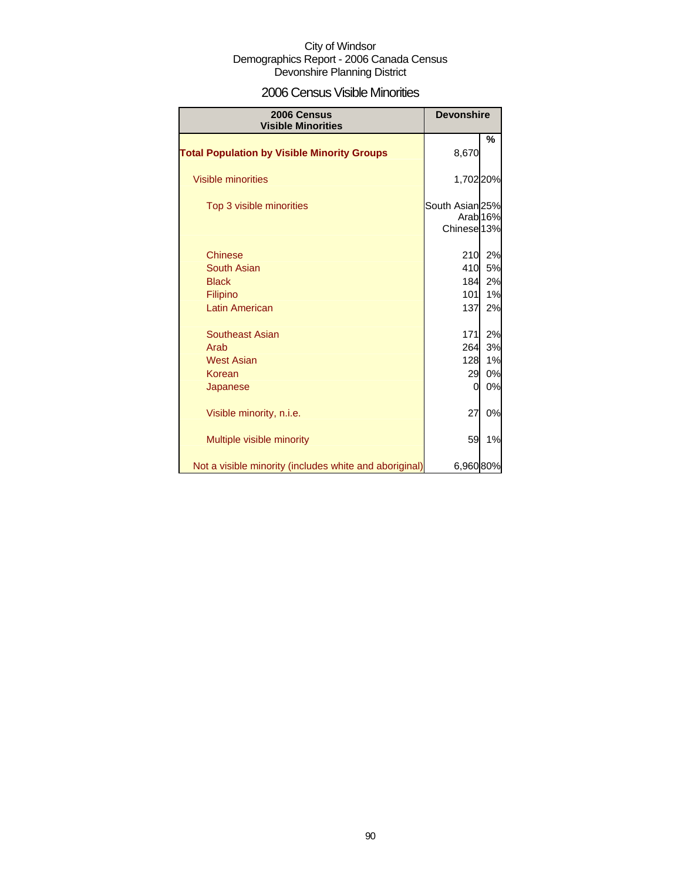City of Windsor
Demographics Report - 2006 Canada Census
Devonshire Planning District

## 2006 Census Visible Minorities

| 2006 Census Visible Minorities | Devonshire | |
|---|---|---|
| | | % |
| **Total Population by Visible Minority Groups** | 8,670 | |
| Visible minorities | 1,702 | 20% |
| Top 3 visible minorities | South Asian<br>Arab<br>Chinese | 25%<br>16%<br>13% |
| Chinese | 210 | 2% |
| South Asian | 410 | 5% |
| Black | 184 | 2% |
| Filipino | 101 | 1% |
| Latin American | 137 | 2% |
| Southeast Asian | 171 | 2% |
| Arab | 264 | 3% |
| West Asian | 128 | 1% |
| Korean | 29 | 0% |
| Japanese | 0 | 0% |
| Visible minority, n.i.e. | 27 | 0% |
| Multiple visible minority | 59 | 1% |
| Not a visible minority (includes white and aboriginal) | 6,960 | 80% |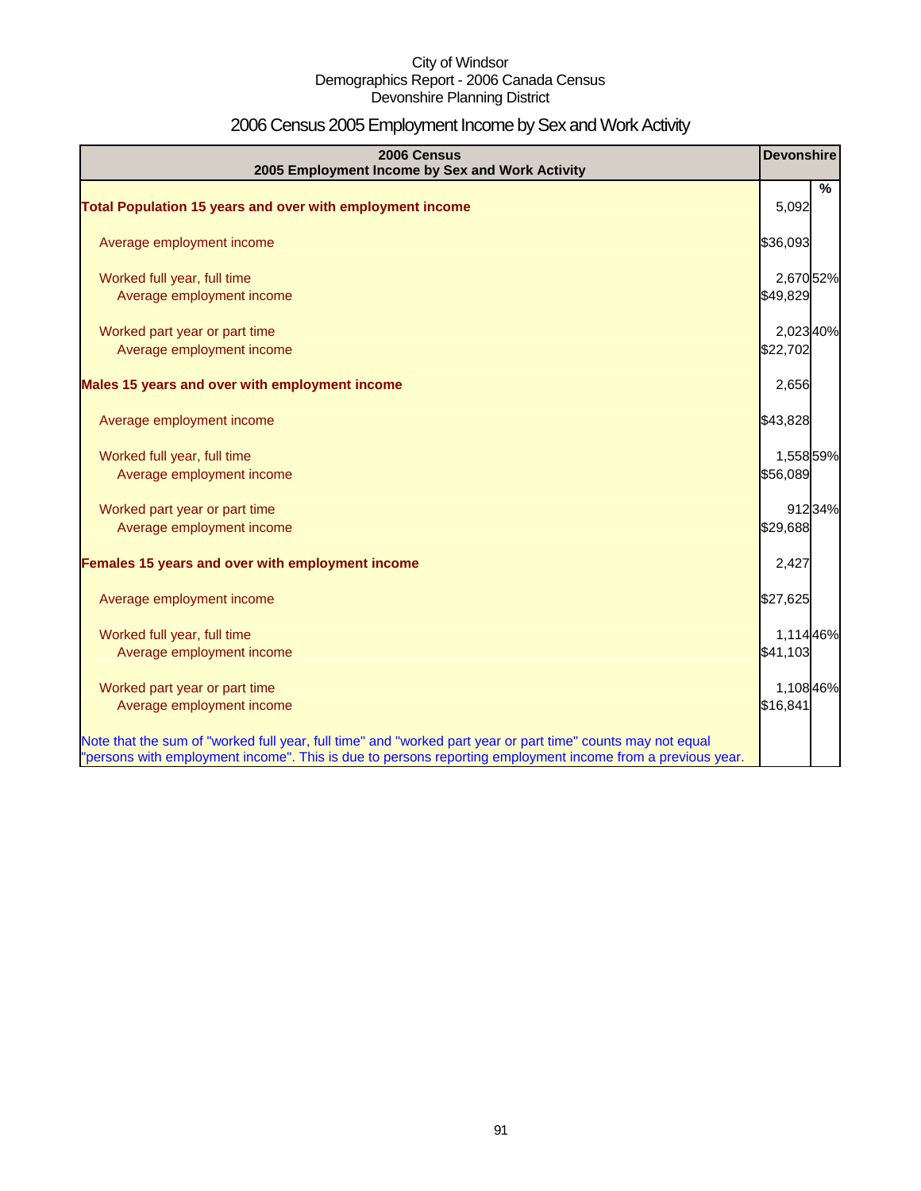City of Windsor
Demographics Report - 2006 Canada Census
Devonshire Planning District

# 2006 Census 2005 Employment Income by Sex and Work Activity

| 2006 Census<br>2005 Employment Income by Sex and Work Activity | Devonshire | |
|---|---|---|
| | | % |
| **Total Population 15 years and over with employment income** | 5,092 | |
| Average employment income | $36,093 | |
| Worked full year, full time | 2,670 | 52% |
| Average employment income | $49,829 | |
| Worked part year or part time | 2,023 | 40% |
| Average employment income | $22,702 | |
| **Males 15 years and over with employment income** | 2,656 | |
| Average employment income | $43,828 | |
| Worked full year, full time | 1,558 | 59% |
| Average employment income | $56,089 | |
| Worked part year or part time | 912 | 34% |
| Average employment income | $29,688 | |
| **Females 15 years and over with employment income** | 2,427 | |
| Average employment income | $27,625 | |
| Worked full year, full time | 1,114 | 46% |
| Average employment income | $41,103 | |
| Worked part year or part time | 1,108 | 46% |
| Average employment income | $16,841 | |
| Note that the sum of "worked full year, full time" and "worked part year or part time" counts may not equal "persons with employment income". This is due to persons reporting employment income from a previous year. | | |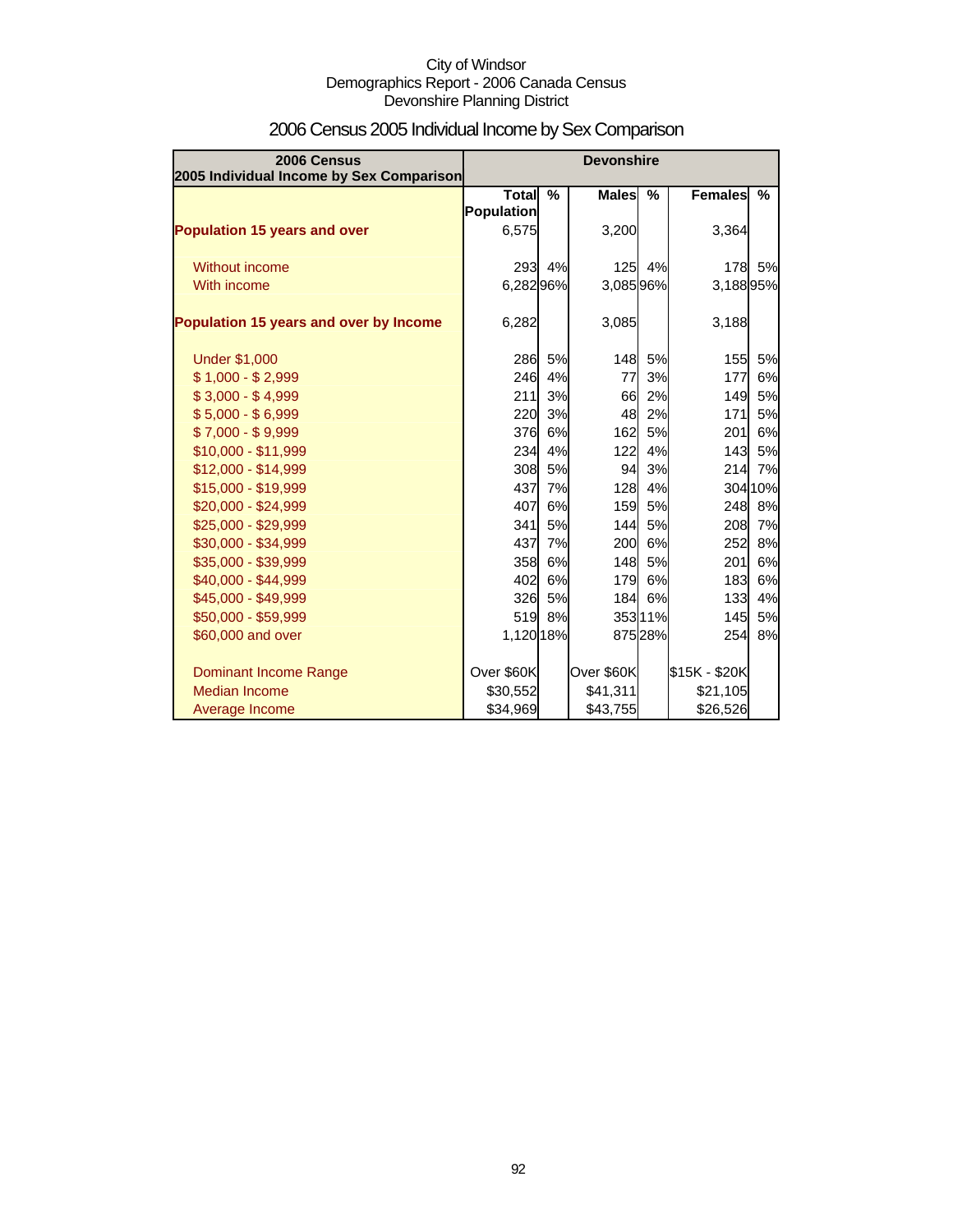City of Windsor
Demographics Report - 2006 Canada Census
Devonshire Planning District

# 2006 Census 2005 Individual Income by Sex Comparison

| 2006 Census 2005 Individual Income by Sex Comparison | Devonshire | | | | | |
|---|---|---|---|---|---|---|
| | Total Population | % | Males | % | Females | % |
| **Population 15 years and over** | 6,575 | | 3,200 | | 3,364 | |
| Without income | 293 | 4% | 125 | 4% | 178 | 5% |
| With income | 6,282 | 96% | 3,085 | 96% | 3,188 | 95% |
| **Population 15 years and over by Income** | 6,282 | | 3,085 | | 3,188 | |
| Under $1,000 | 286 | 5% | 148 | 5% | 155 | 5% |
| $ 1,000 - $ 2,999 | 246 | 4% | 77 | 3% | 177 | 6% |
| $ 3,000 - $ 4,999 | 211 | 3% | 66 | 2% | 149 | 5% |
| $ 5,000 - $ 6,999 | 220 | 3% | 48 | 2% | 171 | 5% |
| $ 7,000 - $ 9,999 | 376 | 6% | 162 | 5% | 201 | 6% |
| $10,000 - $11,999 | 234 | 4% | 122 | 4% | 143 | 5% |
| $12,000 - $14,999 | 308 | 5% | 94 | 3% | 214 | 7% |
| $15,000 - $19,999 | 437 | 7% | 128 | 4% | 304 | 10% |
| $20,000 - $24,999 | 407 | 6% | 159 | 5% | 248 | 8% |
| $25,000 - $29,999 | 341 | 5% | 144 | 5% | 208 | 7% |
| $30,000 - $34,999 | 437 | 7% | 200 | 6% | 252 | 8% |
| $35,000 - $39,999 | 358 | 6% | 148 | 5% | 201 | 6% |
| $40,000 - $44,999 | 402 | 6% | 179 | 6% | 183 | 6% |
| $45,000 - $49,999 | 326 | 5% | 184 | 6% | 133 | 4% |
| $50,000 - $59,999 | 519 | 8% | 353 | 11% | 145 | 5% |
| $60,000 and over | 1,120 | 18% | 875 | 28% | 254 | 8% |
| Dominant Income Range | Over $60K | | Over $60K | | $15K - $20K | |
| Median Income | $30,552 | | $41,311 | | $21,105 | |
| Average Income | $34,969 | | $43,755 | | $26,526 | |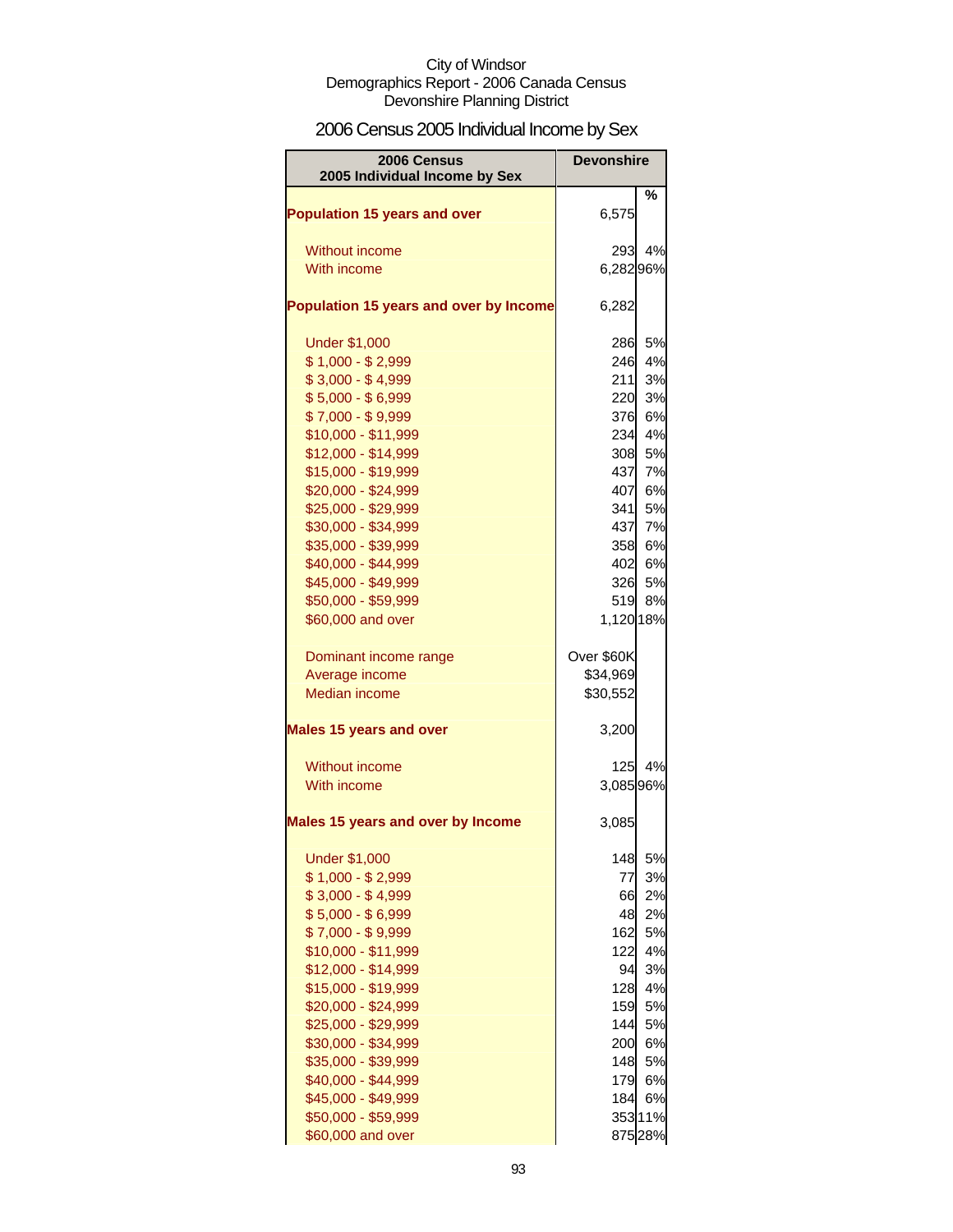City of Windsor
Demographics Report - 2006 Canada Census
Devonshire Planning District

# 2006 Census 2005 Individual Income by Sex

| 2006 Census 2005 Individual Income by Sex | Devonshire | % |
|---|---|---|
| **Population 15 years and over** | 6,575 | |
| Without income | 293 | 4% |
| With income | 6,282 | 96% |
| **Population 15 years and over by Income** | 6,282 | |
| Under $1,000 | 286 | 5% |
| $ 1,000 - $ 2,999 | 246 | 4% |
| $ 3,000 - $ 4,999 | 211 | 3% |
| $ 5,000 - $ 6,999 | 220 | 3% |
| $ 7,000 - $ 9,999 | 376 | 6% |
| $10,000 - $11,999 | 234 | 4% |
| $12,000 - $14,999 | 308 | 5% |
| $15,000 - $19,999 | 437 | 7% |
| $20,000 - $24,999 | 407 | 6% |
| $25,000 - $29,999 | 341 | 5% |
| $30,000 - $34,999 | 437 | 7% |
| $35,000 - $39,999 | 358 | 6% |
| $40,000 - $44,999 | 402 | 6% |
| $45,000 - $49,999 | 326 | 5% |
| $50,000 - $59,999 | 519 | 8% |
| $60,000 and over | 1,120 | 18% |
| Dominant income range | Over $60K | |
| Average income | $34,969 | |
| Median income | $30,552 | |
| **Males 15 years and over** | 3,200 | |
| Without income | 125 | 4% |
| With income | 3,085 | 96% |
| **Males 15 years and over by Income** | 3,085 | |
| Under $1,000 | 148 | 5% |
| $ 1,000 - $ 2,999 | 77 | 3% |
| $ 3,000 - $ 4,999 | 66 | 2% |
| $ 5,000 - $ 6,999 | 48 | 2% |
| $ 7,000 - $ 9,999 | 162 | 5% |
| $10,000 - $11,999 | 122 | 4% |
| $12,000 - $14,999 | 94 | 3% |
| $15,000 - $19,999 | 128 | 4% |
| $20,000 - $24,999 | 159 | 5% |
| $25,000 - $29,999 | 144 | 5% |
| $30,000 - $34,999 | 200 | 6% |
| $35,000 - $39,999 | 148 | 5% |
| $40,000 - $44,999 | 179 | 6% |
| $45,000 - $49,999 | 184 | 6% |
| $50,000 - $59,999 | 353 | 11% |
| $60,000 and over | 875 | 28% |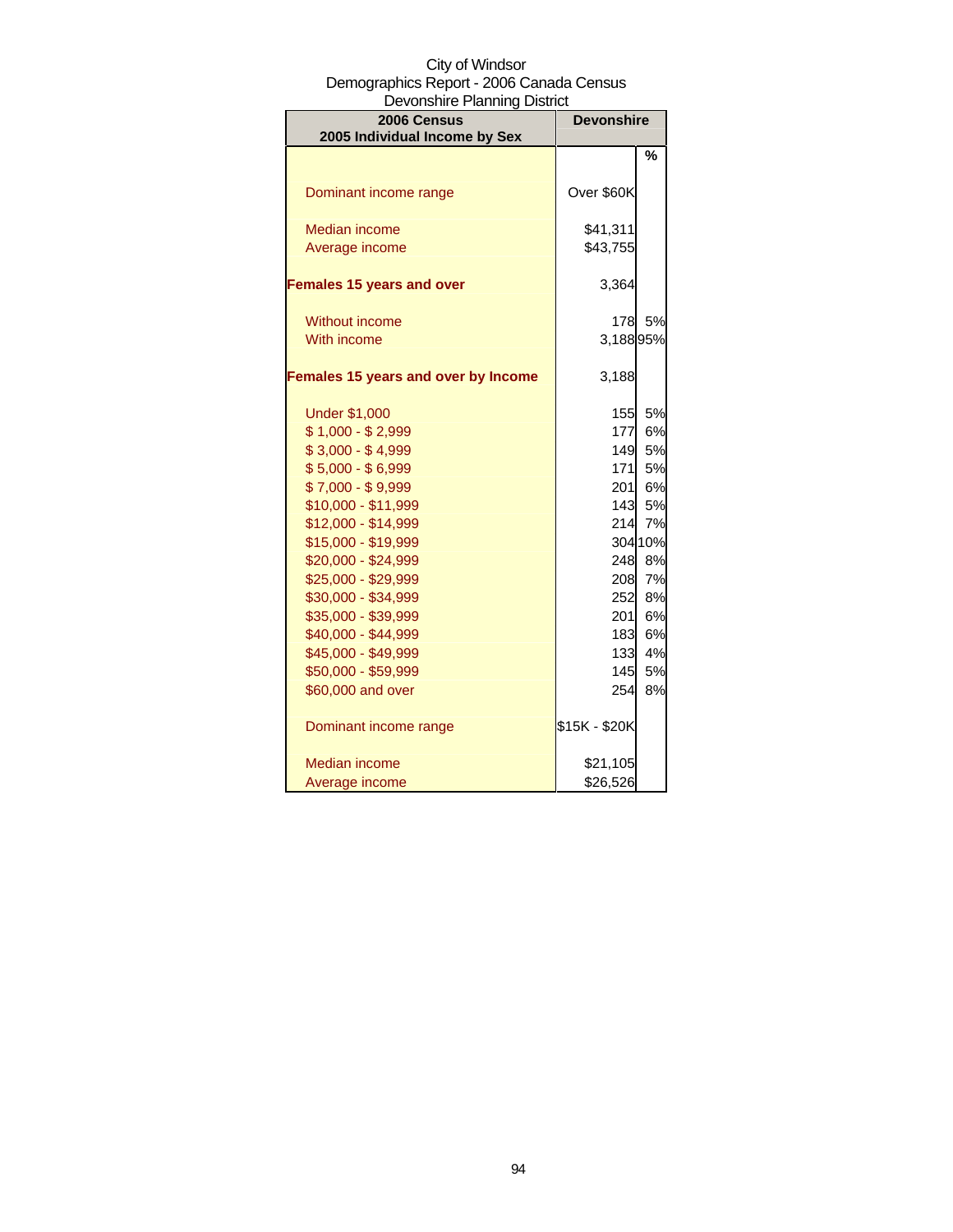City of Windsor
Demographics Report - 2006 Canada Census
Devonshire Planning District

| 2006 Census<br>2005 Individual Income by Sex | Devonshire | |
|---|---|---|
| | | % |
| Dominant income range | Over $60K | |
| Median income | $41,311 | |
| Average income | $43,755 | |
| **Females 15 years and over** | 3,364 | |
| Without income | 178 | 5% |
| With income | 3,188 | 95% |
| **Females 15 years and over by Income** | 3,188 | |
| Under $1,000 | 155 | 5% |
| $ 1,000 - $ 2,999 | 177 | 6% |
| $ 3,000 - $ 4,999 | 149 | 5% |
| $ 5,000 - $ 6,999 | 171 | 5% |
| $ 7,000 - $ 9,999 | 201 | 6% |
| $10,000 - $11,999 | 143 | 5% |
| $12,000 - $14,999 | 214 | 7% |
| $15,000 - $19,999 | 304 | 10% |
| $20,000 - $24,999 | 248 | 8% |
| $25,000 - $29,999 | 208 | 7% |
| $30,000 - $34,999 | 252 | 8% |
| $35,000 - $39,999 | 201 | 6% |
| $40,000 - $44,999 | 183 | 6% |
| $45,000 - $49,999 | 133 | 4% |
| $50,000 - $59,999 | 145 | 5% |
| $60,000 and over | 254 | 8% |
| Dominant income range | $15K - $20K | |
| Median income | $21,105 | |
| Average income | $26,526 | |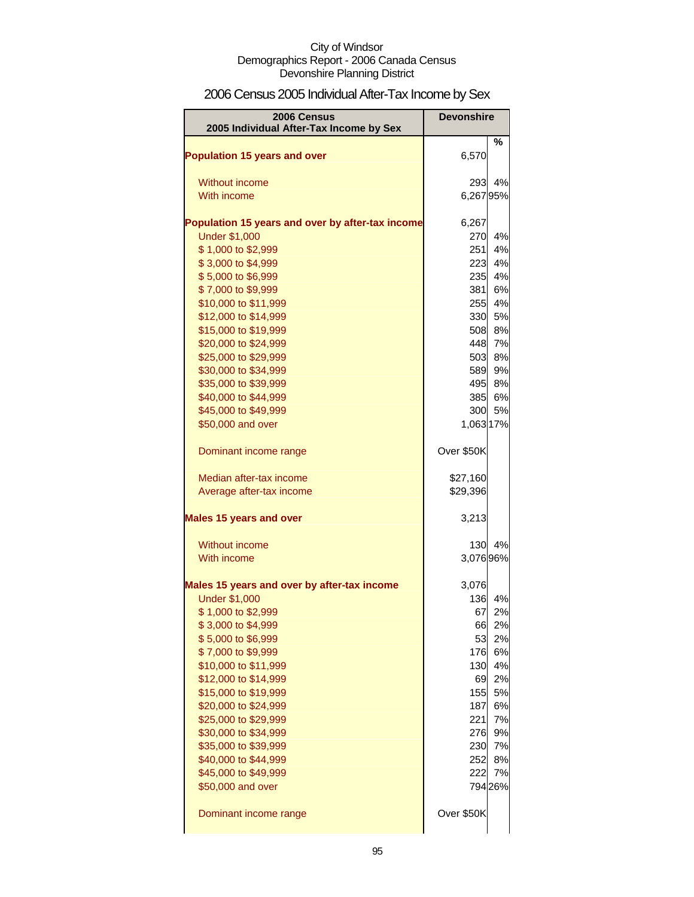City of Windsor
Demographics Report - 2006 Canada Census
Devonshire Planning District

# 2006 Census 2005 Individual After-Tax Income by Sex

| 2006 Census 2005 Individual After-Tax Income by Sex | Devonshire | % |
|---|---|---|
| **Population 15 years and over** | 6,570 | |
| Without income | 293 | 4% |
| With income | 6,267 | 95% |
| **Population 15 years and over by after-tax income** | 6,267 | |
| Under $1,000 | 270 | 4% |
| $ 1,000 to $2,999 | 251 | 4% |
| $ 3,000 to $4,999 | 223 | 4% |
| $ 5,000 to $6,999 | 235 | 4% |
| $ 7,000 to $9,999 | 381 | 6% |
| $10,000 to $11,999 | 255 | 4% |
| $12,000 to $14,999 | 330 | 5% |
| $15,000 to $19,999 | 508 | 8% |
| $20,000 to $24,999 | 448 | 7% |
| $25,000 to $29,999 | 503 | 8% |
| $30,000 to $34,999 | 589 | 9% |
| $35,000 to $39,999 | 495 | 8% |
| $40,000 to $44,999 | 385 | 6% |
| $45,000 to $49,999 | 300 | 5% |
| $50,000 and over | 1,063 | 17% |
| Dominant income range | Over $50K | |
| Median after-tax income | $27,160 | |
| Average after-tax income | $29,396 | |
| **Males 15 years and over** | 3,213 | |
| Without income | 130 | 4% |
| With income | 3,076 | 96% |
| **Males 15 years and over by after-tax income** | 3,076 | |
| Under $1,000 | 136 | 4% |
| $ 1,000 to $2,999 | 67 | 2% |
| $ 3,000 to $4,999 | 66 | 2% |
| $ 5,000 to $6,999 | 53 | 2% |
| $ 7,000 to $9,999 | 176 | 6% |
| $10,000 to $11,999 | 130 | 4% |
| $12,000 to $14,999 | 69 | 2% |
| $15,000 to $19,999 | 155 | 5% |
| $20,000 to $24,999 | 187 | 6% |
| $25,000 to $29,999 | 221 | 7% |
| $30,000 to $34,999 | 276 | 9% |
| $35,000 to $39,999 | 230 | 7% |
| $40,000 to $44,999 | 252 | 8% |
| $45,000 to $49,999 | 222 | 7% |
| $50,000 and over | 794 | 26% |
| Dominant income range | Over $50K | |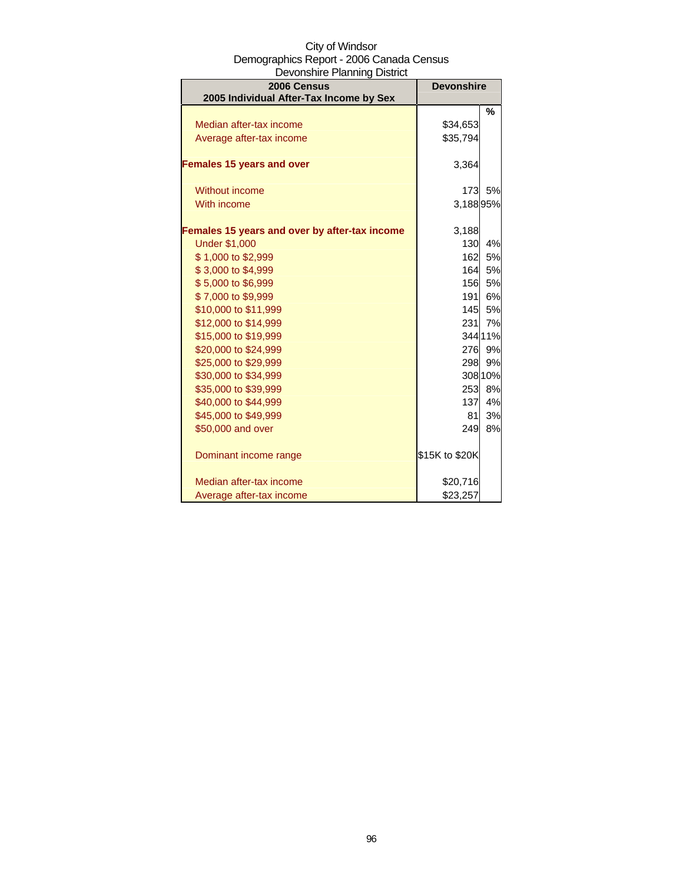City of Windsor
Demographics Report - 2006 Canada Census
Devonshire Planning District

| 2006 Census<br>2005 Individual After-Tax Income by Sex | Devonshire | |
|---|---|---|
| | | % |
| Median after-tax income | $34,653 | |
| Average after-tax income | $35,794 | |
| **Females 15 years and over** | 3,364 | |
| Without income | 173 | 5% |
| With income | 3,188 | 95% |
| **Females 15 years and over by after-tax income** | 3,188 | |
| Under $1,000 | 130 | 4% |
| $ 1,000 to $2,999 | 162 | 5% |
| $ 3,000 to $4,999 | 164 | 5% |
| $ 5,000 to $6,999 | 156 | 5% |
| $ 7,000 to $9,999 | 191 | 6% |
| $10,000 to $11,999 | 145 | 5% |
| $12,000 to $14,999 | 231 | 7% |
| $15,000 to $19,999 | 344 | 11% |
| $20,000 to $24,999 | 276 | 9% |
| $25,000 to $29,999 | 298 | 9% |
| $30,000 to $34,999 | 308 | 10% |
| $35,000 to $39,999 | 253 | 8% |
| $40,000 to $44,999 | 137 | 4% |
| $45,000 to $49,999 | 81 | 3% |
| $50,000 and over | 249 | 8% |
| Dominant income range | $15K to $20K | |
| Median after-tax income | $20,716 | |
| Average after-tax income | $23,257 | |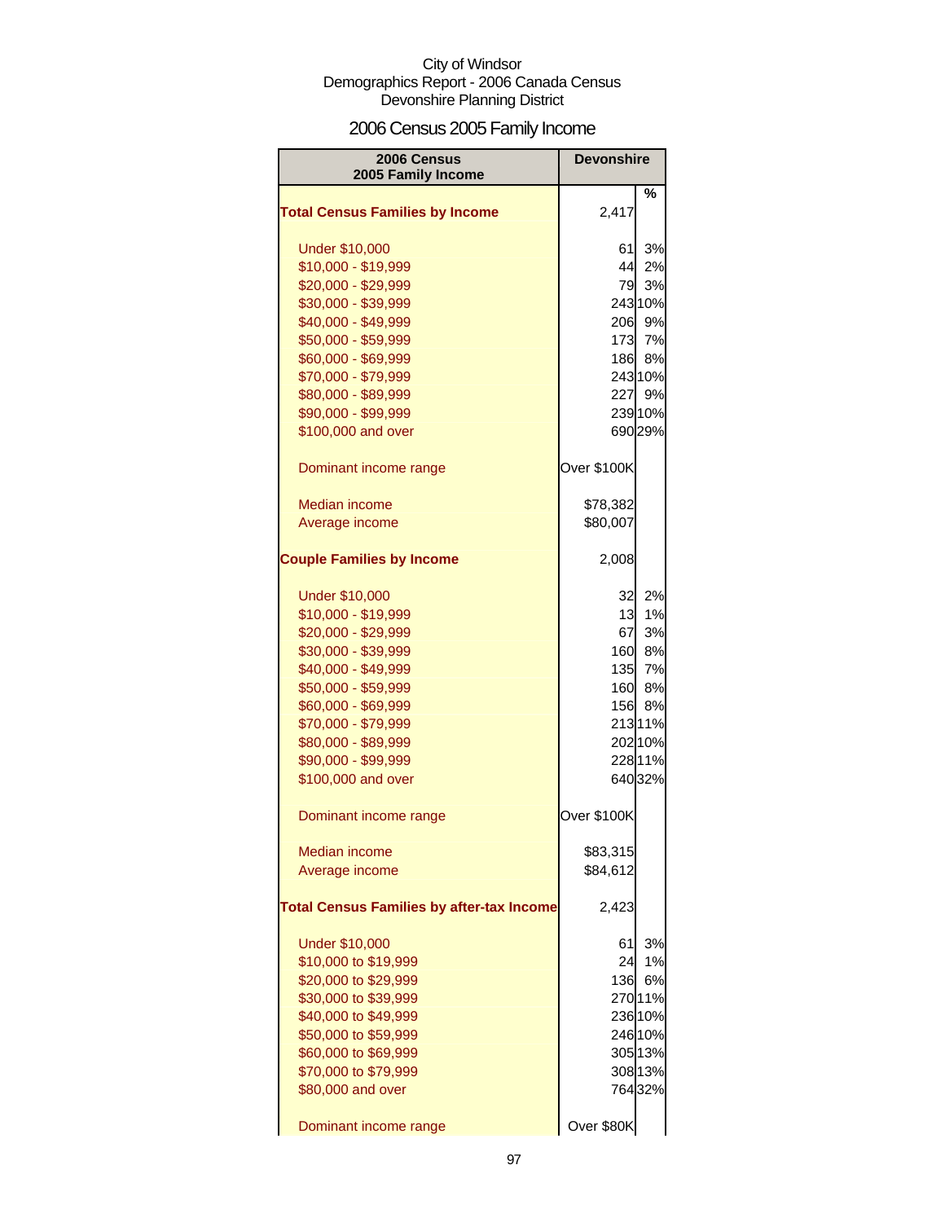City of Windsor
Demographics Report - 2006 Canada Census
Devonshire Planning District

# 2006 Census 2005 Family Income

| 2006 Census 2005 Family Income | Devonshire | |
|---|---|---|
| | | % |
| **Total Census Families by Income** | 2,417 | |
| Under $10,000 | 61 | 3% |
| $10,000 - $19,999 | 44 | 2% |
| $20,000 - $29,999 | 79 | 3% |
| $30,000 - $39,999 | 243 | 10% |
| $40,000 - $49,999 | 206 | 9% |
| $50,000 - $59,999 | 173 | 7% |
| $60,000 - $69,999 | 186 | 8% |
| $70,000 - $79,999 | 243 | 10% |
| $80,000 - $89,999 | 227 | 9% |
| $90,000 - $99,999 | 239 | 10% |
| $100,000 and over | 690 | 29% |
| Dominant income range | Over $100K | |
| Median income | $78,382 | |
| Average income | $80,007 | |
| **Couple Families by Income** | 2,008 | |
| Under $10,000 | 32 | 2% |
| $10,000 - $19,999 | 13 | 1% |
| $20,000 - $29,999 | 67 | 3% |
| $30,000 - $39,999 | 160 | 8% |
| $40,000 - $49,999 | 135 | 7% |
| $50,000 - $59,999 | 160 | 8% |
| $60,000 - $69,999 | 156 | 8% |
| $70,000 - $79,999 | 213 | 11% |
| $80,000 - $89,999 | 202 | 10% |
| $90,000 - $99,999 | 228 | 11% |
| $100,000 and over | 640 | 32% |
| Dominant income range | Over $100K | |
| Median income | $83,315 | |
| Average income | $84,612 | |
| **Total Census Families by after-tax Income** | 2,423 | |
| Under $10,000 | 61 | 3% |
| $10,000 to $19,999 | 24 | 1% |
| $20,000 to $29,999 | 136 | 6% |
| $30,000 to $39,999 | 270 | 11% |
| $40,000 to $49,999 | 236 | 10% |
| $50,000 to $59,999 | 246 | 10% |
| $60,000 to $69,999 | 305 | 13% |
| $70,000 to $79,999 | 308 | 13% |
| $80,000 and over | 764 | 32% |
| Dominant income range | Over $80K | |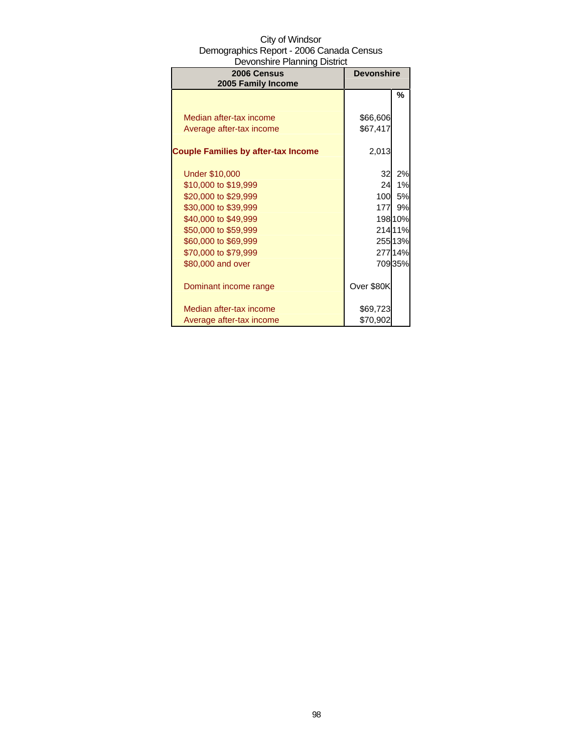City of Windsor
Demographics Report - 2006 Canada Census
Devonshire Planning District

| 2006 Census 2005 Family Income | Devonshire | |
|---|---|---|
| | | % |
| Median after-tax income | $66,606 | |
| Average after-tax income | $67,417 | |
| **Couple Families by after-tax Income** | 2,013 | |
| Under $10,000 | 32 | 2% |
| $10,000 to $19,999 | 24 | 1% |
| $20,000 to $29,999 | 100 | 5% |
| $30,000 to $39,999 | 177 | 9% |
| $40,000 to $49,999 | 198 | 10% |
| $50,000 to $59,999 | 214 | 11% |
| $60,000 to $69,999 | 255 | 13% |
| $70,000 to $79,999 | 277 | 14% |
| $80,000 and over | 709 | 35% |
| Dominant income range | Over $80K | |
| Median after-tax income | $69,723 | |
| Average after-tax income | $70,902 | |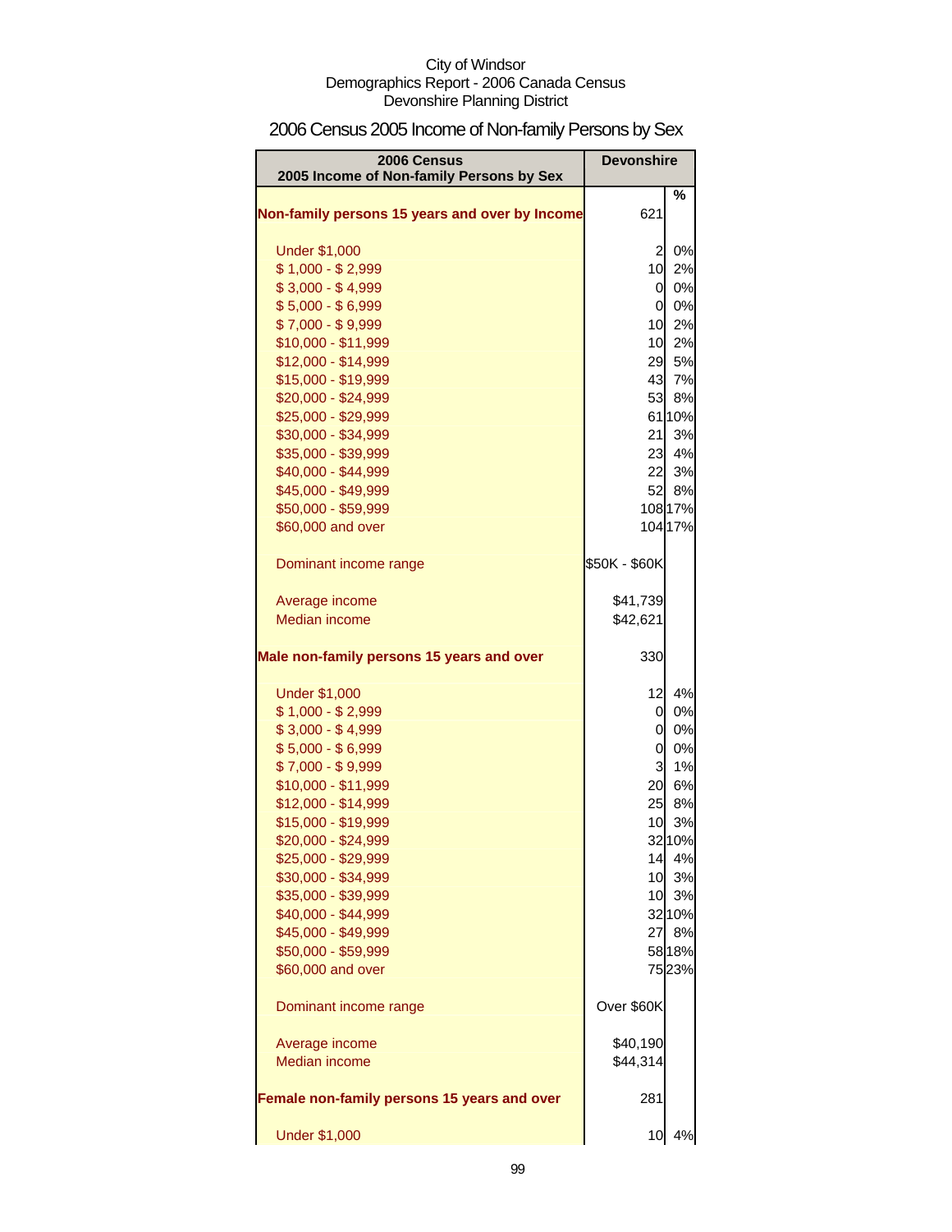# 2006 Census 2005 Income of Non-family Persons by Sex

| 2006 Census<br>2005 Income of Non-family Persons by Sex | Devonshire | |
|---|---|---|
| | | % |
| **Non-family persons 15 years and over by Income** | 621 | |
| Under $1,000 | 2 | 0% |
| $ 1,000 - $ 2,999 | 10 | 2% |
| $ 3,000 - $ 4,999 | 0 | 0% |
| $ 5,000 - $ 6,999 | 0 | 0% |
| $ 7,000 - $ 9,999 | 10 | 2% |
| $10,000 - $11,999 | 10 | 2% |
| $12,000 - $14,999 | 29 | 5% |
| $15,000 - $19,999 | 43 | 7% |
| $20,000 - $24,999 | 53 | 8% |
| $25,000 - $29,999 | 61 | 10% |
| $30,000 - $34,999 | 21 | 3% |
| $35,000 - $39,999 | 23 | 4% |
| $40,000 - $44,999 | 22 | 3% |
| $45,000 - $49,999 | 52 | 8% |
| $50,000 - $59,999 | 108 | 17% |
| $60,000 and over | 104 | 17% |
| Dominant income range | $50K - $60K | |
| Average income | $41,739 | |
| Median income | $42,621 | |
| **Male non-family persons 15 years and over** | 330 | |
| Under $1,000 | 12 | 4% |
| $ 1,000 - $ 2,999 | 0 | 0% |
| $ 3,000 - $ 4,999 | 0 | 0% |
| $ 5,000 - $ 6,999 | 0 | 0% |
| $ 7,000 - $ 9,999 | 3 | 1% |
| $10,000 - $11,999 | 20 | 6% |
| $12,000 - $14,999 | 25 | 8% |
| $15,000 - $19,999 | 10 | 3% |
| $20,000 - $24,999 | 32 | 10% |
| $25,000 - $29,999 | 14 | 4% |
| $30,000 - $34,999 | 10 | 3% |
| $35,000 - $39,999 | 10 | 3% |
| $40,000 - $44,999 | 32 | 10% |
| $45,000 - $49,999 | 27 | 8% |
| $50,000 - $59,999 | 58 | 18% |
| $60,000 and over | 75 | 23% |
| Dominant income range | Over $60K | |
| Average income | $40,190 | |
| Median income | $44,314 | |
| **Female non-family persons 15 years and over** | 281 | |
| Under $1,000 | 10 | 4% |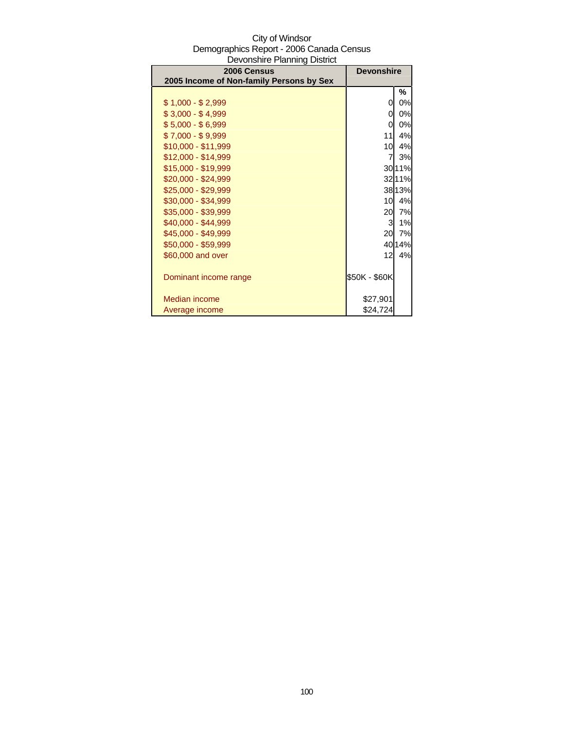City of Windsor
Demographics Report - 2006 Canada Census
Devonshire Planning District

| 2006 Census<br>2005 Income of Non-family Persons by Sex | Devonshire | |
|---|---|---|
| | | % |
| $ 1,000 - $ 2,999 | 0 | 0% |
| $ 3,000 - $ 4,999 | 0 | 0% |
| $ 5,000 - $ 6,999 | 0 | 0% |
| $ 7,000 - $ 9,999 | 11 | 4% |
| $10,000 - $11,999 | 10 | 4% |
| $12,000 - $14,999 | 7 | 3% |
| $15,000 - $19,999 | 30 | 11% |
| $20,000 - $24,999 | 32 | 11% |
| $25,000 - $29,999 | 38 | 13% |
| $30,000 - $34,999 | 10 | 4% |
| $35,000 - $39,999 | 20 | 7% |
| $40,000 - $44,999 | 3 | 1% |
| $45,000 - $49,999 | 20 | 7% |
| $50,000 - $59,999 | 40 | 14% |
| $60,000 and over | 12 | 4% |
| | | |
| Dominant income range | $50K - $60K | |
| | | |
| Median income | $27,901 | |
| Average income | $24,724 | |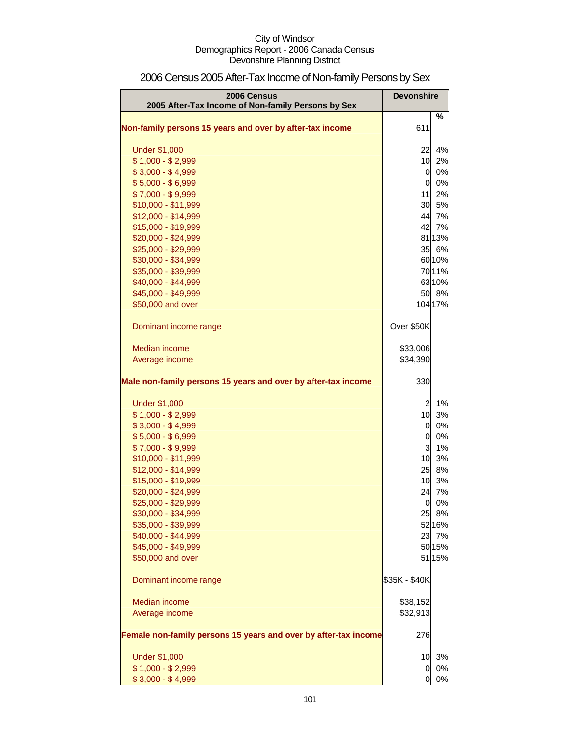City of Windsor
Demographics Report - 2006 Canada Census
Devonshire Planning District

# 2006 Census 2005 After-Tax Income of Non-family Persons by Sex

| 2006 Census<br>2005 After-Tax Income of Non-family Persons by Sex | Devonshire | |
|---|---|---|
| | | % |
| **Non-family persons 15 years and over by after-tax income** | 611 | |
| Under $1,000 | 22 | 4% |
| $ 1,000 - $ 2,999 | 10 | 2% |
| $ 3,000 - $ 4,999 | 0 | 0% |
| $ 5,000 - $ 6,999 | 0 | 0% |
| $ 7,000 - $ 9,999 | 11 | 2% |
| $10,000 - $11,999 | 30 | 5% |
| $12,000 - $14,999 | 44 | 7% |
| $15,000 - $19,999 | 42 | 7% |
| $20,000 - $24,999 | 81 | 13% |
| $25,000 - $29,999 | 35 | 6% |
| $30,000 - $34,999 | 60 | 10% |
| $35,000 - $39,999 | 70 | 11% |
| $40,000 - $44,999 | 63 | 10% |
| $45,000 - $49,999 | 50 | 8% |
| $50,000 and over | 104 | 17% |
| Dominant income range | Over $50K | |
| Median income | $33,006 | |
| Average income | $34,390 | |
| **Male non-family persons 15 years and over by after-tax income** | 330 | |
| Under $1,000 | 2 | 1% |
| $ 1,000 - $ 2,999 | 10 | 3% |
| $ 3,000 - $ 4,999 | 0 | 0% |
| $ 5,000 - $ 6,999 | 0 | 0% |
| $ 7,000 - $ 9,999 | 3 | 1% |
| $10,000 - $11,999 | 10 | 3% |
| $12,000 - $14,999 | 25 | 8% |
| $15,000 - $19,999 | 10 | 3% |
| $20,000 - $24,999 | 24 | 7% |
| $25,000 - $29,999 | 0 | 0% |
| $30,000 - $34,999 | 25 | 8% |
| $35,000 - $39,999 | 52 | 16% |
| $40,000 - $44,999 | 23 | 7% |
| $45,000 - $49,999 | 50 | 15% |
| $50,000 and over | 51 | 15% |
| Dominant income range | $35K - $40K | |
| Median income | $38,152 | |
| Average income | $32,913 | |
| **Female non-family persons 15 years and over by after-tax income** | 276 | |
| Under $1,000 | 10 | 3% |
| $ 1,000 - $ 2,999 | 0 | 0% |
| $ 3,000 - $ 4,999 | 0 | 0% |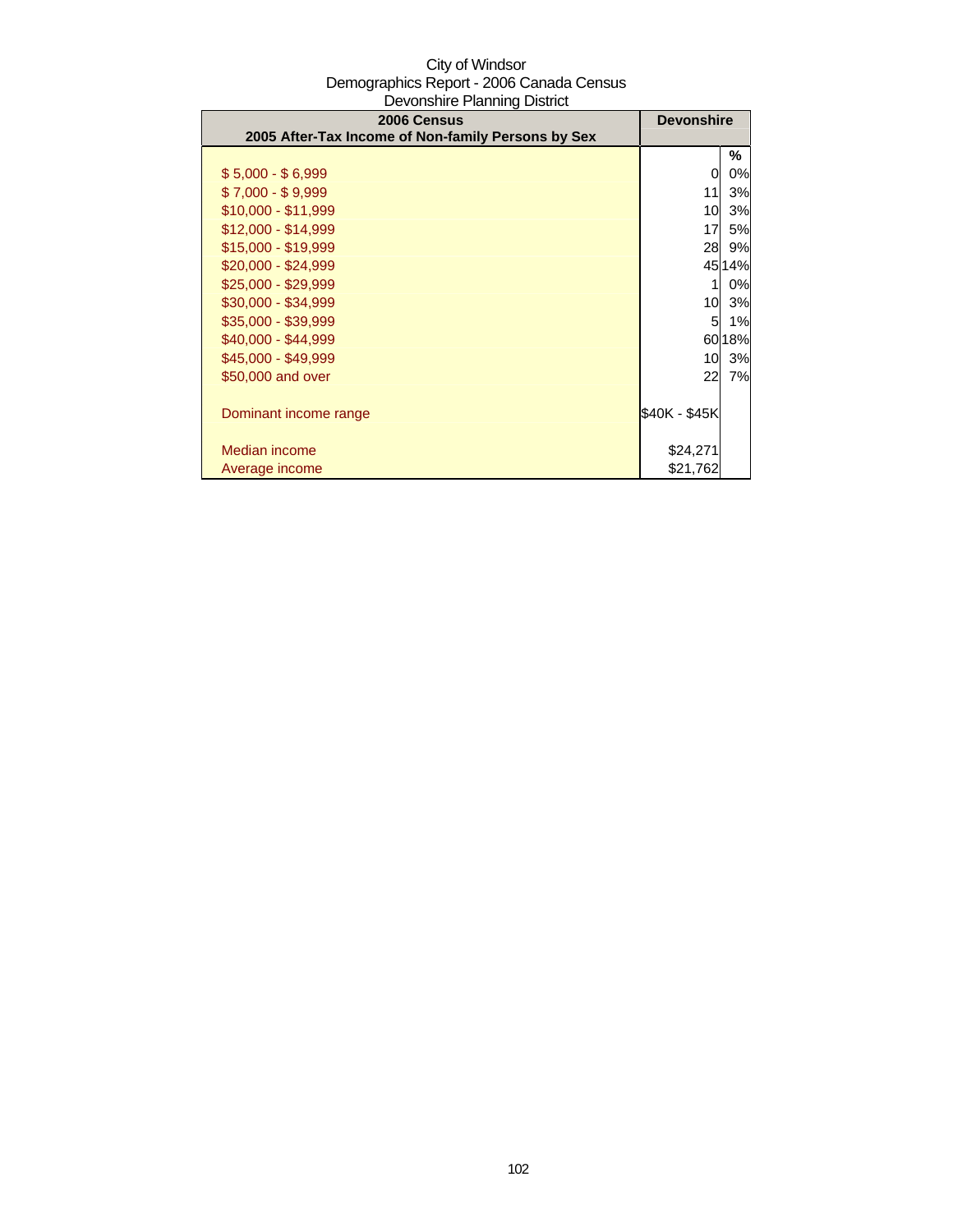City of Windsor
Demographics Report - 2006 Canada Census
Devonshire Planning District

| 2006 Census<br>2005 After-Tax Income of Non-family Persons by Sex | Devonshire | |
|---|---|---|
| | | % |
| $ 5,000 - $ 6,999 | 0 | 0% |
| $ 7,000 - $ 9,999 | 11 | 3% |
| $10,000 - $11,999 | 10 | 3% |
| $12,000 - $14,999 | 17 | 5% |
| $15,000 - $19,999 | 28 | 9% |
| $20,000 - $24,999 | 45 | 14% |
| $25,000 - $29,999 | 1 | 0% |
| $30,000 - $34,999 | 10 | 3% |
| $35,000 - $39,999 | 5 | 1% |
| $40,000 - $44,999 | 60 | 18% |
| $45,000 - $49,999 | 10 | 3% |
| $50,000 and over | 22 | 7% |
| Dominant income range | $40K - $45K | |
| Median income | $24,271 | |
| Average income | $21,762 | |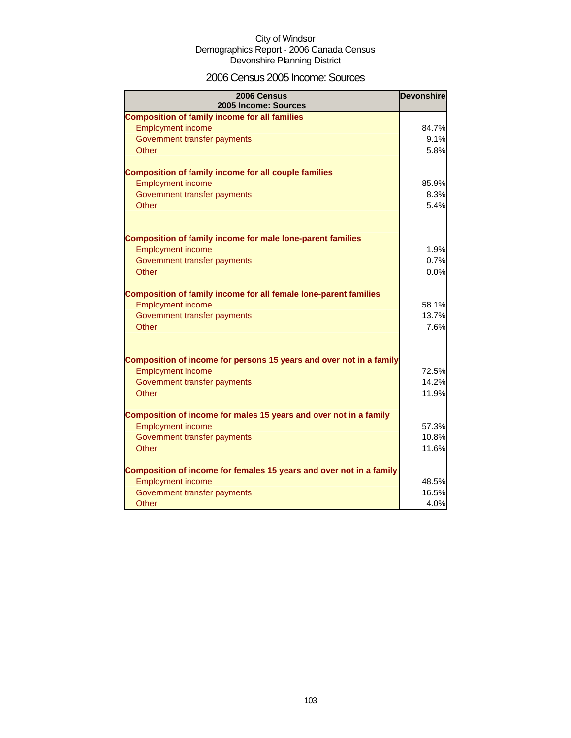City of Windsor
Demographics Report - 2006 Canada Census
Devonshire Planning District

# 2006 Census 2005 Income: Sources

| 2006 Census 2005 Income: Sources | Devonshire |
|---|---|
| **Composition of family income for all families** | |
| Employment income | 84.7% |
| Government transfer payments | 9.1% |
| Other | 5.8% |
| **Composition of family income for all couple families** | |
| Employment income | 85.9% |
| Government transfer payments | 8.3% |
| Other | 5.4% |
| **Composition of family income for male lone-parent families** | |
| Employment income | 1.9% |
| Government transfer payments | 0.7% |
| Other | 0.0% |
| **Composition of family income for all female lone-parent families** | |
| Employment income | 58.1% |
| Government transfer payments | 13.7% |
| Other | 7.6% |
| **Composition of income for persons 15 years and over not in a family** | |
| Employment income | 72.5% |
| Government transfer payments | 14.2% |
| Other | 11.9% |
| **Composition of income for males 15 years and over not in a family** | |
| Employment income | 57.3% |
| Government transfer payments | 10.8% |
| Other | 11.6% |
| **Composition of income for females 15 years and over not in a family** | |
| Employment income | 48.5% |
| Government transfer payments | 16.5% |
| Other | 4.0% |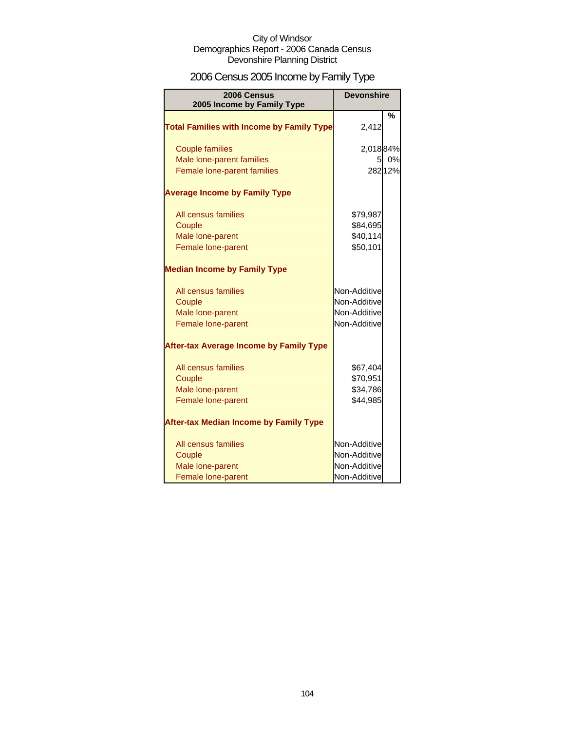City of Windsor
Demographics Report - 2006 Canada Census
Devonshire Planning District

# 2006 Census 2005 Income by Family Type

| 2006 Census<br>2005 Income by Family Type | Devonshire | |
|---|---|---|
| | | % |
| **Total Families with Income by Family Type** | 2,412 | |
| Couple families | 2,018 | 84% |
| Male lone-parent families | 5 | 0% |
| Female lone-parent families | 282 | 12% |
| **Average Income by Family Type** | | |
| All census families | $79,987 | |
| Couple | $84,695 | |
| Male lone-parent | $40,114 | |
| Female lone-parent | $50,101 | |
| **Median Income by Family Type** | | |
| All census families | Non-Additive | |
| Couple | Non-Additive | |
| Male lone-parent | Non-Additive | |
| Female lone-parent | Non-Additive | |
| **After-tax Average Income by Family Type** | | |
| All census families | $67,404 | |
| Couple | $70,951 | |
| Male lone-parent | $34,786 | |
| Female lone-parent | $44,985 | |
| **After-tax Median Income by Family Type** | | |
| All census families | Non-Additive | |
| Couple | Non-Additive | |
| Male lone-parent | Non-Additive | |
| Female lone-parent | Non-Additive | |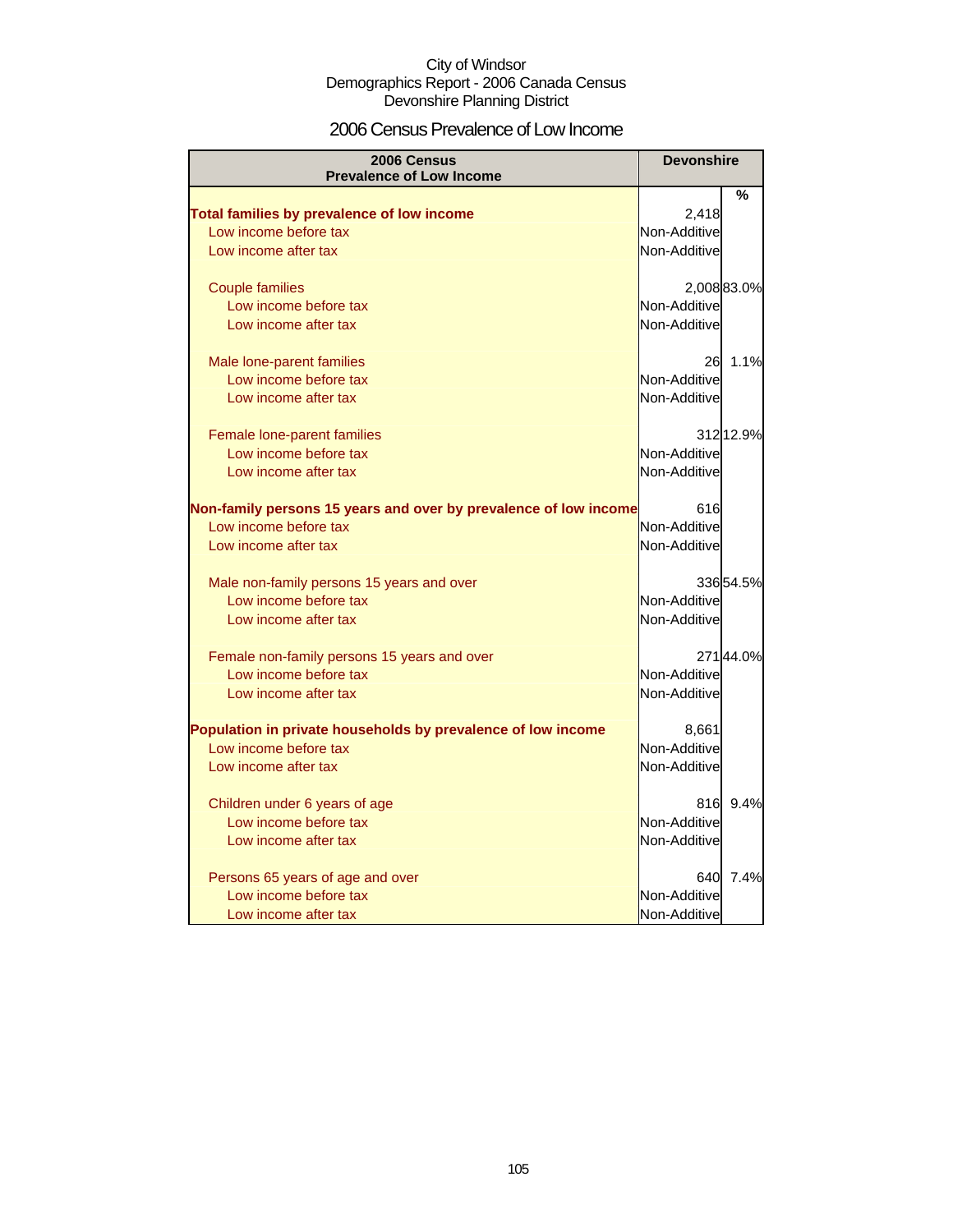City of Windsor
Demographics Report - 2006 Canada Census
Devonshire Planning District

# 2006 Census Prevalence of Low Income

| 2006 Census<br>Prevalence of Low Income | Devonshire | |
|---|---|---|
| | | % |
| **Total families by prevalence of low income** | 2,418 | |
| Low income before tax | Non-Additive | |
| Low income after tax | Non-Additive | |
| Couple families | 2,008 | 83.0% |
| Low income before tax | Non-Additive | |
| Low income after tax | Non-Additive | |
| Male lone-parent families | 26 | 1.1% |
| Low income before tax | Non-Additive | |
| Low income after tax | Non-Additive | |
| Female lone-parent families | 312 | 12.9% |
| Low income before tax | Non-Additive | |
| Low income after tax | Non-Additive | |
| **Non-family persons 15 years and over by prevalence of low income** | 616 | |
| Low income before tax | Non-Additive | |
| Low income after tax | Non-Additive | |
| Male non-family persons 15 years and over | 336 | 54.5% |
| Low income before tax | Non-Additive | |
| Low income after tax | Non-Additive | |
| Female non-family persons 15 years and over | 271 | 44.0% |
| Low income before tax | Non-Additive | |
| Low income after tax | Non-Additive | |
| **Population in private households by prevalence of low income** | 8,661 | |
| Low income before tax | Non-Additive | |
| Low income after tax | Non-Additive | |
| Children under 6 years of age | 816 | 9.4% |
| Low income before tax | Non-Additive | |
| Low income after tax | Non-Additive | |
| Persons 65 years of age and over | 640 | 7.4% |
| Low income before tax | Non-Additive | |
| Low income after tax | Non-Additive | |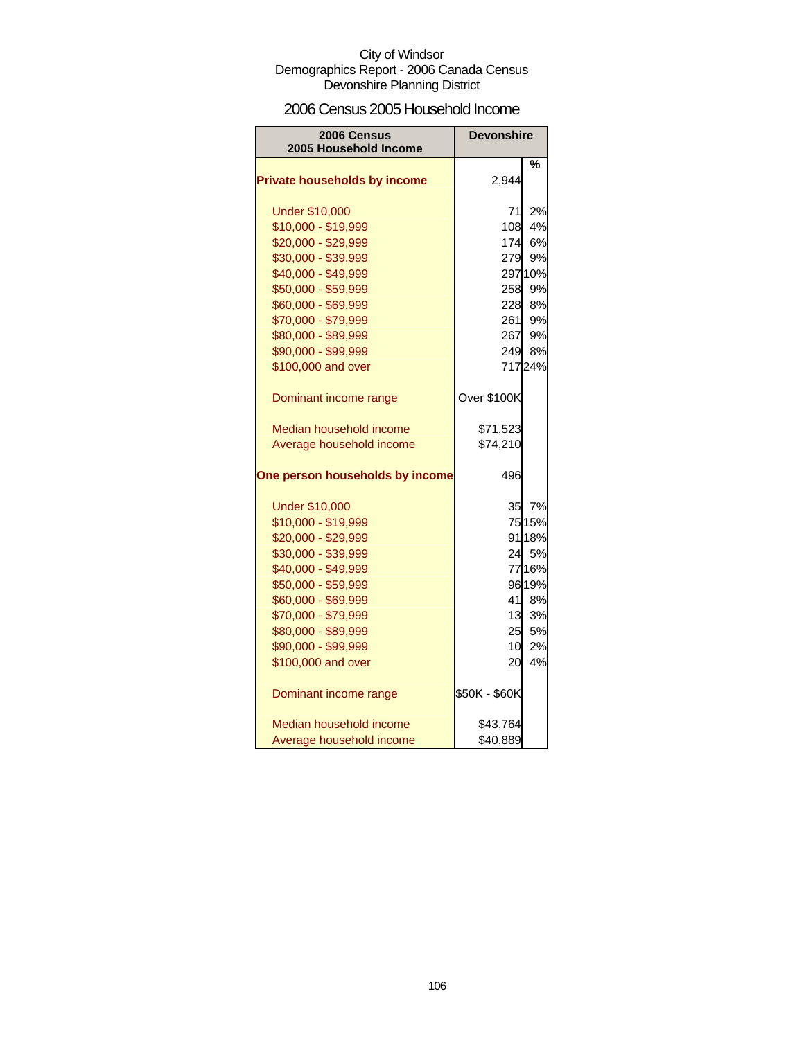City of Windsor
Demographics Report - 2006 Canada Census
Devonshire Planning District

## 2006 Census 2005 Household Income

| 2006 Census 2005 Household Income | Devonshire | |
|---|---|---|
| | | % |
| **Private households by income** | 2,944 | |
| Under $10,000 | 71 | 2% |
| $10,000 - $19,999 | 108 | 4% |
| $20,000 - $29,999 | 174 | 6% |
| $30,000 - $39,999 | 279 | 9% |
| $40,000 - $49,999 | 297 | 10% |
| $50,000 - $59,999 | 258 | 9% |
| $60,000 - $69,999 | 228 | 8% |
| $70,000 - $79,999 | 261 | 9% |
| $80,000 - $89,999 | 267 | 9% |
| $90,000 - $99,999 | 249 | 8% |
| $100,000 and over | 717 | 24% |
| Dominant income range | Over $100K | |
| Median household income | $71,523 | |
| Average household income | $74,210 | |
| **One person households by income** | 496 | |
| Under $10,000 | 35 | 7% |
| $10,000 - $19,999 | 75 | 15% |
| $20,000 - $29,999 | 91 | 18% |
| $30,000 - $39,999 | 24 | 5% |
| $40,000 - $49,999 | 77 | 16% |
| $50,000 - $59,999 | 96 | 19% |
| $60,000 - $69,999 | 41 | 8% |
| $70,000 - $79,999 | 13 | 3% |
| $80,000 - $89,999 | 25 | 5% |
| $90,000 - $99,999 | 10 | 2% |
| $100,000 and over | 20 | 4% |
| Dominant income range | $50K - $60K | |
| Median household income | $43,764 | |
| Average household income | $40,889 | |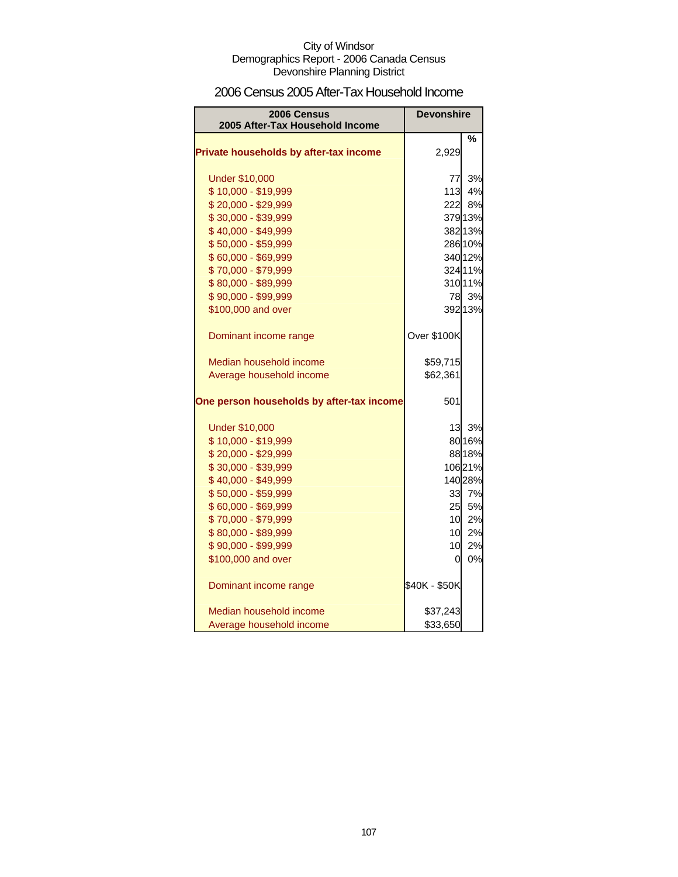City of Windsor
Demographics Report - 2006 Canada Census
Devonshire Planning District

## 2006 Census 2005 After-Tax Household Income

| 2006 Census 2005 After-Tax Household Income | Devonshire | |
|---|---|---|
| | | % |
| **Private households by after-tax income** | 2,929 | |
| | | |
| Under $10,000 | 77 | 3% |
| $ 10,000 - $19,999 | 113 | 4% |
| $ 20,000 - $29,999 | 222 | 8% |
| $ 30,000 - $39,999 | 379 | 13% |
| $ 40,000 - $49,999 | 382 | 13% |
| $ 50,000 - $59,999 | 286 | 10% |
| $ 60,000 - $69,999 | 340 | 12% |
| $ 70,000 - $79,999 | 324 | 11% |
| $ 80,000 - $89,999 | 310 | 11% |
| $ 90,000 - $99,999 | 78 | 3% |
| $100,000 and over | 392 | 13% |
| | | |
| Dominant income range | Over $100K | |
| | | |
| Median household income | $59,715 | |
| Average household income | $62,361 | |
| | | |
| **One person households by after-tax income** | 501 | |
| | | |
| Under $10,000 | 13 | 3% |
| $ 10,000 - $19,999 | 80 | 16% |
| $ 20,000 - $29,999 | 88 | 18% |
| $ 30,000 - $39,999 | 106 | 21% |
| $ 40,000 - $49,999 | 140 | 28% |
| $ 50,000 - $59,999 | 33 | 7% |
| $ 60,000 - $69,999 | 25 | 5% |
| $ 70,000 - $79,999 | 10 | 2% |
| $ 80,000 - $89,999 | 10 | 2% |
| $ 90,000 - $99,999 | 10 | 2% |
| $100,000 and over | 0 | 0% |
| | | |
| Dominant income range | $40K - $50K | |
| | | |
| Median household income | $37,243 | |
| Average household income | $33,650 | |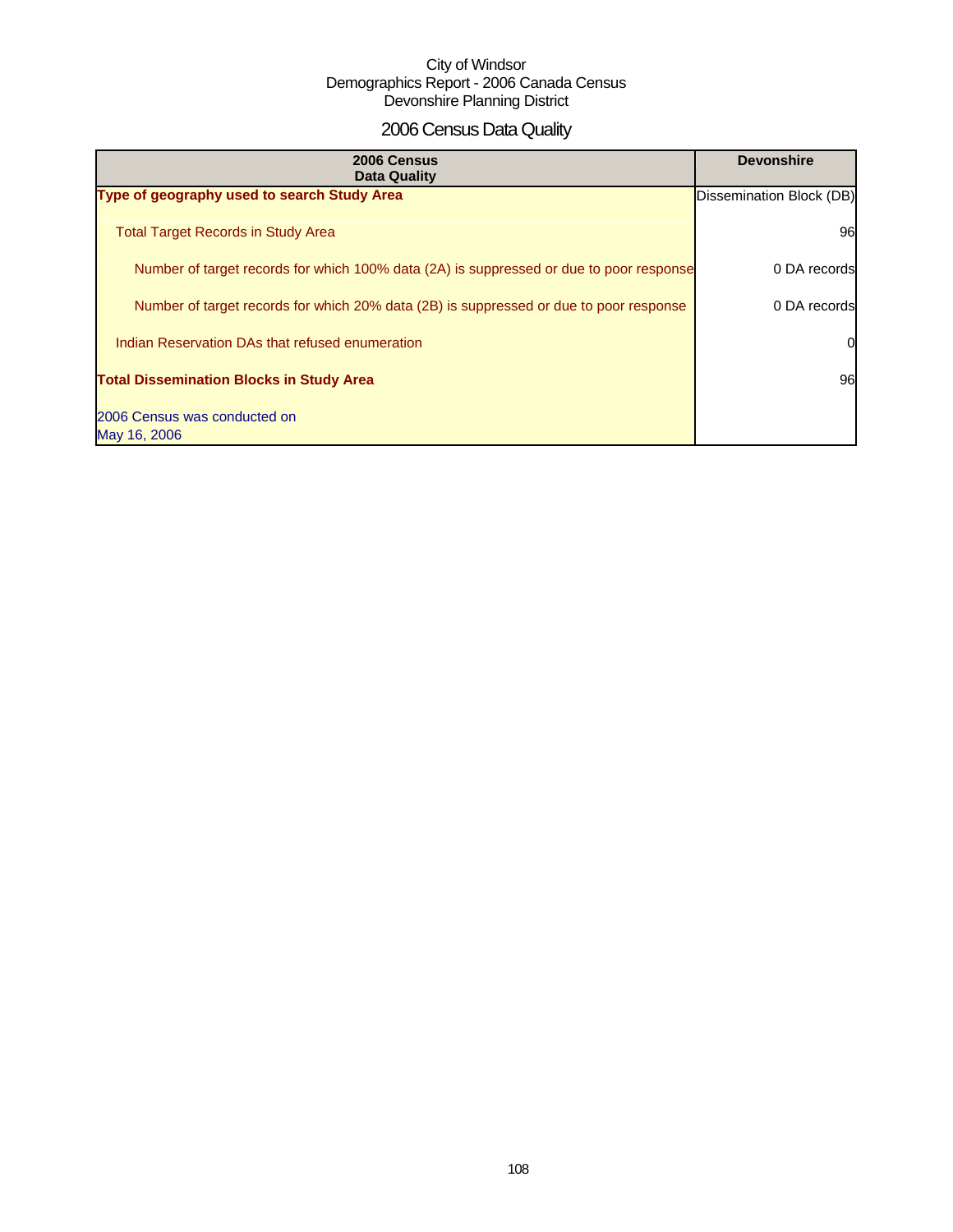City of Windsor
Demographics Report - 2006 Canada Census
Devonshire Planning District

# 2006 Census Data Quality

| 2006 Census Data Quality | Devonshire |
| --- | --- |
| **Type of geography used to search Study Area** | Dissemination Block (DB) |
| Total Target Records in Study Area | 96 |
| Number of target records for which 100% data (2A) is suppressed or due to poor response | 0 DA records |
| Number of target records for which 20% data (2B) is suppressed or due to poor response | 0 DA records |
| Indian Reservation DAs that refused enumeration | 0 |
| **Total Dissemination Blocks in Study Area** | 96 |
| 2006 Census was conducted on May 16, 2006 | |